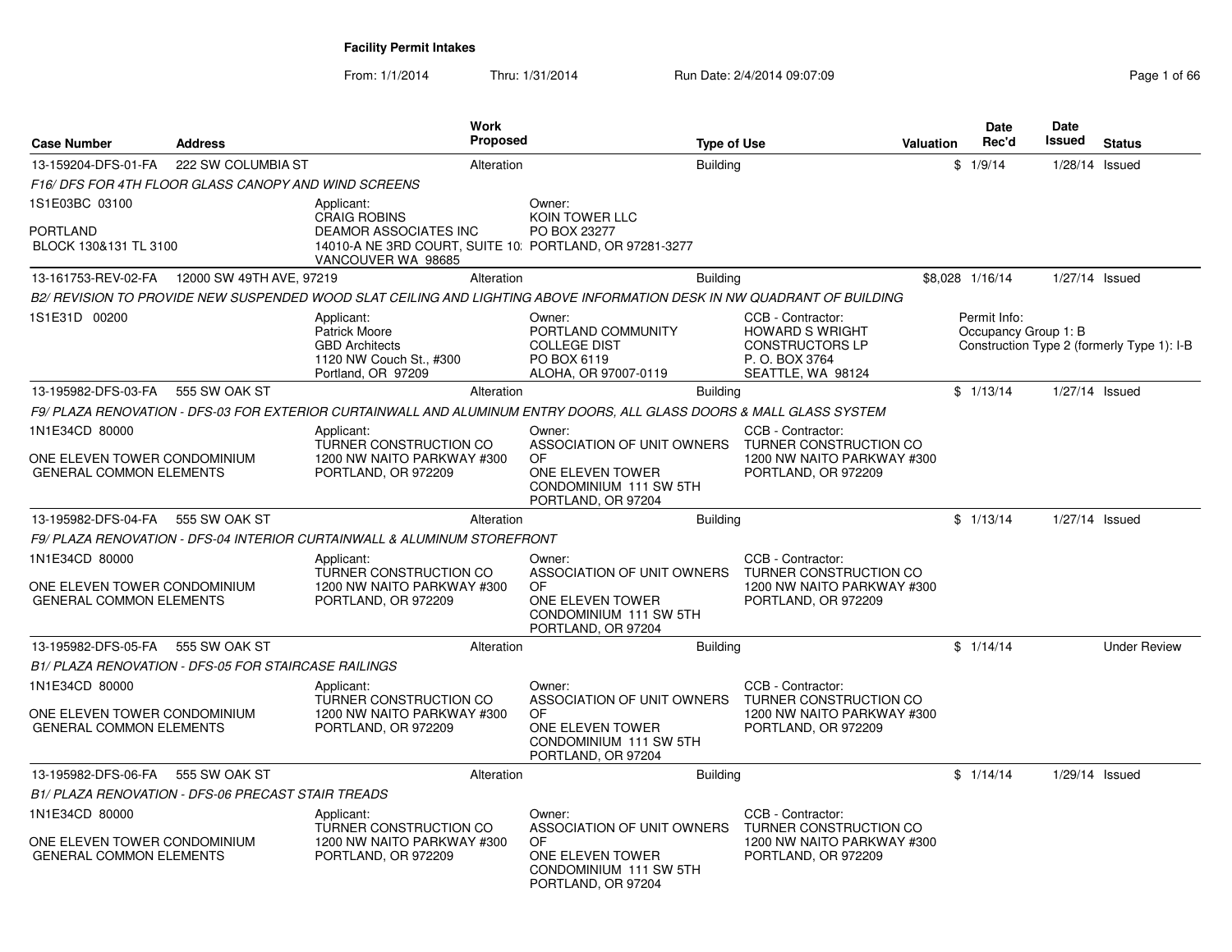**Facility Permit Intakes**

From: 1/1/2014 Thru: 1/31/2014 Run Date: 2/4/2014 09:07:09

| Case Number | Address | Work Proposed | Type of Use | Valuation | Date Rec'd | Date Issued | Status |
|---|---|---|---|---|---|---|---|
| 13-159204-DFS-01-FA | 222 SW COLUMBIA ST | Alteration | Building | $ | 1/9/14 | 1/28/14 | Issued |
| 13-161753-REV-02-FA | 12000 SW 49TH AVE, 97219 | Alteration | Building | $8,028 | 1/16/14 | 1/27/14 | Issued |
| 13-195982-DFS-03-FA | 555 SW OAK ST | Alteration | Building | $ | 1/13/14 | 1/27/14 | Issued |
| 13-195982-DFS-04-FA | 555 SW OAK ST | Alteration | Building | $ | 1/13/14 | 1/27/14 | Issued |
| 13-195982-DFS-05-FA | 555 SW OAK ST | Alteration | Building | $ | 1/14/14 | | Under Review |
| 13-195982-DFS-06-FA | 555 SW OAK ST | Alteration | Building | $ | 1/14/14 | 1/29/14 | Issued |

**13-159204-DFS-01-FA** — 222 SW COLUMBIA ST

*F16/ DFS FOR 4TH FLOOR GLASS CANOPY AND WIND SCREENS*

1S1E03BC 03100
PORTLAND
BLOCK 130&131 TL 3100

Applicant:
CRAIG ROBINS
DEAMOR ASSOCIATES INC
14010-A NE 3RD COURT, SUITE 10:
VANCOUVER WA 98685

Owner:
KOIN TOWER LLC
PO BOX 23277
PORTLAND, OR 97281-3277

**13-161753-REV-02-FA** — 12000 SW 49TH AVE, 97219

*B2/ REVISION TO PROVIDE NEW SUSPENDED WOOD SLAT CEILING AND LIGHTING ABOVE INFORMATION DESK IN NW QUADRANT OF BUILDING*

1S1E31D 00200

Applicant:
Patrick Moore
GBD Architects
1120 NW Couch St., #300
Portland, OR 97209

Owner:
PORTLAND COMMUNITY COLLEGE DIST
PO BOX 6119
ALOHA, OR 97007-0119

CCB - Contractor:
HOWARD S WRIGHT CONSTRUCTORS LP
P. O. BOX 3764
SEATTLE, WA 98124

Permit Info:
Occupancy Group 1: B
Construction Type 2 (formerly Type 1): I-B

**13-195982-DFS-03-FA** — 555 SW OAK ST

*F9/ PLAZA RENOVATION - DFS-03 FOR EXTERIOR CURTAINWALL AND ALUMINUM ENTRY DOORS, ALL GLASS DOORS & MALL GLASS SYSTEM*

1N1E34CD 80000
ONE ELEVEN TOWER CONDOMINIUM
GENERAL COMMON ELEMENTS

Applicant:
TURNER CONSTRUCTION CO
1200 NW NAITO PARKWAY #300
PORTLAND, OR 972209

Owner:
ASSOCIATION OF UNIT OWNERS OF
ONE ELEVEN TOWER CONDOMINIUM 111 SW 5TH
PORTLAND, OR 97204

CCB - Contractor:
TURNER CONSTRUCTION CO
1200 NW NAITO PARKWAY #300
PORTLAND, OR 972209

**13-195982-DFS-04-FA** — 555 SW OAK ST

*F9/ PLAZA RENOVATION - DFS-04 INTERIOR CURTAINWALL & ALUMINUM STOREFRONT*

1N1E34CD 80000
ONE ELEVEN TOWER CONDOMINIUM
GENERAL COMMON ELEMENTS

Applicant:
TURNER CONSTRUCTION CO
1200 NW NAITO PARKWAY #300
PORTLAND, OR 972209

Owner:
ASSOCIATION OF UNIT OWNERS OF
ONE ELEVEN TOWER CONDOMINIUM 111 SW 5TH
PORTLAND, OR 97204

CCB - Contractor:
TURNER CONSTRUCTION CO
1200 NW NAITO PARKWAY #300
PORTLAND, OR 972209

**13-195982-DFS-05-FA** — 555 SW OAK ST

*B1/ PLAZA RENOVATION - DFS-05 FOR STAIRCASE RAILINGS*

1N1E34CD 80000
ONE ELEVEN TOWER CONDOMINIUM
GENERAL COMMON ELEMENTS

Applicant:
TURNER CONSTRUCTION CO
1200 NW NAITO PARKWAY #300
PORTLAND, OR 972209

Owner:
ASSOCIATION OF UNIT OWNERS OF
ONE ELEVEN TOWER CONDOMINIUM 111 SW 5TH
PORTLAND, OR 97204

CCB - Contractor:
TURNER CONSTRUCTION CO
1200 NW NAITO PARKWAY #300
PORTLAND, OR 972209

**13-195982-DFS-06-FA** — 555 SW OAK ST

*B1/ PLAZA RENOVATION - DFS-06 PRECAST STAIR TREADS*

1N1E34CD 80000
ONE ELEVEN TOWER CONDOMINIUM
GENERAL COMMON ELEMENTS

Applicant:
TURNER CONSTRUCTION CO
1200 NW NAITO PARKWAY #300
PORTLAND, OR 972209

Owner:
ASSOCIATION OF UNIT OWNERS OF
ONE ELEVEN TOWER CONDOMINIUM 111 SW 5TH
PORTLAND, OR 97204

CCB - Contractor:
TURNER CONSTRUCTION CO
1200 NW NAITO PARKWAY #300
PORTLAND, OR 972209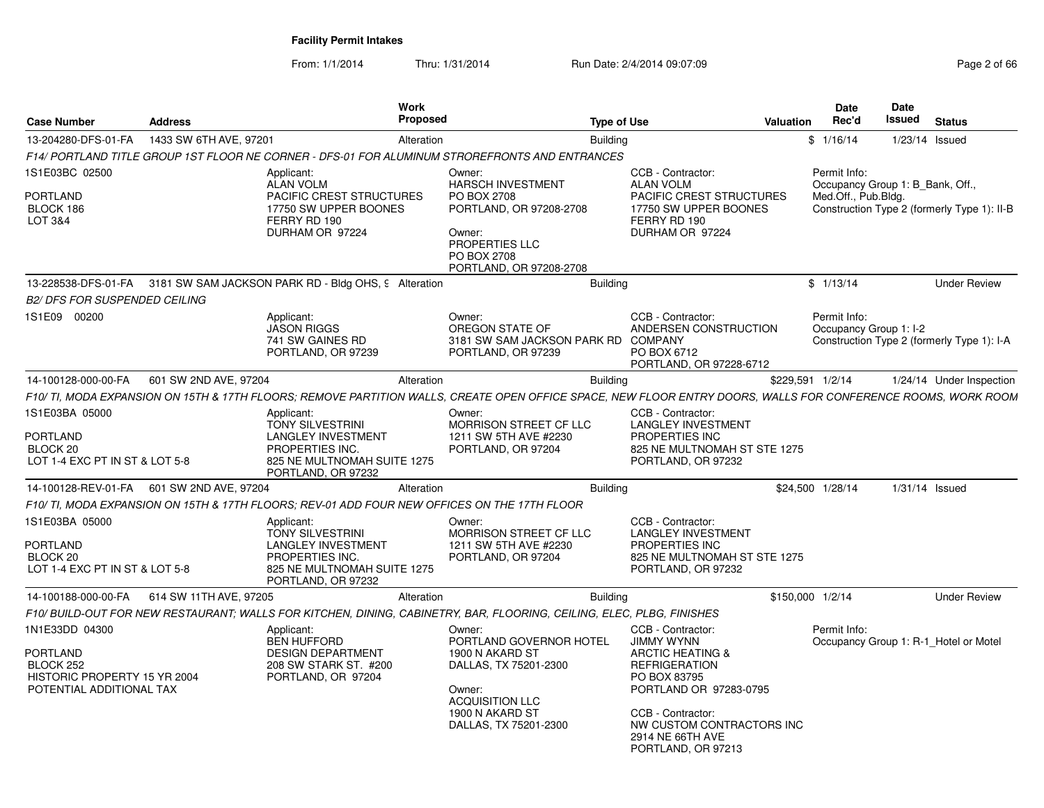**Facility Permit Intakes**

From: 1/1/2014 Thru: 1/31/2014 Run Date: 2/4/2014 09:07:09

| Case Number | Address | Work Proposed | Type of Use | Valuation | Date Rec'd | Date Issued | Status |
|---|---|---|---|---|---|---|---|
| 13-204280-DFS-01-FA | 1433 SW 6TH AVE, 97201 | Alteration | Building | $ | 1/16/14 | 1/23/14 | Issued |

*F14/ PORTLAND TITLE GROUP 1ST FLOOR NE CORNER - DFS-01 FOR ALUMINUM STOREFRONTS AND ENTRANCES*

1S1E03BC 02500
PORTLAND
BLOCK 186
LOT 3&4

Applicant: ALAN VOLM, PACIFIC CREST STRUCTURES, 17750 SW UPPER BOONES FERRY RD 190, DURHAM OR 97224

Owner: HARSCH INVESTMENT, PO BOX 2708, PORTLAND, OR 97208-2708

Owner: PROPERTIES LLC, PO BOX 2708, PORTLAND, OR 97208-2708

CCB - Contractor: ALAN VOLM, PACIFIC CREST STRUCTURES, 17750 SW UPPER BOONES FERRY RD 190, DURHAM OR 97224

Permit Info: Occupancy Group 1: B_Bank, Off., Med.Off., Pub.Bldg. Construction Type 2 (formerly Type 1): II-B

| Case Number | Address | Work Proposed | Type of Use | Valuation | Date Rec'd | Date Issued | Status |
|---|---|---|---|---|---|---|---|
| 13-228538-DFS-01-FA | 3181 SW SAM JACKSON PARK RD - Bldg OHS, 9 | Alteration | Building | $ | 1/13/14 | | Under Review |

*B2/ DFS FOR SUSPENDED CEILING*

1S1E09 00200

Applicant: JASON RIGGS, 741 SW GAINES RD, PORTLAND, OR 97239

Owner: OREGON STATE OF, 3181 SW SAM JACKSON PARK RD, PORTLAND, OR 97239

CCB - Contractor: ANDERSEN CONSTRUCTION COMPANY, PO BOX 6712, PORTLAND, OR 97228-6712

Permit Info: Occupancy Group 1: I-2 Construction Type 2 (formerly Type 1): I-A

| Case Number | Address | Work Proposed | Type of Use | Valuation | Date Rec'd | Date Issued | Status |
|---|---|---|---|---|---|---|---|
| 14-100128-000-00-FA | 601 SW 2ND AVE, 97204 | Alteration | Building | $229,591 | 1/2/14 | 1/24/14 | Under Inspection |

*F10/ TI, MODA EXPANSION ON 15TH & 17TH FLOORS; REMOVE PARTITION WALLS, CREATE OPEN OFFICE SPACE, NEW FLOOR ENTRY DOORS, WALLS FOR CONFERENCE ROOMS, WORK ROOM*

1S1E03BA 05000
PORTLAND
BLOCK 20
LOT 1-4 EXC PT IN ST & LOT 5-8

Applicant: TONY SILVESTRINI, LANGLEY INVESTMENT PROPERTIES INC., 825 NE MULTNOMAH SUITE 1275, PORTLAND, OR 97232

Owner: MORRISON STREET CF LLC, 1211 SW 5TH AVE #2230, PORTLAND, OR 97204

CCB - Contractor: LANGLEY INVESTMENT PROPERTIES INC, 825 NE MULTNOMAH ST STE 1275, PORTLAND, OR 97232

| Case Number | Address | Work Proposed | Type of Use | Valuation | Date Rec'd | Date Issued | Status |
|---|---|---|---|---|---|---|---|
| 14-100128-REV-01-FA | 601 SW 2ND AVE, 97204 | Alteration | Building | $24,500 | 1/28/14 | 1/31/14 | Issued |

*F10/ TI, MODA EXPANSION ON 15TH & 17TH FLOORS; REV-01 ADD FOUR NEW OFFICES ON THE 17TH FLOOR*

1S1E03BA 05000
PORTLAND
BLOCK 20
LOT 1-4 EXC PT IN ST & LOT 5-8

Applicant: TONY SILVESTRINI, LANGLEY INVESTMENT PROPERTIES INC., 825 NE MULTNOMAH SUITE 1275, PORTLAND, OR 97232

Owner: MORRISON STREET CF LLC, 1211 SW 5TH AVE #2230, PORTLAND, OR 97204

CCB - Contractor: LANGLEY INVESTMENT PROPERTIES INC, 825 NE MULTNOMAH ST STE 1275, PORTLAND, OR 97232

| Case Number | Address | Work Proposed | Type of Use | Valuation | Date Rec'd | Date Issued | Status |
|---|---|---|---|---|---|---|---|
| 14-100188-000-00-FA | 614 SW 11TH AVE, 97205 | Alteration | Building | $150,000 | 1/2/14 | | Under Review |

*F10/ BUILD-OUT FOR NEW RESTAURANT; WALLS FOR KITCHEN, DINING, CABINETRY, BAR, FLOORING, CEILING, ELEC, PLBG, FINISHES*

1N1E33DD 04300
PORTLAND
BLOCK 252
HISTORIC PROPERTY 15 YR 2004
POTENTIAL ADDITIONAL TAX

Applicant: BEN HUFFORD, DESIGN DEPARTMENT, 208 SW STARK ST. #200, PORTLAND, OR 97204

Owner: PORTLAND GOVERNOR HOTEL, 1900 N AKARD ST, DALLAS, TX 75201-2300

Owner: ACQUISITION LLC, 1900 N AKARD ST, DALLAS, TX 75201-2300

CCB - Contractor: JIMMY WYNN, ARCTIC HEATING & REFRIGERATION, PO BOX 83795, PORTLAND OR 97283-0795

CCB - Contractor: NW CUSTOM CONTRACTORS INC, 2914 NE 66TH AVE, PORTLAND, OR 97213

Permit Info: Occupancy Group 1: R-1_Hotel or Motel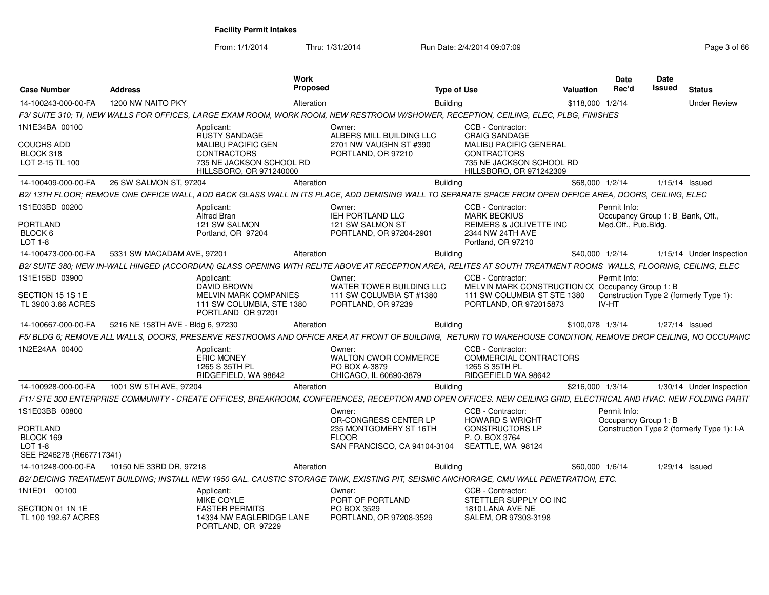**Facility Permit Intakes**

From: 1/1/2014 Thru: 1/31/2014 Run Date: 2/4/2014 09:07:09

| Case Number | Address | Work Proposed | Type of Use | Valuation | Date Rec'd | Date Issued | Status |
|---|---|---|---|---|---|---|---|
| 14-100243-000-00-FA | 1200 NW NAITO PKY | Alteration | Building | $118,000 | 1/2/14 | | Under Review |

*F3/ SUITE 310; TI, NEW WALLS FOR OFFICES, LARGE EXAM ROOM, WORK ROOM, NEW RESTROOM W/SHOWER, RECEPTION, CEILING, ELEC, PLBG, FINISHES*

1N1E34BA 00100
COUCHS ADD
BLOCK 318
LOT 2-15 TL 100

Applicant: RUSTY SANDAGE, MALIBU PACIFIC GEN CONTRACTORS, 735 NE JACKSON SCHOOL RD, HILLSBORO, OR 971240000

Owner: ALBERS MILL BUILDING LLC, 2701 NW VAUGHN ST #390, PORTLAND, OR 97210

CCB - Contractor: CRAIG SANDAGE, MALIBU PACIFIC GENERAL CONTRACTORS, 735 NE JACKSON SCHOOL RD, HILLSBORO, OR 971242309

| Case Number | Address | Work Proposed | Type of Use | Valuation | Date Rec'd | Date Issued | Status |
|---|---|---|---|---|---|---|---|
| 14-100409-000-00-FA | 26 SW SALMON ST, 97204 | Alteration | Building | $68,000 | 1/2/14 | 1/15/14 | Issued |

*B2/ 13TH FLOOR; REMOVE ONE OFFICE WALL, ADD BACK GLASS WALL IN ITS PLACE, ADD DEMISING WALL TO SEPARATE SPACE FROM OPEN OFFICE AREA, DOORS, CEILING, ELEC*

1S1E03BD 00200
PORTLAND
BLOCK 6
LOT 1-8

Applicant: Alfred Bran, 121 SW SALMON, Portland, OR 97204

Owner: IEH PORTLAND LLC, 121 SW SALMON ST, PORTLAND, OR 97204-2901

CCB - Contractor: MARK BECKIUS, REIMERS & JOLIVETTE INC, 2344 NW 24TH AVE, Portland, OR 97210

Permit Info: Occupancy Group 1: B_Bank, Off., Med.Off., Pub.Bldg.

| Case Number | Address | Work Proposed | Type of Use | Valuation | Date Rec'd | Date Issued | Status |
|---|---|---|---|---|---|---|---|
| 14-100473-000-00-FA | 5331 SW MACADAM AVE, 97201 | Alteration | Building | $40,000 | 1/2/14 | 1/15/14 | Under Inspection |

*B2/ SUITE 380; NEW IN-WALL HINGED (ACCORDIAN) GLASS OPENING WITH RELITE ABOVE AT RECEPTION AREA, RELITES AT SOUTH TREATMENT ROOMS WALLS, FLOORING, CEILING, ELEC*

1S1E15BD 03900
SECTION 15 1S 1E
TL 3900 3.66 ACRES

Applicant: DAVID BROWN, MELVIN MARK COMPANIES, 111 SW COLUMBIA, STE 1380, PORTLAND OR 97201

Owner: WATER TOWER BUILDING LLC, 111 SW COLUMBIA ST #1380, PORTLAND, OR 97239

CCB - Contractor: MELVIN MARK CONSTRUCTION CO, 111 SW COLUMBIA ST STE 1380, PORTLAND, OR 972015873

Permit Info: Occupancy Group 1: B, Construction Type 2 (formerly Type 1): IV-HT

| Case Number | Address | Work Proposed | Type of Use | Valuation | Date Rec'd | Date Issued | Status |
|---|---|---|---|---|---|---|---|
| 14-100667-000-00-FA | 5216 NE 158TH AVE - Bldg 6, 97230 | Alteration | Building | $100,078 | 1/3/14 | 1/27/14 | Issued |

*F5/ BLDG 6; REMOVE ALL WALLS, DOORS, PRESERVE RESTROOMS AND OFFICE AREA AT FRONT OF BUILDING, RETURN TO WAREHOUSE CONDITION, REMOVE DROP CEILING, NO OCCUPANC*

1N2E24AA 00400

Applicant: ERIC MONEY, 1265 S 35TH PL, RIDGEFIELD, WA 98642

Owner: WALTON CWOR COMMERCE, PO BOX A-3879, CHICAGO, IL 60690-3879

CCB - Contractor: COMMERCIAL CONTRACTORS, 1265 S 35TH PL, RIDGEFIELD WA 98642

| Case Number | Address | Work Proposed | Type of Use | Valuation | Date Rec'd | Date Issued | Status |
|---|---|---|---|---|---|---|---|
| 14-100928-000-00-FA | 1001 SW 5TH AVE, 97204 | Alteration | Building | $216,000 | 1/3/14 | 1/30/14 | Under Inspection |

*F11/ STE 300 ENTERPRISE COMMUNITY - CREATE OFFICES, BREAKROOM, CONFERENCES, RECEPTION AND OPEN OFFICES. NEW CEILING GRID, ELECTRICAL AND HVAC. NEW FOLDING PARTI*

1S1E03BB 00800
PORTLAND
BLOCK 169
LOT 1-8
SEE R246278 (R667717341)

Owner: OR-CONGRESS CENTER LP, 235 MONTGOMERY ST 16TH FLOOR, SAN FRANCISCO, CA 94104-3104

CCB - Contractor: HOWARD S WRIGHT CONSTRUCTORS LP, P. O. BOX 3764, SEATTLE, WA 98124

Permit Info: Occupancy Group 1: B, Construction Type 2 (formerly Type 1): I-A

| Case Number | Address | Work Proposed | Type of Use | Valuation | Date Rec'd | Date Issued | Status |
|---|---|---|---|---|---|---|---|
| 14-101248-000-00-FA | 10150 NE 33RD DR, 97218 | Alteration | Building | $60,000 | 1/6/14 | 1/29/14 | Issued |

*B2/ DEICING TREATMENT BUILDING; INSTALL NEW 1950 GAL. CAUSTIC STORAGE TANK, EXISTING PIT, SEISMIC ANCHORAGE, CMU WALL PENETRATION, ETC.*

1N1E01 00100
SECTION 01 1N 1E
TL 100 192.67 ACRES

Applicant: MIKE COYLE, FASTER PERMITS, 14334 NW EAGLERIDGE LANE, PORTLAND, OR 97229

Owner: PORT OF PORTLAND, PO BOX 3529, PORTLAND, OR 97208-3529

CCB - Contractor: STETTLER SUPPLY CO INC, 1810 LANA AVE NE, SALEM, OR 97303-3198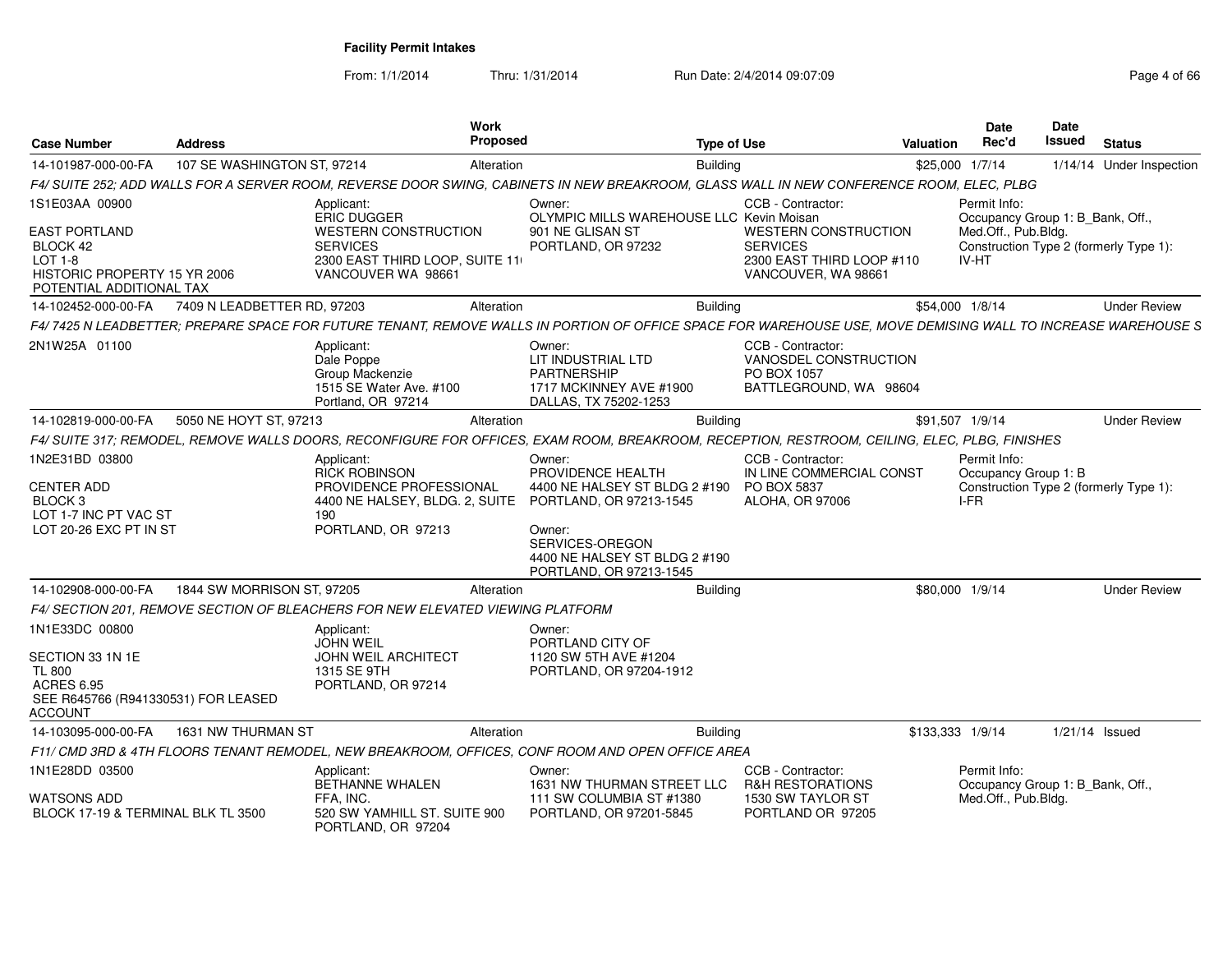**Facility Permit Intakes**

From: 1/1/2014 Thru: 1/31/2014 Run Date: 2/4/2014 09:07:09

| Case Number | Address | Work Proposed | Type of Use | Valuation | Date Rec'd | Date Issued | Status |
|---|---|---|---|---|---|---|---|
| 14-101987-000-00-FA | 107 SE WASHINGTON ST, 97214 | Alteration | Building | $25,000 | 1/7/14 | 1/14/14 | Under Inspection |

*F4/ SUITE 252; ADD WALLS FOR A SERVER ROOM, REVERSE DOOR SWING, CABINETS IN NEW BREAKROOM, GLASS WALL IN NEW CONFERENCE ROOM, ELEC, PLBG*

1S1E03AA 00900

EAST PORTLAND
BLOCK 42
LOT 1-8
HISTORIC PROPERTY 15 YR 2006
POTENTIAL ADDITIONAL TAX

Applicant:
ERIC DUGGER
WESTERN CONSTRUCTION SERVICES
2300 EAST THIRD LOOP, SUITE 11
VANCOUVER WA 98661

Owner:
OLYMPIC MILLS WAREHOUSE LLC
901 NE GLISAN ST
PORTLAND, OR 97232

CCB - Contractor:
Kevin Moisan
WESTERN CONSTRUCTION SERVICES
2300 EAST THIRD LOOP #110
VANCOUVER, WA 98661

Permit Info:
Occupancy Group 1: B_Bank, Off., Med.Off., Pub.Bldg.
Construction Type 2 (formerly Type 1): IV-HT

| Case Number | Address | Work Proposed | Type of Use | Valuation | Date Rec'd | Date Issued | Status |
|---|---|---|---|---|---|---|---|
| 14-102452-000-00-FA | 7409 N LEADBETTER RD, 97203 | Alteration | Building | $54,000 | 1/8/14 | | Under Review |

*F4/ 7425 N LEADBETTER; PREPARE SPACE FOR FUTURE TENANT, REMOVE WALLS IN PORTION OF OFFICE SPACE FOR WAREHOUSE USE, MOVE DEMISING WALL TO INCREASE WAREHOUSE S*

2N1W25A 01100

Applicant:
Dale Poppe
Group Mackenzie
1515 SE Water Ave. #100
Portland, OR 97214

Owner:
LIT INDUSTRIAL LTD PARTNERSHIP
1717 MCKINNEY AVE #1900
DALLAS, TX 75202-1253

CCB - Contractor:
VANOSDEL CONSTRUCTION
PO BOX 1057
BATTLEGROUND, WA 98604

| Case Number | Address | Work Proposed | Type of Use | Valuation | Date Rec'd | Date Issued | Status |
|---|---|---|---|---|---|---|---|
| 14-102819-000-00-FA | 5050 NE HOYT ST, 97213 | Alteration | Building | $91,507 | 1/9/14 | | Under Review |

*F4/ SUITE 317; REMODEL, REMOVE WALLS DOORS, RECONFIGURE FOR OFFICES, EXAM ROOM, BREAKROOM, RECEPTION, RESTROOM, CEILING, ELEC, PLBG, FINISHES*

1N2E31BD 03800

CENTER ADD
BLOCK 3
LOT 1-7 INC PT VAC ST
LOT 20-26 EXC PT IN ST

Applicant:
RICK ROBINSON
PROVIDENCE PROFESSIONAL
4400 NE HALSEY, BLDG. 2, SUITE 190
PORTLAND, OR 97213

Owner:
PROVIDENCE HEALTH
4400 NE HALSEY ST BLDG 2 #190
PORTLAND, OR 97213-1545

Owner:
SERVICES-OREGON
4400 NE HALSEY ST BLDG 2 #190
PORTLAND, OR 97213-1545

CCB - Contractor:
IN LINE COMMERCIAL CONST
PO BOX 5837
ALOHA, OR 97006

Permit Info:
Occupancy Group 1: B
Construction Type 2 (formerly Type 1): I-FR

| Case Number | Address | Work Proposed | Type of Use | Valuation | Date Rec'd | Date Issued | Status |
|---|---|---|---|---|---|---|---|
| 14-102908-000-00-FA | 1844 SW MORRISON ST, 97205 | Alteration | Building | $80,000 | 1/9/14 | | Under Review |

*F4/ SECTION 201, REMOVE SECTION OF BLEACHERS FOR NEW ELEVATED VIEWING PLATFORM*

1N1E33DC 00800

SECTION 33 1N 1E
TL 800
ACRES 6.95
SEE R645766 (R941330531) FOR LEASED ACCOUNT

Applicant:
JOHN WEIL
JOHN WEIL ARCHITECT
1315 SE 9TH
PORTLAND, OR 97214

Owner:
PORTLAND CITY OF
1120 SW 5TH AVE #1204
PORTLAND, OR 97204-1912

| Case Number | Address | Work Proposed | Type of Use | Valuation | Date Rec'd | Date Issued | Status |
|---|---|---|---|---|---|---|---|
| 14-103095-000-00-FA | 1631 NW THURMAN ST | Alteration | Building | $133,333 | 1/9/14 | 1/21/14 | Issued |

*F11/ CMD 3RD & 4TH FLOORS TENANT REMODEL, NEW BREAKROOM, OFFICES, CONF ROOM AND OPEN OFFICE AREA*

1N1E28DD 03500

WATSONS ADD
BLOCK 17-19 & TERMINAL BLK TL 3500

Applicant:
BETHANNE WHALEN
FFA, INC.
520 SW YAMHILL ST. SUITE 900
PORTLAND, OR 97204

Owner:
1631 NW THURMAN STREET LLC
111 SW COLUMBIA ST #1380
PORTLAND, OR 97201-5845

CCB - Contractor:
R&H RESTORATIONS
1530 SW TAYLOR ST
PORTLAND OR 97205

Permit Info:
Occupancy Group 1: B_Bank, Off., Med.Off., Pub.Bldg.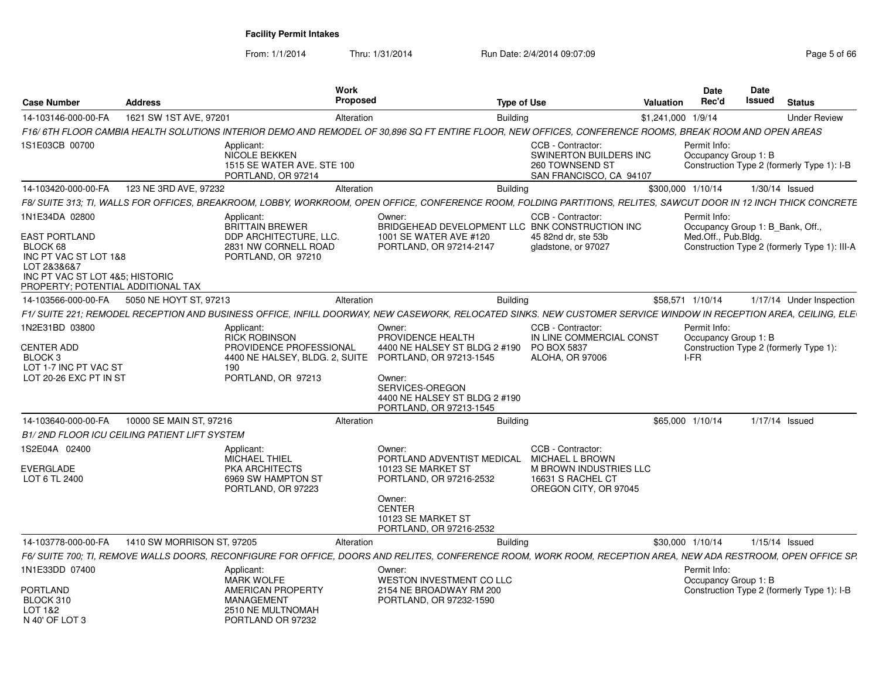**Facility Permit Intakes**

From: 1/1/2014 Thru: 1/31/2014 Run Date: 2/4/2014 09:07:09

| Case Number | Address | Work Proposed | Type of Use | Valuation | Date Rec'd | Date Issued | Status |
|---|---|---|---|---|---|---|---|
| 14-103146-000-00-FA | 1621 SW 1ST AVE, 97201 | Alteration | Building | $1,241,000 | 1/9/14 | | Under Review |

F16/ 6TH FLOOR CAMBIA HEALTH SOLUTIONS INTERIOR DEMO AND REMODEL OF 30,896 SQ FT ENTIRE FLOOR, NEW OFFICES, CONFERENCE ROOMS, BREAK ROOM AND OPEN AREAS

1S1E03CB 00700

Applicant: NICOLE BEKKEN, 1515 SE WATER AVE. STE 100, PORTLAND, OR 97214

CCB - Contractor: SWINERTON BUILDERS INC, 260 TOWNSEND ST, SAN FRANCISCO, CA 94107

Permit Info: Occupancy Group 1: B; Construction Type 2 (formerly Type 1): I-B

---

| Case Number | Address | Work Proposed | Type of Use | Valuation | Date Rec'd | Date Issued | Status |
|---|---|---|---|---|---|---|---|
| 14-103420-000-00-FA | 123 NE 3RD AVE, 97232 | Alteration | Building | $300,000 | 1/10/14 | 1/30/14 | Issued |

F8/ SUITE 313; TI, WALLS FOR OFFICES, BREAKROOM, LOBBY, WORKROOM, OPEN OFFICE, CONFERENCE ROOM, FOLDING PARTITIONS, RELITES, SAWCUT DOOR IN 12 INCH THICK CONCRETE

1N1E34DA 02800

EAST PORTLAND
BLOCK 68
INC PT VAC ST LOT 1&8
LOT 2&3&6&7
INC PT VAC ST LOT 4&5; HISTORIC PROPERTY; POTENTIAL ADDITIONAL TAX

Applicant: BRITTAIN BREWER, DDP ARCHITECTURE, LLC., 2831 NW CORNELL ROAD, PORTLAND, OR 97210

Owner: BRIDGEHEAD DEVELOPMENT LLC, 1001 SE WATER AVE #120, PORTLAND, OR 97214-2147

CCB - Contractor: BNK CONSTRUCTION INC, 45 82nd dr, ste 53b, gladstone, or 97027

Permit Info: Occupancy Group 1: B_Bank, Off., Med.Off., Pub.Bldg.; Construction Type 2 (formerly Type 1): III-A

---

| Case Number | Address | Work Proposed | Type of Use | Valuation | Date Rec'd | Date Issued | Status |
|---|---|---|---|---|---|---|---|
| 14-103566-000-00-FA | 5050 NE HOYT ST, 97213 | Alteration | Building | $58,571 | 1/10/14 | 1/17/14 | Under Inspection |

F1/ SUITE 221; REMODEL RECEPTION AND BUSINESS OFFICE, INFILL DOORWAY, NEW CASEWORK, RELOCATED SINKS. NEW CUSTOMER SERVICE WINDOW IN RECEPTION AREA, CEILING, ELE

1N2E31BD 03800

CENTER ADD
BLOCK 3
LOT 1-7 INC PT VAC ST
LOT 20-26 EXC PT IN ST

Applicant: RICK ROBINSON, PROVIDENCE PROFESSIONAL, 4400 NE HALSEY, BLDG. 2, SUITE 190, PORTLAND, OR 97213

Owner: PROVIDENCE HEALTH, 4400 NE HALSEY ST BLDG 2 #190, PORTLAND, OR 97213-1545

Owner: SERVICES-OREGON, 4400 NE HALSEY ST BLDG 2 #190, PORTLAND, OR 97213-1545

CCB - Contractor: IN LINE COMMERCIAL CONST, PO BOX 5837, ALOHA, OR 97006

Permit Info: Occupancy Group 1: B; Construction Type 2 (formerly Type 1): I-FR

---

| Case Number | Address | Work Proposed | Type of Use | Valuation | Date Rec'd | Date Issued | Status |
|---|---|---|---|---|---|---|---|
| 14-103640-000-00-FA | 10000 SE MAIN ST, 97216 | Alteration | Building | $65,000 | 1/10/14 | 1/17/14 | Issued |

B1/ 2ND FLOOR ICU CEILING PATIENT LIFT SYSTEM

1S2E04A 02400

EVERGLADE
LOT 6 TL 2400

Applicant: MICHAEL THIEL, PKA ARCHITECTS, 6969 SW HAMPTON ST, PORTLAND, OR 97223

Owner: PORTLAND ADVENTIST MEDICAL, 10123 SE MARKET ST, PORTLAND, OR 97216-2532

Owner: CENTER, 10123 SE MARKET ST, PORTLAND, OR 97216-2532

CCB - Contractor: MICHAEL L BROWN, M BROWN INDUSTRIES LLC, 16631 S RACHEL CT, OREGON CITY, OR 97045

---

| Case Number | Address | Work Proposed | Type of Use | Valuation | Date Rec'd | Date Issued | Status |
|---|---|---|---|---|---|---|---|
| 14-103778-000-00-FA | 1410 SW MORRISON ST, 97205 | Alteration | Building | $30,000 | 1/10/14 | 1/15/14 | Issued |

F6/ SUITE 700; TI, REMOVE WALLS DOORS, RECONFIGURE FOR OFFICE, DOORS AND RELITES, CONFERENCE ROOM, WORK ROOM, RECEPTION AREA, NEW ADA RESTROOM, OPEN OFFICE SP.

1N1E33DD 07400

PORTLAND
BLOCK 310
LOT 1&2
N 40' OF LOT 3

Applicant: MARK WOLFE, AMERICAN PROPERTY MANAGEMENT, 2510 NE MULTNOMAH, PORTLAND OR 97232

Owner: WESTON INVESTMENT CO LLC, 2154 NE BROADWAY RM 200, PORTLAND, OR 97232-1590

Permit Info: Occupancy Group 1: B; Construction Type 2 (formerly Type 1): I-B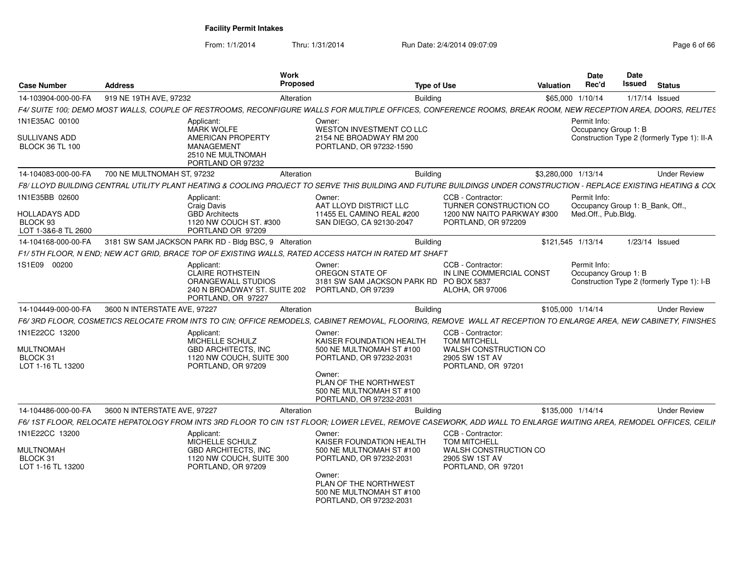**Facility Permit Intakes**

From: 1/1/2014 Thru: 1/31/2014 Run Date: 2/4/2014 09:07:09

| Case Number | Address | Work Proposed | Type of Use | Valuation | Date Rec'd | Date Issued | Status |
|---|---|---|---|---|---|---|---|
| 14-103904-000-00-FA | 919 NE 19TH AVE, 97232 | Alteration | Building | $65,000 | 1/10/14 | 1/17/14 | Issued |
| *F4/ SUITE 100; DEMO MOST WALLS, COUPLE OF RESTROOMS, RECONFIGURE WALLS FOR MULTIPLE OFFICES, CONFERENCE ROOMS, BREAK ROOM, NEW RECEPTION AREA, DOORS, RELITES* | | | | | | | |
| 1N1E35AC 00100<br>SULLIVANS ADD<br>BLOCK 36 TL 100 | Applicant:<br>MARK WOLFE<br>AMERICAN PROPERTY MANAGEMENT<br>2510 NE MULTNOMAH<br>PORTLAND OR 97232 | | Owner:<br>WESTON INVESTMENT CO LLC<br>2154 NE BROADWAY RM 200<br>PORTLAND, OR 97232-1590 | | Permit Info:<br>Occupancy Group 1: B<br>Construction Type 2 (formerly Type 1): II-A | | |
| 14-104083-000-00-FA | 700 NE MULTNOMAH ST, 97232 | Alteration | Building | $3,280,000 | 1/13/14 | | Under Review |
| *F8/ LLOYD BUILDING CENTRAL UTILITY PLANT HEATING & COOLING PROJECT TO SERVE THIS BUILDING AND FUTURE BUILDINGS UNDER CONSTRUCTION - REPLACE EXISTING HEATING & CO(* | | | | | | | |
| 1N1E35BB 02600<br>HOLLADAYS ADD<br>BLOCK 93<br>LOT 1-3&6-8 TL 2600 | Applicant:<br>Craig Davis<br>GBD Architects<br>1120 NW COUCH ST. #300<br>PORTLAND OR 97209 | | Owner:<br>AAT LLOYD DISTRICT LLC<br>11455 EL CAMINO REAL #200<br>SAN DIEGO, CA 92130-2047 | CCB - Contractor:<br>TURNER CONSTRUCTION CO<br>1200 NW NAITO PARKWAY #300<br>PORTLAND, OR 972209 | Permit Info:<br>Occupancy Group 1: B_Bank, Off., Med.Off., Pub.Bldg. | | |
| 14-104168-000-00-FA | 3181 SW SAM JACKSON PARK RD - Bldg BSC, 9 | Alteration | Building | $121,545 | 1/13/14 | 1/23/14 | Issued |
| *F1/ 5TH FLOOR, N END; NEW ACT GRID, BRACE TOP OF EXISTING WALLS, RATED ACCESS HATCH IN RATED MT SHAFT* | | | | | | | |
| 1S1E09 00200 | Applicant:<br>CLAIRE ROTHSTEIN<br>ORANGEWALL STUDIOS<br>240 N BROADWAY ST. SUITE 202<br>PORTLAND, OR 97227 | | Owner:<br>OREGON STATE OF<br>3181 SW SAM JACKSON PARK RD<br>PORTLAND, OR 97239 | CCB - Contractor:<br>IN LINE COMMERCIAL CONST<br>PO BOX 5837<br>ALOHA, OR 97006 | Permit Info:<br>Occupancy Group 1: B<br>Construction Type 2 (formerly Type 1): I-B | | |
| 14-104449-000-00-FA | 3600 N INTERSTATE AVE, 97227 | Alteration | Building | $105,000 | 1/14/14 | | Under Review |
| *F6/ 3RD FLOOR, COSMETICS RELOCATE FROM INTS TO CIN; OFFICE REMODELS, CABINET REMOVAL, FLOORING, REMOVE WALL AT RECEPTION TO ENLARGE AREA, NEW CABINETY, FINISHES* | | | | | | | |
| 1N1E22CC 13200<br>MULTNOMAH<br>BLOCK 31<br>LOT 1-16 TL 13200 | Applicant:<br>MICHELLE SCHULZ<br>GBD ARCHITECTS, INC<br>1120 NW COUCH, SUITE 300<br>PORTLAND, OR 97209 | | Owner:<br>KAISER FOUNDATION HEALTH<br>500 NE MULTNOMAH ST #100<br>PORTLAND, OR 97232-2031<br>Owner:<br>PLAN OF THE NORTHWEST<br>500 NE MULTNOMAH ST #100<br>PORTLAND, OR 97232-2031 | CCB - Contractor:<br>TOM MITCHELL<br>WALSH CONSTRUCTION CO<br>2905 SW 1ST AV<br>PORTLAND, OR 97201 | | | |
| 14-104486-000-00-FA | 3600 N INTERSTATE AVE, 97227 | Alteration | Building | $135,000 | 1/14/14 | | Under Review |
| *F6/ 1ST FLOOR, RELOCATE HEPATOLOGY FROM INTS 3RD FLOOR TO CIN 1ST FLOOR; LOWER LEVEL, REMOVE CASEWORK, ADD WALL TO ENLARGE WAITING AREA, REMODEL OFFICES, CEILIN* | | | | | | | |
| 1N1E22CC 13200<br>MULTNOMAH<br>BLOCK 31<br>LOT 1-16 TL 13200 | Applicant:<br>MICHELLE SCHULZ<br>GBD ARCHITECTS, INC<br>1120 NW COUCH, SUITE 300<br>PORTLAND, OR 97209 | | Owner:<br>KAISER FOUNDATION HEALTH<br>500 NE MULTNOMAH ST #100<br>PORTLAND, OR 97232-2031<br>Owner:<br>PLAN OF THE NORTHWEST<br>500 NE MULTNOMAH ST #100<br>PORTLAND, OR 97232-2031 | CCB - Contractor:<br>TOM MITCHELL<br>WALSH CONSTRUCTION CO<br>2905 SW 1ST AV<br>PORTLAND, OR 97201 | | | |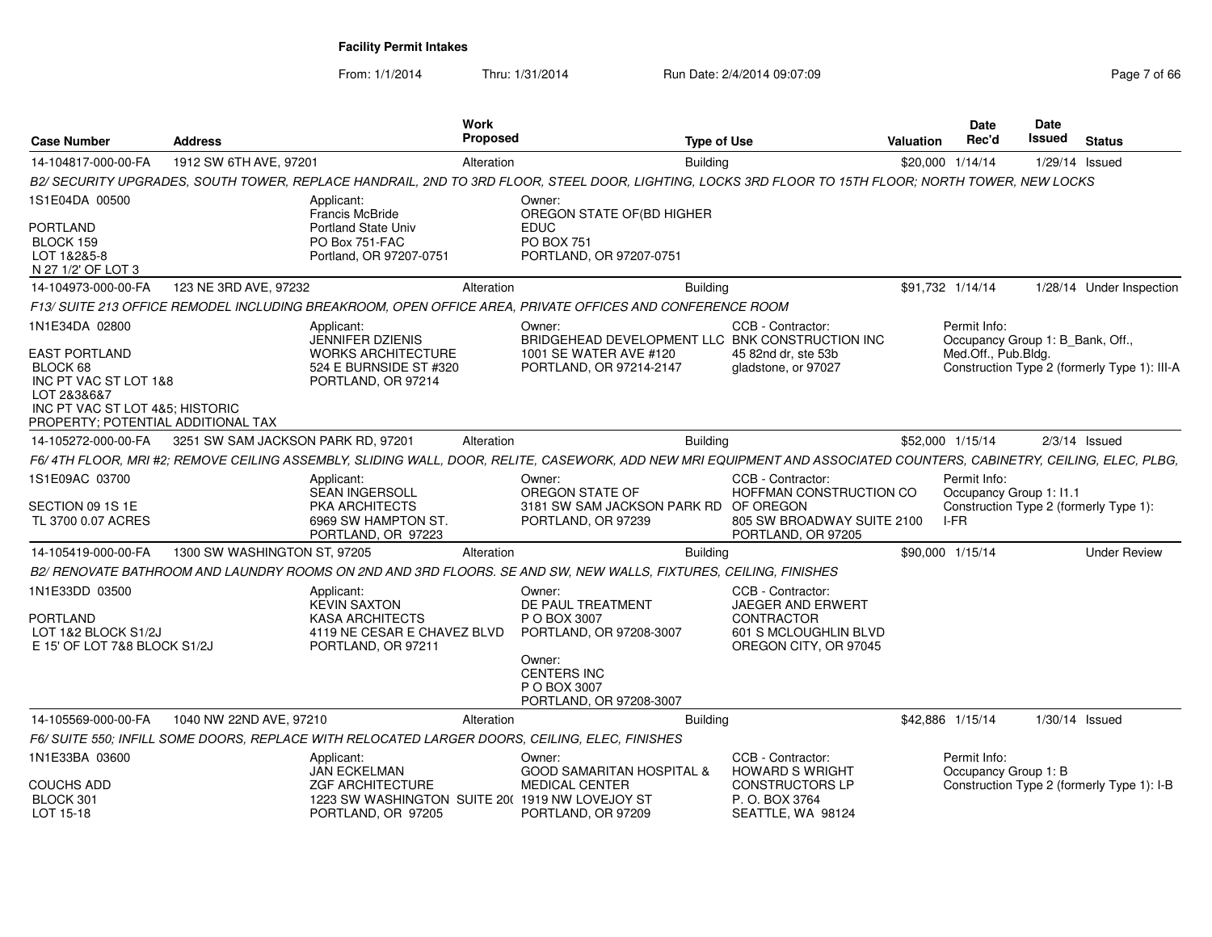**Facility Permit Intakes**

From: 1/1/2014 Thru: 1/31/2014 Run Date: 2/4/2014 09:07:09

| Case Number | Address | Work Proposed | Type of Use | Valuation | Date Rec'd | Date Issued | Status |
|---|---|---|---|---|---|---|---|
| 14-104817-000-00-FA | 1912 SW 6TH AVE, 97201 | Alteration | Building | $20,000 | 1/14/14 | 1/29/14 | Issued |

*B2/ SECURITY UPGRADES, SOUTH TOWER, REPLACE HANDRAIL, 2ND TO 3RD FLOOR, STEEL DOOR, LIGHTING, LOCKS 3RD FLOOR TO 15TH FLOOR; NORTH TOWER, NEW LOCKS*

1S1E04DA 00500
PORTLAND
BLOCK 159
LOT 1&2&5-8
N 27 1/2' OF LOT 3

Applicant: Francis McBride, Portland State Univ, PO Box 751-FAC, Portland, OR 97207-0751

Owner: OREGON STATE OF(BD HIGHER EDUC, PO BOX 751, PORTLAND, OR 97207-0751

---

| Case Number | Address | Work Proposed | Type of Use | Valuation | Date Rec'd | Date Issued | Status |
|---|---|---|---|---|---|---|---|
| 14-104973-000-00-FA | 123 NE 3RD AVE, 97232 | Alteration | Building | $91,732 | 1/14/14 | 1/28/14 | Under Inspection |

*F13/ SUITE 213 OFFICE REMODEL INCLUDING BREAKROOM, OPEN OFFICE AREA, PRIVATE OFFICES AND CONFERENCE ROOM*

1N1E34DA 02800
EAST PORTLAND
BLOCK 68
INC PT VAC ST LOT 1&8
LOT 2&3&6&7
INC PT VAC ST LOT 4&5; HISTORIC PROPERTY; POTENTIAL ADDITIONAL TAX

Applicant: JENNIFER DZIENIS, WORKS ARCHITECTURE, 524 E BURNSIDE ST #320, PORTLAND, OR 97214

Owner: BRIDGEHEAD DEVELOPMENT LLC, 1001 SE WATER AVE #120, PORTLAND, OR 97214-2147

CCB - Contractor: BNK CONSTRUCTION INC, 45 82nd dr, ste 53b, gladstone, or 97027

Permit Info: Occupancy Group 1: B_Bank, Off., Med.Off., Pub.Bldg.; Construction Type 2 (formerly Type 1): III-A

---

| Case Number | Address | Work Proposed | Type of Use | Valuation | Date Rec'd | Date Issued | Status |
|---|---|---|---|---|---|---|---|
| 14-105272-000-00-FA | 3251 SW SAM JACKSON PARK RD, 97201 | Alteration | Building | $52,000 | 1/15/14 | 2/3/14 | Issued |

*F6/ 4TH FLOOR, MRI #2; REMOVE CEILING ASSEMBLY, SLIDING WALL, DOOR, RELITE, CASEWORK, ADD NEW MRI EQUIPMENT AND ASSOCIATED COUNTERS, CABINETRY, CEILING, ELEC, PLBG,*

1S1E09AC 03700
SECTION 09 1S 1E
TL 3700 0.07 ACRES

Applicant: SEAN INGERSOLL, PKA ARCHITECTS, 6969 SW HAMPTON ST., PORTLAND, OR 97223

Owner: OREGON STATE OF, 3181 SW SAM JACKSON PARK RD, PORTLAND, OR 97239

CCB - Contractor: HOFFMAN CONSTRUCTION CO OF OREGON, 805 SW BROADWAY SUITE 2100, PORTLAND, OR 97205

Permit Info: Occupancy Group 1: I1.1; Construction Type 2 (formerly Type 1): I-FR

---

| Case Number | Address | Work Proposed | Type of Use | Valuation | Date Rec'd | Date Issued | Status |
|---|---|---|---|---|---|---|---|
| 14-105419-000-00-FA | 1300 SW WASHINGTON ST, 97205 | Alteration | Building | $90,000 | 1/15/14 | | Under Review |

*B2/ RENOVATE BATHROOM AND LAUNDRY ROOMS ON 2ND AND 3RD FLOORS. SE AND SW, NEW WALLS, FIXTURES, CEILING, FINISHES*

1N1E33DD 03500
PORTLAND
LOT 1&2 BLOCK S1/2J
E 15' OF LOT 7&8 BLOCK S1/2J

Applicant: KEVIN SAXTON, KASA ARCHITECTS, 4119 NE CESAR E CHAVEZ BLVD, PORTLAND, OR 97211

Owner: DE PAUL TREATMENT, P O BOX 3007, PORTLAND, OR 97208-3007

Owner: CENTERS INC, P O BOX 3007, PORTLAND, OR 97208-3007

CCB - Contractor: JAEGER AND ERWERT CONTRACTOR, 601 S MCLOUGHLIN BLVD, OREGON CITY, OR 97045

---

| Case Number | Address | Work Proposed | Type of Use | Valuation | Date Rec'd | Date Issued | Status |
|---|---|---|---|---|---|---|---|
| 14-105569-000-00-FA | 1040 NW 22ND AVE, 97210 | Alteration | Building | $42,886 | 1/15/14 | 1/30/14 | Issued |

*F6/ SUITE 550; INFILL SOME DOORS, REPLACE WITH RELOCATED LARGER DOORS, CEILING, ELEC, FINISHES*

1N1E33BA 03600
COUCHS ADD
BLOCK 301
LOT 15-18

Applicant: JAN ECKELMAN, ZGF ARCHITECTURE, 1223 SW WASHINGTON SUITE 20( PORTLAND, OR 97205

Owner: GOOD SAMARITAN HOSPITAL & MEDICAL CENTER, 1919 NW LOVEJOY ST, PORTLAND, OR 97209

CCB - Contractor: HOWARD S WRIGHT CONSTRUCTORS LP, P. O. BOX 3764, SEATTLE, WA 98124

Permit Info: Occupancy Group 1: B; Construction Type 2 (formerly Type 1): I-B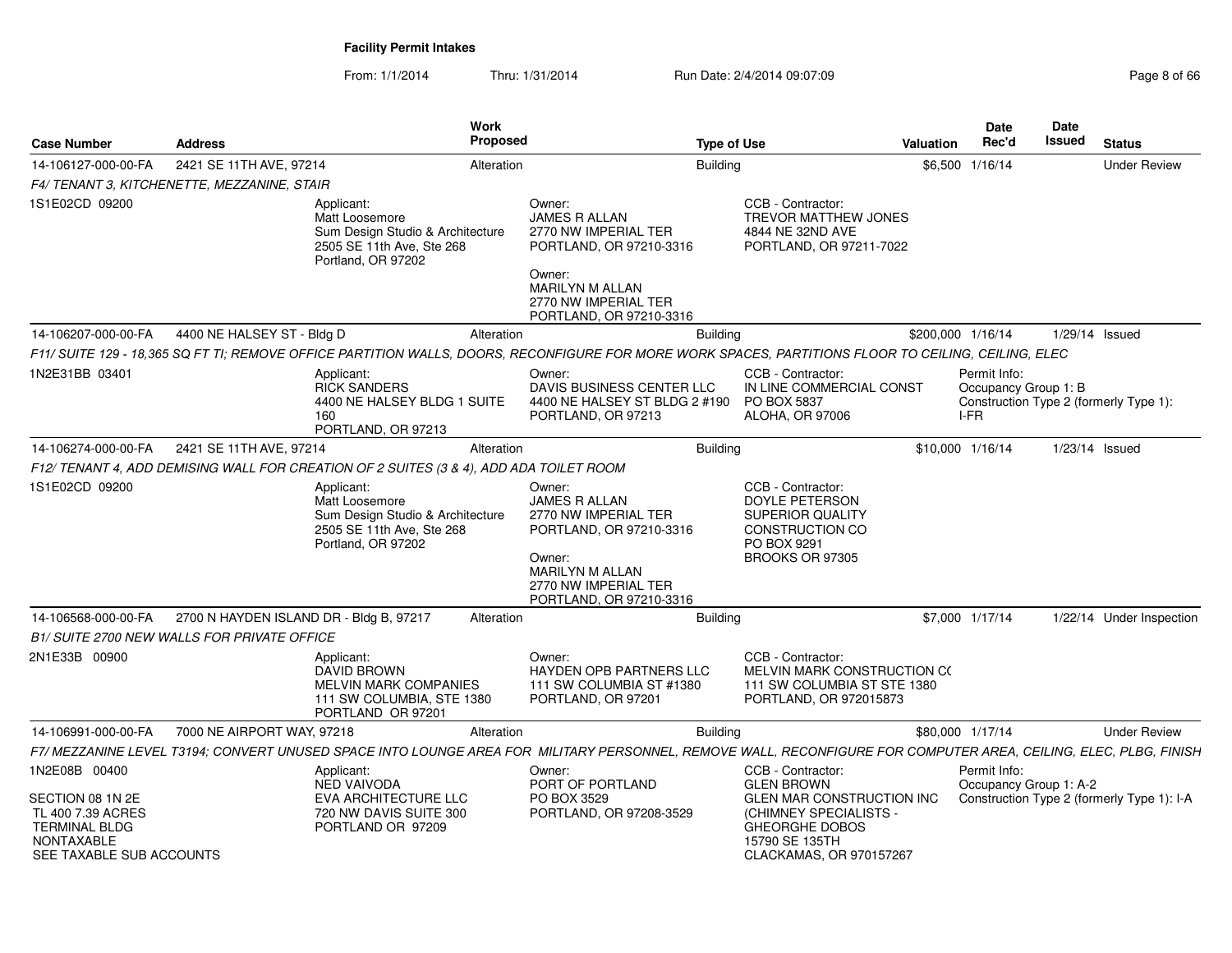# Facility Permit Intakes

From: 1/1/2014 Thru: 1/31/2014 Run Date: 2/4/2014 09:07:09

| Case Number | Address | Work Proposed | Type of Use | Valuation | Date Rec'd | Date Issued | Status |
|---|---|---|---|---|---|---|---|
| 14-106127-000-00-FA | 2421 SE 11TH AVE, 97214 | Alteration | Building | $6,500 | 1/16/14 | | Under Review |

*F4/ TENANT 3, KITCHENETTE, MEZZANINE, STAIR*

1S1E02CD 09200

- Applicant: Matt Loosemore, Sum Design Studio & Architecture, 2505 SE 11th Ave, Ste 268, Portland, OR 97202
- Owner: JAMES R ALLAN, 2770 NW IMPERIAL TER, PORTLAND, OR 97210-3316
- Owner: MARILYN M ALLAN, 2770 NW IMPERIAL TER, PORTLAND, OR 97210-3316
- CCB - Contractor: TREVOR MATTHEW JONES, 4844 NE 32ND AVE, PORTLAND, OR 97211-7022

| Case Number | Address | Work Proposed | Type of Use | Valuation | Date Rec'd | Date Issued | Status |
|---|---|---|---|---|---|---|---|
| 14-106207-000-00-FA | 4400 NE HALSEY ST - Bldg D | Alteration | Building | $200,000 | 1/16/14 | 1/29/14 | Issued |

*F11/ SUITE 129 - 18,365 SQ FT TI; REMOVE OFFICE PARTITION WALLS, DOORS, RECONFIGURE FOR MORE WORK SPACES, PARTITIONS FLOOR TO CEILING, CEILING, ELEC*

1N2E31BB 03401

- Applicant: RICK SANDERS, 4400 NE HALSEY BLDG 1 SUITE 160, PORTLAND, OR 97213
- Owner: DAVIS BUSINESS CENTER LLC, 4400 NE HALSEY ST BLDG 2 #190, PORTLAND, OR 97213
- CCB - Contractor: IN LINE COMMERCIAL CONST, PO BOX 5837, ALOHA, OR 97006
- Permit Info: Occupancy Group 1: B; Construction Type 2 (formerly Type 1): I-FR

| Case Number | Address | Work Proposed | Type of Use | Valuation | Date Rec'd | Date Issued | Status |
|---|---|---|---|---|---|---|---|
| 14-106274-000-00-FA | 2421 SE 11TH AVE, 97214 | Alteration | Building | $10,000 | 1/16/14 | 1/23/14 | Issued |

*F12/ TENANT 4, ADD DEMISING WALL FOR CREATION OF 2 SUITES (3 & 4), ADD ADA TOILET ROOM*

1S1E02CD 09200

- Applicant: Matt Loosemore, Sum Design Studio & Architecture, 2505 SE 11th Ave, Ste 268, Portland, OR 97202
- Owner: JAMES R ALLAN, 2770 NW IMPERIAL TER, PORTLAND, OR 97210-3316
- Owner: MARILYN M ALLAN, 2770 NW IMPERIAL TER, PORTLAND, OR 97210-3316
- CCB - Contractor: DOYLE PETERSON, SUPERIOR QUALITY CONSTRUCTION CO, PO BOX 9291, BROOKS OR 97305

| Case Number | Address | Work Proposed | Type of Use | Valuation | Date Rec'd | Date Issued | Status |
|---|---|---|---|---|---|---|---|
| 14-106568-000-00-FA | 2700 N HAYDEN ISLAND DR - Bldg B, 97217 | Alteration | Building | $7,000 | 1/17/14 | 1/22/14 | Under Inspection |

*B1/ SUITE 2700 NEW WALLS FOR PRIVATE OFFICE*

2N1E33B 00900

- Applicant: DAVID BROWN, MELVIN MARK COMPANIES, 111 SW COLUMBIA, STE 1380, PORTLAND OR 97201
- Owner: HAYDEN OPB PARTNERS LLC, 111 SW COLUMBIA ST #1380, PORTLAND, OR 97201
- CCB - Contractor: MELVIN MARK CONSTRUCTION C(, 111 SW COLUMBIA ST STE 1380, PORTLAND, OR 972015873

| Case Number | Address | Work Proposed | Type of Use | Valuation | Date Rec'd | Date Issued | Status |
|---|---|---|---|---|---|---|---|
| 14-106991-000-00-FA | 7000 NE AIRPORT WAY, 97218 | Alteration | Building | $80,000 | 1/17/14 | | Under Review |

*F7/ MEZZANINE LEVEL T3194; CONVERT UNUSED SPACE INTO LOUNGE AREA FOR MILITARY PERSONNEL, REMOVE WALL, RECONFIGURE FOR COMPUTER AREA, CEILING, ELEC, PLBG, FINISH*

1N2E08B 00400

SECTION 08 1N 2E
TL 400 7.39 ACRES
TERMINAL BLDG
NONTAXABLE
SEE TAXABLE SUB ACCOUNTS

- Applicant: NED VAIVODA, EVA ARCHITECTURE LLC, 720 NW DAVIS SUITE 300, PORTLAND OR 97209
- Owner: PORT OF PORTLAND, PO BOX 3529, PORTLAND, OR 97208-3529
- CCB - Contractor: GLEN BROWN, GLEN MAR CONSTRUCTION INC (CHIMNEY SPECIALISTS - GHEORGHE DOBOS, 15790 SE 135TH, CLACKAMAS, OR 970157267
- Permit Info: Occupancy Group 1: A-2; Construction Type 2 (formerly Type 1): I-A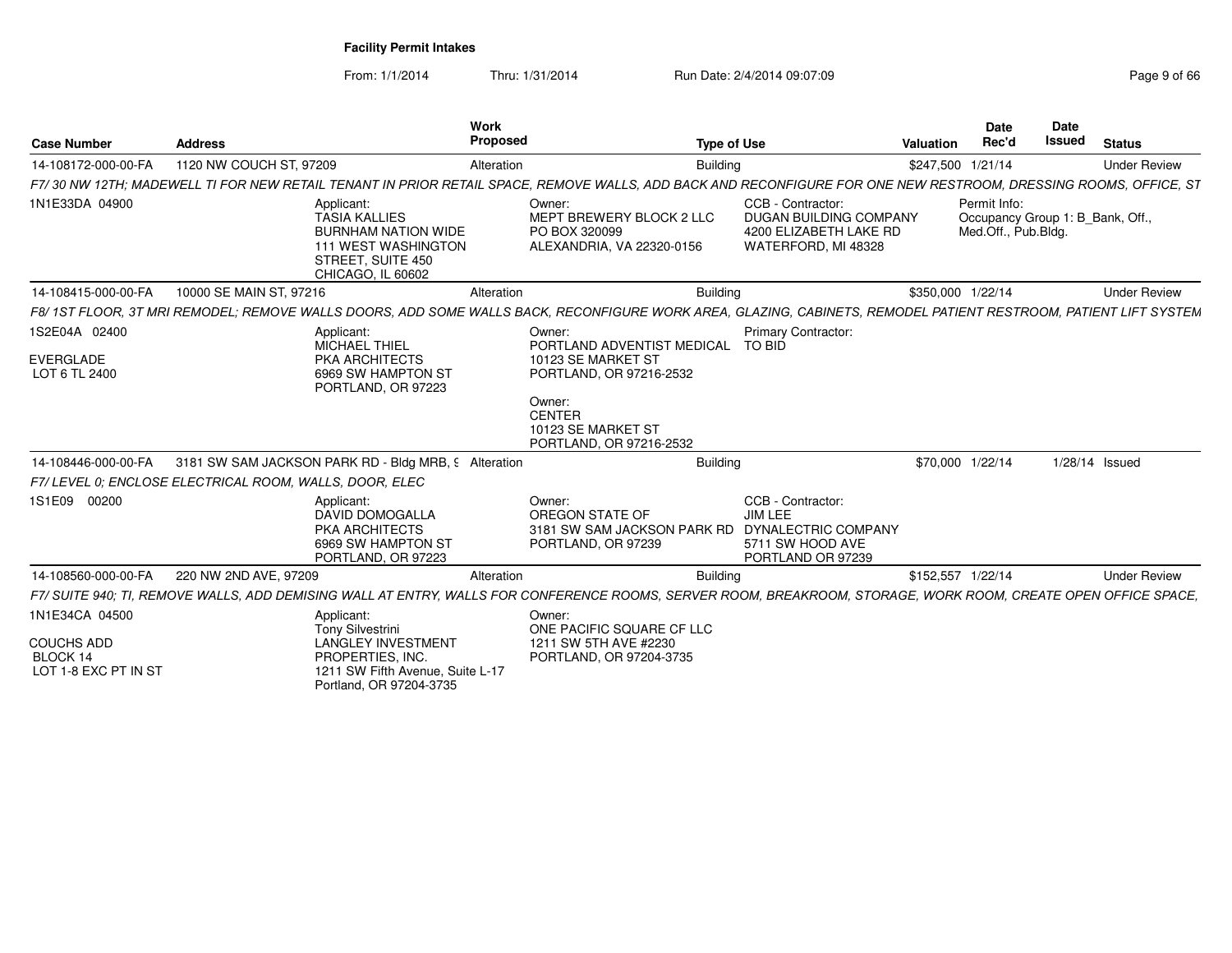**Facility Permit Intakes**

From: 1/1/2014 Thru: 1/31/2014 Run Date: 2/4/2014 09:07:09

| Case Number | Address | Work Proposed | Type of Use | Valuation | Date Rec'd | Date Issued | Status |
|---|---|---|---|---|---|---|---|
| 14-108172-000-00-FA | 1120 NW COUCH ST, 97209 | Alteration | Building | $247,500 | 1/21/14 | | Under Review |

F7/ 30 NW 12TH; MADEWELL TI FOR NEW RETAIL TENANT IN PRIOR RETAIL SPACE, REMOVE WALLS, ADD BACK AND RECONFIGURE FOR ONE NEW RESTROOM, DRESSING ROOMS, OFFICE, ST

1N1E33DA 04900

Applicant:
TASIA KALLIES
BURNHAM NATION WIDE
111 WEST WASHINGTON STREET, SUITE 450
CHICAGO, IL 60602

Owner:
MEPT BREWERY BLOCK 2 LLC
PO BOX 320099
ALEXANDRIA, VA 22320-0156

CCB - Contractor:
DUGAN BUILDING COMPANY
4200 ELIZABETH LAKE RD
WATERFORD, MI 48328

Permit Info:
Occupancy Group 1: B_Bank, Off., Med.Off., Pub.Bldg.

| Case Number | Address | Work Proposed | Type of Use | Valuation | Date Rec'd | Date Issued | Status |
|---|---|---|---|---|---|---|---|
| 14-108415-000-00-FA | 10000 SE MAIN ST, 97216 | Alteration | Building | $350,000 | 1/22/14 | | Under Review |

F8/ 1ST FLOOR, 3T MRI REMODEL; REMOVE WALLS DOORS, ADD SOME WALLS BACK, RECONFIGURE WORK AREA, GLAZING, CABINETS, REMODEL PATIENT RESTROOM, PATIENT LIFT SYSTEM

1S2E04A 02400

EVERGLADE
LOT 6 TL 2400

Applicant:
MICHAEL THIEL
PKA ARCHITECTS
6969 SW HAMPTON ST
PORTLAND, OR 97223

Owner:
PORTLAND ADVENTIST MEDICAL
10123 SE MARKET ST
PORTLAND, OR 97216-2532

Owner:
CENTER
10123 SE MARKET ST
PORTLAND, OR 97216-2532

Primary Contractor:
TO BID

| Case Number | Address | Work Proposed | Type of Use | Valuation | Date Rec'd | Date Issued | Status |
|---|---|---|---|---|---|---|---|
| 14-108446-000-00-FA | 3181 SW SAM JACKSON PARK RD - Bldg MRB, 9 | Alteration | Building | $70,000 | 1/22/14 | 1/28/14 | Issued |

F7/ LEVEL 0; ENCLOSE ELECTRICAL ROOM, WALLS, DOOR, ELEC

1S1E09 00200

Applicant:
DAVID DOMOGALLA
PKA ARCHITECTS
6969 SW HAMPTON ST
PORTLAND, OR 97223

Owner:
OREGON STATE OF
3181 SW SAM JACKSON PARK RD
PORTLAND, OR 97239

CCB - Contractor:
JIM LEE
DYNALECTRIC COMPANY
5711 SW HOOD AVE
PORTLAND OR 97239

| Case Number | Address | Work Proposed | Type of Use | Valuation | Date Rec'd | Date Issued | Status |
|---|---|---|---|---|---|---|---|
| 14-108560-000-00-FA | 220 NW 2ND AVE, 97209 | Alteration | Building | $152,557 | 1/22/14 | | Under Review |

F7/ SUITE 940; TI, REMOVE WALLS, ADD DEMISING WALL AT ENTRY, WALLS FOR CONFERENCE ROOMS, SERVER ROOM, BREAKROOM, STORAGE, WORK ROOM, CREATE OPEN OFFICE SPACE,

1N1E34CA 04500

COUCHS ADD
BLOCK 14
LOT 1-8 EXC PT IN ST

Applicant:
Tony Silvestrini
LANGLEY INVESTMENT PROPERTIES, INC.
1211 SW Fifth Avenue, Suite L-17
Portland, OR 97204-3735

Owner:
ONE PACIFIC SQUARE CF LLC
1211 SW 5TH AVE #2230
PORTLAND, OR 97204-3735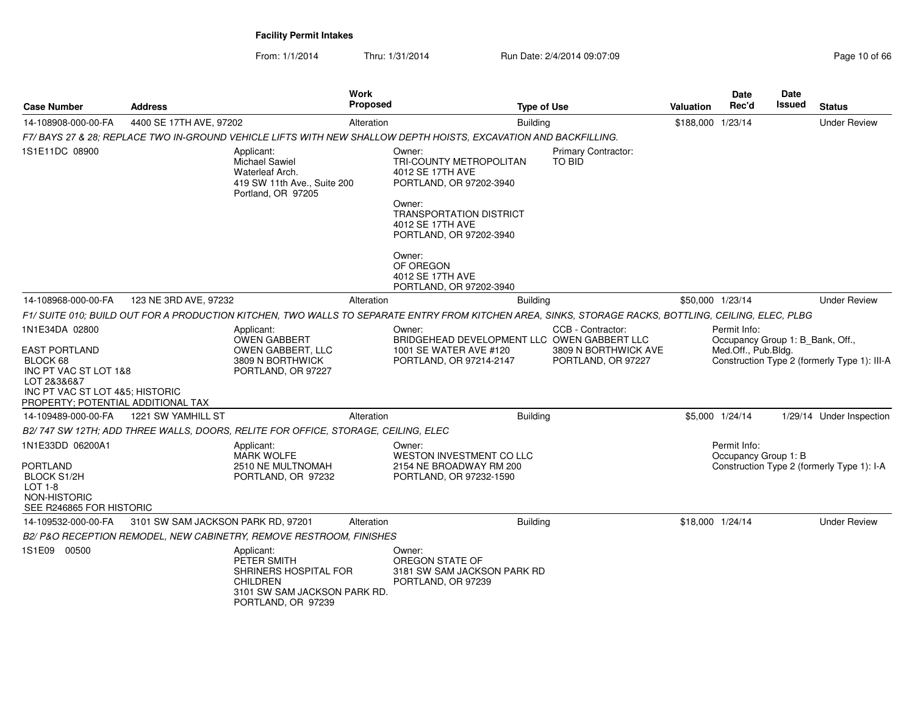**Facility Permit Intakes**

From: 1/1/2014 Thru: 1/31/2014 Run Date: 2/4/2014 09:07:09

| Case Number | Address | Work Proposed | Type of Use | Valuation | Date Rec'd | Date Issued | Status |
|---|---|---|---|---|---|---|---|
| 14-108908-000-00-FA | 4400 SE 17TH AVE, 97202 | Alteration | Building | $188,000 | 1/23/14 | | Under Review |

F7/ BAYS 27 & 28; REPLACE TWO IN-GROUND VEHICLE LIFTS WITH NEW SHALLOW DEPTH HOISTS, EXCAVATION AND BACKFILLING.

1S1E11DC 08900

Applicant:
Michael Sawiel
Waterleaf Arch.
419 SW 11th Ave., Suite 200
Portland, OR 97205

Owner:
TRI-COUNTY METROPOLITAN
4012 SE 17TH AVE
PORTLAND, OR 97202-3940

Owner:
TRANSPORTATION DISTRICT
4012 SE 17TH AVE
PORTLAND, OR 97202-3940

Owner:
OF OREGON
4012 SE 17TH AVE
PORTLAND, OR 97202-3940

Primary Contractor:
TO BID

---

| Case Number | Address | Work Proposed | Type of Use | Valuation | Date Rec'd | Date Issued | Status |
|---|---|---|---|---|---|---|---|
| 14-108968-000-00-FA | 123 NE 3RD AVE, 97232 | Alteration | Building | $50,000 | 1/23/14 | | Under Review |

F1/ SUITE 010; BUILD OUT FOR A PRODUCTION KITCHEN, TWO WALLS TO SEPARATE ENTRY FROM KITCHEN AREA, SINKS, STORAGE RACKS, BOTTLING, CEILING, ELEC, PLBG

1N1E34DA 02800

EAST PORTLAND
BLOCK 68
INC PT VAC ST LOT 1&8
LOT 2&3&6&7
INC PT VAC ST LOT 4&5; HISTORIC
PROPERTY; POTENTIAL ADDITIONAL TAX

Applicant:
OWEN GABBERT
OWEN GABBERT, LLC
3809 N BORTHWICK
PORTLAND, OR 97227

Owner:
BRIDGEHEAD DEVELOPMENT LLC
1001 SE WATER AVE #120
PORTLAND, OR 97214-2147

CCB - Contractor:
OWEN GABBERT LLC
3809 N BORTHWICK AVE
PORTLAND, OR 97227

Permit Info:
Occupancy Group 1: B_Bank, Off., Med.Off., Pub.Bldg.
Construction Type 2 (formerly Type 1): III-A

---

| Case Number | Address | Work Proposed | Type of Use | Valuation | Date Rec'd | Date Issued | Status |
|---|---|---|---|---|---|---|---|
| 14-109489-000-00-FA | 1221 SW YAMHILL ST | Alteration | Building | $5,000 | 1/24/14 | 1/29/14 | Under Inspection |

B2/ 747 SW 12TH; ADD THREE WALLS, DOORS, RELITE FOR OFFICE, STORAGE, CEILING, ELEC

1N1E33DD 06200A1

PORTLAND
BLOCK S1/2H
LOT 1-8
NON-HISTORIC
SEE R246865 FOR HISTORIC

Applicant:
MARK WOLFE
2510 NE MULTNOMAH
PORTLAND, OR 97232

Owner:
WESTON INVESTMENT CO LLC
2154 NE BROADWAY RM 200
PORTLAND, OR 97232-1590

Permit Info:
Occupancy Group 1: B
Construction Type 2 (formerly Type 1): I-A

---

| Case Number | Address | Work Proposed | Type of Use | Valuation | Date Rec'd | Date Issued | Status |
|---|---|---|---|---|---|---|---|
| 14-109532-000-00-FA | 3101 SW SAM JACKSON PARK RD, 97201 | Alteration | Building | $18,000 | 1/24/14 | | Under Review |

B2/ P&O RECEPTION REMODEL, NEW CABINETRY, REMOVE RESTROOM, FINISHES

1S1E09 00500

Applicant:
PETER SMITH
SHRINERS HOSPITAL FOR CHILDREN
3101 SW SAM JACKSON PARK RD.
PORTLAND, OR 97239

Owner:
OREGON STATE OF
3181 SW SAM JACKSON PARK RD
PORTLAND, OR 97239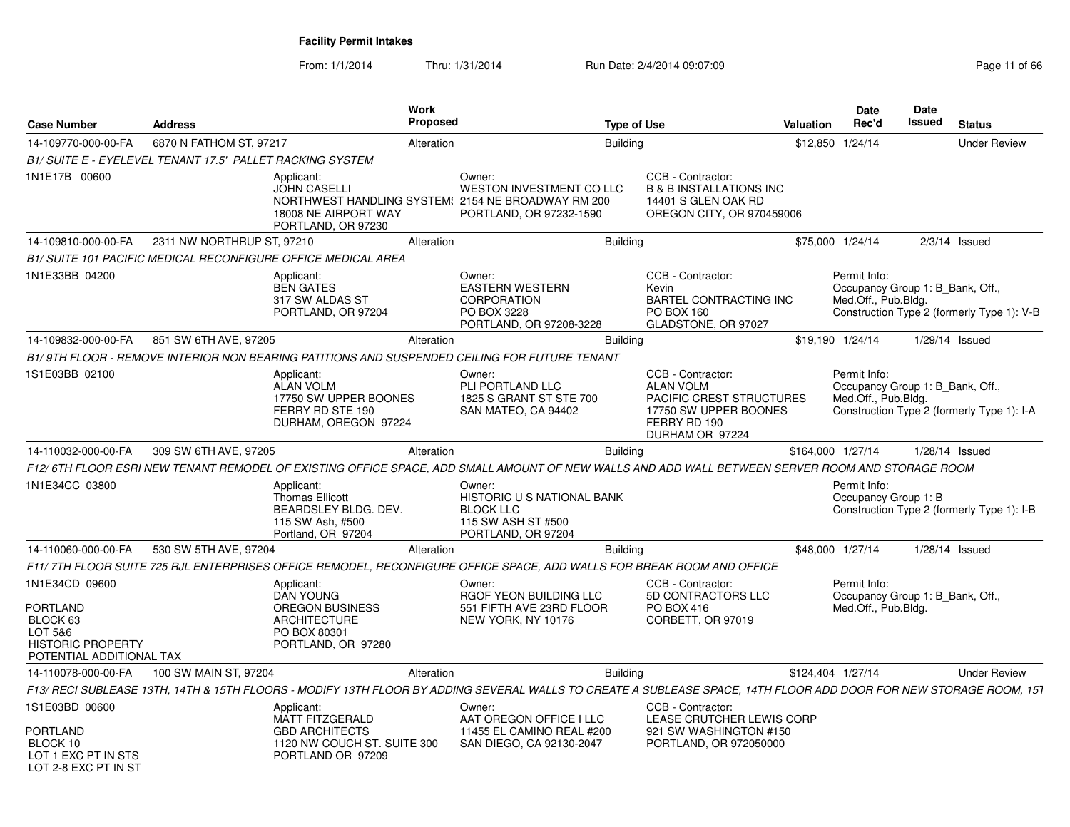# Facility Permit Intakes

From: 1/1/2014 Thru: 1/31/2014 Run Date: 2/4/2014 09:07:09

| Case Number | Address | Work Proposed | Type of Use | Valuation | Date Rec'd | Date Issued | Status |
|---|---|---|---|---|---|---|---|
| 14-109770-000-00-FA | 6870 N FATHOM ST, 97217 | Alteration | Building | $12,850 | 1/24/14 | | Under Review |

*B1/ SUITE E - EYELEVEL TENANT 17.5' PALLET RACKING SYSTEM*

1N1E17B 00600

Applicant: JOHN CASELLI, NORTHWEST HANDLING SYSTEMS, 18008 NE AIRPORT WAY, PORTLAND, OR 97230

Owner: WESTON INVESTMENT CO LLC, 2154 NE BROADWAY RM 200, PORTLAND, OR 97232-1590

CCB - Contractor: B & B INSTALLATIONS INC, 14401 S GLEN OAK RD, OREGON CITY, OR 970459006

| Case Number | Address | Work Proposed | Type of Use | Valuation | Date Rec'd | Date Issued | Status |
|---|---|---|---|---|---|---|---|
| 14-109810-000-00-FA | 2311 NW NORTHRUP ST, 97210 | Alteration | Building | $75,000 | 1/24/14 | 2/3/14 | Issued |

*B1/ SUITE 101 PACIFIC MEDICAL RECONFIGURE OFFICE MEDICAL AREA*

1N1E33BB 04200

Applicant: BEN GATES, 317 SW ALDAS ST, PORTLAND, OR 97204

Owner: EASTERN WESTERN CORPORATION, PO BOX 3228, PORTLAND, OR 97208-3228

CCB - Contractor: Kevin, BARTEL CONTRACTING INC, PO BOX 160, GLADSTONE, OR 97027

Permit Info: Occupancy Group 1: B_Bank, Off., Med.Off., Pub.Bldg. Construction Type 2 (formerly Type 1): V-B

| Case Number | Address | Work Proposed | Type of Use | Valuation | Date Rec'd | Date Issued | Status |
|---|---|---|---|---|---|---|---|
| 14-109832-000-00-FA | 851 SW 6TH AVE, 97205 | Alteration | Building | $19,190 | 1/24/14 | 1/29/14 | Issued |

*B1/ 9TH FLOOR - REMOVE INTERIOR NON BEARING PATITIONS AND SUSPENDED CEILING FOR FUTURE TENANT*

1S1E03BB 02100

Applicant: ALAN VOLM, 17750 SW UPPER BOONES FERRY RD STE 190, DURHAM, OREGON 97224

Owner: PLI PORTLAND LLC, 1825 S GRANT ST STE 700, SAN MATEO, CA 94402

CCB - Contractor: ALAN VOLM, PACIFIC CREST STRUCTURES, 17750 SW UPPER BOONES FERRY RD 190, DURHAM OR 97224

Permit Info: Occupancy Group 1: B_Bank, Off., Med.Off., Pub.Bldg. Construction Type 2 (formerly Type 1): I-A

| Case Number | Address | Work Proposed | Type of Use | Valuation | Date Rec'd | Date Issued | Status |
|---|---|---|---|---|---|---|---|
| 14-110032-000-00-FA | 309 SW 6TH AVE, 97205 | Alteration | Building | $164,000 | 1/27/14 | 1/28/14 | Issued |

*F12/ 6TH FLOOR ESRI NEW TENANT REMODEL OF EXISTING OFFICE SPACE, ADD SMALL AMOUNT OF NEW WALLS AND ADD WALL BETWEEN SERVER ROOM AND STORAGE ROOM*

1N1E34CC 03800

Applicant: Thomas Ellicott, BEARDSLEY BLDG. DEV., 115 SW Ash, #500, Portland, OR 97204

Owner: HISTORIC U S NATIONAL BANK BLOCK LLC, 115 SW ASH ST #500, PORTLAND, OR 97204

Permit Info: Occupancy Group 1: B. Construction Type 2 (formerly Type 1): I-B

| Case Number | Address | Work Proposed | Type of Use | Valuation | Date Rec'd | Date Issued | Status |
|---|---|---|---|---|---|---|---|
| 14-110060-000-00-FA | 530 SW 5TH AVE, 97204 | Alteration | Building | $48,000 | 1/27/14 | 1/28/14 | Issued |

*F11/ 7TH FLOOR SUITE 725 RJL ENTERPRISES OFFICE REMODEL, RECONFIGURE OFFICE SPACE, ADD WALLS FOR BREAK ROOM AND OFFICE*

1N1E34CD 09600

PORTLAND
BLOCK 63
LOT 5&6
HISTORIC PROPERTY
POTENTIAL ADDITIONAL TAX

Applicant: DAN YOUNG, OREGON BUSINESS ARCHITECTURE, PO BOX 80301, PORTLAND, OR 97280

Owner: RGOF YEON BUILDING LLC, 551 FIFTH AVE 23RD FLOOR, NEW YORK, NY 10176

CCB - Contractor: 5D CONTRACTORS LLC, PO BOX 416, CORBETT, OR 97019

Permit Info: Occupancy Group 1: B_Bank, Off., Med.Off., Pub.Bldg.

| Case Number | Address | Work Proposed | Type of Use | Valuation | Date Rec'd | Date Issued | Status |
|---|---|---|---|---|---|---|---|
| 14-110078-000-00-FA | 100 SW MAIN ST, 97204 | Alteration | Building | $124,404 | 1/27/14 | | Under Review |

*F13/ RECI SUBLEASE 13TH, 14TH & 15TH FLOORS - MODIFY 13TH FLOOR BY ADDING SEVERAL WALLS TO CREATE A SUBLEASE SPACE, 14TH FLOOR ADD DOOR FOR NEW STORAGE ROOM, 15T*

1S1E03BD 00600

PORTLAND
BLOCK 10
LOT 1 EXC PT IN STS
LOT 2-8 EXC PT IN ST

Applicant: MATT FITZGERALD, GBD ARCHITECTS, 1120 NW COUCH ST. SUITE 300, PORTLAND OR 97209

Owner: AAT OREGON OFFICE I LLC, 11455 EL CAMINO REAL #200, SAN DIEGO, CA 92130-2047

CCB - Contractor: LEASE CRUTCHER LEWIS CORP, 921 SW WASHINGTON #150, PORTLAND, OR 972050000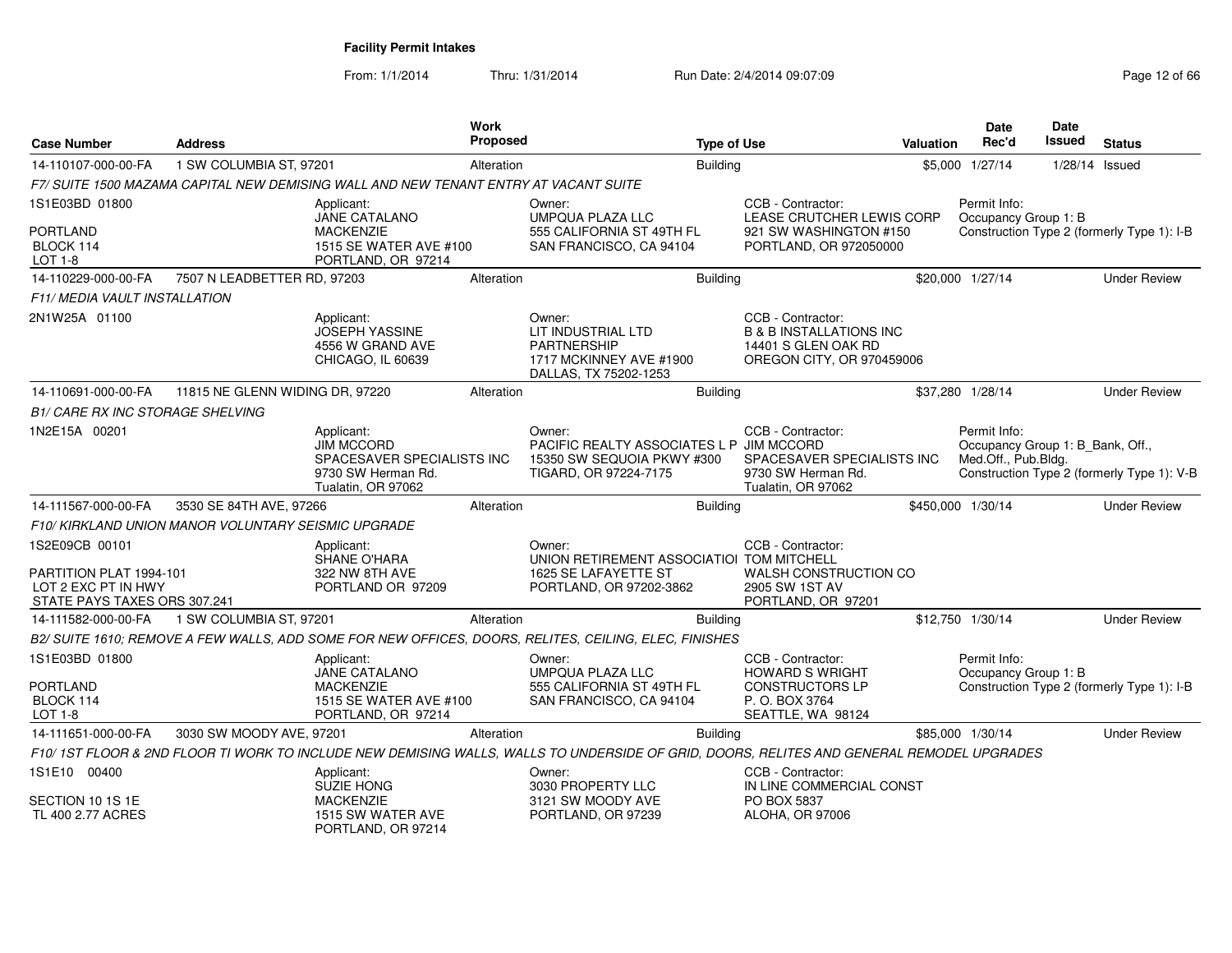**Facility Permit Intakes**

From: 1/1/2014 Thru: 1/31/2014 Run Date: 2/4/2014 09:07:09

| Case Number | Address | Work Proposed | Type of Use | Valuation | Date Rec'd | Date Issued | Status |
|---|---|---|---|---|---|---|---|
| 14-110107-000-00-FA | 1 SW COLUMBIA ST, 97201 | Alteration | Building | $5,000 | 1/27/14 | 1/28/14 | Issued |

*F7/ SUITE 1500 MAZAMA CAPITAL NEW DEMISING WALL AND NEW TENANT ENTRY AT VACANT SUITE*

1S1E03BD 01800
PORTLAND
BLOCK 114
LOT 1-8

Applicant: JANE CATALANO, MACKENZIE, 1515 SE WATER AVE #100, PORTLAND, OR 97214

Owner: UMPQUA PLAZA LLC, 555 CALIFORNIA ST 49TH FL, SAN FRANCISCO, CA 94104

CCB - Contractor: LEASE CRUTCHER LEWIS CORP, 921 SW WASHINGTON #150, PORTLAND, OR 972050000

Permit Info: Occupancy Group 1: B; Construction Type 2 (formerly Type 1): I-B

| Case Number | Address | Work Proposed | Type of Use | Valuation | Date Rec'd | Date Issued | Status |
|---|---|---|---|---|---|---|---|
| 14-110229-000-00-FA | 7507 N LEADBETTER RD, 97203 | Alteration | Building | $20,000 | 1/27/14 | | Under Review |

*F11/ MEDIA VAULT INSTALLATION*

2N1W25A 01100

Applicant: JOSEPH YASSINE, 4556 W GRAND AVE, CHICAGO, IL 60639

Owner: LIT INDUSTRIAL LTD PARTNERSHIP, 1717 MCKINNEY AVE #1900, DALLAS, TX 75202-1253

CCB - Contractor: B & B INSTALLATIONS INC, 14401 S GLEN OAK RD, OREGON CITY, OR 970459006

| Case Number | Address | Work Proposed | Type of Use | Valuation | Date Rec'd | Date Issued | Status |
|---|---|---|---|---|---|---|---|
| 14-110691-000-00-FA | 11815 NE GLENN WIDING DR, 97220 | Alteration | Building | $37,280 | 1/28/14 | | Under Review |

*B1/ CARE RX INC STORAGE SHELVING*

1N2E15A 00201

Applicant: JIM MCCORD, SPACESAVER SPECIALISTS INC, 9730 SW Herman Rd., Tualatin, OR 97062

Owner: PACIFIC REALTY ASSOCIATES L P, 15350 SW SEQUOIA PKWY #300, TIGARD, OR 97224-7175

CCB - Contractor: JIM MCCORD, SPACESAVER SPECIALISTS INC, 9730 SW Herman Rd., Tualatin, OR 97062

Permit Info: Occupancy Group 1: B_Bank, Off., Med.Off., Pub.Bldg.; Construction Type 2 (formerly Type 1): V-B

| Case Number | Address | Work Proposed | Type of Use | Valuation | Date Rec'd | Date Issued | Status |
|---|---|---|---|---|---|---|---|
| 14-111567-000-00-FA | 3530 SE 84TH AVE, 97266 | Alteration | Building | $450,000 | 1/30/14 | | Under Review |

*F10/ KIRKLAND UNION MANOR VOLUNTARY SEISMIC UPGRADE*

1S2E09CB 00101
PARTITION PLAT 1994-101
LOT 2 EXC PT IN HWY
STATE PAYS TAXES ORS 307.241

Applicant: SHANE O'HARA, 322 NW 8TH AVE, PORTLAND OR 97209

Owner: UNION RETIREMENT ASSOCIATIOI, 1625 SE LAFAYETTE ST, PORTLAND, OR 97202-3862

CCB - Contractor: TOM MITCHELL, WALSH CONSTRUCTION CO, 2905 SW 1ST AV, PORTLAND, OR 97201

| Case Number | Address | Work Proposed | Type of Use | Valuation | Date Rec'd | Date Issued | Status |
|---|---|---|---|---|---|---|---|
| 14-111582-000-00-FA | 1 SW COLUMBIA ST, 97201 | Alteration | Building | $12,750 | 1/30/14 | | Under Review |

*B2/ SUITE 1610; REMOVE A FEW WALLS, ADD SOME FOR NEW OFFICES, DOORS, RELITES, CEILING, ELEC, FINISHES*

1S1E03BD 01800
PORTLAND
BLOCK 114
LOT 1-8

Applicant: JANE CATALANO, MACKENZIE, 1515 SE WATER AVE #100, PORTLAND, OR 97214

Owner: UMPQUA PLAZA LLC, 555 CALIFORNIA ST 49TH FL, SAN FRANCISCO, CA 94104

CCB - Contractor: HOWARD S WRIGHT CONSTRUCTORS LP, P. O. BOX 3764, SEATTLE, WA 98124

Permit Info: Occupancy Group 1: B; Construction Type 2 (formerly Type 1): I-B

| Case Number | Address | Work Proposed | Type of Use | Valuation | Date Rec'd | Date Issued | Status |
|---|---|---|---|---|---|---|---|
| 14-111651-000-00-FA | 3030 SW MOODY AVE, 97201 | Alteration | Building | $85,000 | 1/30/14 | | Under Review |

*F10/ 1ST FLOOR & 2ND FLOOR TI WORK TO INCLUDE NEW DEMISING WALLS, WALLS TO UNDERSIDE OF GRID, DOORS, RELITES AND GENERAL REMODEL UPGRADES*

1S1E10 00400
SECTION 10 1S 1E
TL 400 2.77 ACRES

Applicant: SUZIE HONG, MACKENZIE, 1515 SW WATER AVE, PORTLAND, OR 97214

Owner: 3030 PROPERTY LLC, 3121 SW MOODY AVE, PORTLAND, OR 97239

CCB - Contractor: IN LINE COMMERCIAL CONST, PO BOX 5837, ALOHA, OR 97006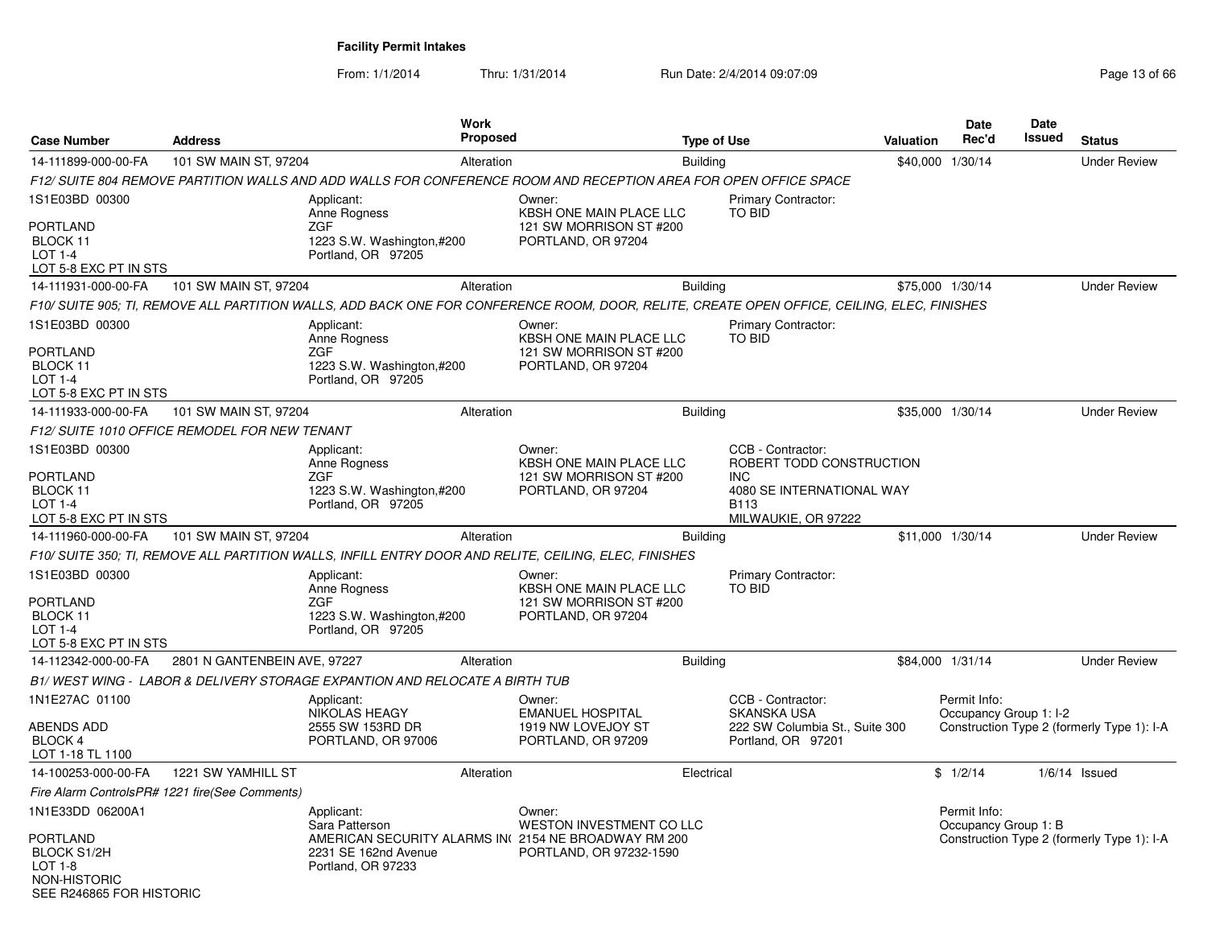**Facility Permit Intakes**

From: 1/1/2014 Thru: 1/31/2014 Run Date: 2/4/2014 09:07:09

| Case Number | Address | Work Proposed | Type of Use | Valuation | Date Rec'd | Date Issued | Status |
|---|---|---|---|---|---|---|---|
| 14-111899-000-00-FA | 101 SW MAIN ST, 97204 | Alteration | Building | $40,000 | 1/30/14 | | Under Review |

*F12/ SUITE 804 REMOVE PARTITION WALLS AND ADD WALLS FOR CONFERENCE ROOM AND RECEPTION AREA FOR OPEN OFFICE SPACE*

1S1E03BD 00300
PORTLAND
BLOCK 11
LOT 1-4
LOT 5-8 EXC PT IN STS

Applicant: Anne Rogness, ZGF, 1223 S.W. Washington,#200, Portland, OR 97205

Owner: KBSH ONE MAIN PLACE LLC, 121 SW MORRISON ST #200, PORTLAND, OR 97204

Primary Contractor: TO BID

| Case Number | Address | Work Proposed | Type of Use | Valuation | Date Rec'd | Date Issued | Status |
|---|---|---|---|---|---|---|---|
| 14-111931-000-00-FA | 101 SW MAIN ST, 97204 | Alteration | Building | $75,000 | 1/30/14 | | Under Review |

*F10/ SUITE 905; TI, REMOVE ALL PARTITION WALLS, ADD BACK ONE FOR CONFERENCE ROOM, DOOR, RELITE, CREATE OPEN OFFICE, CEILING, ELEC, FINISHES*

1S1E03BD 00300
PORTLAND
BLOCK 11
LOT 1-4
LOT 5-8 EXC PT IN STS

Applicant: Anne Rogness, ZGF, 1223 S.W. Washington,#200, Portland, OR 97205

Owner: KBSH ONE MAIN PLACE LLC, 121 SW MORRISON ST #200, PORTLAND, OR 97204

Primary Contractor: TO BID

| Case Number | Address | Work Proposed | Type of Use | Valuation | Date Rec'd | Date Issued | Status |
|---|---|---|---|---|---|---|---|
| 14-111933-000-00-FA | 101 SW MAIN ST, 97204 | Alteration | Building | $35,000 | 1/30/14 | | Under Review |

*F12/ SUITE 1010 OFFICE REMODEL FOR NEW TENANT*

1S1E03BD 00300
PORTLAND
BLOCK 11
LOT 1-4
LOT 5-8 EXC PT IN STS

Applicant: Anne Rogness, ZGF, 1223 S.W. Washington,#200, Portland, OR 97205

Owner: KBSH ONE MAIN PLACE LLC, 121 SW MORRISON ST #200, PORTLAND, OR 97204

CCB - Contractor: ROBERT TODD CONSTRUCTION INC, 4080 SE INTERNATIONAL WAY B113, MILWAUKIE, OR 97222

| Case Number | Address | Work Proposed | Type of Use | Valuation | Date Rec'd | Date Issued | Status |
|---|---|---|---|---|---|---|---|
| 14-111960-000-00-FA | 101 SW MAIN ST, 97204 | Alteration | Building | $11,000 | 1/30/14 | | Under Review |

*F10/ SUITE 350; TI, REMOVE ALL PARTITION WALLS, INFILL ENTRY DOOR AND RELITE, CEILING, ELEC, FINISHES*

1S1E03BD 00300
PORTLAND
BLOCK 11
LOT 1-4
LOT 5-8 EXC PT IN STS

Applicant: Anne Rogness, ZGF, 1223 S.W. Washington,#200, Portland, OR 97205

Owner: KBSH ONE MAIN PLACE LLC, 121 SW MORRISON ST #200, PORTLAND, OR 97204

Primary Contractor: TO BID

| Case Number | Address | Work Proposed | Type of Use | Valuation | Date Rec'd | Date Issued | Status |
|---|---|---|---|---|---|---|---|
| 14-112342-000-00-FA | 2801 N GANTENBEIN AVE, 97227 | Alteration | Building | $84,000 | 1/31/14 | | Under Review |

*B1/ WEST WING - LABOR & DELIVERY STORAGE EXPANTION AND RELOCATE A BIRTH TUB*

1N1E27AC 01100
ABENDS ADD
BLOCK 4
LOT 1-18 TL 1100

Applicant: NIKOLAS HEAGY, 2555 SW 153RD DR, PORTLAND, OR 97006

Owner: EMANUEL HOSPITAL, 1919 NW LOVEJOY ST, PORTLAND, OR 97209

CCB - Contractor: SKANSKA USA, 222 SW Columbia St., Suite 300, Portland, OR 97201

Permit Info: Occupancy Group 1: I-2; Construction Type 2 (formerly Type 1): I-A

| Case Number | Address | Work Proposed | Type of Use | Valuation | Date Rec'd | Date Issued | Status |
|---|---|---|---|---|---|---|---|
| 14-100253-000-00-FA | 1221 SW YAMHILL ST | Alteration | Electrical | $ | 1/2/14 | 1/6/14 | Issued |

*Fire Alarm ControlsPR# 1221 fire(See Comments)*

1N1E33DD 06200A1
PORTLAND
BLOCK S1/2H
LOT 1-8
NON-HISTORIC
SEE R246865 FOR HISTORIC

Applicant: Sara Patterson, AMERICAN SECURITY ALARMS IN(, 2231 SE 162nd Avenue, Portland, OR 97233

Owner: WESTON INVESTMENT CO LLC, 2154 NE BROADWAY RM 200, PORTLAND, OR 97232-1590

Permit Info: Occupancy Group 1: B; Construction Type 2 (formerly Type 1): I-A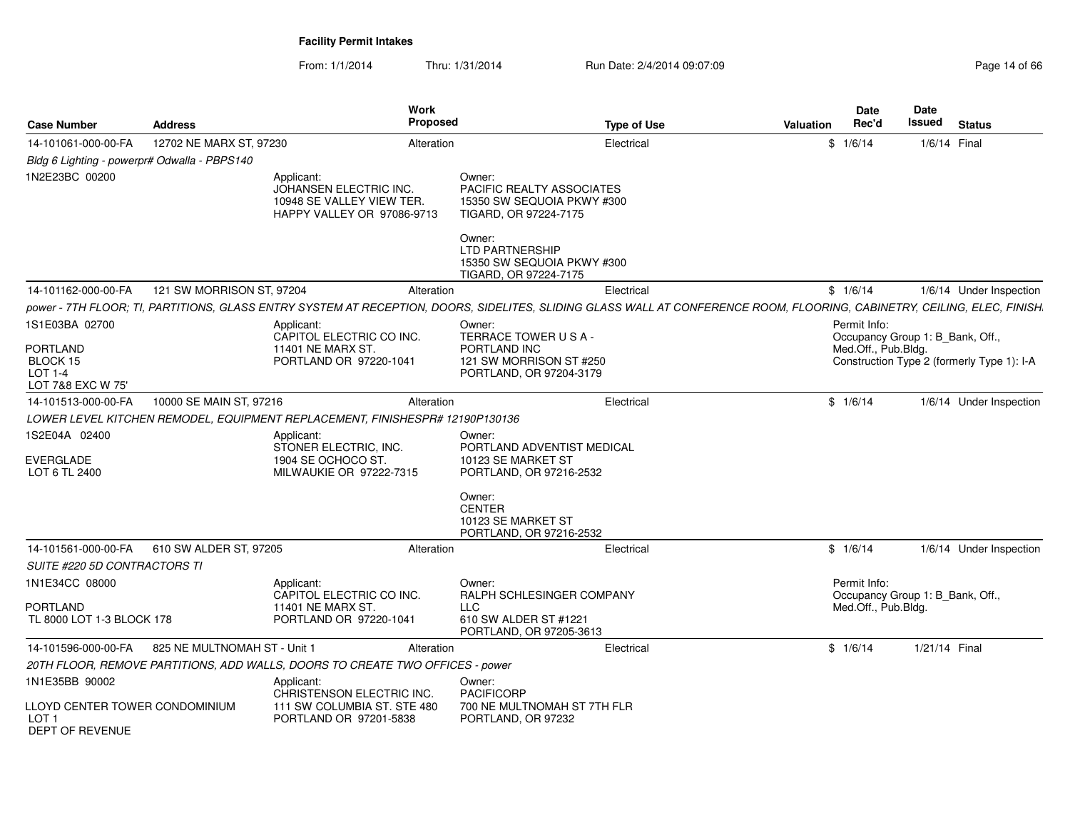**Facility Permit Intakes**

From: 1/1/2014 Thru: 1/31/2014 Run Date: 2/4/2014 09:07:09

| Case Number | Address | Work Proposed | Type of Use | Valuation | Date Rec'd | Date Issued | Status |
|---|---|---|---|---|---|---|---|
| 14-101061-000-00-FA | 12702 NE MARX ST, 97230 | Alteration | Electrical | $ | 1/6/14 | 1/6/14 | Final |

*Bldg 6 Lighting - powerpr# Odwalla - PBPS140*

1N2E23BC 00200

Applicant:
JOHANSEN ELECTRIC INC.
10948 SE VALLEY VIEW TER.
HAPPY VALLEY OR 97086-9713

Owner:
PACIFIC REALTY ASSOCIATES
15350 SW SEQUOIA PKWY #300
TIGARD, OR 97224-7175

Owner:
LTD PARTNERSHIP
15350 SW SEQUOIA PKWY #300
TIGARD, OR 97224-7175

| Case Number | Address | Work Proposed | Type of Use | Valuation | Date Rec'd | Date Issued | Status |
|---|---|---|---|---|---|---|---|
| 14-101162-000-00-FA | 121 SW MORRISON ST, 97204 | Alteration | Electrical | $ | 1/6/14 | 1/6/14 | Under Inspection |

*power - 7TH FLOOR; TI, PARTITIONS, GLASS ENTRY SYSTEM AT RECEPTION, DOORS, SIDELITES, SLIDING GLASS WALL AT CONFERENCE ROOM, FLOORING, CABINETRY, CEILING, ELEC, FINISH.*

1S1E03BA 02700

PORTLAND
BLOCK 15
LOT 1-4
LOT 7&8 EXC W 75'

Applicant:
CAPITOL ELECTRIC CO INC.
11401 NE MARX ST.
PORTLAND OR 97220-1041

Owner:
TERRACE TOWER U S A -
PORTLAND INC
121 SW MORRISON ST #250
PORTLAND, OR 97204-3179

Permit Info:
Occupancy Group 1: B_Bank, Off., Med.Off., Pub.Bldg.
Construction Type 2 (formerly Type 1): I-A

| Case Number | Address | Work Proposed | Type of Use | Valuation | Date Rec'd | Date Issued | Status |
|---|---|---|---|---|---|---|---|
| 14-101513-000-00-FA | 10000 SE MAIN ST, 97216 | Alteration | Electrical | $ | 1/6/14 | 1/6/14 | Under Inspection |

*LOWER LEVEL KITCHEN REMODEL, EQUIPMENT REPLACEMENT, FINISHESPR# 12190P130136*

1S2E04A 02400

EVERGLADE
LOT 6 TL 2400

Applicant:
STONER ELECTRIC, INC.
1904 SE OCHOCO ST.
MILWAUKIE OR 97222-7315

Owner:
PORTLAND ADVENTIST MEDICAL
10123 SE MARKET ST
PORTLAND, OR 97216-2532

Owner:
CENTER
10123 SE MARKET ST
PORTLAND, OR 97216-2532

| Case Number | Address | Work Proposed | Type of Use | Valuation | Date Rec'd | Date Issued | Status |
|---|---|---|---|---|---|---|---|
| 14-101561-000-00-FA | 610 SW ALDER ST, 97205 | Alteration | Electrical | $ | 1/6/14 | 1/6/14 | Under Inspection |

*SUITE #220 5D CONTRACTORS TI*

1N1E34CC 08000

PORTLAND
TL 8000 LOT 1-3 BLOCK 178

Applicant:
CAPITOL ELECTRIC CO INC.
11401 NE MARX ST.
PORTLAND OR 97220-1041

Owner:
RALPH SCHLESINGER COMPANY
LLC
610 SW ALDER ST #1221
PORTLAND, OR 97205-3613

Permit Info:
Occupancy Group 1: B_Bank, Off., Med.Off., Pub.Bldg.

| Case Number | Address | Work Proposed | Type of Use | Valuation | Date Rec'd | Date Issued | Status |
|---|---|---|---|---|---|---|---|
| 14-101596-000-00-FA | 825 NE MULTNOMAH ST - Unit 1 | Alteration | Electrical | $ | 1/6/14 | 1/21/14 | Final |

*20TH FLOOR, REMOVE PARTITIONS, ADD WALLS, DOORS TO CREATE TWO OFFICES - power*

1N1E35BB 90002

LLOYD CENTER TOWER CONDOMINIUM
LOT 1
DEPT OF REVENUE

Applicant:
CHRISTENSON ELECTRIC INC.
111 SW COLUMBIA ST. STE 480
PORTLAND OR 97201-5838

Owner:
PACIFICORP
700 NE MULTNOMAH ST 7TH FLR
PORTLAND, OR 97232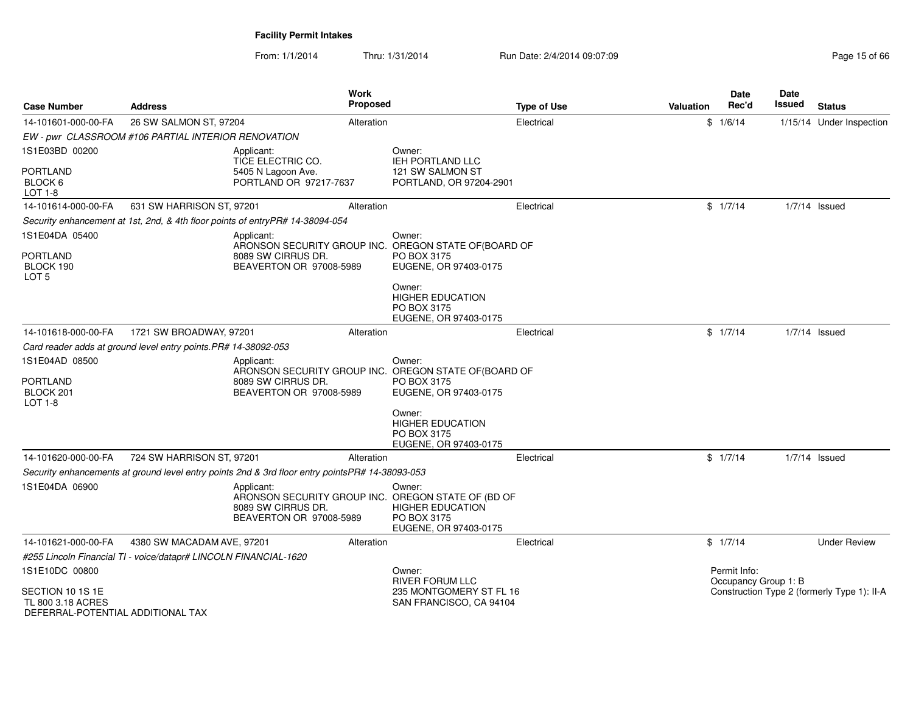**Facility Permit Intakes**

From: 1/1/2014 Thru: 1/31/2014 Run Date: 2/4/2014 09:07:09

| Case Number | Address | Work Proposed | Type of Use | Valuation | Date Rec'd | Date Issued | Status |
|---|---|---|---|---|---|---|---|
| 14-101601-000-00-FA | 26 SW SALMON ST, 97204 | Alteration | Electrical | $ | 1/6/14 | 1/15/14 | Under Inspection |

*EW - pwr CLASSROOM #106 PARTIAL INTERIOR RENOVATION*

1S1E03BD 00200
PORTLAND
BLOCK 6
LOT 1-8

Applicant:
TICE ELECTRIC CO.
5405 N Lagoon Ave.
PORTLAND OR 97217-7637

Owner:
IEH PORTLAND LLC
121 SW SALMON ST
PORTLAND, OR 97204-2901

| Case Number | Address | Work Proposed | Type of Use | Valuation | Date Rec'd | Date Issued | Status |
|---|---|---|---|---|---|---|---|
| 14-101614-000-00-FA | 631 SW HARRISON ST, 97201 | Alteration | Electrical | $ | 1/7/14 | 1/7/14 | Issued |

*Security enhancement at 1st, 2nd, & 4th floor points of entryPR# 14-38094-054*

1S1E04DA 05400
PORTLAND
BLOCK 190
LOT 5

Applicant:
ARONSON SECURITY GROUP INC.
8089 SW CIRRUS DR.
BEAVERTON OR 97008-5989

Owner:
OREGON STATE OF(BOARD OF
PO BOX 3175
EUGENE, OR 97403-0175

Owner:
HIGHER EDUCATION
PO BOX 3175
EUGENE, OR 97403-0175

| Case Number | Address | Work Proposed | Type of Use | Valuation | Date Rec'd | Date Issued | Status |
|---|---|---|---|---|---|---|---|
| 14-101618-000-00-FA | 1721 SW BROADWAY, 97201 | Alteration | Electrical | $ | 1/7/14 | 1/7/14 | Issued |

*Card reader adds at ground level entry points.PR# 14-38092-053*

1S1E04AD 08500
PORTLAND
BLOCK 201
LOT 1-8

Applicant:
ARONSON SECURITY GROUP INC.
8089 SW CIRRUS DR.
BEAVERTON OR 97008-5989

Owner:
OREGON STATE OF(BOARD OF
PO BOX 3175
EUGENE, OR 97403-0175

Owner:
HIGHER EDUCATION
PO BOX 3175
EUGENE, OR 97403-0175

| Case Number | Address | Work Proposed | Type of Use | Valuation | Date Rec'd | Date Issued | Status |
|---|---|---|---|---|---|---|---|
| 14-101620-000-00-FA | 724 SW HARRISON ST, 97201 | Alteration | Electrical | $ | 1/7/14 | 1/7/14 | Issued |

*Security enhancements at ground level entry points 2nd & 3rd floor entry pointsPR# 14-38093-053*

1S1E04DA 06900

Applicant:
ARONSON SECURITY GROUP INC.
8089 SW CIRRUS DR.
BEAVERTON OR 97008-5989

Owner:
OREGON STATE OF (BD OF
HIGHER EDUCATION
PO BOX 3175
EUGENE, OR 97403-0175

| Case Number | Address | Work Proposed | Type of Use | Valuation | Date Rec'd | Date Issued | Status |
|---|---|---|---|---|---|---|---|
| 14-101621-000-00-FA | 4380 SW MACADAM AVE, 97201 | Alteration | Electrical | $ | 1/7/14 | | Under Review |

*#255 Lincoln Financial TI - voice/datapr# LINCOLN FINANCIAL-1620*

1S1E10DC 00800
SECTION 10 1S 1E
TL 800 3.18 ACRES
DEFERRAL-POTENTIAL ADDITIONAL TAX

Owner:
RIVER FORUM LLC
235 MONTGOMERY ST FL 16
SAN FRANCISCO, CA 94104

Permit Info:
Occupancy Group 1: B
Construction Type 2 (formerly Type 1): II-A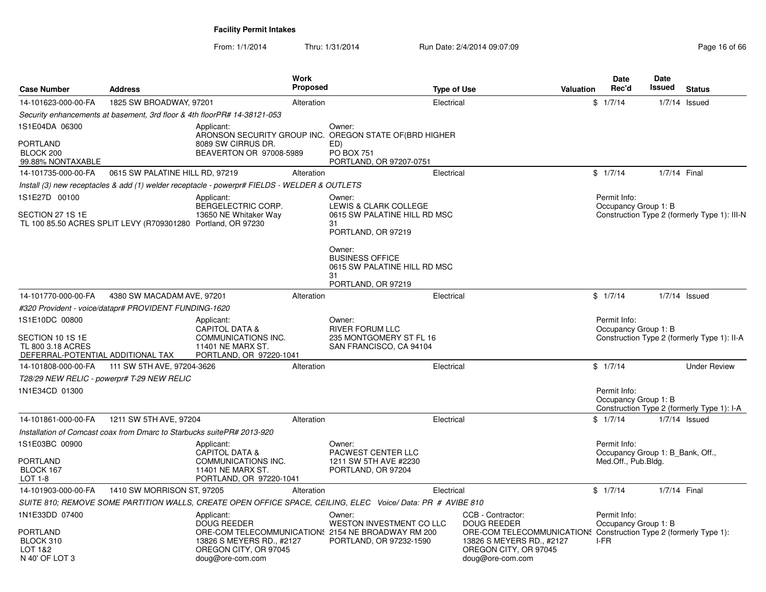**Facility Permit Intakes**

From: 1/1/2014 Thru: 1/31/2014 Run Date: 2/4/2014 09:07:09

| Case Number | Address | Work Proposed | Type of Use | Valuation | Date Rec'd | Date Issued | Status |
|---|---|---|---|---|---|---|---|
| 14-101623-000-00-FA | 1825 SW BROADWAY, 97201 | Alteration | Electrical | $ | 1/7/14 | 1/7/14 | Issued |

*Security enhancements at basement, 3rd floor & 4th floorPR# 14-38121-053*

1S1E04DA 06300
PORTLAND
BLOCK 200
99.88% NONTAXABLE

Applicant:
ARONSON SECURITY GROUP INC.
8089 SW CIRRUS DR.
BEAVERTON OR 97008-5989

Owner:
OREGON STATE OF(BRD HIGHER ED)
PO BOX 751
PORTLAND, OR 97207-0751

| Case Number | Address | Work Proposed | Type of Use | Valuation | Date Rec'd | Date Issued | Status |
|---|---|---|---|---|---|---|---|
| 14-101735-000-00-FA | 0615 SW PALATINE HILL RD, 97219 | Alteration | Electrical | $ | 1/7/14 | 1/7/14 | Final |

*Install (3) new receptacles & add (1) welder receptacle - powerpr# FIELDS - WELDER & OUTLETS*

1S1E27D 00100
SECTION 27 1S 1E
TL 100 85.50 ACRES SPLIT LEVY (R709301280

Applicant:
BERGELECTRIC CORP.
13650 NE Whitaker Way
Portland, OR 97230

Owner:
LEWIS & CLARK COLLEGE
0615 SW PALATINE HILL RD MSC 31
PORTLAND, OR 97219

Owner:
BUSINESS OFFICE
0615 SW PALATINE HILL RD MSC 31
PORTLAND, OR 97219

Permit Info:
Occupancy Group 1: B
Construction Type 2 (formerly Type 1): III-N

| Case Number | Address | Work Proposed | Type of Use | Valuation | Date Rec'd | Date Issued | Status |
|---|---|---|---|---|---|---|---|
| 14-101770-000-00-FA | 4380 SW MACADAM AVE, 97201 | Alteration | Electrical | $ | 1/7/14 | 1/7/14 | Issued |

*#320 Provident - voice/datapr# PROVIDENT FUNDING-1620*

1S1E10DC 00800
SECTION 10 1S 1E
TL 800 3.18 ACRES
DEFERRAL-POTENTIAL ADDITIONAL TAX

Applicant:
CAPITOL DATA & COMMUNICATIONS INC.
11401 NE MARX ST.
PORTLAND, OR 97220-1041

Owner:
RIVER FORUM LLC
235 MONTGOMERY ST FL 16
SAN FRANCISCO, CA 94104

Permit Info:
Occupancy Group 1: B
Construction Type 2 (formerly Type 1): II-A

| Case Number | Address | Work Proposed | Type of Use | Valuation | Date Rec'd | Date Issued | Status |
|---|---|---|---|---|---|---|---|
| 14-101808-000-00-FA | 111 SW 5TH AVE, 97204-3626 | Alteration | Electrical | $ | 1/7/14 | | Under Review |

*T28/29 NEW RELIC - powerpr# T-29 NEW RELIC*

1N1E34CD 01300

Permit Info:
Occupancy Group 1: B
Construction Type 2 (formerly Type 1): I-A

| Case Number | Address | Work Proposed | Type of Use | Valuation | Date Rec'd | Date Issued | Status |
|---|---|---|---|---|---|---|---|
| 14-101861-000-00-FA | 1211 SW 5TH AVE, 97204 | Alteration | Electrical | $ | 1/7/14 | 1/7/14 | Issued |

*Installation of Comcast coax from Dmarc to Starbucks suitePR# 2013-920*

1S1E03BC 00900
PORTLAND
BLOCK 167
LOT 1-8

Applicant:
CAPITOL DATA & COMMUNICATIONS INC.
11401 NE MARX ST.
PORTLAND, OR 97220-1041

Owner:
PACWEST CENTER LLC
1211 SW 5TH AVE #2230
PORTLAND, OR 97204

Permit Info:
Occupancy Group 1: B_Bank, Off., Med.Off., Pub.Bldg.

| Case Number | Address | Work Proposed | Type of Use | Valuation | Date Rec'd | Date Issued | Status |
|---|---|---|---|---|---|---|---|
| 14-101903-000-00-FA | 1410 SW MORRISON ST, 97205 | Alteration | Electrical | $ | 1/7/14 | 1/7/14 | Final |

*SUITE 810; REMOVE SOME PARTITION WALLS, CREATE OPEN OFFICE SPACE, CEILING, ELEC Voice/ Data: PR # AVIBE 810*

1N1E33DD 07400
PORTLAND
BLOCK 310
LOT 1&2
N 40' OF LOT 3

Applicant:
DOUG REEDER
ORE-COM TELECOMMUNICATIONS
13826 S MEYERS RD., #2127
OREGON CITY, OR 97045
doug@ore-com.com

Owner:
WESTON INVESTMENT CO LLC
2154 NE BROADWAY RM 200
PORTLAND, OR 97232-1590

CCB - Contractor:
DOUG REEDER
ORE-COM TELECOMMUNICATIONS
13826 S MEYERS RD., #2127
OREGON CITY, OR 97045
doug@ore-com.com

Permit Info:
Occupancy Group 1: B
Construction Type 2 (formerly Type 1): I-FR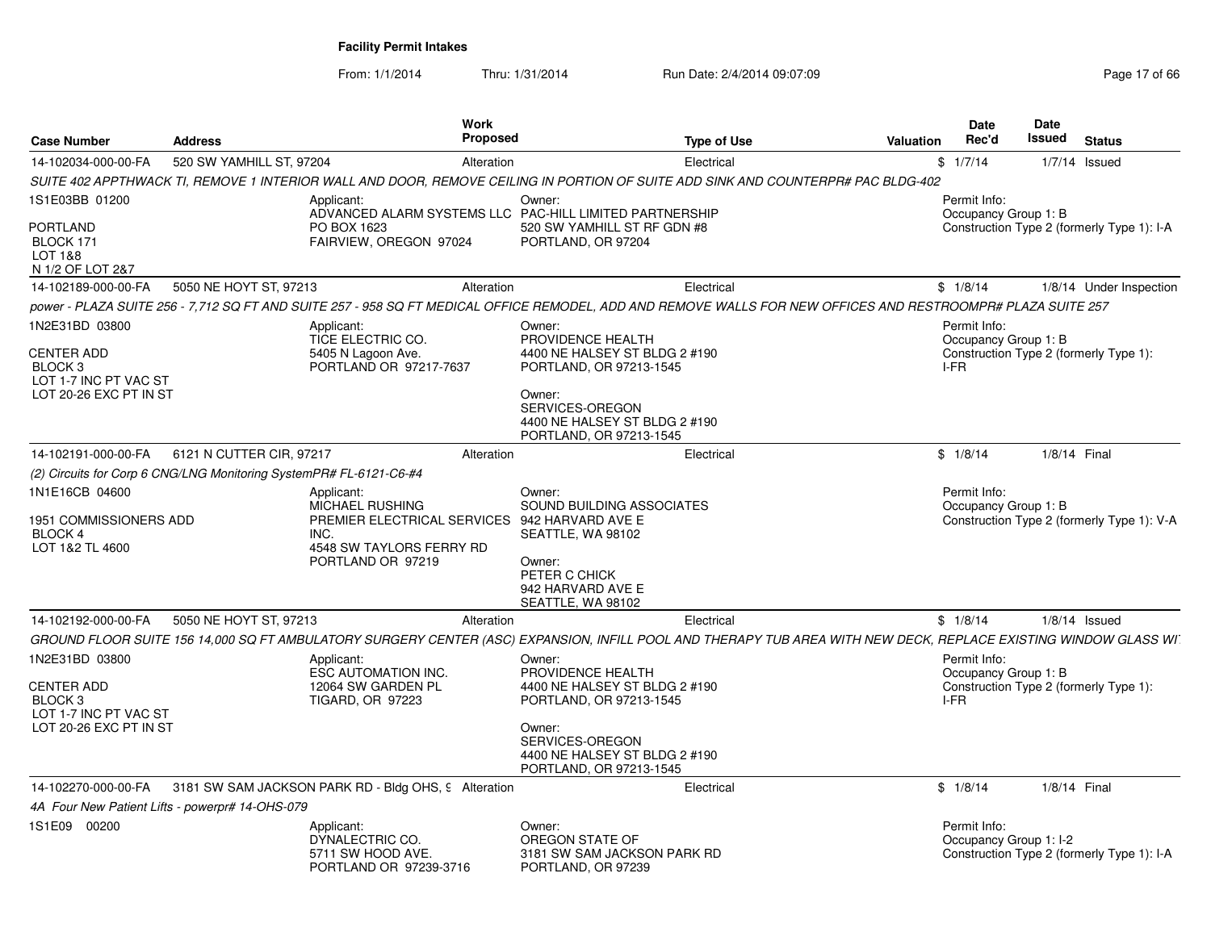**Facility Permit Intakes**

From: 1/1/2014 Thru: 1/31/2014 Run Date: 2/4/2014 09:07:09

| Case Number | Address | Work Proposed | Type of Use | Valuation | Date Rec'd | Date Issued | Status |
|---|---|---|---|---|---|---|---|
| 14-102034-000-00-FA | 520 SW YAMHILL ST, 97204 | Alteration | Electrical | $ | 1/7/14 | 1/7/14 | Issued |

SUITE 402 APPTHWACK TI, REMOVE 1 INTERIOR WALL AND DOOR, REMOVE CEILING IN PORTION OF SUITE ADD SINK AND COUNTERPR# PAC BLDG-402

1S1E03BB 01200

PORTLAND
BLOCK 171
LOT 1&8
N 1/2 OF LOT 2&7

Applicant:
ADVANCED ALARM SYSTEMS LLC
PO BOX 1623
FAIRVIEW, OREGON 97024

Owner:
PAC-HILL LIMITED PARTNERSHIP
520 SW YAMHILL ST RF GDN #8
PORTLAND, OR 97204

Permit Info:
Occupancy Group 1: B
Construction Type 2 (formerly Type 1): I-A

| Case Number | Address | Work Proposed | Type of Use | Valuation | Date Rec'd | Date Issued | Status |
|---|---|---|---|---|---|---|---|
| 14-102189-000-00-FA | 5050 NE HOYT ST, 97213 | Alteration | Electrical | $ | 1/8/14 | 1/8/14 | Under Inspection |

power - PLAZA SUITE 256 - 7,712 SQ FT AND SUITE 257 - 958 SQ FT MEDICAL OFFICE REMODEL, ADD AND REMOVE WALLS FOR NEW OFFICES AND RESTROOMPR# PLAZA SUITE 257

1N2E31BD 03800

CENTER ADD
BLOCK 3
LOT 1-7 INC PT VAC ST
LOT 20-26 EXC PT IN ST

Applicant:
TICE ELECTRIC CO.
5405 N Lagoon Ave.
PORTLAND OR 97217-7637

Owner:
PROVIDENCE HEALTH
4400 NE HALSEY ST BLDG 2 #190
PORTLAND, OR 97213-1545

Owner:
SERVICES-OREGON
4400 NE HALSEY ST BLDG 2 #190
PORTLAND, OR 97213-1545

Permit Info:
Occupancy Group 1: B
Construction Type 2 (formerly Type 1): I-FR

| Case Number | Address | Work Proposed | Type of Use | Valuation | Date Rec'd | Date Issued | Status |
|---|---|---|---|---|---|---|---|
| 14-102191-000-00-FA | 6121 N CUTTER CIR, 97217 | Alteration | Electrical | $ | 1/8/14 | 1/8/14 | Final |

(2) Circuits for Corp 6 CNG/LNG Monitoring SystemPR# FL-6121-C6-#4

1N1E16CB 04600

1951 COMMISSIONERS ADD
BLOCK 4
LOT 1&2 TL 4600

Applicant:
MICHAEL RUSHING
PREMIER ELECTRICAL SERVICES INC.
4548 SW TAYLORS FERRY RD
PORTLAND OR 97219

Owner:
SOUND BUILDING ASSOCIATES
942 HARVARD AVE E
SEATTLE, WA 98102

Owner:
PETER C CHICK
942 HARVARD AVE E
SEATTLE, WA 98102

Permit Info:
Occupancy Group 1: B
Construction Type 2 (formerly Type 1): V-A

| Case Number | Address | Work Proposed | Type of Use | Valuation | Date Rec'd | Date Issued | Status |
|---|---|---|---|---|---|---|---|
| 14-102192-000-00-FA | 5050 NE HOYT ST, 97213 | Alteration | Electrical | $ | 1/8/14 | 1/8/14 | Issued |

GROUND FLOOR SUITE 156 14,000 SQ FT AMBULATORY SURGERY CENTER (ASC) EXPANSION, INFILL POOL AND THERAPY TUB AREA WITH NEW DECK, REPLACE EXISTING WINDOW GLASS WI

1N2E31BD 03800

CENTER ADD
BLOCK 3
LOT 1-7 INC PT VAC ST
LOT 20-26 EXC PT IN ST

Applicant:
ESC AUTOMATION INC.
12064 SW GARDEN PL
TIGARD, OR 97223

Owner:
PROVIDENCE HEALTH
4400 NE HALSEY ST BLDG 2 #190
PORTLAND, OR 97213-1545

Owner:
SERVICES-OREGON
4400 NE HALSEY ST BLDG 2 #190
PORTLAND, OR 97213-1545

Permit Info:
Occupancy Group 1: B
Construction Type 2 (formerly Type 1): I-FR

| Case Number | Address | Work Proposed | Type of Use | Valuation | Date Rec'd | Date Issued | Status |
|---|---|---|---|---|---|---|---|
| 14-102270-000-00-FA | 3181 SW SAM JACKSON PARK RD - Bldg OHS, 9 | Alteration | Electrical | $ | 1/8/14 | 1/8/14 | Final |

4A Four New Patient Lifts - powerpr# 14-OHS-079

1S1E09 00200

Applicant:
DYNALECTRIC CO.
5711 SW HOOD AVE.
PORTLAND OR 97239-3716

Owner:
OREGON STATE OF
3181 SW SAM JACKSON PARK RD
PORTLAND, OR 97239

Permit Info:
Occupancy Group 1: I-2
Construction Type 2 (formerly Type 1): I-A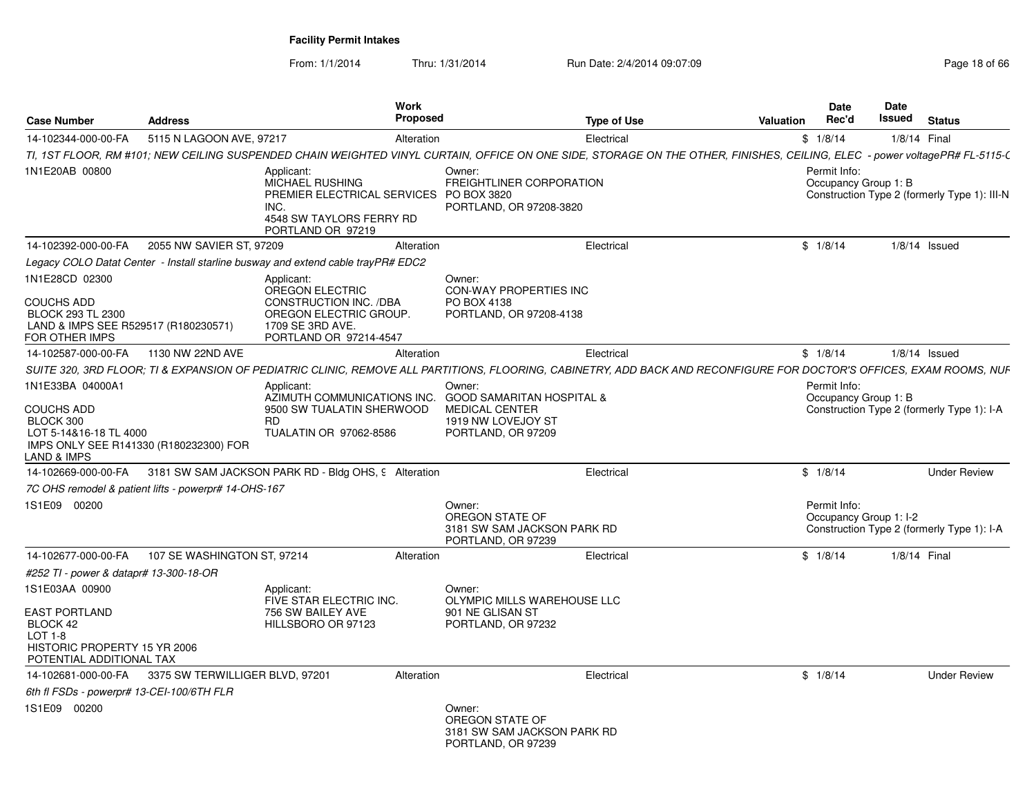**Facility Permit Intakes**

From: 1/1/2014 Thru: 1/31/2014 Run Date: 2/4/2014 09:07:09

| Case Number | Address | Work Proposed | Type of Use | Valuation | Date Rec'd | Date Issued | Status |
|---|---|---|---|---|---|---|---|
| 14-102344-000-00-FA | 5115 N LAGOON AVE, 97217 | Alteration | Electrical | $ | 1/8/14 | 1/8/14 | Final |

*TI, 1ST FLOOR, RM #101; NEW CEILING SUSPENDED CHAIN WEIGHTED VINYL CURTAIN, OFFICE ON ONE SIDE, STORAGE ON THE OTHER, FINISHES, CEILING, ELEC - power voltagePR# FL-5115-(*

1N1E20AB 00800

Applicant:
MICHAEL RUSHING
PREMIER ELECTRICAL SERVICES INC.
4548 SW TAYLORS FERRY RD
PORTLAND OR 97219

Owner:
FREIGHTLINER CORPORATION
PO BOX 3820
PORTLAND, OR 97208-3820

Permit Info:
Occupancy Group 1: B
Construction Type 2 (formerly Type 1): III-N

---

| Case Number | Address | Work Proposed | Type of Use | Valuation | Date Rec'd | Date Issued | Status |
|---|---|---|---|---|---|---|---|
| 14-102392-000-00-FA | 2055 NW SAVIER ST, 97209 | Alteration | Electrical | $ | 1/8/14 | 1/8/14 | Issued |

*Legacy COLO Datat Center - Install starline busway and extend cable trayPR# EDC2*

1N1E28CD 02300

COUCHS ADD
BLOCK 293 TL 2300
LAND & IMPS SEE R529517 (R180230571) FOR OTHER IMPS

Applicant:
OREGON ELECTRIC CONSTRUCTION INC. /DBA OREGON ELECTRIC GROUP.
1709 SE 3RD AVE.
PORTLAND OR 97214-4547

Owner:
CON-WAY PROPERTIES INC
PO BOX 4138
PORTLAND, OR 97208-4138

---

| Case Number | Address | Work Proposed | Type of Use | Valuation | Date Rec'd | Date Issued | Status |
|---|---|---|---|---|---|---|---|
| 14-102587-000-00-FA | 1130 NW 22ND AVE | Alteration | Electrical | $ | 1/8/14 | 1/8/14 | Issued |

*SUITE 320, 3RD FLOOR; TI & EXPANSION OF PEDIATRIC CLINIC, REMOVE ALL PARTITIONS, FLOORING, CABINETRY, ADD BACK AND RECONFIGURE FOR DOCTOR'S OFFICES, EXAM ROOMS, NUF*

1N1E33BA 04000A1

COUCHS ADD
BLOCK 300
LOT 5-14&16-18 TL 4000
IMPS ONLY SEE R141330 (R180232300) FOR LAND & IMPS

Applicant:
AZIMUTH COMMUNICATIONS INC.
9500 SW TUALATIN SHERWOOD RD
TUALATIN OR 97062-8586

Owner:
GOOD SAMARITAN HOSPITAL & MEDICAL CENTER
1919 NW LOVEJOY ST
PORTLAND, OR 97209

Permit Info:
Occupancy Group 1: B
Construction Type 2 (formerly Type 1): I-A

---

| Case Number | Address | Work Proposed | Type of Use | Valuation | Date Rec'd | Date Issued | Status |
|---|---|---|---|---|---|---|---|
| 14-102669-000-00-FA | 3181 SW SAM JACKSON PARK RD - Bldg OHS, 9 | Alteration | Electrical | $ | 1/8/14 | | Under Review |

*7C OHS remodel & patient lifts - powerpr# 14-OHS-167*

1S1E09 00200

Owner:
OREGON STATE OF
3181 SW SAM JACKSON PARK RD
PORTLAND, OR 97239

Permit Info:
Occupancy Group 1: I-2
Construction Type 2 (formerly Type 1): I-A

---

| Case Number | Address | Work Proposed | Type of Use | Valuation | Date Rec'd | Date Issued | Status |
|---|---|---|---|---|---|---|---|
| 14-102677-000-00-FA | 107 SE WASHINGTON ST, 97214 | Alteration | Electrical | $ | 1/8/14 | 1/8/14 | Final |

*#252 TI - power & datapr# 13-300-18-OR*

1S1E03AA 00900

EAST PORTLAND
BLOCK 42
LOT 1-8
HISTORIC PROPERTY 15 YR 2006
POTENTIAL ADDITIONAL TAX

Applicant:
FIVE STAR ELECTRIC INC.
756 SW BAILEY AVE
HILLSBORO OR 97123

Owner:
OLYMPIC MILLS WAREHOUSE LLC
901 NE GLISAN ST
PORTLAND, OR 97232

---

| Case Number | Address | Work Proposed | Type of Use | Valuation | Date Rec'd | Date Issued | Status |
|---|---|---|---|---|---|---|---|
| 14-102681-000-00-FA | 3375 SW TERWILLIGER BLVD, 97201 | Alteration | Electrical | $ | 1/8/14 | | Under Review |

*6th fl FSDs - powerpr# 13-CEI-100/6TH FLR*

1S1E09 00200

Owner:
OREGON STATE OF
3181 SW SAM JACKSON PARK RD
PORTLAND, OR 97239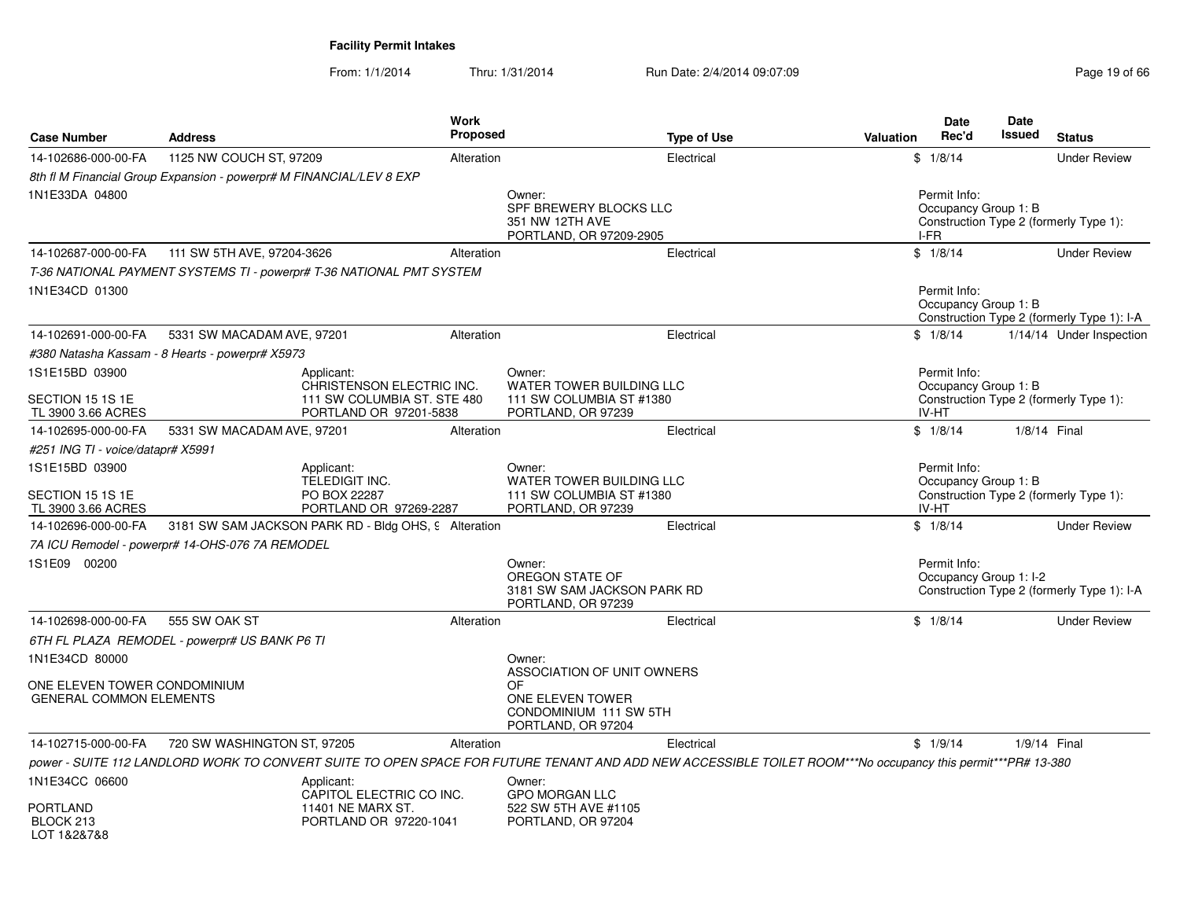**Facility Permit Intakes**

From: 1/1/2014 Thru: 1/31/2014 Run Date: 2/4/2014 09:07:09

| Case Number | Address | Work Proposed | Type of Use | Valuation | Date Rec'd | Date Issued | Status |
|---|---|---|---|---|---|---|---|
| 14-102686-000-00-FA | 1125 NW COUCH ST, 97209 | Alteration | Electrical | $ | 1/8/14 | | Under Review |
| *8th fl M Financial Group Expansion - powerpr# M FINANCIAL/LEV 8 EXP* | | | | | | | |
| 1N1E33DA 04800 | | Owner: SPF BREWERY BLOCKS LLC 351 NW 12TH AVE PORTLAND, OR 97209-2905 | | | Permit Info: Occupancy Group 1: B Construction Type 2 (formerly Type 1): I-FR | | |
| 14-102687-000-00-FA | 111 SW 5TH AVE, 97204-3626 | Alteration | Electrical | $ | 1/8/14 | | Under Review |
| *T-36 NATIONAL PAYMENT SYSTEMS TI - powerpr# T-36 NATIONAL PMT SYSTEM* | | | | | | | |
| 1N1E34CD 01300 | | | | | Permit Info: Occupancy Group 1: B Construction Type 2 (formerly Type 1): I-A | | |
| 14-102691-000-00-FA | 5331 SW MACADAM AVE, 97201 | Alteration | Electrical | $ | 1/8/14 | 1/14/14 | Under Inspection |
| *#380 Natasha Kassam - 8 Hearts - powerpr# X5973* | | | | | | | |
| 1S1E15BD 03900 SECTION 15 1S 1E TL 3900 3.66 ACRES | Applicant: CHRISTENSON ELECTRIC INC. 111 SW COLUMBIA ST. STE 480 PORTLAND OR 97201-5838 | Owner: WATER TOWER BUILDING LLC 111 SW COLUMBIA ST #1380 PORTLAND, OR 97239 | | | Permit Info: Occupancy Group 1: B Construction Type 2 (formerly Type 1): IV-HT | | |
| 14-102695-000-00-FA | 5331 SW MACADAM AVE, 97201 | Alteration | Electrical | $ | 1/8/14 | 1/8/14 | Final |
| *#251 ING TI - voice/datapr# X5991* | | | | | | | |
| 1S1E15BD 03900 SECTION 15 1S 1E TL 3900 3.66 ACRES | Applicant: TELEDIGIT INC. PO BOX 22287 PORTLAND OR 97269-2287 | Owner: WATER TOWER BUILDING LLC 111 SW COLUMBIA ST #1380 PORTLAND, OR 97239 | | | Permit Info: Occupancy Group 1: B Construction Type 2 (formerly Type 1): IV-HT | | |
| 14-102696-000-00-FA | 3181 SW SAM JACKSON PARK RD - Bldg OHS, 9 | Alteration | Electrical | $ | 1/8/14 | | Under Review |
| *7A ICU Remodel - powerpr# 14-OHS-076 7A REMODEL* | | | | | | | |
| 1S1E09 00200 | | Owner: OREGON STATE OF 3181 SW SAM JACKSON PARK RD PORTLAND, OR 97239 | | | Permit Info: Occupancy Group 1: I-2 Construction Type 2 (formerly Type 1): I-A | | |
| 14-102698-000-00-FA | 555 SW OAK ST | Alteration | Electrical | $ | 1/8/14 | | Under Review |
| *6TH FL PLAZA REMODEL - powerpr# US BANK P6 TI* | | | | | | | |
| 1N1E34CD 80000 ONE ELEVEN TOWER CONDOMINIUM GENERAL COMMON ELEMENTS | | Owner: ASSOCIATION OF UNIT OWNERS OF ONE ELEVEN TOWER CONDOMINIUM 111 SW 5TH PORTLAND, OR 97204 | | | | | |
| 14-102715-000-00-FA | 720 SW WASHINGTON ST, 97205 | Alteration | Electrical | $ | 1/9/14 | 1/9/14 | Final |
| *power - SUITE 112 LANDLORD WORK TO CONVERT SUITE TO OPEN SPACE FOR FUTURE TENANT AND ADD NEW ACCESSIBLE TOILET ROOM***No occupancy this permit***PR# 13-380* | | | | | | | |
| 1N1E34CC 06600 PORTLAND BLOCK 213 LOT 1&2&7&8 | Applicant: CAPITOL ELECTRIC CO INC. 11401 NE MARX ST. PORTLAND OR 97220-1041 | Owner: GPO MORGAN LLC 522 SW 5TH AVE #1105 PORTLAND, OR 97204 | | | | | |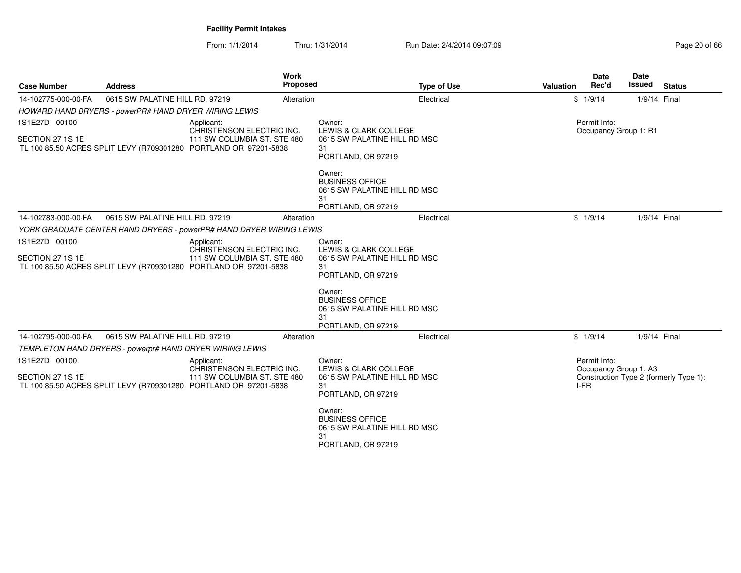**Facility Permit Intakes**

From: 1/1/2014 Thru: 1/31/2014 Run Date: 2/4/2014 09:07:09

| Case Number | Address | Work Proposed | Type of Use | Valuation | Date Rec'd | Date Issued | Status |
|---|---|---|---|---|---|---|---|
| 14-102775-000-00-FA | 0615 SW PALATINE HILL RD, 97219 | Alteration | Electrical | $ | 1/9/14 | 1/9/14 | Final |

*HOWARD HAND DRYERS - powerPR# HAND DRYER WIRING LEWIS*

1S1E27D 00100

SECTION 27 1S 1E
TL 100 85.50 ACRES SPLIT LEVY (R709301280

Applicant:
CHRISTENSON ELECTRIC INC.
111 SW COLUMBIA ST. STE 480
PORTLAND OR 97201-5838

Owner:
LEWIS & CLARK COLLEGE
0615 SW PALATINE HILL RD MSC 31
PORTLAND, OR 97219

Owner:
BUSINESS OFFICE
0615 SW PALATINE HILL RD MSC 31
PORTLAND, OR 97219

Permit Info:
Occupancy Group 1: R1

| Case Number | Address | Work Proposed | Type of Use | Valuation | Date Rec'd | Date Issued | Status |
|---|---|---|---|---|---|---|---|
| 14-102783-000-00-FA | 0615 SW PALATINE HILL RD, 97219 | Alteration | Electrical | $ | 1/9/14 | 1/9/14 | Final |

*YORK GRADUATE CENTER HAND DRYERS - powerPR# HAND DRYER WIRING LEWIS*

1S1E27D 00100

SECTION 27 1S 1E
TL 100 85.50 ACRES SPLIT LEVY (R709301280

Applicant:
CHRISTENSON ELECTRIC INC.
111 SW COLUMBIA ST. STE 480
PORTLAND OR 97201-5838

Owner:
LEWIS & CLARK COLLEGE
0615 SW PALATINE HILL RD MSC 31
PORTLAND, OR 97219

Owner:
BUSINESS OFFICE
0615 SW PALATINE HILL RD MSC 31
PORTLAND, OR 97219

| Case Number | Address | Work Proposed | Type of Use | Valuation | Date Rec'd | Date Issued | Status |
|---|---|---|---|---|---|---|---|
| 14-102795-000-00-FA | 0615 SW PALATINE HILL RD, 97219 | Alteration | Electrical | $ | 1/9/14 | 1/9/14 | Final |

*TEMPLETON HAND DRYERS - powerpr# HAND DRYER WIRING LEWIS*

1S1E27D 00100

SECTION 27 1S 1E
TL 100 85.50 ACRES SPLIT LEVY (R709301280

Applicant:
CHRISTENSON ELECTRIC INC.
111 SW COLUMBIA ST. STE 480
PORTLAND OR 97201-5838

Owner:
LEWIS & CLARK COLLEGE
0615 SW PALATINE HILL RD MSC 31
PORTLAND, OR 97219

Owner:
BUSINESS OFFICE
0615 SW PALATINE HILL RD MSC 31
PORTLAND, OR 97219

Permit Info:
Occupancy Group 1: A3
Construction Type 2 (formerly Type 1): I-FR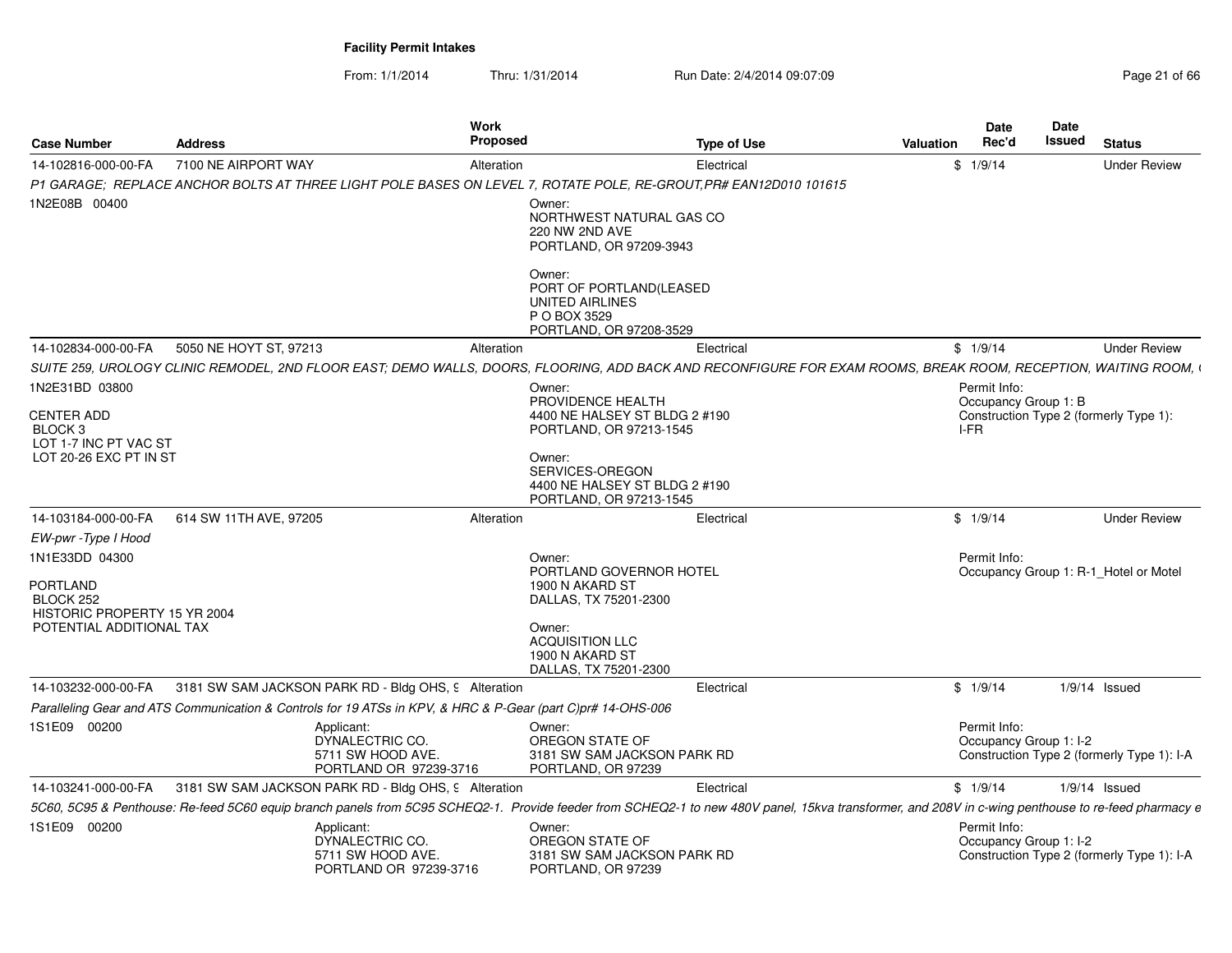# Facility Permit Intakes

From: 1/1/2014 Thru: 1/31/2014 Run Date: 2/4/2014 09:07:09

| Case Number | Address | Work Proposed | Type of Use | Valuation | Date Rec'd | Date Issued | Status |
|---|---|---|---|---|---|---|---|
| 14-102816-000-00-FA | 7100 NE AIRPORT WAY | Alteration | Electrical | $ | 1/9/14 | | Under Review |
| *P1 GARAGE; REPLACE ANCHOR BOLTS AT THREE LIGHT POLE BASES ON LEVEL 7, ROTATE POLE, RE-GROUT,PR# EAN12D010 101615* | | | | | | | |
| 1N2E08B 00400 | | | Owner: NORTHWEST NATURAL GAS CO 220 NW 2ND AVE PORTLAND, OR 97209-3943 Owner: PORT OF PORTLAND(LEASED UNITED AIRLINES P O BOX 3529 PORTLAND, OR 97208-3529 | | | | |
| 14-102834-000-00-FA | 5050 NE HOYT ST, 97213 | Alteration | Electrical | $ | 1/9/14 | | Under Review |
| *SUITE 259, UROLOGY CLINIC REMODEL, 2ND FLOOR EAST; DEMO WALLS, DOORS, FLOORING, ADD BACK AND RECONFIGURE FOR EXAM ROOMS, BREAK ROOM, RECEPTION, WAITING ROOM, (* | | | | | | | |
| 1N2E31BD 03800 CENTER ADD BLOCK 3 LOT 1-7 INC PT VAC ST LOT 20-26 EXC PT IN ST | | | Owner: PROVIDENCE HEALTH 4400 NE HALSEY ST BLDG 2 #190 PORTLAND, OR 97213-1545 Owner: SERVICES-OREGON 4400 NE HALSEY ST BLDG 2 #190 PORTLAND, OR 97213-1545 | | Permit Info: Occupancy Group 1: B Construction Type 2 (formerly Type 1): I-FR | | |
| 14-103184-000-00-FA | 614 SW 11TH AVE, 97205 | Alteration | Electrical | $ | 1/9/14 | | Under Review |
| *EW-pwr -Type I Hood* | | | | | | | |
| 1N1E33DD 04300 PORTLAND BLOCK 252 HISTORIC PROPERTY 15 YR 2004 POTENTIAL ADDITIONAL TAX | | | Owner: PORTLAND GOVERNOR HOTEL 1900 N AKARD ST DALLAS, TX 75201-2300 Owner: ACQUISITION LLC 1900 N AKARD ST DALLAS, TX 75201-2300 | | Permit Info: Occupancy Group 1: R-1_Hotel or Motel | | |
| 14-103232-000-00-FA | 3181 SW SAM JACKSON PARK RD - Bldg OHS, 9 | Alteration | Electrical | $ | 1/9/14 | 1/9/14 | Issued |
| *Paralleling Gear and ATS Communication & Controls for 19 ATSs in KPV, & HRC & P-Gear (part C)pr# 14-OHS-006* | | | | | | | |
| 1S1E09 00200 | Applicant: DYNALECTRIC CO. 5711 SW HOOD AVE. PORTLAND OR 97239-3716 | | Owner: OREGON STATE OF 3181 SW SAM JACKSON PARK RD PORTLAND, OR 97239 | | Permit Info: Occupancy Group 1: I-2 Construction Type 2 (formerly Type 1): I-A | | |
| 14-103241-000-00-FA | 3181 SW SAM JACKSON PARK RD - Bldg OHS, 9 | Alteration | Electrical | $ | 1/9/14 | 1/9/14 | Issued |
| *5C60, 5C95 & Penthouse: Re-feed 5C60 equip branch panels from 5C95 SCHEQ2-1. Provide feeder from SCHEQ2-1 to new 480V panel, 15kva transformer, and 208V in c-wing penthouse to re-feed pharmacy e* | | | | | | | |
| 1S1E09 00200 | Applicant: DYNALECTRIC CO. 5711 SW HOOD AVE. PORTLAND OR 97239-3716 | | Owner: OREGON STATE OF 3181 SW SAM JACKSON PARK RD PORTLAND, OR 97239 | | Permit Info: Occupancy Group 1: I-2 Construction Type 2 (formerly Type 1): I-A | | |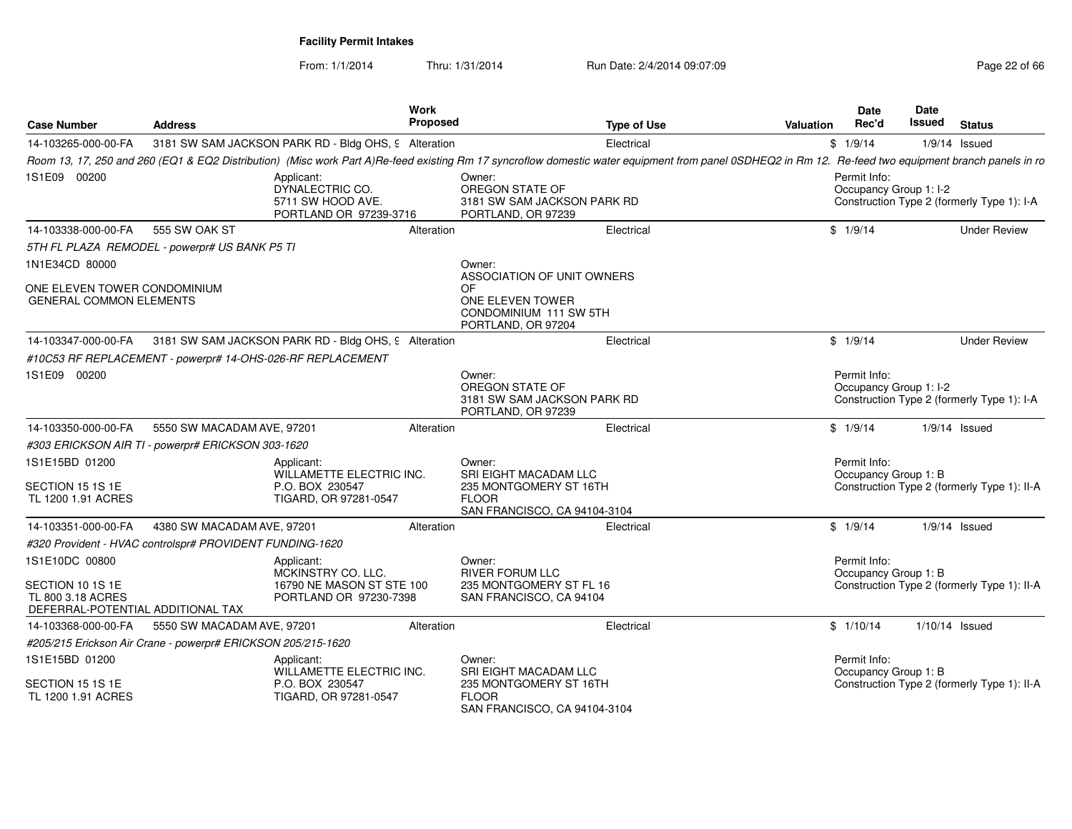**Facility Permit Intakes**

From: 1/1/2014 Thru: 1/31/2014 Run Date: 2/4/2014 09:07:09

| Case Number | Address | Work Proposed | Type of Use | Valuation | Date Rec'd | Date Issued | Status |
|---|---|---|---|---|---|---|---|
| 14-103265-000-00-FA | 3181 SW SAM JACKSON PARK RD - Bldg OHS, 9 | Alteration | Electrical | $ | 1/9/14 | 1/9/14 | Issued |
| Room 13, 17, 250 and 260 (EQ1 & EQ2 Distribution) (Misc work Part A)Re-feed existing Rm 17 syncroflow domestic water equipment from panel 0SDHEQ2 in Rm 12. Re-feed two equipment branch panels in ro | | | | | | | |
| 1S1E09 00200 | Applicant: DYNALECTRIC CO. 5711 SW HOOD AVE. PORTLAND OR 97239-3716 | | Owner: OREGON STATE OF 3181 SW SAM JACKSON PARK RD PORTLAND, OR 97239 | | Permit Info: Occupancy Group 1: I-2 Construction Type 2 (formerly Type 1): I-A | | |
| 14-103338-000-00-FA | 555 SW OAK ST | Alteration | Electrical | $ | 1/9/14 | | Under Review |
| 5TH FL PLAZA REMODEL - powerpr# US BANK P5 TI | | | | | | | |
| 1N1E34CD 80000 ONE ELEVEN TOWER CONDOMINIUM GENERAL COMMON ELEMENTS | | | Owner: ASSOCIATION OF UNIT OWNERS OF ONE ELEVEN TOWER CONDOMINIUM 111 SW 5TH PORTLAND, OR 97204 | | | | |
| 14-103347-000-00-FA | 3181 SW SAM JACKSON PARK RD - Bldg OHS, 9 | Alteration | Electrical | $ | 1/9/14 | | Under Review |
| #10C53 RF REPLACEMENT - powerpr# 14-OHS-026-RF REPLACEMENT | | | | | | | |
| 1S1E09 00200 | | | Owner: OREGON STATE OF 3181 SW SAM JACKSON PARK RD PORTLAND, OR 97239 | | Permit Info: Occupancy Group 1: I-2 Construction Type 2 (formerly Type 1): I-A | | |
| 14-103350-000-00-FA | 5550 SW MACADAM AVE, 97201 | Alteration | Electrical | $ | 1/9/14 | 1/9/14 | Issued |
| #303 ERICKSON AIR TI - powerpr# ERICKSON 303-1620 | | | | | | | |
| 1S1E15BD 01200 SECTION 15 1S 1E TL 1200 1.91 ACRES | Applicant: WILLAMETTE ELECTRIC INC. P.O. BOX 230547 TIGARD, OR 97281-0547 | | Owner: SRI EIGHT MACADAM LLC 235 MONTGOMERY ST 16TH FLOOR SAN FRANCISCO, CA 94104-3104 | | Permit Info: Occupancy Group 1: B Construction Type 2 (formerly Type 1): II-A | | |
| 14-103351-000-00-FA | 4380 SW MACADAM AVE, 97201 | Alteration | Electrical | $ | 1/9/14 | 1/9/14 | Issued |
| #320 Provident - HVAC controlspr# PROVIDENT FUNDING-1620 | | | | | | | |
| 1S1E10DC 00800 SECTION 10 1S 1E TL 800 3.18 ACRES DEFERRAL-POTENTIAL ADDITIONAL TAX | Applicant: MCKINSTRY CO. LLC. 16790 NE MASON ST STE 100 PORTLAND OR 97230-7398 | | Owner: RIVER FORUM LLC 235 MONTGOMERY ST FL 16 SAN FRANCISCO, CA 94104 | | Permit Info: Occupancy Group 1: B Construction Type 2 (formerly Type 1): II-A | | |
| 14-103368-000-00-FA | 5550 SW MACADAM AVE, 97201 | Alteration | Electrical | $ | 1/10/14 | 1/10/14 | Issued |
| #205/215 Erickson Air Crane - powerpr# ERICKSON 205/215-1620 | | | | | | | |
| 1S1E15BD 01200 SECTION 15 1S 1E TL 1200 1.91 ACRES | Applicant: WILLAMETTE ELECTRIC INC. P.O. BOX 230547 TIGARD, OR 97281-0547 | | Owner: SRI EIGHT MACADAM LLC 235 MONTGOMERY ST 16TH FLOOR SAN FRANCISCO, CA 94104-3104 | | Permit Info: Occupancy Group 1: B Construction Type 2 (formerly Type 1): II-A | | |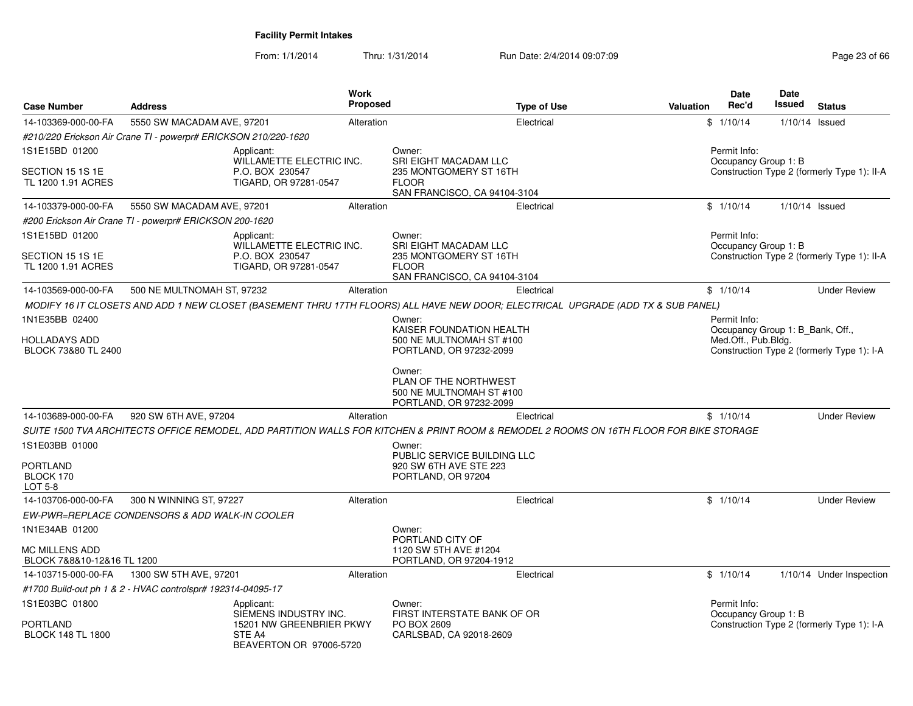# Facility Permit Intakes

From: 1/1/2014 Thru: 1/31/2014 Run Date: 2/4/2014 09:07:09

| Case Number | Address | Work Proposed | Type of Use | Valuation | Date Rec'd | Date Issued | Status |
|---|---|---|---|---|---|---|---|
| 14-103369-000-00-FA | 5550 SW MACADAM AVE, 97201 | Alteration | Electrical | $ | 1/10/14 | 1/10/14 | Issued |

*#210/220 Erickson Air Crane TI - powerpr# ERICKSON 210/220-1620*

1S1E15BD 01200
SECTION 15 1S 1E
TL 1200 1.91 ACRES

Applicant:
WILLAMETTE ELECTRIC INC.
P.O. BOX 230547
TIGARD, OR 97281-0547

Owner:
SRI EIGHT MACADAM LLC
235 MONTGOMERY ST 16TH FLOOR
SAN FRANCISCO, CA 94104-3104

Permit Info:
Occupancy Group 1: B
Construction Type 2 (formerly Type 1): II-A

| Case Number | Address | Work Proposed | Type of Use | Valuation | Date Rec'd | Date Issued | Status |
|---|---|---|---|---|---|---|---|
| 14-103379-000-00-FA | 5550 SW MACADAM AVE, 97201 | Alteration | Electrical | $ | 1/10/14 | 1/10/14 | Issued |

*#200 Erickson Air Crane TI - powerpr# ERICKSON 200-1620*

1S1E15BD 01200
SECTION 15 1S 1E
TL 1200 1.91 ACRES

Applicant:
WILLAMETTE ELECTRIC INC.
P.O. BOX 230547
TIGARD, OR 97281-0547

Owner:
SRI EIGHT MACADAM LLC
235 MONTGOMERY ST 16TH FLOOR
SAN FRANCISCO, CA 94104-3104

Permit Info:
Occupancy Group 1: B
Construction Type 2 (formerly Type 1): II-A

| Case Number | Address | Work Proposed | Type of Use | Valuation | Date Rec'd | Date Issued | Status |
|---|---|---|---|---|---|---|---|
| 14-103569-000-00-FA | 500 NE MULTNOMAH ST, 97232 | Alteration | Electrical | $ | 1/10/14 | | Under Review |

*MODIFY 16 IT CLOSETS AND ADD 1 NEW CLOSET (BASEMENT THRU 17TH FLOORS) ALL HAVE NEW DOOR; ELECTRICAL UPGRADE (ADD TX & SUB PANEL)*

1N1E35BB 02400
HOLLADAYS ADD
BLOCK 73&80 TL 2400

Owner:
KAISER FOUNDATION HEALTH
500 NE MULTNOMAH ST #100
PORTLAND, OR 97232-2099

Owner:
PLAN OF THE NORTHWEST
500 NE MULTNOMAH ST #100
PORTLAND, OR 97232-2099

Permit Info:
Occupancy Group 1: B_Bank, Off., Med.Off., Pub.Bldg.
Construction Type 2 (formerly Type 1): I-A

| Case Number | Address | Work Proposed | Type of Use | Valuation | Date Rec'd | Date Issued | Status |
|---|---|---|---|---|---|---|---|
| 14-103689-000-00-FA | 920 SW 6TH AVE, 97204 | Alteration | Electrical | $ | 1/10/14 | | Under Review |

*SUITE 1500 TVA ARCHITECTS OFFICE REMODEL, ADD PARTITION WALLS FOR KITCHEN & PRINT ROOM & REMODEL 2 ROOMS ON 16TH FLOOR FOR BIKE STORAGE*

1S1E03BB 01000
PORTLAND
BLOCK 170
LOT 5-8

Owner:
PUBLIC SERVICE BUILDING LLC
920 SW 6TH AVE STE 223
PORTLAND, OR 97204

| Case Number | Address | Work Proposed | Type of Use | Valuation | Date Rec'd | Date Issued | Status |
|---|---|---|---|---|---|---|---|
| 14-103706-000-00-FA | 300 N WINNING ST, 97227 | Alteration | Electrical | $ | 1/10/14 | | Under Review |

*EW-PWR=REPLACE CONDENSORS & ADD WALK-IN COOLER*

1N1E34AB 01200
MC MILLENS ADD
BLOCK 7&8&10-12&16 TL 1200

Owner:
PORTLAND CITY OF
1120 SW 5TH AVE #1204
PORTLAND, OR 97204-1912

| Case Number | Address | Work Proposed | Type of Use | Valuation | Date Rec'd | Date Issued | Status |
|---|---|---|---|---|---|---|---|
| 14-103715-000-00-FA | 1300 SW 5TH AVE, 97201 | Alteration | Electrical | $ | 1/10/14 | 1/10/14 | Under Inspection |

*#1700 Build-out ph 1 & 2 - HVAC controlspr# 192314-04095-17*

1S1E03BC 01800
PORTLAND
BLOCK 148 TL 1800

Applicant:
SIEMENS INDUSTRY INC.
15201 NW GREENBRIER PKWY STE A4
BEAVERTON OR 97006-5720

Owner:
FIRST INTERSTATE BANK OF OR
PO BOX 2609
CARLSBAD, CA 92018-2609

Permit Info:
Occupancy Group 1: B
Construction Type 2 (formerly Type 1): I-A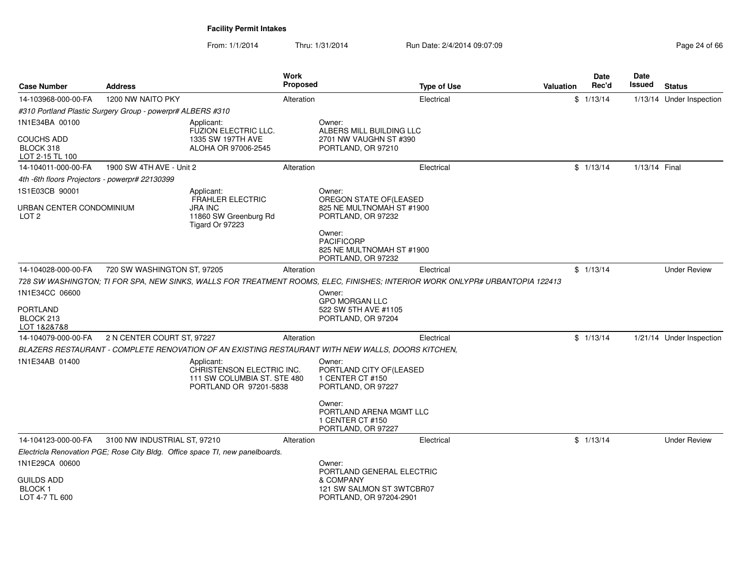**Facility Permit Intakes**

From: 1/1/2014 Thru: 1/31/2014 Run Date: 2/4/2014 09:07:09

| Case Number | Address | Work Proposed | Type of Use | Valuation | Date Rec'd | Date Issued | Status |
|---|---|---|---|---|---|---|---|
| 14-103968-000-00-FA | 1200 NW NAITO PKY | Alteration | Electrical | $ | 1/13/14 | 1/13/14 | Under Inspection |

*#310 Portland Plastic Surgery Group - powerpr# ALBERS #310*

1N1E34BA 00100

COUCHS ADD
BLOCK 318
LOT 2-15 TL 100

Applicant:
FUZION ELECTRIC LLC.
1335 SW 197TH AVE
ALOHA OR 97006-2545

Owner:
ALBERS MILL BUILDING LLC
2701 NW VAUGHN ST #390
PORTLAND, OR 97210

| Case Number | Address | Work Proposed | Type of Use | Valuation | Date Rec'd | Date Issued | Status |
|---|---|---|---|---|---|---|---|
| 14-104011-000-00-FA | 1900 SW 4TH AVE - Unit 2 | Alteration | Electrical | $ | 1/13/14 | 1/13/14 | Final |

*4th -6th floors Projectors - powerpr# 22130399*

1S1E03CB 90001

URBAN CENTER CONDOMINIUM
LOT 2

Applicant:
FRAHLER ELECTRIC
JRA INC
11860 SW Greenburg Rd
Tigard Or 97223

Owner:
OREGON STATE OF(LEASED
825 NE MULTNOMAH ST #1900
PORTLAND, OR 97232

Owner:
PACIFICORP
825 NE MULTNOMAH ST #1900
PORTLAND, OR 97232

| Case Number | Address | Work Proposed | Type of Use | Valuation | Date Rec'd | Date Issued | Status |
|---|---|---|---|---|---|---|---|
| 14-104028-000-00-FA | 720 SW WASHINGTON ST, 97205 | Alteration | Electrical | $ | 1/13/14 | | Under Review |

*728 SW WASHINGTON; TI FOR SPA, NEW SINKS, WALLS FOR TREATMENT ROOMS, ELEC, FINISHES; INTERIOR WORK ONLYPR# URBANTOPIA 122413*

1N1E34CC 06600

PORTLAND
BLOCK 213
LOT 1&2&7&8

Owner:
GPO MORGAN LLC
522 SW 5TH AVE #1105
PORTLAND, OR 97204

| Case Number | Address | Work Proposed | Type of Use | Valuation | Date Rec'd | Date Issued | Status |
|---|---|---|---|---|---|---|---|
| 14-104079-000-00-FA | 2 N CENTER COURT ST, 97227 | Alteration | Electrical | $ | 1/13/14 | 1/21/14 | Under Inspection |

*BLAZERS RESTAURANT - COMPLETE RENOVATION OF AN EXISTING RESTAURANT WITH NEW WALLS, DOORS KITCHEN,*

1N1E34AB 01400

Applicant:
CHRISTENSON ELECTRIC INC.
111 SW COLUMBIA ST. STE 480
PORTLAND OR 97201-5838

Owner:
PORTLAND CITY OF(LEASED
1 CENTER CT #150
PORTLAND, OR 97227

Owner:
PORTLAND ARENA MGMT LLC
1 CENTER CT #150
PORTLAND, OR 97227

| Case Number | Address | Work Proposed | Type of Use | Valuation | Date Rec'd | Date Issued | Status |
|---|---|---|---|---|---|---|---|
| 14-104123-000-00-FA | 3100 NW INDUSTRIAL ST, 97210 | Alteration | Electrical | $ | 1/13/14 | | Under Review |

*Electricla Renovation PGE; Rose City Bldg. Office space TI, new panelboards.*

1N1E29CA 00600

GUILDS ADD
BLOCK 1
LOT 4-7 TL 600

Owner:
PORTLAND GENERAL ELECTRIC
& COMPANY
121 SW SALMON ST 3WTCBR07
PORTLAND, OR 97204-2901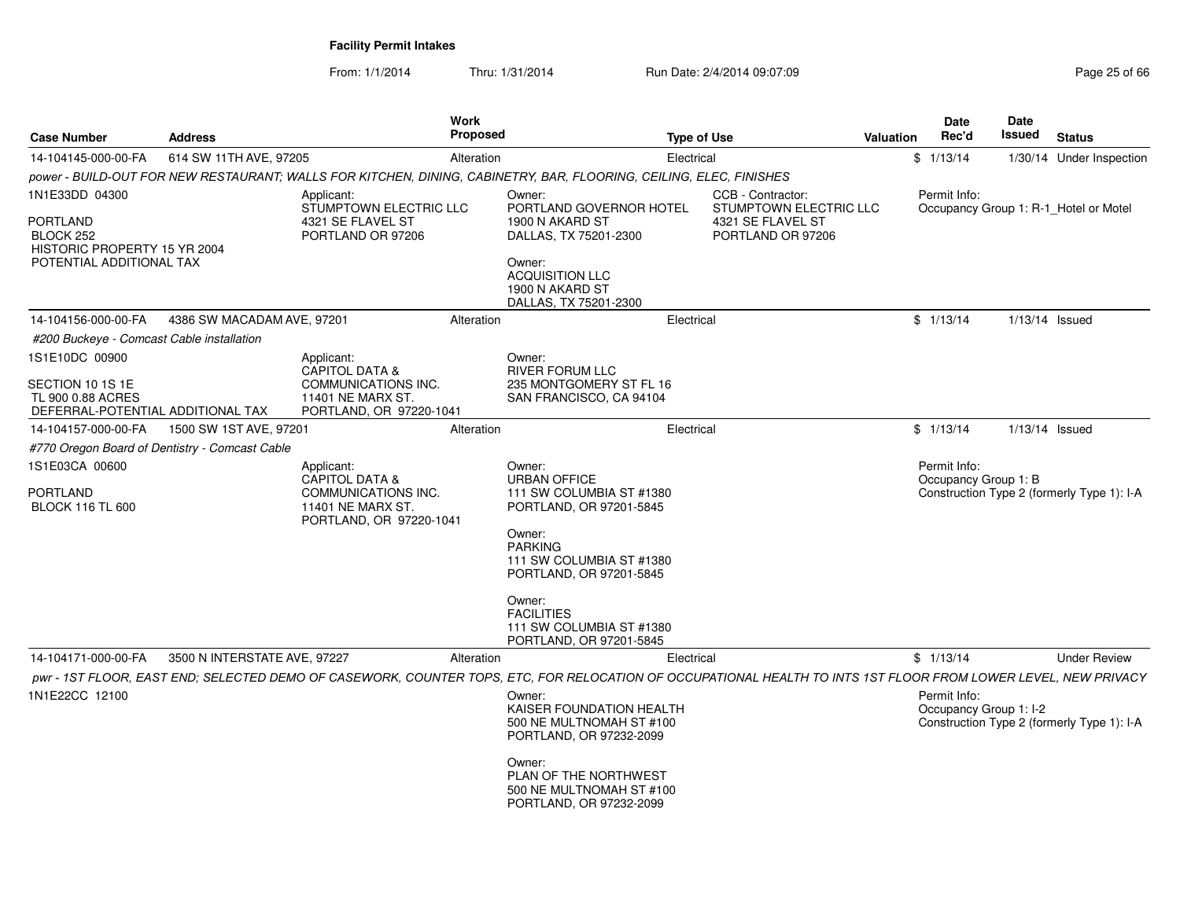**Facility Permit Intakes**

From: 1/1/2014 Thru: 1/31/2014 Run Date: 2/4/2014 09:07:09

| Case Number | Address | Work Proposed | Type of Use | Valuation | Date Rec'd | Date Issued | Status |
|---|---|---|---|---|---|---|---|
| 14-104145-000-00-FA | 614 SW 11TH AVE, 97205 | Alteration | Electrical | $ | 1/13/14 | 1/30/14 | Under Inspection |

*power - BUILD-OUT FOR NEW RESTAURANT; WALLS FOR KITCHEN, DINING, CABINETRY, BAR, FLOORING, CEILING, ELEC, FINISHES*

1N1E33DD 04300

PORTLAND
BLOCK 252
HISTORIC PROPERTY 15 YR 2004
POTENTIAL ADDITIONAL TAX

Applicant:
STUMPTOWN ELECTRIC LLC
4321 SE FLAVEL ST
PORTLAND OR 97206

Owner:
PORTLAND GOVERNOR HOTEL
1900 N AKARD ST
DALLAS, TX 75201-2300

Owner:
ACQUISITION LLC
1900 N AKARD ST
DALLAS, TX 75201-2300

CCB - Contractor:
STUMPTOWN ELECTRIC LLC
4321 SE FLAVEL ST
PORTLAND OR 97206

Permit Info:
Occupancy Group 1: R-1_Hotel or Motel

| Case Number | Address | Work Proposed | Type of Use | Valuation | Date Rec'd | Date Issued | Status |
|---|---|---|---|---|---|---|---|
| 14-104156-000-00-FA | 4386 SW MACADAM AVE, 97201 | Alteration | Electrical | $ | 1/13/14 | 1/13/14 | Issued |

*#200 Buckeye - Comcast Cable installation*

1S1E10DC 00900

SECTION 10 1S 1E
TL 900 0.88 ACRES
DEFERRAL-POTENTIAL ADDITIONAL TAX

Applicant:
CAPITOL DATA &
COMMUNICATIONS INC.
11401 NE MARX ST.
PORTLAND, OR 97220-1041

Owner:
RIVER FORUM LLC
235 MONTGOMERY ST FL 16
SAN FRANCISCO, CA 94104

| Case Number | Address | Work Proposed | Type of Use | Valuation | Date Rec'd | Date Issued | Status |
|---|---|---|---|---|---|---|---|
| 14-104157-000-00-FA | 1500 SW 1ST AVE, 97201 | Alteration | Electrical | $ | 1/13/14 | 1/13/14 | Issued |

*#770 Oregon Board of Dentistry - Comcast Cable*

1S1E03CA 00600

PORTLAND
BLOCK 116 TL 600

Applicant:
CAPITOL DATA &
COMMUNICATIONS INC.
11401 NE MARX ST.
PORTLAND, OR 97220-1041

Owner:
URBAN OFFICE
111 SW COLUMBIA ST #1380
PORTLAND, OR 97201-5845

Owner:
PARKING
111 SW COLUMBIA ST #1380
PORTLAND, OR 97201-5845

Owner:
FACILITIES
111 SW COLUMBIA ST #1380
PORTLAND, OR 97201-5845

Permit Info:
Occupancy Group 1: B
Construction Type 2 (formerly Type 1): I-A

| Case Number | Address | Work Proposed | Type of Use | Valuation | Date Rec'd | Date Issued | Status |
|---|---|---|---|---|---|---|---|
| 14-104171-000-00-FA | 3500 N INTERSTATE AVE, 97227 | Alteration | Electrical | $ | 1/13/14 | | Under Review |

*pwr - 1ST FLOOR, EAST END; SELECTED DEMO OF CASEWORK, COUNTER TOPS, ETC, FOR RELOCATION OF OCCUPATIONAL HEALTH TO INTS 1ST FLOOR FROM LOWER LEVEL, NEW PRIVACY*

1N1E22CC 12100

Owner:
KAISER FOUNDATION HEALTH
500 NE MULTNOMAH ST #100
PORTLAND, OR 97232-2099

Owner:
PLAN OF THE NORTHWEST
500 NE MULTNOMAH ST #100
PORTLAND, OR 97232-2099

Permit Info:
Occupancy Group 1: I-2
Construction Type 2 (formerly Type 1): I-A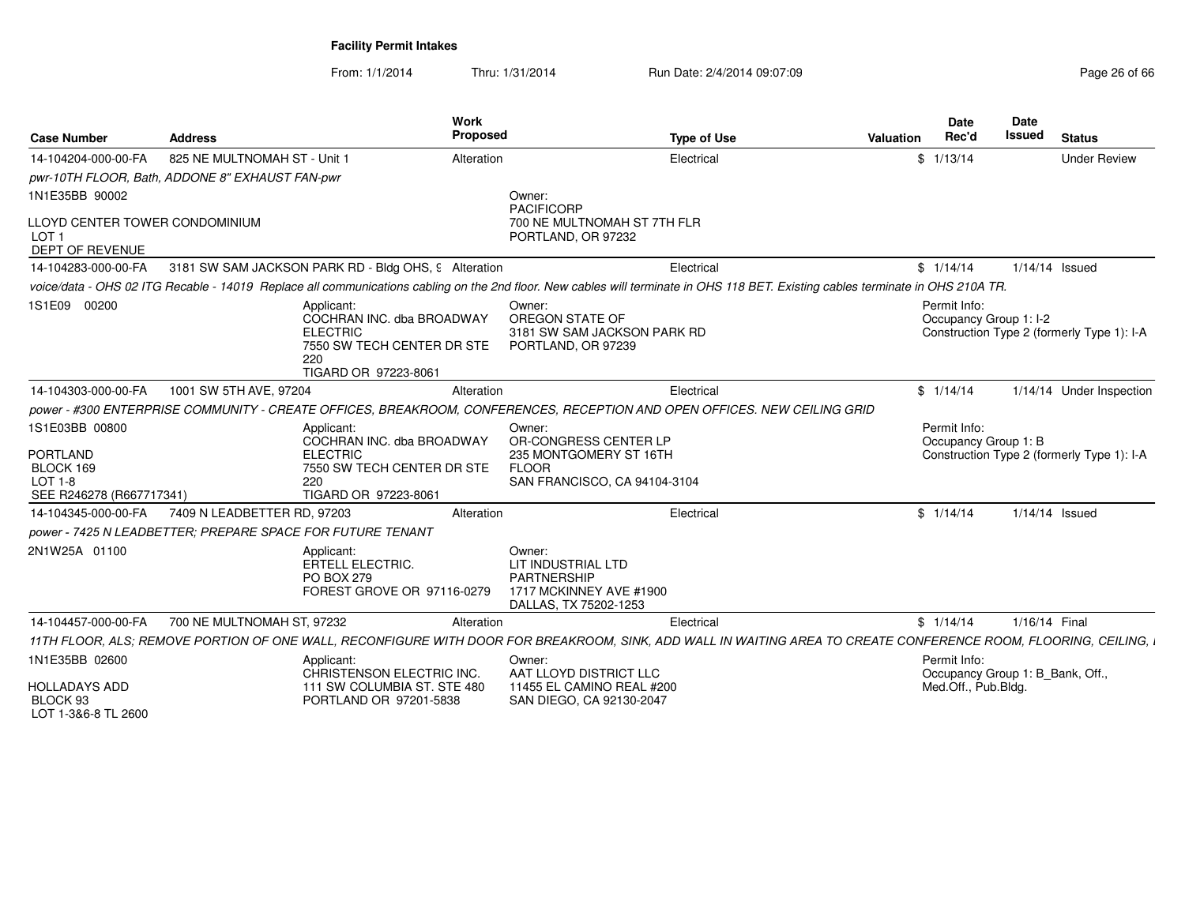**Facility Permit Intakes**

From: 1/1/2014 Thru: 1/31/2014 Run Date: 2/4/2014 09:07:09

| Case Number | Address | Work Proposed | Type of Use | Valuation | Date Rec'd | Date Issued | Status |
|---|---|---|---|---|---|---|---|
| 14-104204-000-00-FA | 825 NE MULTNOMAH ST - Unit 1 | Alteration | Electrical | $ | 1/13/14 | | Under Review |
| pwr-10TH FLOOR, Bath, ADDONE 8" EXHAUST FAN-pwr | | | | | | | |
| 1N1E35BB 90002<br><br>LLOYD CENTER TOWER CONDOMINIUM<br>LOT 1<br>DEPT OF REVENUE | | Owner:<br>PACIFICORP<br>700 NE MULTNOMAH ST 7TH FLR<br>PORTLAND, OR 97232 | | | | | |
| 14-104283-000-00-FA | 3181 SW SAM JACKSON PARK RD - Bldg OHS, 9 | Alteration | Electrical | $ | 1/14/14 | 1/14/14 | Issued |
| voice/data - OHS 02 ITG Recable - 14019 Replace all communications cabling on the 2nd floor. New cables will terminate in OHS 118 BET. Existing cables terminate in OHS 210A TR. | | | | | | | |
| 1S1E09 00200 | Applicant:<br>COCHRAN INC. dba BROADWAY ELECTRIC<br>7550 SW TECH CENTER DR STE 220<br>TIGARD OR 97223-8061 | Owner:<br>OREGON STATE OF<br>3181 SW SAM JACKSON PARK RD<br>PORTLAND, OR 97239 | | | Permit Info:<br>Occupancy Group 1: I-2<br>Construction Type 2 (formerly Type 1): I-A | | |
| 14-104303-000-00-FA | 1001 SW 5TH AVE, 97204 | Alteration | Electrical | $ | 1/14/14 | 1/14/14 | Under Inspection |
| power - #300 ENTERPRISE COMMUNITY - CREATE OFFICES, BREAKROOM, CONFERENCES, RECEPTION AND OPEN OFFICES. NEW CEILING GRID | | | | | | | |
| 1S1E03BB 00800<br><br>PORTLAND<br>BLOCK 169<br>LOT 1-8<br>SEE R246278 (R667717341) | Applicant:<br>COCHRAN INC. dba BROADWAY ELECTRIC<br>7550 SW TECH CENTER DR STE 220<br>TIGARD OR 97223-8061 | Owner:<br>OR-CONGRESS CENTER LP<br>235 MONTGOMERY ST 16TH FLOOR<br>SAN FRANCISCO, CA 94104-3104 | | | Permit Info:<br>Occupancy Group 1: B<br>Construction Type 2 (formerly Type 1): I-A | | |
| 14-104345-000-00-FA | 7409 N LEADBETTER RD, 97203 | Alteration | Electrical | $ | 1/14/14 | 1/14/14 | Issued |
| power - 7425 N LEADBETTER; PREPARE SPACE FOR FUTURE TENANT | | | | | | | |
| 2N1W25A 01100 | Applicant:<br>ERTELL ELECTRIC.<br>PO BOX 279<br>FOREST GROVE OR 97116-0279 | Owner:<br>LIT INDUSTRIAL LTD PARTNERSHIP<br>1717 MCKINNEY AVE #1900<br>DALLAS, TX 75202-1253 | | | | | |
| 14-104457-000-00-FA | 700 NE MULTNOMAH ST, 97232 | Alteration | Electrical | $ | 1/14/14 | 1/16/14 | Final |
| 11TH FLOOR, ALS; REMOVE PORTION OF ONE WALL, RECONFIGURE WITH DOOR FOR BREAKROOM, SINK, ADD WALL IN WAITING AREA TO CREATE CONFERENCE ROOM, FLOORING, CEILING, I | | | | | | | |
| 1N1E35BB 02600<br><br>HOLLADAYS ADD<br>BLOCK 93<br>LOT 1-3&6-8 TL 2600 | Applicant:<br>CHRISTENSON ELECTRIC INC.<br>111 SW COLUMBIA ST. STE 480<br>PORTLAND OR 97201-5838 | Owner:<br>AAT LLOYD DISTRICT LLC<br>11455 EL CAMINO REAL #200<br>SAN DIEGO, CA 92130-2047 | | | Permit Info:<br>Occupancy Group 1: B_Bank, Off., Med.Off., Pub.Bldg. | | |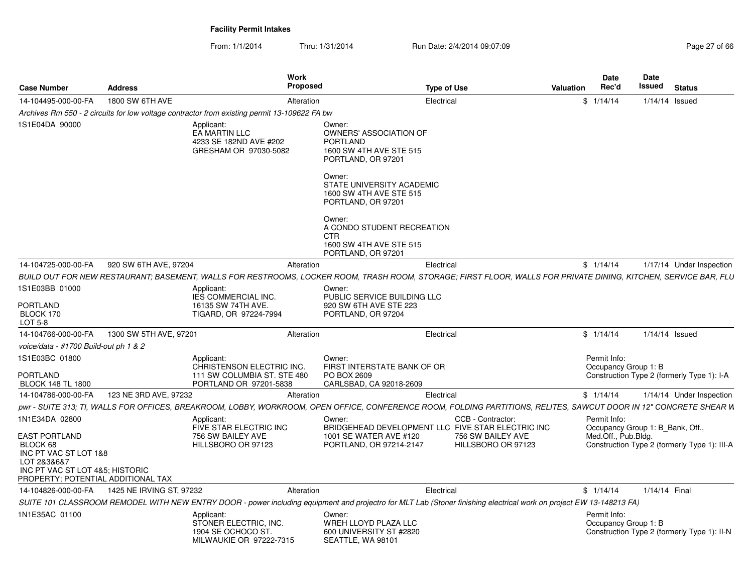**Facility Permit Intakes**

From: 1/1/2014 Thru: 1/31/2014 Run Date: 2/4/2014 09:07:09

| Case Number | Address | Work Proposed | Type of Use | Valuation | Date Rec'd | Date Issued | Status |
|---|---|---|---|---|---|---|---|
| 14-104495-000-00-FA | 1800 SW 6TH AVE | Alteration | Electrical | $ | 1/14/14 | 1/14/14 | Issued |

*Archives Rm 550 - 2 circuits for low voltage contractor from existing permit 13-109622 FA bw*

1S1E04DA 90000

Applicant:
EA MARTIN LLC
4233 SE 182ND AVE #202
GRESHAM OR 97030-5082

Owner:
OWNERS' ASSOCIATION OF PORTLAND
1600 SW 4TH AVE STE 515
PORTLAND, OR 97201

Owner:
STATE UNIVERSITY ACADEMIC
1600 SW 4TH AVE STE 515
PORTLAND, OR 97201

Owner:
A CONDO STUDENT RECREATION CTR
1600 SW 4TH AVE STE 515
PORTLAND, OR 97201

| Case Number | Address | Work Proposed | Type of Use | Valuation | Date Rec'd | Date Issued | Status |
|---|---|---|---|---|---|---|---|
| 14-104725-000-00-FA | 920 SW 6TH AVE, 97204 | Alteration | Electrical | $ | 1/14/14 | 1/17/14 | Under Inspection |

*BUILD OUT FOR NEW RESTAURANT; BASEMENT, WALLS FOR RESTROOMS, LOCKER ROOM, TRASH ROOM, STORAGE; FIRST FLOOR, WALLS FOR PRIVATE DINING, KITCHEN, SERVICE BAR, FLU*

1S1E03BB 01000

PORTLAND
BLOCK 170
LOT 5-8

Applicant:
IES COMMERCIAL INC.
16135 SW 74TH AVE.
TIGARD, OR 97224-7994

Owner:
PUBLIC SERVICE BUILDING LLC
920 SW 6TH AVE STE 223
PORTLAND, OR 97204

| Case Number | Address | Work Proposed | Type of Use | Valuation | Date Rec'd | Date Issued | Status |
|---|---|---|---|---|---|---|---|
| 14-104766-000-00-FA | 1300 SW 5TH AVE, 97201 | Alteration | Electrical | $ | 1/14/14 | 1/14/14 | Issued |

*voice/data - #1700 Build-out ph 1 & 2*

1S1E03BC 01800

PORTLAND
BLOCK 148 TL 1800

Applicant:
CHRISTENSON ELECTRIC INC.
111 SW COLUMBIA ST. STE 480
PORTLAND OR 97201-5838

Owner:
FIRST INTERSTATE BANK OF OR
PO BOX 2609
CARLSBAD, CA 92018-2609

Permit Info:
Occupancy Group 1: B
Construction Type 2 (formerly Type 1): I-A

| Case Number | Address | Work Proposed | Type of Use | Valuation | Date Rec'd | Date Issued | Status |
|---|---|---|---|---|---|---|---|
| 14-104786-000-00-FA | 123 NE 3RD AVE, 97232 | Alteration | Electrical | $ | 1/14/14 | 1/14/14 | Under Inspection |

*pwr - SUITE 313; TI, WALLS FOR OFFICES, BREAKROOM, LOBBY, WORKROOM, OPEN OFFICE, CONFERENCE ROOM, FOLDING PARTITIONS, RELITES, SAWCUT DOOR IN 12" CONCRETE SHEAR W*

1N1E34DA 02800

EAST PORTLAND
BLOCK 68
INC PT VAC ST LOT 1&8
LOT 2&3&6&7
INC PT VAC ST LOT 4&5; HISTORIC PROPERTY; POTENTIAL ADDITIONAL TAX

Applicant:
FIVE STAR ELECTRIC INC
756 SW BAILEY AVE
HILLSBORO OR 97123

Owner:
BRIDGEHEAD DEVELOPMENT LLC
1001 SE WATER AVE #120
PORTLAND, OR 97214-2147

CCB - Contractor:
FIVE STAR ELECTRIC INC
756 SW BAILEY AVE
HILLSBORO OR 97123

Permit Info:
Occupancy Group 1: B_Bank, Off., Med.Off., Pub.Bldg.
Construction Type 2 (formerly Type 1): III-A

| Case Number | Address | Work Proposed | Type of Use | Valuation | Date Rec'd | Date Issued | Status |
|---|---|---|---|---|---|---|---|
| 14-104826-000-00-FA | 1425 NE IRVING ST, 97232 | Alteration | Electrical | $ | 1/14/14 | 1/14/14 | Final |

*SUITE 101 CLASSROOM REMODEL WITH NEW ENTRY DOOR - power including equipment and projectro for MLT Lab (Stoner finishing electrical work on project EW 13-148213 FA)*

1N1E35AC 01100

Applicant:
STONER ELECTRIC, INC.
1904 SE OCHOCO ST.
MILWAUKIE OR 97222-7315

Owner:
WREH LLOYD PLAZA LLC
600 UNIVERSITY ST #2820
SEATTLE, WA 98101

Permit Info:
Occupancy Group 1: B
Construction Type 2 (formerly Type 1): II-N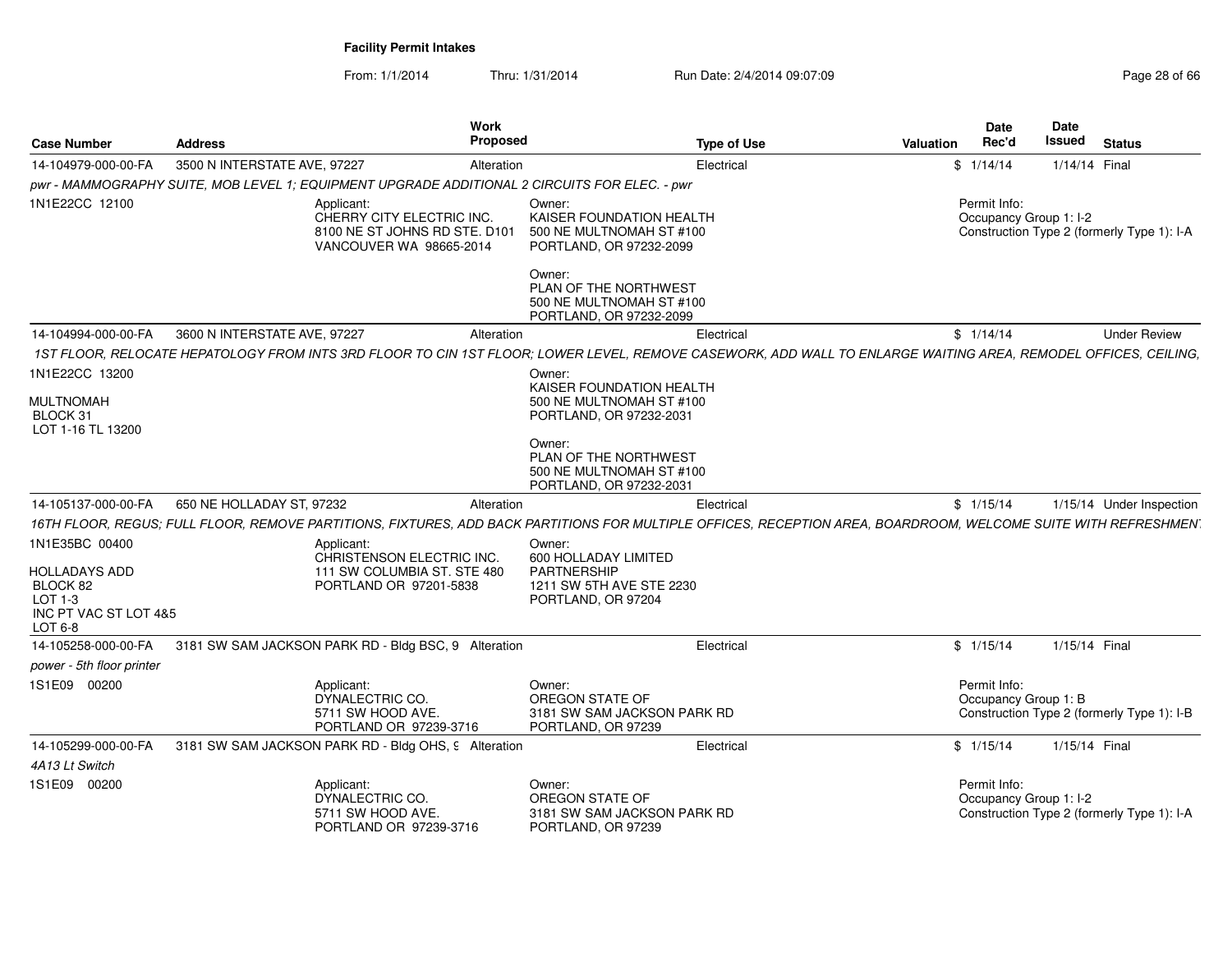# Facility Permit Intakes

From: 1/1/2014 Thru: 1/31/2014 Run Date: 2/4/2014 09:07:09

| Case Number | Address | Work Proposed | Type of Use | Valuation | Date Rec'd | Date Issued | Status |
|---|---|---|---|---|---|---|---|
| 14-104979-000-00-FA | 3500 N INTERSTATE AVE, 97227 | Alteration | Electrical | $ | 1/14/14 | 1/14/14 | Final |
| 14-104994-000-00-FA | 3600 N INTERSTATE AVE, 97227 | Alteration | Electrical | $ | 1/14/14 | | Under Review |
| 14-105137-000-00-FA | 650 NE HOLLADAY ST, 97232 | Alteration | Electrical | $ | 1/15/14 | 1/15/14 | Under Inspection |
| 14-105258-000-00-FA | 3181 SW SAM JACKSON PARK RD - Bldg BSC, 9 | Alteration | Electrical | $ | 1/15/14 | 1/15/14 | Final |
| 14-105299-000-00-FA | 3181 SW SAM JACKSON PARK RD - Bldg OHS, 9 | Alteration | Electrical | $ | 1/15/14 | 1/15/14 | Final |

**14-104979-000-00-FA**

*pwr - MAMMOGRAPHY SUITE, MOB LEVEL 1; EQUIPMENT UPGRADE ADDITIONAL 2 CIRCUITS FOR ELEC. - pwr*

1N1E22CC 12100

Applicant:
CHERRY CITY ELECTRIC INC.
8100 NE ST JOHNS RD STE. D101
VANCOUVER WA 98665-2014

Owner:
KAISER FOUNDATION HEALTH
500 NE MULTNOMAH ST #100
PORTLAND, OR 97232-2099

Owner:
PLAN OF THE NORTHWEST
500 NE MULTNOMAH ST #100
PORTLAND, OR 97232-2099

Permit Info:
Occupancy Group 1: I-2
Construction Type 2 (formerly Type 1): I-A

**14-104994-000-00-FA**

*1ST FLOOR, RELOCATE HEPATOLOGY FROM INTS 3RD FLOOR TO CIN 1ST FLOOR; LOWER LEVEL, REMOVE CASEWORK, ADD WALL TO ENLARGE WAITING AREA, REMODEL OFFICES, CEILING,*

1N1E22CC 13200

MULTNOMAH
BLOCK 31
LOT 1-16 TL 13200

Owner:
KAISER FOUNDATION HEALTH
500 NE MULTNOMAH ST #100
PORTLAND, OR 97232-2031

Owner:
PLAN OF THE NORTHWEST
500 NE MULTNOMAH ST #100
PORTLAND, OR 97232-2031

**14-105137-000-00-FA**

*16TH FLOOR, REGUS; FULL FLOOR, REMOVE PARTITIONS, FIXTURES, ADD BACK PARTITIONS FOR MULTIPLE OFFICES, RECEPTION AREA, BOARDROOM, WELCOME SUITE WITH REFRESHMENT*

1N1E35BC 00400

HOLLADAYS ADD
BLOCK 82
LOT 1-3
INC PT VAC ST LOT 4&5
LOT 6-8

Applicant:
CHRISTENSON ELECTRIC INC.
111 SW COLUMBIA ST. STE 480
PORTLAND OR 97201-5838

Owner:
600 HOLLADAY LIMITED
PARTNERSHIP
1211 SW 5TH AVE STE 2230
PORTLAND, OR 97204

**14-105258-000-00-FA**

*power - 5th floor printer*

1S1E09 00200

Applicant:
DYNALECTRIC CO.
5711 SW HOOD AVE.
PORTLAND OR 97239-3716

Owner:
OREGON STATE OF
3181 SW SAM JACKSON PARK RD
PORTLAND, OR 97239

Permit Info:
Occupancy Group 1: B
Construction Type 2 (formerly Type 1): I-B

**14-105299-000-00-FA**

*4A13 Lt Switch*

1S1E09 00200

Applicant:
DYNALECTRIC CO.
5711 SW HOOD AVE.
PORTLAND OR 97239-3716

Owner:
OREGON STATE OF
3181 SW SAM JACKSON PARK RD
PORTLAND, OR 97239

Permit Info:
Occupancy Group 1: I-2
Construction Type 2 (formerly Type 1): I-A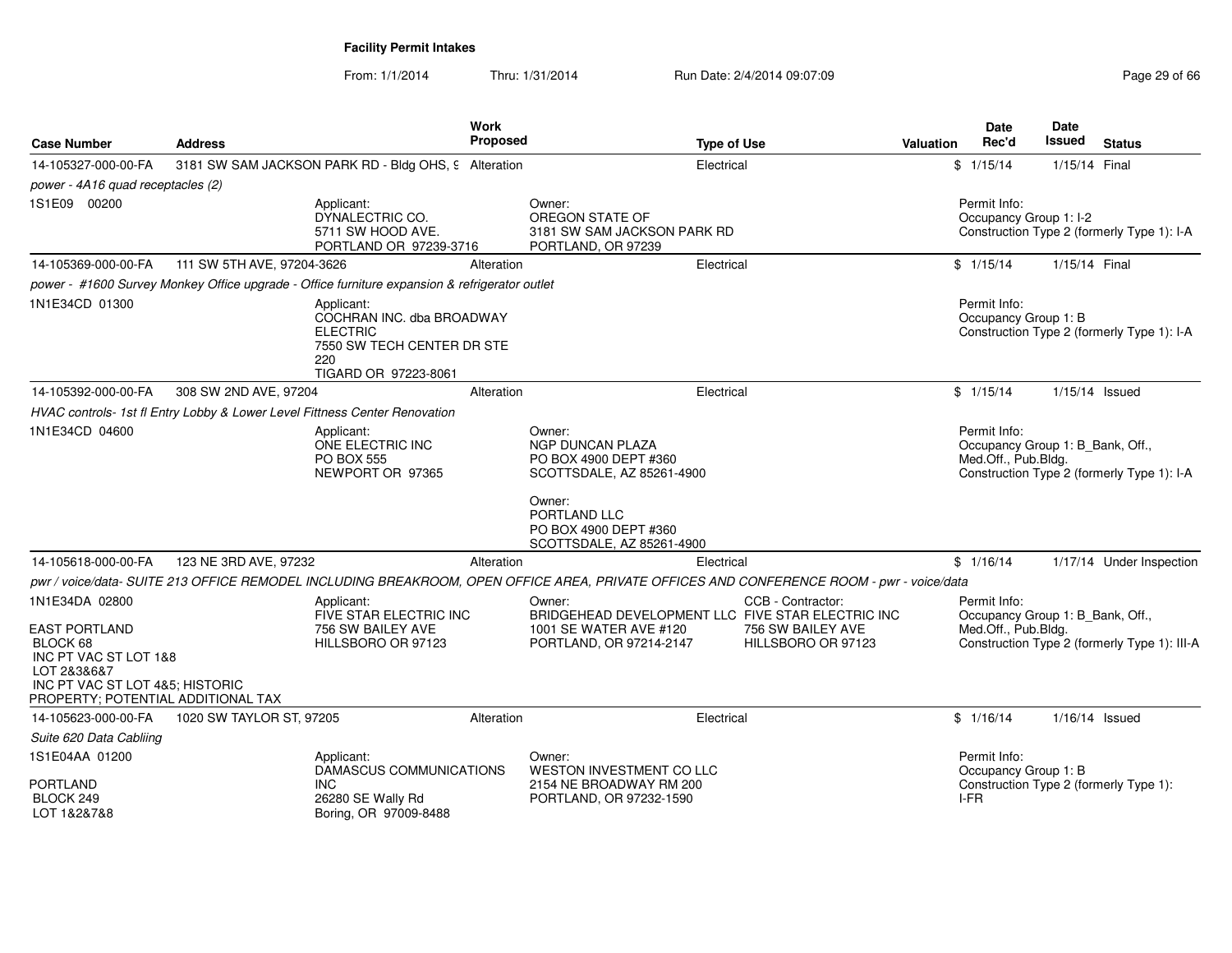# Facility Permit Intakes

From: 1/1/2014 Thru: 1/31/2014 Run Date: 2/4/2014 09:07:09

| Case Number | Address | Work Proposed | Type of Use | Valuation | Date Rec'd | Date Issued | Status |
|---|---|---|---|---|---|---|---|
| 14-105327-000-00-FA | 3181 SW SAM JACKSON PARK RD - Bldg OHS, 9 | Alteration | Electrical | $ | 1/15/14 | 1/15/14 | Final |

*power - 4A16 quad receptacles (2)*

1S1E09 00200

Applicant:
DYNALECTRIC CO.
5711 SW HOOD AVE.
PORTLAND OR 97239-3716

Owner:
OREGON STATE OF
3181 SW SAM JACKSON PARK RD
PORTLAND, OR 97239

Permit Info:
Occupancy Group 1: I-2
Construction Type 2 (formerly Type 1): I-A

| Case Number | Address | Work Proposed | Type of Use | Valuation | Date Rec'd | Date Issued | Status |
|---|---|---|---|---|---|---|---|
| 14-105369-000-00-FA | 111 SW 5TH AVE, 97204-3626 | Alteration | Electrical | $ | 1/15/14 | 1/15/14 | Final |

*power - #1600 Survey Monkey Office upgrade - Office furniture expansion & refrigerator outlet*

1N1E34CD 01300

Applicant:
COCHRAN INC. dba BROADWAY ELECTRIC
7550 SW TECH CENTER DR STE 220
TIGARD OR 97223-8061

Permit Info:
Occupancy Group 1: B
Construction Type 2 (formerly Type 1): I-A

| Case Number | Address | Work Proposed | Type of Use | Valuation | Date Rec'd | Date Issued | Status |
|---|---|---|---|---|---|---|---|
| 14-105392-000-00-FA | 308 SW 2ND AVE, 97204 | Alteration | Electrical | $ | 1/15/14 | 1/15/14 | Issued |

*HVAC controls- 1st fl Entry Lobby & Lower Level Fittness Center Renovation*

1N1E34CD 04600

Applicant:
ONE ELECTRIC INC
PO BOX 555
NEWPORT OR 97365

Owner:
NGP DUNCAN PLAZA
PO BOX 4900 DEPT #360
SCOTTSDALE, AZ 85261-4900

Owner:
PORTLAND LLC
PO BOX 4900 DEPT #360
SCOTTSDALE, AZ 85261-4900

Permit Info:
Occupancy Group 1: B_Bank, Off., Med.Off., Pub.Bldg.
Construction Type 2 (formerly Type 1): I-A

| Case Number | Address | Work Proposed | Type of Use | Valuation | Date Rec'd | Date Issued | Status |
|---|---|---|---|---|---|---|---|
| 14-105618-000-00-FA | 123 NE 3RD AVE, 97232 | Alteration | Electrical | $ | 1/16/14 | 1/17/14 | Under Inspection |

*pwr / voice/data- SUITE 213 OFFICE REMODEL INCLUDING BREAKROOM, OPEN OFFICE AREA, PRIVATE OFFICES AND CONFERENCE ROOM - pwr - voice/data*

1N1E34DA 02800

EAST PORTLAND
BLOCK 68
INC PT VAC ST LOT 1&8
LOT 2&3&6&7
INC PT VAC ST LOT 4&5; HISTORIC PROPERTY; POTENTIAL ADDITIONAL TAX

Applicant:
FIVE STAR ELECTRIC INC
756 SW BAILEY AVE
HILLSBORO OR 97123

Owner:
BRIDGEHEAD DEVELOPMENT LLC
1001 SE WATER AVE #120
PORTLAND, OR 97214-2147

CCB - Contractor:
FIVE STAR ELECTRIC INC
756 SW BAILEY AVE
HILLSBORO OR 97123

Permit Info:
Occupancy Group 1: B_Bank, Off., Med.Off., Pub.Bldg.
Construction Type 2 (formerly Type 1): III-A

| Case Number | Address | Work Proposed | Type of Use | Valuation | Date Rec'd | Date Issued | Status |
|---|---|---|---|---|---|---|---|
| 14-105623-000-00-FA | 1020 SW TAYLOR ST, 97205 | Alteration | Electrical | $ | 1/16/14 | 1/16/14 | Issued |

*Suite 620 Data Cabliing*

1S1E04AA 01200

PORTLAND
BLOCK 249
LOT 1&2&7&8

Applicant:
DAMASCUS COMMUNICATIONS INC
26280 SE Wally Rd
Boring, OR 97009-8488

Owner:
WESTON INVESTMENT CO LLC
2154 NE BROADWAY RM 200
PORTLAND, OR 97232-1590

Permit Info:
Occupancy Group 1: B
Construction Type 2 (formerly Type 1): I-FR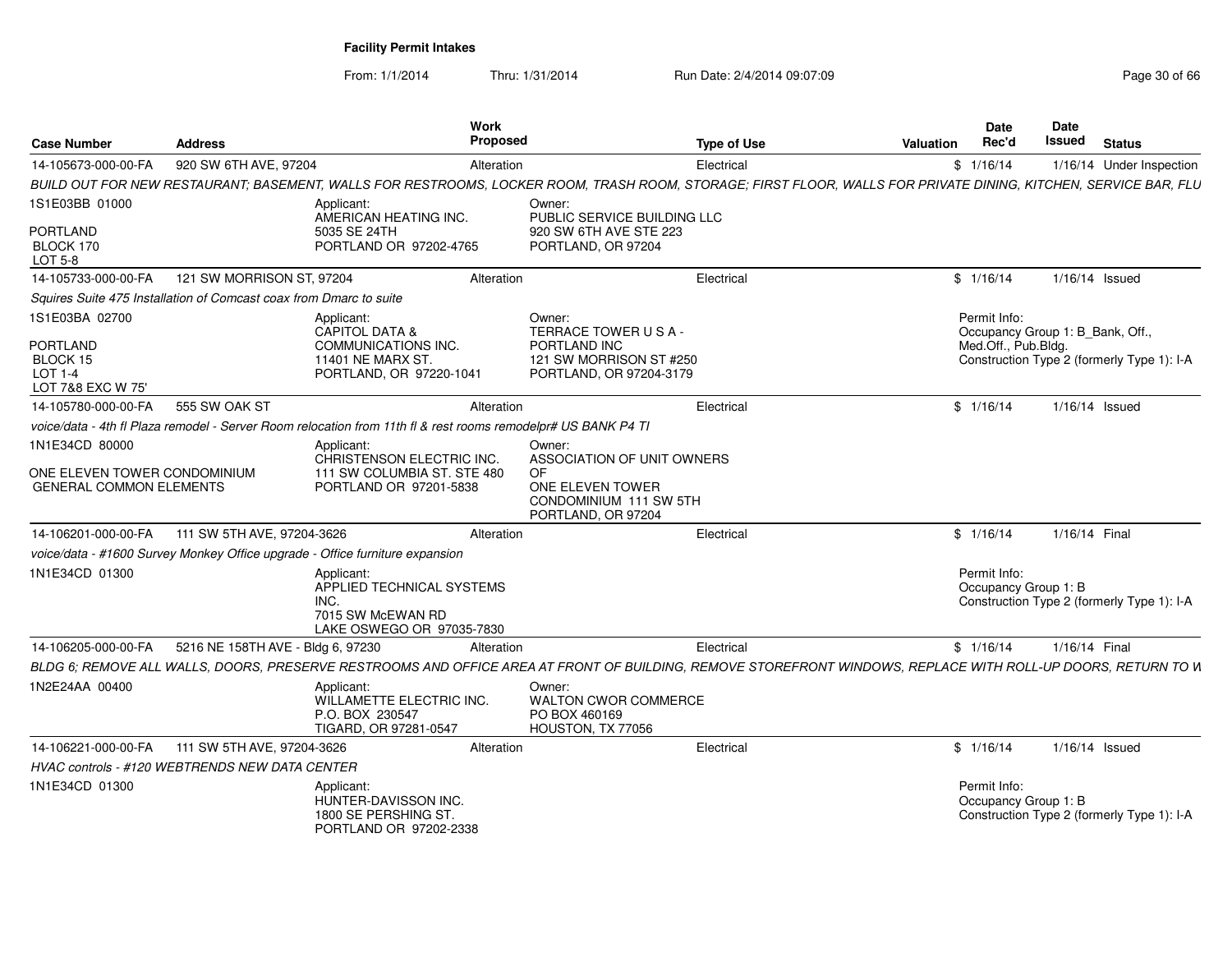## Facility Permit Intakes

From: 1/1/2014 Thru: 1/31/2014 Run Date: 2/4/2014 09:07:09

| Case Number | Address | Work Proposed | Type of Use | Valuation | Date Rec'd | Date Issued | Status |
|---|---|---|---|---|---|---|---|
| 14-105673-000-00-FA | 920 SW 6TH AVE, 97204 | Alteration | Electrical | $ | 1/16/14 | 1/16/14 | Under Inspection |

*BUILD OUT FOR NEW RESTAURANT; BASEMENT, WALLS FOR RESTROOMS, LOCKER ROOM, TRASH ROOM, STORAGE; FIRST FLOOR, WALLS FOR PRIVATE DINING, KITCHEN, SERVICE BAR, FLU*

1S1E03BB 01000
PORTLAND
BLOCK 170
LOT 5-8

Applicant:
AMERICAN HEATING INC.
5035 SE 24TH
PORTLAND OR 97202-4765

Owner:
PUBLIC SERVICE BUILDING LLC
920 SW 6TH AVE STE 223
PORTLAND, OR 97204

| Case Number | Address | Work Proposed | Type of Use | Valuation | Date Rec'd | Date Issued | Status |
|---|---|---|---|---|---|---|---|
| 14-105733-000-00-FA | 121 SW MORRISON ST, 97204 | Alteration | Electrical | $ | 1/16/14 | 1/16/14 | Issued |

*Squires Suite 475 Installation of Comcast coax from Dmarc to suite*

1S1E03BA 02700
PORTLAND
BLOCK 15
LOT 1-4
LOT 7&8 EXC W 75'

Applicant:
CAPITOL DATA &
COMMUNICATIONS INC.
11401 NE MARX ST.
PORTLAND, OR 97220-1041

Owner:
TERRACE TOWER U S A -
PORTLAND INC
121 SW MORRISON ST #250
PORTLAND, OR 97204-3179

Permit Info:
Occupancy Group 1: B_Bank, Off., Med.Off., Pub.Bldg.
Construction Type 2 (formerly Type 1): I-A

| Case Number | Address | Work Proposed | Type of Use | Valuation | Date Rec'd | Date Issued | Status |
|---|---|---|---|---|---|---|---|
| 14-105780-000-00-FA | 555 SW OAK ST | Alteration | Electrical | $ | 1/16/14 | 1/16/14 | Issued |

*voice/data - 4th fl Plaza remodel - Server Room relocation from 11th fl & rest rooms remodelpr# US BANK P4 TI*

1N1E34CD 80000
ONE ELEVEN TOWER CONDOMINIUM
GENERAL COMMON ELEMENTS

Applicant:
CHRISTENSON ELECTRIC INC.
111 SW COLUMBIA ST. STE 480
PORTLAND OR 97201-5838

Owner:
ASSOCIATION OF UNIT OWNERS
OF
ONE ELEVEN TOWER
CONDOMINIUM 111 SW 5TH
PORTLAND, OR 97204

| Case Number | Address | Work Proposed | Type of Use | Valuation | Date Rec'd | Date Issued | Status |
|---|---|---|---|---|---|---|---|
| 14-106201-000-00-FA | 111 SW 5TH AVE, 97204-3626 | Alteration | Electrical | $ | 1/16/14 | 1/16/14 | Final |

*voice/data - #1600 Survey Monkey Office upgrade - Office furniture expansion*

1N1E34CD 01300

Applicant:
APPLIED TECHNICAL SYSTEMS
INC.
7015 SW McEWAN RD
LAKE OSWEGO OR 97035-7830

Permit Info:
Occupancy Group 1: B
Construction Type 2 (formerly Type 1): I-A

| Case Number | Address | Work Proposed | Type of Use | Valuation | Date Rec'd | Date Issued | Status |
|---|---|---|---|---|---|---|---|
| 14-106205-000-00-FA | 5216 NE 158TH AVE - Bldg 6, 97230 | Alteration | Electrical | $ | 1/16/14 | 1/16/14 | Final |

*BLDG 6; REMOVE ALL WALLS, DOORS, PRESERVE RESTROOMS AND OFFICE AREA AT FRONT OF BUILDING, REMOVE STOREFRONT WINDOWS, REPLACE WITH ROLL-UP DOORS, RETURN TO W*

1N2E24AA 00400

Applicant:
WILLAMETTE ELECTRIC INC.
P.O. BOX 230547
TIGARD, OR 97281-0547

Owner:
WALTON CWOR COMMERCE
PO BOX 460169
HOUSTON, TX 77056

| Case Number | Address | Work Proposed | Type of Use | Valuation | Date Rec'd | Date Issued | Status |
|---|---|---|---|---|---|---|---|
| 14-106221-000-00-FA | 111 SW 5TH AVE, 97204-3626 | Alteration | Electrical | $ | 1/16/14 | 1/16/14 | Issued |

*HVAC controls - #120 WEBTRENDS NEW DATA CENTER*

1N1E34CD 01300

Applicant:
HUNTER-DAVISSON INC.
1800 SE PERSHING ST.
PORTLAND OR 97202-2338

Permit Info:
Occupancy Group 1: B
Construction Type 2 (formerly Type 1): I-A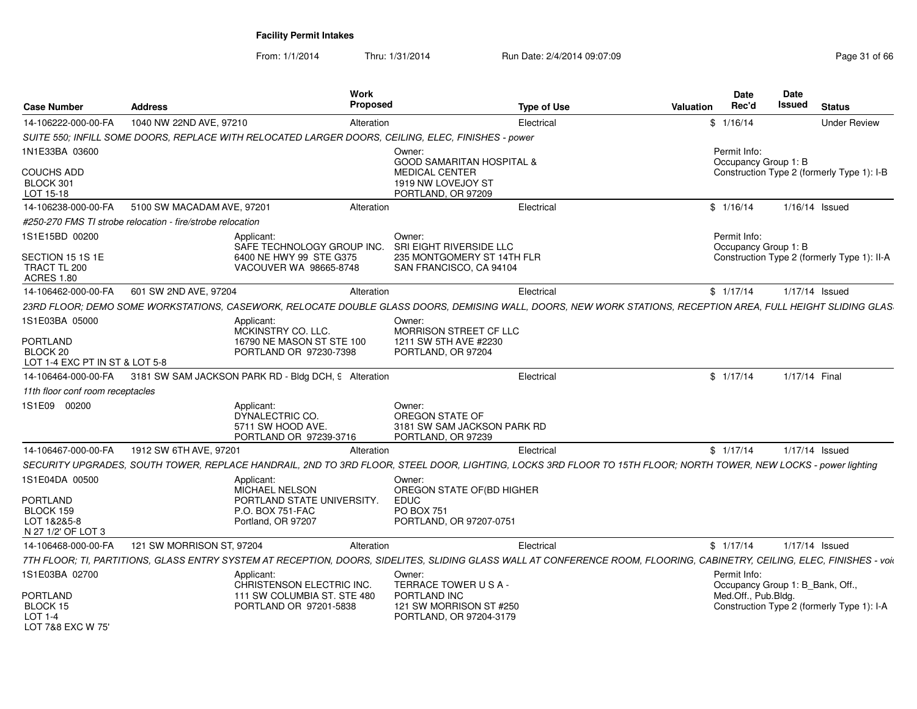**Facility Permit Intakes**

From: 1/1/2014 Thru: 1/31/2014 Run Date: 2/4/2014 09:07:09

| Case Number | Address | Work Proposed | Type of Use | Valuation | Date Rec'd | Date Issued | Status |
|---|---|---|---|---|---|---|---|
| 14-106222-000-00-FA | 1040 NW 22ND AVE, 97210 | Alteration | Electrical | $ | 1/16/14 | | Under Review |

SUITE 550; INFILL SOME DOORS, REPLACE WITH RELOCATED LARGER DOORS, CEILING, ELEC, FINISHES - power

1N1E33BA 03600

COUCHS ADD
BLOCK 301
LOT 15-18

Owner:
GOOD SAMARITAN HOSPITAL &
MEDICAL CENTER
1919 NW LOVEJOY ST
PORTLAND, OR 97209

Permit Info:
Occupancy Group 1: B
Construction Type 2 (formerly Type 1): I-B

| Case Number | Address | Work Proposed | Type of Use | Valuation | Date Rec'd | Date Issued | Status |
|---|---|---|---|---|---|---|---|
| 14-106238-000-00-FA | 5100 SW MACADAM AVE, 97201 | Alteration | Electrical | $ | 1/16/14 | 1/16/14 | Issued |

#250-270 FMS TI strobe relocation - fire/strobe relocation

1S1E15BD 00200

SECTION 15 1S 1E
TRACT TL 200
ACRES 1.80

Applicant:
SAFE TECHNOLOGY GROUP INC.
6400 NE HWY 99 STE G375
VACOUVER WA 98665-8748

Owner:
SRI EIGHT RIVERSIDE LLC
235 MONTGOMERY ST 14TH FLR
SAN FRANCISCO, CA 94104

Permit Info:
Occupancy Group 1: B
Construction Type 2 (formerly Type 1): II-A

| Case Number | Address | Work Proposed | Type of Use | Valuation | Date Rec'd | Date Issued | Status |
|---|---|---|---|---|---|---|---|
| 14-106462-000-00-FA | 601 SW 2ND AVE, 97204 | Alteration | Electrical | $ | 1/17/14 | 1/17/14 | Issued |

23RD FLOOR; DEMO SOME WORKSTATIONS, CASEWORK, RELOCATE DOUBLE GLASS DOORS, DEMISING WALL, DOORS, NEW WORK STATIONS, RECEPTION AREA, FULL HEIGHT SLIDING GLAS

1S1E03BA 05000

PORTLAND
BLOCK 20
LOT 1-4 EXC PT IN ST & LOT 5-8

Applicant:
MCKINSTRY CO. LLC.
16790 NE MASON ST STE 100
PORTLAND OR 97230-7398

Owner:
MORRISON STREET CF LLC
1211 SW 5TH AVE #2230
PORTLAND, OR 97204

| Case Number | Address | Work Proposed | Type of Use | Valuation | Date Rec'd | Date Issued | Status |
|---|---|---|---|---|---|---|---|
| 14-106464-000-00-FA | 3181 SW SAM JACKSON PARK RD - Bldg DCH, 9 | Alteration | Electrical | $ | 1/17/14 | 1/17/14 | Final |

11th floor conf room receptacles

1S1E09 00200

Applicant:
DYNALECTRIC CO.
5711 SW HOOD AVE.
PORTLAND OR 97239-3716

Owner:
OREGON STATE OF
3181 SW SAM JACKSON PARK RD
PORTLAND, OR 97239

| Case Number | Address | Work Proposed | Type of Use | Valuation | Date Rec'd | Date Issued | Status |
|---|---|---|---|---|---|---|---|
| 14-106467-000-00-FA | 1912 SW 6TH AVE, 97201 | Alteration | Electrical | $ | 1/17/14 | 1/17/14 | Issued |

SECURITY UPGRADES, SOUTH TOWER, REPLACE HANDRAIL, 2ND TO 3RD FLOOR, STEEL DOOR, LIGHTING, LOCKS 3RD FLOOR TO 15TH FLOOR; NORTH TOWER, NEW LOCKS - power lighting

1S1E04DA 00500

PORTLAND
BLOCK 159
LOT 1&2&5-8
N 27 1/2' OF LOT 3

Applicant:
MICHAEL NELSON
PORTLAND STATE UNIVERSITY.
P.O. BOX 751-FAC
Portland, OR 97207

Owner:
OREGON STATE OF(BD HIGHER
EDUC
PO BOX 751
PORTLAND, OR 97207-0751

| Case Number | Address | Work Proposed | Type of Use | Valuation | Date Rec'd | Date Issued | Status |
|---|---|---|---|---|---|---|---|
| 14-106468-000-00-FA | 121 SW MORRISON ST, 97204 | Alteration | Electrical | $ | 1/17/14 | 1/17/14 | Issued |

7TH FLOOR; TI, PARTITIONS, GLASS ENTRY SYSTEM AT RECEPTION, DOORS, SIDELITES, SLIDING GLASS WALL AT CONFERENCE ROOM, FLOORING, CABINETRY, CEILING, ELEC, FINISHES - voi

1S1E03BA 02700

PORTLAND
BLOCK 15
LOT 1-4
LOT 7&8 EXC W 75'

Applicant:
CHRISTENSON ELECTRIC INC.
111 SW COLUMBIA ST. STE 480
PORTLAND OR 97201-5838

Owner:
TERRACE TOWER U S A -
PORTLAND INC
121 SW MORRISON ST #250
PORTLAND, OR 97204-3179

Permit Info:
Occupancy Group 1: B_Bank, Off., Med.Off., Pub.Bldg.
Construction Type 2 (formerly Type 1): I-A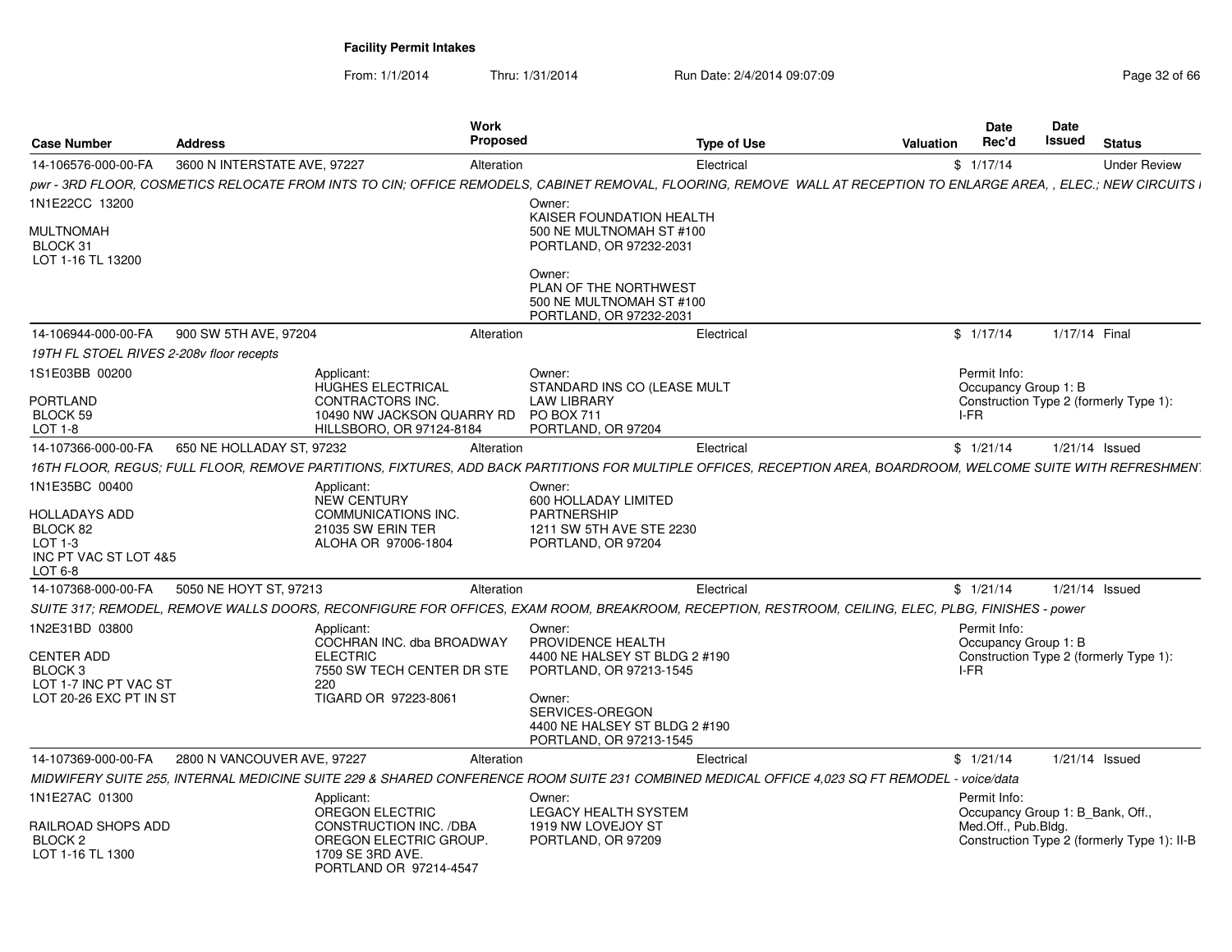**Facility Permit Intakes**

From: 1/1/2014 Thru: 1/31/2014 Run Date: 2/4/2014 09:07:09

| Case Number | Address | Work Proposed | Type of Use | Valuation | Date Rec'd | Date Issued | Status |
|---|---|---|---|---|---|---|---|
| 14-106576-000-00-FA | 3600 N INTERSTATE AVE, 97227 | Alteration | Electrical | $ | 1/17/14 | | Under Review |

pwr - 3RD FLOOR, COSMETICS RELOCATE FROM INTS TO CIN; OFFICE REMODELS, CABINET REMOVAL, FLOORING, REMOVE WALL AT RECEPTION TO ENLARGE AREA, , ELEC.; NEW CIRCUITS I

1N1E22CC 13200
MULTNOMAH
BLOCK 31
LOT 1-16 TL 13200

Owner:
KAISER FOUNDATION HEALTH
500 NE MULTNOMAH ST #100
PORTLAND, OR 97232-2031

Owner:
PLAN OF THE NORTHWEST
500 NE MULTNOMAH ST #100
PORTLAND, OR 97232-2031

| Case Number | Address | Work Proposed | Type of Use | Valuation | Date Rec'd | Date Issued | Status |
|---|---|---|---|---|---|---|---|
| 14-106944-000-00-FA | 900 SW 5TH AVE, 97204 | Alteration | Electrical | $ | 1/17/14 | 1/17/14 | Final |

19TH FL STOEL RIVES 2-208v floor recepts

1S1E03BB 00200
PORTLAND
BLOCK 59
LOT 1-8

Applicant:
HUGHES ELECTRICAL CONTRACTORS INC.
10490 NW JACKSON QUARRY RD
HILLSBORO, OR 97124-8184

Owner:
STANDARD INS CO (LEASE MULT
LAW LIBRARY
PO BOX 711
PORTLAND, OR 97204

Permit Info:
Occupancy Group 1: B
Construction Type 2 (formerly Type 1): I-FR

| Case Number | Address | Work Proposed | Type of Use | Valuation | Date Rec'd | Date Issued | Status |
|---|---|---|---|---|---|---|---|
| 14-107366-000-00-FA | 650 NE HOLLADAY ST, 97232 | Alteration | Electrical | $ | 1/21/14 | 1/21/14 | Issued |

16TH FLOOR, REGUS; FULL FLOOR, REMOVE PARTITIONS, FIXTURES, ADD BACK PARTITIONS FOR MULTIPLE OFFICES, RECEPTION AREA, BOARDROOM, WELCOME SUITE WITH REFRESHMENT

1N1E35BC 00400
HOLLADAYS ADD
BLOCK 82
LOT 1-3
INC PT VAC ST LOT 4&5
LOT 6-8

Applicant:
NEW CENTURY COMMUNICATIONS INC.
21035 SW ERIN TER
ALOHA OR 97006-1804

Owner:
600 HOLLADAY LIMITED PARTNERSHIP
1211 SW 5TH AVE STE 2230
PORTLAND, OR 97204

| Case Number | Address | Work Proposed | Type of Use | Valuation | Date Rec'd | Date Issued | Status |
|---|---|---|---|---|---|---|---|
| 14-107368-000-00-FA | 5050 NE HOYT ST, 97213 | Alteration | Electrical | $ | 1/21/14 | 1/21/14 | Issued |

SUITE 317; REMODEL, REMOVE WALLS DOORS, RECONFIGURE FOR OFFICES, EXAM ROOM, BREAKROOM, RECEPTION, RESTROOM, CEILING, ELEC, PLBG, FINISHES - power

1N2E31BD 03800
CENTER ADD
BLOCK 3
LOT 1-7 INC PT VAC ST
LOT 20-26 EXC PT IN ST

Applicant:
COCHRAN INC. dba BROADWAY ELECTRIC
7550 SW TECH CENTER DR STE 220
TIGARD OR 97223-8061

Owner:
PROVIDENCE HEALTH
4400 NE HALSEY ST BLDG 2 #190
PORTLAND, OR 97213-1545

Owner:
SERVICES-OREGON
4400 NE HALSEY ST BLDG 2 #190
PORTLAND, OR 97213-1545

Permit Info:
Occupancy Group 1: B
Construction Type 2 (formerly Type 1): I-FR

| Case Number | Address | Work Proposed | Type of Use | Valuation | Date Rec'd | Date Issued | Status |
|---|---|---|---|---|---|---|---|
| 14-107369-000-00-FA | 2800 N VANCOUVER AVE, 97227 | Alteration | Electrical | $ | 1/21/14 | 1/21/14 | Issued |

MIDWIFERY SUITE 255, INTERNAL MEDICINE SUITE 229 & SHARED CONFERENCE ROOM SUITE 231 COMBINED MEDICAL OFFICE 4,023 SQ FT REMODEL - voice/data

1N1E27AC 01300
RAILROAD SHOPS ADD
BLOCK 2
LOT 1-16 TL 1300

Applicant:
OREGON ELECTRIC CONSTRUCTION INC. /DBA OREGON ELECTRIC GROUP.
1709 SE 3RD AVE.
PORTLAND OR 97214-4547

Owner:
LEGACY HEALTH SYSTEM
1919 NW LOVEJOY ST
PORTLAND, OR 97209

Permit Info:
Occupancy Group 1: B_Bank, Off., Med.Off., Pub.Bldg.
Construction Type 2 (formerly Type 1): II-B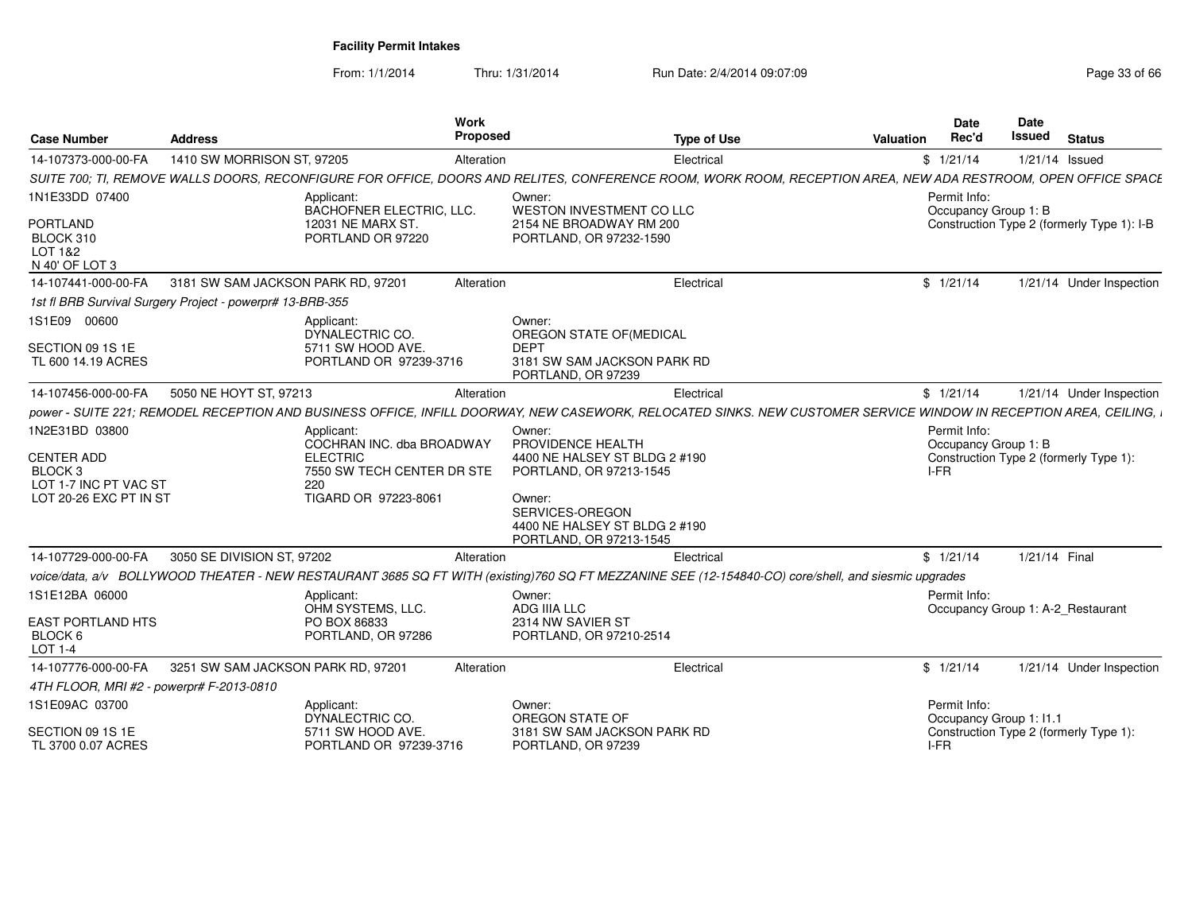**Facility Permit Intakes**

From: 1/1/2014 Thru: 1/31/2014 Run Date: 2/4/2014 09:07:09

| Case Number | Address | Work Proposed | Type of Use | Valuation | Date Rec'd | Date Issued | Status |
|---|---|---|---|---|---|---|---|
| 14-107373-000-00-FA | 1410 SW MORRISON ST, 97205 | Alteration | Electrical | $ | 1/21/14 | 1/21/14 | Issued |

*SUITE 700; TI, REMOVE WALLS DOORS, RECONFIGURE FOR OFFICE, DOORS AND RELITES, CONFERENCE ROOM, WORK ROOM, RECEPTION AREA, NEW ADA RESTROOM, OPEN OFFICE SPACE*

1N1E33DD 07400

PORTLAND
BLOCK 310
LOT 1&2
N 40' OF LOT 3

Applicant:
BACHOFNER ELECTRIC, LLC.
12031 NE MARX ST.
PORTLAND OR 97220

Owner:
WESTON INVESTMENT CO LLC
2154 NE BROADWAY RM 200
PORTLAND, OR 97232-1590

Permit Info:
Occupancy Group 1: B
Construction Type 2 (formerly Type 1): I-B

| Case Number | Address | Work Proposed | Type of Use | Valuation | Date Rec'd | Date Issued | Status |
|---|---|---|---|---|---|---|---|
| 14-107441-000-00-FA | 3181 SW SAM JACKSON PARK RD, 97201 | Alteration | Electrical | $ | 1/21/14 | 1/21/14 | Under Inspection |

*1st fl BRB Survival Surgery Project - powerpr# 13-BRB-355*

1S1E09 00600

SECTION 09 1S 1E
TL 600 14.19 ACRES

Applicant:
DYNALECTRIC CO.
5711 SW HOOD AVE.
PORTLAND OR 97239-3716

Owner:
OREGON STATE OF(MEDICAL DEPT
3181 SW SAM JACKSON PARK RD
PORTLAND, OR 97239

| Case Number | Address | Work Proposed | Type of Use | Valuation | Date Rec'd | Date Issued | Status |
|---|---|---|---|---|---|---|---|
| 14-107456-000-00-FA | 5050 NE HOYT ST, 97213 | Alteration | Electrical | $ | 1/21/14 | 1/21/14 | Under Inspection |

*power - SUITE 221; REMODEL RECEPTION AND BUSINESS OFFICE, INFILL DOORWAY, NEW CASEWORK, RELOCATED SINKS. NEW CUSTOMER SERVICE WINDOW IN RECEPTION AREA, CEILING,*

1N2E31BD 03800

CENTER ADD
BLOCK 3
LOT 1-7 INC PT VAC ST
LOT 20-26 EXC PT IN ST

Applicant:
COCHRAN INC. dba BROADWAY ELECTRIC
7550 SW TECH CENTER DR STE 220
TIGARD OR 97223-8061

Owner:
PROVIDENCE HEALTH
4400 NE HALSEY ST BLDG 2 #190
PORTLAND, OR 97213-1545

Owner:
SERVICES-OREGON
4400 NE HALSEY ST BLDG 2 #190
PORTLAND, OR 97213-1545

Permit Info:
Occupancy Group 1: B
Construction Type 2 (formerly Type 1): I-FR

| Case Number | Address | Work Proposed | Type of Use | Valuation | Date Rec'd | Date Issued | Status |
|---|---|---|---|---|---|---|---|
| 14-107729-000-00-FA | 3050 SE DIVISION ST, 97202 | Alteration | Electrical | $ | 1/21/14 | 1/21/14 | Final |

*voice/data, a/v BOLLYWOOD THEATER - NEW RESTAURANT 3685 SQ FT WITH (existing)760 SQ FT MEZZANINE SEE (12-154840-CO) core/shell, and siesmic upgrades*

1S1E12BA 06000

EAST PORTLAND HTS
BLOCK 6
LOT 1-4

Applicant:
OHM SYSTEMS, LLC.
PO BOX 86833
PORTLAND, OR 97286

Owner:
ADG IIIA LLC
2314 NW SAVIER ST
PORTLAND, OR 97210-2514

Permit Info:
Occupancy Group 1: A-2_Restaurant

| Case Number | Address | Work Proposed | Type of Use | Valuation | Date Rec'd | Date Issued | Status |
|---|---|---|---|---|---|---|---|
| 14-107776-000-00-FA | 3251 SW SAM JACKSON PARK RD, 97201 | Alteration | Electrical | $ | 1/21/14 | 1/21/14 | Under Inspection |

*4TH FLOOR, MRI #2 - powerpr# F-2013-0810*

1S1E09AC 03700

SECTION 09 1S 1E
TL 3700 0.07 ACRES

Applicant:
DYNALECTRIC CO.
5711 SW HOOD AVE.
PORTLAND OR 97239-3716

Owner:
OREGON STATE OF
3181 SW SAM JACKSON PARK RD
PORTLAND, OR 97239

Permit Info:
Occupancy Group 1: I1.1
Construction Type 2 (formerly Type 1): I-FR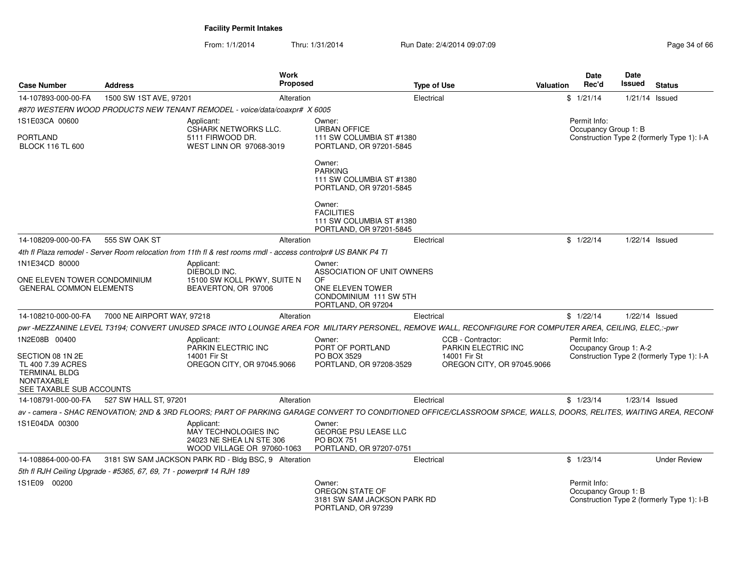**Facility Permit Intakes**

From: 1/1/2014 Thru: 1/31/2014 Run Date: 2/4/2014 09:07:09

| Case Number | Address | Work Proposed | Type of Use | Valuation | Date Rec'd | Date Issued | Status |
|---|---|---|---|---|---|---|---|
| 14-107893-000-00-FA | 1500 SW 1ST AVE, 97201 | Alteration | Electrical | $ | 1/21/14 | 1/21/14 | Issued |

*#870 WESTERN WOOD PRODUCTS NEW TENANT REMODEL - voice/data/coaxpr# X 6005*

1S1E03CA 00600

PORTLAND
BLOCK 116 TL 600

Applicant:
CSHARK NETWORKS LLC.
5111 FIRWOOD DR.
WEST LINN OR 97068-3019

Owner:
URBAN OFFICE
111 SW COLUMBIA ST #1380
PORTLAND, OR 97201-5845

Owner:
PARKING
111 SW COLUMBIA ST #1380
PORTLAND, OR 97201-5845

Owner:
FACILITIES
111 SW COLUMBIA ST #1380
PORTLAND, OR 97201-5845

Permit Info:
Occupancy Group 1: B
Construction Type 2 (formerly Type 1): I-A

| Case Number | Address | Work Proposed | Type of Use | Valuation | Date Rec'd | Date Issued | Status |
|---|---|---|---|---|---|---|---|
| 14-108209-000-00-FA | 555 SW OAK ST | Alteration | Electrical | $ | 1/22/14 | 1/22/14 | Issued |

*4th fl Plaza remodel - Server Room relocation from 11th fl & rest rooms rmdl - access controlpr# US BANK P4 TI*

1N1E34CD 80000

ONE ELEVEN TOWER CONDOMINIUM
GENERAL COMMON ELEMENTS

Applicant:
DIEBOLD INC.
15100 SW KOLL PKWY, SUITE N
BEAVERTON, OR 97006

Owner:
ASSOCIATION OF UNIT OWNERS OF
ONE ELEVEN TOWER
CONDOMINIUM 111 SW 5TH
PORTLAND, OR 97204

| Case Number | Address | Work Proposed | Type of Use | Valuation | Date Rec'd | Date Issued | Status |
|---|---|---|---|---|---|---|---|
| 14-108210-000-00-FA | 7000 NE AIRPORT WAY, 97218 | Alteration | Electrical | $ | 1/22/14 | 1/22/14 | Issued |

*pwr -MEZZANINE LEVEL T3194; CONVERT UNUSED SPACE INTO LOUNGE AREA FOR MILITARY PERSONEL, REMOVE WALL, RECONFIGURE FOR COMPUTER AREA, CEILING, ELEC,:-pwr*

1N2E08B 00400

SECTION 08 1N 2E
TL 400 7.39 ACRES
TERMINAL BLDG
NONTAXABLE
SEE TAXABLE SUB ACCOUNTS

Applicant:
PARKIN ELECTRIC INC
14001 Fir St
OREGON CITY, OR 97045.9066

Owner:
PORT OF PORTLAND
PO BOX 3529
PORTLAND, OR 97208-3529

CCB - Contractor:
PARKIN ELECTRIC INC
14001 Fir St
OREGON CITY, OR 97045.9066

Permit Info:
Occupancy Group 1: A-2
Construction Type 2 (formerly Type 1): I-A

| Case Number | Address | Work Proposed | Type of Use | Valuation | Date Rec'd | Date Issued | Status |
|---|---|---|---|---|---|---|---|
| 14-108791-000-00-FA | 527 SW HALL ST, 97201 | Alteration | Electrical | $ | 1/23/14 | 1/23/14 | Issued |

*av - camera - SHAC RENOVATION; 2ND & 3RD FLOORS; PART OF PARKING GARAGE CONVERT TO CONDITIONED OFFICE/CLASSROOM SPACE, WALLS, DOORS, RELITES, WAITING AREA, RECONF*

1S1E04DA 00300

Applicant:
MAY TECHNOLOGIES INC
24023 NE SHEA LN STE 306
WOOD VILLAGE OR 97060-1063

Owner:
GEORGE PSU LEASE LLC
PO BOX 751
PORTLAND, OR 97207-0751

| Case Number | Address | Work Proposed | Type of Use | Valuation | Date Rec'd | Date Issued | Status |
|---|---|---|---|---|---|---|---|
| 14-108864-000-00-FA | 3181 SW SAM JACKSON PARK RD - Bldg BSC, 9 | Alteration | Electrical | $ | 1/23/14 | | Under Review |

*5th fl RJH Ceiling Upgrade - #5365, 67, 69, 71 - powerpr# 14 RJH 189*

1S1E09 00200

Owner:
OREGON STATE OF
3181 SW SAM JACKSON PARK RD
PORTLAND, OR 97239

Permit Info:
Occupancy Group 1: B
Construction Type 2 (formerly Type 1): I-B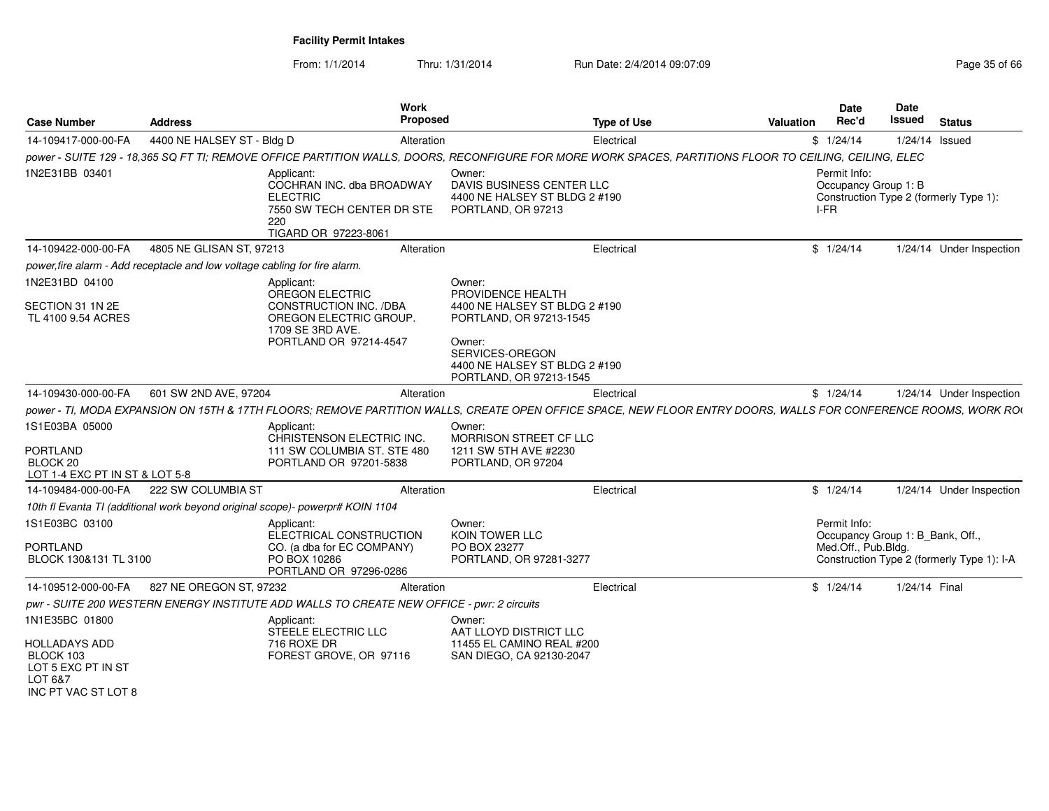**Facility Permit Intakes**

From: 1/1/2014 Thru: 1/31/2014 Run Date: 2/4/2014 09:07:09

| Case Number | Address | Work Proposed | Type of Use | Valuation | Date Rec'd | Date Issued | Status |
|---|---|---|---|---|---|---|---|
| 14-109417-000-00-FA | 4400 NE HALSEY ST - Bldg D | Alteration | Electrical | $ | 1/24/14 | 1/24/14 | Issued |

*power - SUITE 129 - 18,365 SQ FT TI; REMOVE OFFICE PARTITION WALLS, DOORS, RECONFIGURE FOR MORE WORK SPACES, PARTITIONS FLOOR TO CEILING, CEILING, ELEC*

1N2E31BB 03401

Applicant: COCHRAN INC. dba BROADWAY ELECTRIC, 7550 SW TECH CENTER DR STE 220, TIGARD OR 97223-8061

Owner: DAVIS BUSINESS CENTER LLC, 4400 NE HALSEY ST BLDG 2 #190, PORTLAND, OR 97213

Permit Info: Occupancy Group 1: B; Construction Type 2 (formerly Type 1): I-FR

| Case Number | Address | Work Proposed | Type of Use | Valuation | Date Rec'd | Date Issued | Status |
|---|---|---|---|---|---|---|---|
| 14-109422-000-00-FA | 4805 NE GLISAN ST, 97213 | Alteration | Electrical | $ | 1/24/14 | 1/24/14 | Under Inspection |

*power,fire alarm - Add receptacle and low voltage cabling for fire alarm.*

1N2E31BD 04100

SECTION 31 1N 2E
TL 4100 9.54 ACRES

Applicant: OREGON ELECTRIC CONSTRUCTION INC. /DBA OREGON ELECTRIC GROUP., 1709 SE 3RD AVE., PORTLAND OR 97214-4547

Owner: PROVIDENCE HEALTH, 4400 NE HALSEY ST BLDG 2 #190, PORTLAND, OR 97213-1545

Owner: SERVICES-OREGON, 4400 NE HALSEY ST BLDG 2 #190, PORTLAND, OR 97213-1545

| Case Number | Address | Work Proposed | Type of Use | Valuation | Date Rec'd | Date Issued | Status |
|---|---|---|---|---|---|---|---|
| 14-109430-000-00-FA | 601 SW 2ND AVE, 97204 | Alteration | Electrical | $ | 1/24/14 | 1/24/14 | Under Inspection |

*power - TI, MODA EXPANSION ON 15TH & 17TH FLOORS; REMOVE PARTITION WALLS, CREATE OPEN OFFICE SPACE, NEW FLOOR ENTRY DOORS, WALLS FOR CONFERENCE ROOMS, WORK RO*

1S1E03BA 05000

PORTLAND
BLOCK 20
LOT 1-4 EXC PT IN ST & LOT 5-8

Applicant: CHRISTENSON ELECTRIC INC., 111 SW COLUMBIA ST. STE 480, PORTLAND OR 97201-5838

Owner: MORRISON STREET CF LLC, 1211 SW 5TH AVE #2230, PORTLAND, OR 97204

| Case Number | Address | Work Proposed | Type of Use | Valuation | Date Rec'd | Date Issued | Status |
|---|---|---|---|---|---|---|---|
| 14-109484-000-00-FA | 222 SW COLUMBIA ST | Alteration | Electrical | $ | 1/24/14 | 1/24/14 | Under Inspection |

*10th fl Evanta TI (additional work beyond original scope)- powerpr# KOIN 1104*

1S1E03BC 03100

PORTLAND
BLOCK 130&131 TL 3100

Applicant: ELECTRICAL CONSTRUCTION CO. (a dba for EC COMPANY), PO BOX 10286, PORTLAND OR 97296-0286

Owner: KOIN TOWER LLC, PO BOX 23277, PORTLAND, OR 97281-3277

Permit Info: Occupancy Group 1: B_Bank, Off., Med.Off., Pub.Bldg.; Construction Type 2 (formerly Type 1): I-A

| Case Number | Address | Work Proposed | Type of Use | Valuation | Date Rec'd | Date Issued | Status |
|---|---|---|---|---|---|---|---|
| 14-109512-000-00-FA | 827 NE OREGON ST, 97232 | Alteration | Electrical | $ | 1/24/14 | 1/24/14 | Final |

*pwr - SUITE 200 WESTERN ENERGY INSTITUTE ADD WALLS TO CREATE NEW OFFICE - pwr: 2 circuits*

1N1E35BC 01800

HOLLADAYS ADD
BLOCK 103
LOT 5 EXC PT IN ST
LOT 6&7
INC PT VAC ST LOT 8

Applicant: STEELE ELECTRIC LLC, 716 ROXE DR, FOREST GROVE, OR 97116

Owner: AAT LLOYD DISTRICT LLC, 11455 EL CAMINO REAL #200, SAN DIEGO, CA 92130-2047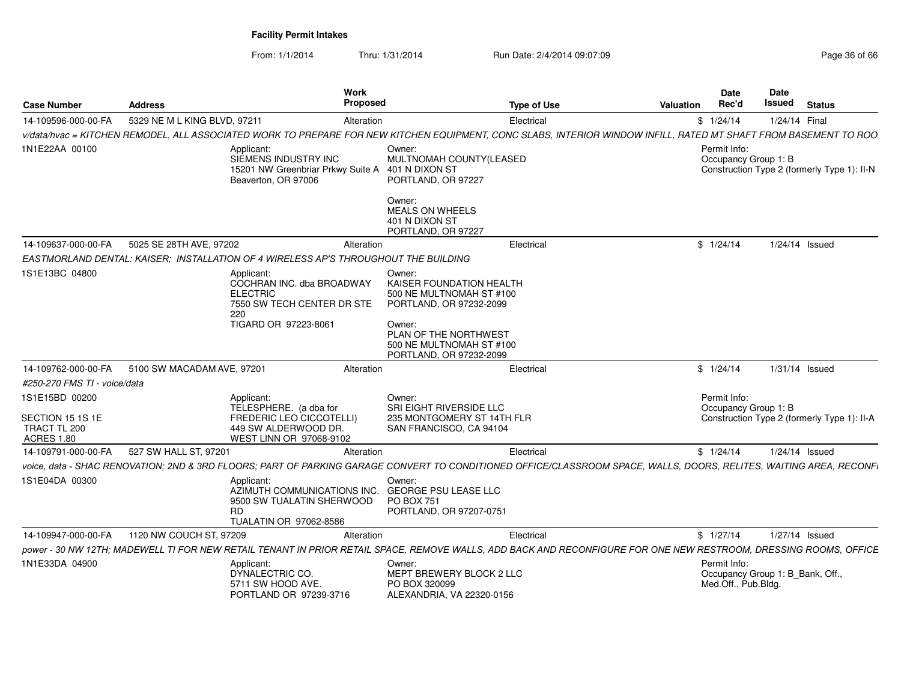**Facility Permit Intakes**

From: 1/1/2014 Thru: 1/31/2014 Run Date: 2/4/2014 09:07:09

| Case Number | Address | Work Proposed | Type of Use | Valuation | Date Rec'd | Date Issued | Status |
|---|---|---|---|---|---|---|---|
| 14-109596-000-00-FA | 5329 NE M L KING BLVD, 97211 | Alteration | Electrical | $ | 1/24/14 | 1/24/14 | Final |

*v/data/hvac = KITCHEN REMODEL, ALL ASSOCIATED WORK TO PREPARE FOR NEW KITCHEN EQUIPMENT, CONC SLABS, INTERIOR WINDOW INFILL, RATED MT SHAFT FROM BASEMENT TO ROO*

1N1E22AA 00100

Applicant:
SIEMENS INDUSTRY INC
15201 NW Greenbriar Prkwy Suite A
Beaverton, OR 97006

Owner:
MULTNOMAH COUNTY(LEASED
401 N DIXON ST
PORTLAND, OR 97227

Owner:
MEALS ON WHEELS
401 N DIXON ST
PORTLAND, OR 97227

Permit Info:
Occupancy Group 1: B
Construction Type 2 (formerly Type 1): II-N

| Case Number | Address | Work Proposed | Type of Use | Valuation | Date Rec'd | Date Issued | Status |
|---|---|---|---|---|---|---|---|
| 14-109637-000-00-FA | 5025 SE 28TH AVE, 97202 | Alteration | Electrical | $ | 1/24/14 | 1/24/14 | Issued |

*EASTMORLAND DENTAL: KAISER; INSTALLATION OF 4 WIRELESS AP'S THROUGHOUT THE BUILDING*

1S1E13BC 04800

Applicant:
COCHRAN INC. dba BROADWAY ELECTRIC
7550 SW TECH CENTER DR STE 220
TIGARD OR 97223-8061

Owner:
KAISER FOUNDATION HEALTH
500 NE MULTNOMAH ST #100
PORTLAND, OR 97232-2099

Owner:
PLAN OF THE NORTHWEST
500 NE MULTNOMAH ST #100
PORTLAND, OR 97232-2099

| Case Number | Address | Work Proposed | Type of Use | Valuation | Date Rec'd | Date Issued | Status |
|---|---|---|---|---|---|---|---|
| 14-109762-000-00-FA | 5100 SW MACADAM AVE, 97201 | Alteration | Electrical | $ | 1/24/14 | 1/31/14 | Issued |

*#250-270 FMS TI - voice/data*

1S1E15BD 00200

SECTION 15 1S 1E
TRACT TL 200
ACRES 1.80

Applicant:
TELESPHERE. (a dba for FREDERIC LEO CICCOTELLI)
449 SW ALDERWOOD DR.
WEST LINN OR 97068-9102

Owner:
SRI EIGHT RIVERSIDE LLC
235 MONTGOMERY ST 14TH FLR
SAN FRANCISCO, CA 94104

Permit Info:
Occupancy Group 1: B
Construction Type 2 (formerly Type 1): II-A

| Case Number | Address | Work Proposed | Type of Use | Valuation | Date Rec'd | Date Issued | Status |
|---|---|---|---|---|---|---|---|
| 14-109791-000-00-FA | 527 SW HALL ST, 97201 | Alteration | Electrical | $ | 1/24/14 | 1/24/14 | Issued |

*voice, data - SHAC RENOVATION; 2ND & 3RD FLOORS; PART OF PARKING GARAGE CONVERT TO CONDITIONED OFFICE/CLASSROOM SPACE, WALLS, DOORS, RELITES, WAITING AREA, RECONFI*

1S1E04DA 00300

Applicant:
AZIMUTH COMMUNICATIONS INC.
9500 SW TUALATIN SHERWOOD RD
TUALATIN OR 97062-8586

Owner:
GEORGE PSU LEASE LLC
PO BOX 751
PORTLAND, OR 97207-0751

| Case Number | Address | Work Proposed | Type of Use | Valuation | Date Rec'd | Date Issued | Status |
|---|---|---|---|---|---|---|---|
| 14-109947-000-00-FA | 1120 NW COUCH ST, 97209 | Alteration | Electrical | $ | 1/27/14 | 1/27/14 | Issued |

*power - 30 NW 12TH; MADEWELL TI FOR NEW RETAIL TENANT IN PRIOR RETAIL SPACE, REMOVE WALLS, ADD BACK AND RECONFIGURE FOR ONE NEW RESTROOM, DRESSING ROOMS, OFFICE*

1N1E33DA 04900

Applicant:
DYNALECTRIC CO.
5711 SW HOOD AVE.
PORTLAND OR 97239-3716

Owner:
MEPT BREWERY BLOCK 2 LLC
PO BOX 320099
ALEXANDRIA, VA 22320-0156

Permit Info:
Occupancy Group 1: B_Bank, Off., Med.Off., Pub.Bldg.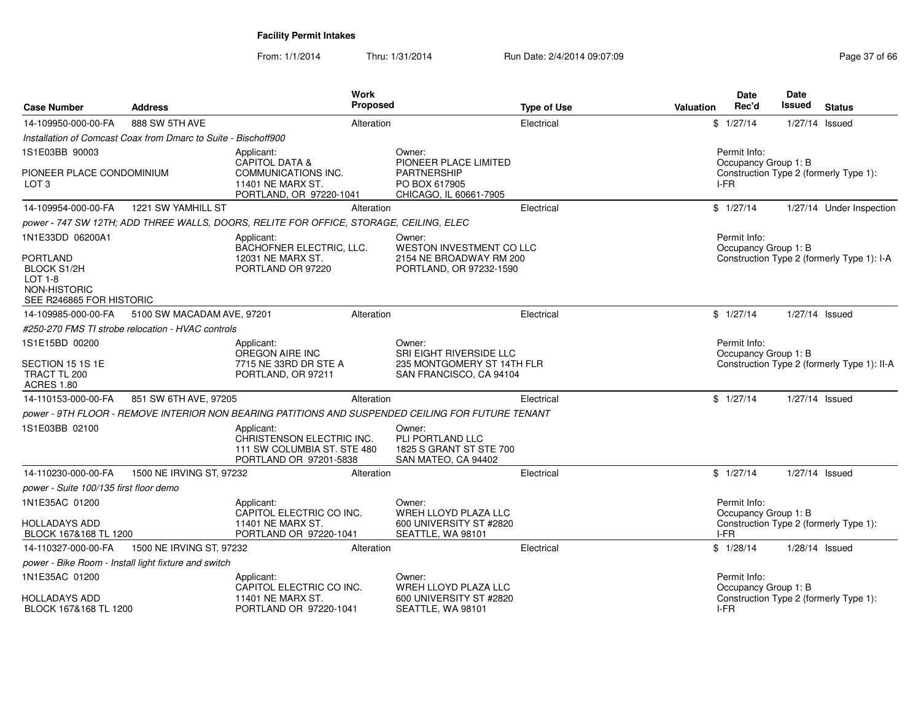**Facility Permit Intakes**

From: 1/1/2014 Thru: 1/31/2014 Run Date: 2/4/2014 09:07:09

| Case Number | Address | Work Proposed | Type of Use | Valuation | Date Rec'd | Date Issued | Status |
|---|---|---|---|---|---|---|---|
| 14-109950-000-00-FA | 888 SW 5TH AVE | Alteration | Electrical | $ | 1/27/14 | 1/27/14 | Issued |

Installation of Comcast Coax from Dmarc to Suite - Bischoff900

1S1E03BB 90003

PIONEER PLACE CONDOMINIUM
LOT 3

Applicant:
CAPITOL DATA &
COMMUNICATIONS INC.
11401 NE MARX ST.
PORTLAND, OR 97220-1041

Owner:
PIONEER PLACE LIMITED
PARTNERSHIP
PO BOX 617905
CHICAGO, IL 60661-7905

Permit Info:
Occupancy Group 1: B
Construction Type 2 (formerly Type 1): I-FR

| Case Number | Address | Work Proposed | Type of Use | Valuation | Date Rec'd | Date Issued | Status |
|---|---|---|---|---|---|---|---|
| 14-109954-000-00-FA | 1221 SW YAMHILL ST | Alteration | Electrical | $ | 1/27/14 | 1/27/14 | Under Inspection |

power - 747 SW 12TH; ADD THREE WALLS, DOORS, RELITE FOR OFFICE, STORAGE, CEILING, ELEC

1N1E33DD 06200A1

PORTLAND
BLOCK S1/2H
LOT 1-8
NON-HISTORIC
SEE R246865 FOR HISTORIC

Applicant:
BACHOFNER ELECTRIC, LLC.
12031 NE MARX ST.
PORTLAND OR 97220

Owner:
WESTON INVESTMENT CO LLC
2154 NE BROADWAY RM 200
PORTLAND, OR 97232-1590

Permit Info:
Occupancy Group 1: B
Construction Type 2 (formerly Type 1): I-A

| Case Number | Address | Work Proposed | Type of Use | Valuation | Date Rec'd | Date Issued | Status |
|---|---|---|---|---|---|---|---|
| 14-109985-000-00-FA | 5100 SW MACADAM AVE, 97201 | Alteration | Electrical | $ | 1/27/14 | 1/27/14 | Issued |

#250-270 FMS TI strobe relocation - HVAC controls

1S1E15BD 00200

SECTION 15 1S 1E
TRACT TL 200
ACRES 1.80

Applicant:
OREGON AIRE INC
7715 NE 33RD DR STE A
PORTLAND, OR 97211

Owner:
SRI EIGHT RIVERSIDE LLC
235 MONTGOMERY ST 14TH FLR
SAN FRANCISCO, CA 94104

Permit Info:
Occupancy Group 1: B
Construction Type 2 (formerly Type 1): II-A

| Case Number | Address | Work Proposed | Type of Use | Valuation | Date Rec'd | Date Issued | Status |
|---|---|---|---|---|---|---|---|
| 14-110153-000-00-FA | 851 SW 6TH AVE, 97205 | Alteration | Electrical | $ | 1/27/14 | 1/27/14 | Issued |

power - 9TH FLOOR - REMOVE INTERIOR NON BEARING PATITIONS AND SUSPENDED CEILING FOR FUTURE TENANT

1S1E03BB 02100

Applicant:
CHRISTENSON ELECTRIC INC.
111 SW COLUMBIA ST. STE 480
PORTLAND OR 97201-5838

Owner:
PLI PORTLAND LLC
1825 S GRANT ST STE 700
SAN MATEO, CA 94402

| Case Number | Address | Work Proposed | Type of Use | Valuation | Date Rec'd | Date Issued | Status |
|---|---|---|---|---|---|---|---|
| 14-110230-000-00-FA | 1500 NE IRVING ST, 97232 | Alteration | Electrical | $ | 1/27/14 | 1/27/14 | Issued |

power - Suite 100/135 first floor demo

1N1E35AC 01200

HOLLADAYS ADD
BLOCK 167&168 TL 1200

Applicant:
CAPITOL ELECTRIC CO INC.
11401 NE MARX ST.
PORTLAND OR 97220-1041

Owner:
WREH LLOYD PLAZA LLC
600 UNIVERSITY ST #2820
SEATTLE, WA 98101

Permit Info:
Occupancy Group 1: B
Construction Type 2 (formerly Type 1): I-FR

| Case Number | Address | Work Proposed | Type of Use | Valuation | Date Rec'd | Date Issued | Status |
|---|---|---|---|---|---|---|---|
| 14-110327-000-00-FA | 1500 NE IRVING ST, 97232 | Alteration | Electrical | $ | 1/28/14 | 1/28/14 | Issued |

power - Bike Room - Install light fixture and switch

1N1E35AC 01200

HOLLADAYS ADD
BLOCK 167&168 TL 1200

Applicant:
CAPITOL ELECTRIC CO INC.
11401 NE MARX ST.
PORTLAND OR 97220-1041

Owner:
WREH LLOYD PLAZA LLC
600 UNIVERSITY ST #2820
SEATTLE, WA 98101

Permit Info:
Occupancy Group 1: B
Construction Type 2 (formerly Type 1): I-FR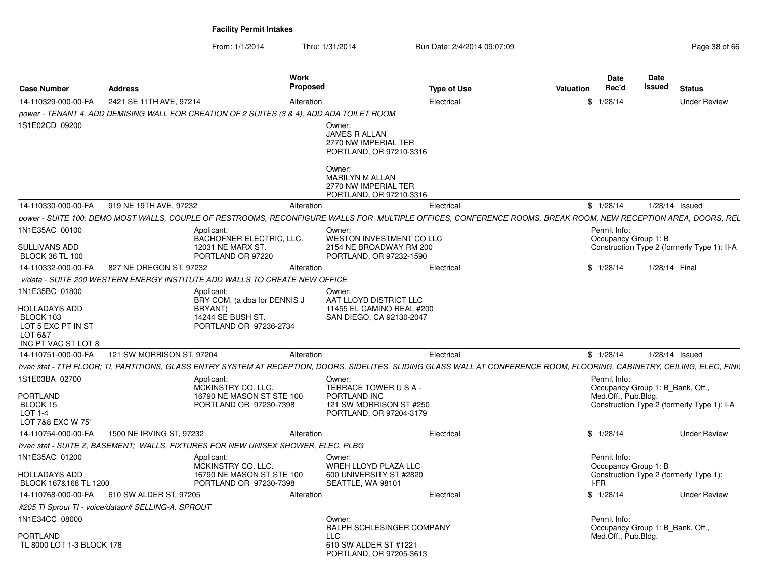**Facility Permit Intakes**

From: 1/1/2014 Thru: 1/31/2014 Run Date: 2/4/2014 09:07:09

| Case Number | Address | Work Proposed | Type of Use | Valuation | Date Rec'd | Date Issued | Status |
|---|---|---|---|---|---|---|---|
| 14-110329-000-00-FA | 2421 SE 11TH AVE, 97214 | Alteration | Electrical | $ | 1/28/14 | | Under Review |

*power - TENANT 4, ADD DEMISING WALL FOR CREATION OF 2 SUITES (3 & 4), ADD ADA TOILET ROOM*

1S1E02CD 09200

Owner:
JAMES R ALLAN
2770 NW IMPERIAL TER
PORTLAND, OR 97210-3316

Owner:
MARILYN M ALLAN
2770 NW IMPERIAL TER
PORTLAND, OR 97210-3316

| Case Number | Address | Work Proposed | Type of Use | Valuation | Date Rec'd | Date Issued | Status |
|---|---|---|---|---|---|---|---|
| 14-110330-000-00-FA | 919 NE 19TH AVE, 97232 | Alteration | Electrical | $ | 1/28/14 | 1/28/14 | Issued |

*power - SUITE 100; DEMO MOST WALLS, COUPLE OF RESTROOMS, RECONFIGURE WALLS FOR MULTIPLE OFFICES, CONFERENCE ROOMS, BREAK ROOM, NEW RECEPTION AREA, DOORS, REL*

1N1E35AC 00100

SULLIVANS ADD
BLOCK 36 TL 100

Applicant:
BACHOFNER ELECTRIC, LLC.
12031 NE MARX ST.
PORTLAND OR 97220

Owner:
WESTON INVESTMENT CO LLC
2154 NE BROADWAY RM 200
PORTLAND, OR 97232-1590

Permit Info:
Occupancy Group 1: B
Construction Type 2 (formerly Type 1): II-A

| Case Number | Address | Work Proposed | Type of Use | Valuation | Date Rec'd | Date Issued | Status |
|---|---|---|---|---|---|---|---|
| 14-110332-000-00-FA | 827 NE OREGON ST, 97232 | Alteration | Electrical | $ | 1/28/14 | 1/28/14 | Final |

*v/data - SUITE 200 WESTERN ENERGY INSTITUTE ADD WALLS TO CREATE NEW OFFICE*

1N1E35BC 01800

HOLLADAYS ADD
BLOCK 103
LOT 5 EXC PT IN ST
LOT 6&7
INC PT VAC ST LOT 8

Applicant:
BRY COM. (a dba for DENNIS J BRYANT)
14244 SE BUSH ST.
PORTLAND OR 97236-2734

Owner:
AAT LLOYD DISTRICT LLC
11455 EL CAMINO REAL #200
SAN DIEGO, CA 92130-2047

| Case Number | Address | Work Proposed | Type of Use | Valuation | Date Rec'd | Date Issued | Status |
|---|---|---|---|---|---|---|---|
| 14-110751-000-00-FA | 121 SW MORRISON ST, 97204 | Alteration | Electrical | $ | 1/28/14 | 1/28/14 | Issued |

*hvac stat - 7TH FLOOR; TI, PARTITIONS, GLASS ENTRY SYSTEM AT RECEPTION, DOORS, SIDELITES, SLIDING GLASS WALL AT CONFERENCE ROOM, FLOORING, CABINETRY, CEILING, ELEC, FINI*

1S1E03BA 02700

PORTLAND
BLOCK 15
LOT 1-4
LOT 7&8 EXC W 75'

Applicant:
MCKINSTRY CO. LLC.
16790 NE MASON ST STE 100
PORTLAND OR 97230-7398

Owner:
TERRACE TOWER U S A -
PORTLAND INC
121 SW MORRISON ST #250
PORTLAND, OR 97204-3179

Permit Info:
Occupancy Group 1: B_Bank, Off., Med.Off., Pub.Bldg.
Construction Type 2 (formerly Type 1): I-A

| Case Number | Address | Work Proposed | Type of Use | Valuation | Date Rec'd | Date Issued | Status |
|---|---|---|---|---|---|---|---|
| 14-110754-000-00-FA | 1500 NE IRVING ST, 97232 | Alteration | Electrical | $ | 1/28/14 | | Under Review |

*hvac stat - SUITE Z, BASEMENT; WALLS, FIXTURES FOR NEW UNISEX SHOWER, ELEC, PLBG*

1N1E35AC 01200

HOLLADAYS ADD
BLOCK 167&168 TL 1200

Applicant:
MCKINSTRY CO. LLC.
16790 NE MASON ST STE 100
PORTLAND OR 97230-7398

Owner:
WREH LLOYD PLAZA LLC
600 UNIVERSITY ST #2820
SEATTLE, WA 98101

Permit Info:
Occupancy Group 1: B
Construction Type 2 (formerly Type 1): I-FR

| Case Number | Address | Work Proposed | Type of Use | Valuation | Date Rec'd | Date Issued | Status |
|---|---|---|---|---|---|---|---|
| 14-110768-000-00-FA | 610 SW ALDER ST, 97205 | Alteration | Electrical | $ | 1/28/14 | | Under Review |

*#205 TI Sprout TI - voice/datapr# SELLING-A. SPROUT*

1N1E34CC 08000

PORTLAND
TL 8000 LOT 1-3 BLOCK 178

Owner:
RALPH SCHLESINGER COMPANY LLC
610 SW ALDER ST #1221
PORTLAND, OR 97205-3613

Permit Info:
Occupancy Group 1: B_Bank, Off., Med.Off., Pub.Bldg.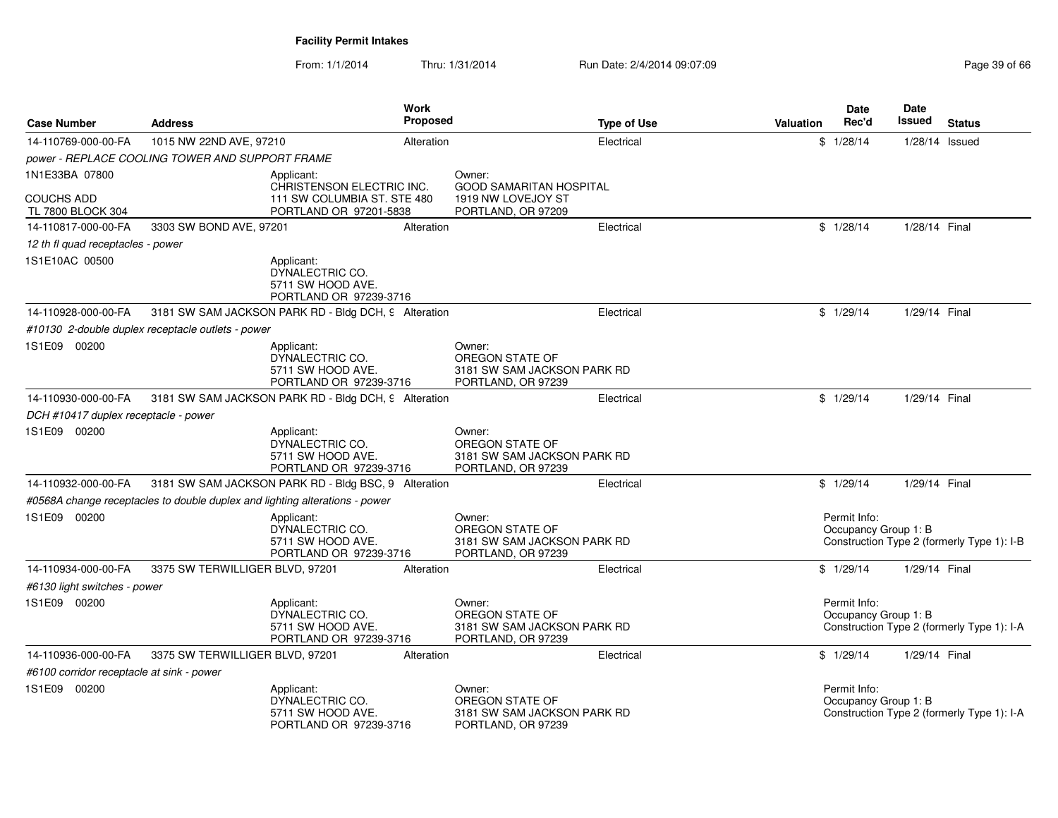**Facility Permit Intakes**

From: 1/1/2014 Thru: 1/31/2014 Run Date: 2/4/2014 09:07:09

| Case Number | Address | Work Proposed | Type of Use | Valuation | Date Rec'd | Date Issued | Status |
|---|---|---|---|---|---|---|---|
| 14-110769-000-00-FA | 1015 NW 22ND AVE, 97210 | Alteration | Electrical | $ | 1/28/14 | 1/28/14 | Issued |

*power - REPLACE COOLING TOWER AND SUPPORT FRAME*

1N1E33BA 07800
COUCHS ADD
TL 7800 BLOCK 304

Applicant:
CHRISTENSON ELECTRIC INC.
111 SW COLUMBIA ST. STE 480
PORTLAND OR 97201-5838

Owner:
GOOD SAMARITAN HOSPITAL
1919 NW LOVEJOY ST
PORTLAND, OR 97209

| Case Number | Address | Work Proposed | Type of Use | Valuation | Date Rec'd | Date Issued | Status |
|---|---|---|---|---|---|---|---|
| 14-110817-000-00-FA | 3303 SW BOND AVE, 97201 | Alteration | Electrical | $ | 1/28/14 | 1/28/14 | Final |

*12 th fl quad receptacles - power*

1S1E10AC 00500

Applicant:
DYNALECTRIC CO.
5711 SW HOOD AVE.
PORTLAND OR 97239-3716

| Case Number | Address | Work Proposed | Type of Use | Valuation | Date Rec'd | Date Issued | Status |
|---|---|---|---|---|---|---|---|
| 14-110928-000-00-FA | 3181 SW SAM JACKSON PARK RD - Bldg DCH, 9 | Alteration | Electrical | $ | 1/29/14 | 1/29/14 | Final |

*#10130 2-double duplex receptacle outlets - power*

1S1E09 00200

Applicant:
DYNALECTRIC CO.
5711 SW HOOD AVE.
PORTLAND OR 97239-3716

Owner:
OREGON STATE OF
3181 SW SAM JACKSON PARK RD
PORTLAND, OR 97239

| Case Number | Address | Work Proposed | Type of Use | Valuation | Date Rec'd | Date Issued | Status |
|---|---|---|---|---|---|---|---|
| 14-110930-000-00-FA | 3181 SW SAM JACKSON PARK RD - Bldg DCH, 9 | Alteration | Electrical | $ | 1/29/14 | 1/29/14 | Final |

*DCH #10417 duplex receptacle - power*

1S1E09 00200

Applicant:
DYNALECTRIC CO.
5711 SW HOOD AVE.
PORTLAND OR 97239-3716

Owner:
OREGON STATE OF
3181 SW SAM JACKSON PARK RD
PORTLAND, OR 97239

| Case Number | Address | Work Proposed | Type of Use | Valuation | Date Rec'd | Date Issued | Status |
|---|---|---|---|---|---|---|---|
| 14-110932-000-00-FA | 3181 SW SAM JACKSON PARK RD - Bldg BSC, 9 | Alteration | Electrical | $ | 1/29/14 | 1/29/14 | Final |

*#0568A change receptacles to double duplex and lighting alterations - power*

1S1E09 00200

Applicant:
DYNALECTRIC CO.
5711 SW HOOD AVE.
PORTLAND OR 97239-3716

Owner:
OREGON STATE OF
3181 SW SAM JACKSON PARK RD
PORTLAND, OR 97239

Permit Info:
Occupancy Group 1: B
Construction Type 2 (formerly Type 1): I-B

| Case Number | Address | Work Proposed | Type of Use | Valuation | Date Rec'd | Date Issued | Status |
|---|---|---|---|---|---|---|---|
| 14-110934-000-00-FA | 3375 SW TERWILLIGER BLVD, 97201 | Alteration | Electrical | $ | 1/29/14 | 1/29/14 | Final |

*#6130 light switches - power*

1S1E09 00200

Applicant:
DYNALECTRIC CO.
5711 SW HOOD AVE.
PORTLAND OR 97239-3716

Owner:
OREGON STATE OF
3181 SW SAM JACKSON PARK RD
PORTLAND, OR 97239

Permit Info:
Occupancy Group 1: B
Construction Type 2 (formerly Type 1): I-A

| Case Number | Address | Work Proposed | Type of Use | Valuation | Date Rec'd | Date Issued | Status |
|---|---|---|---|---|---|---|---|
| 14-110936-000-00-FA | 3375 SW TERWILLIGER BLVD, 97201 | Alteration | Electrical | $ | 1/29/14 | 1/29/14 | Final |

*#6100 corridor receptacle at sink - power*

1S1E09 00200

Applicant:
DYNALECTRIC CO.
5711 SW HOOD AVE.
PORTLAND OR 97239-3716

Owner:
OREGON STATE OF
3181 SW SAM JACKSON PARK RD
PORTLAND, OR 97239

Permit Info:
Occupancy Group 1: B
Construction Type 2 (formerly Type 1): I-A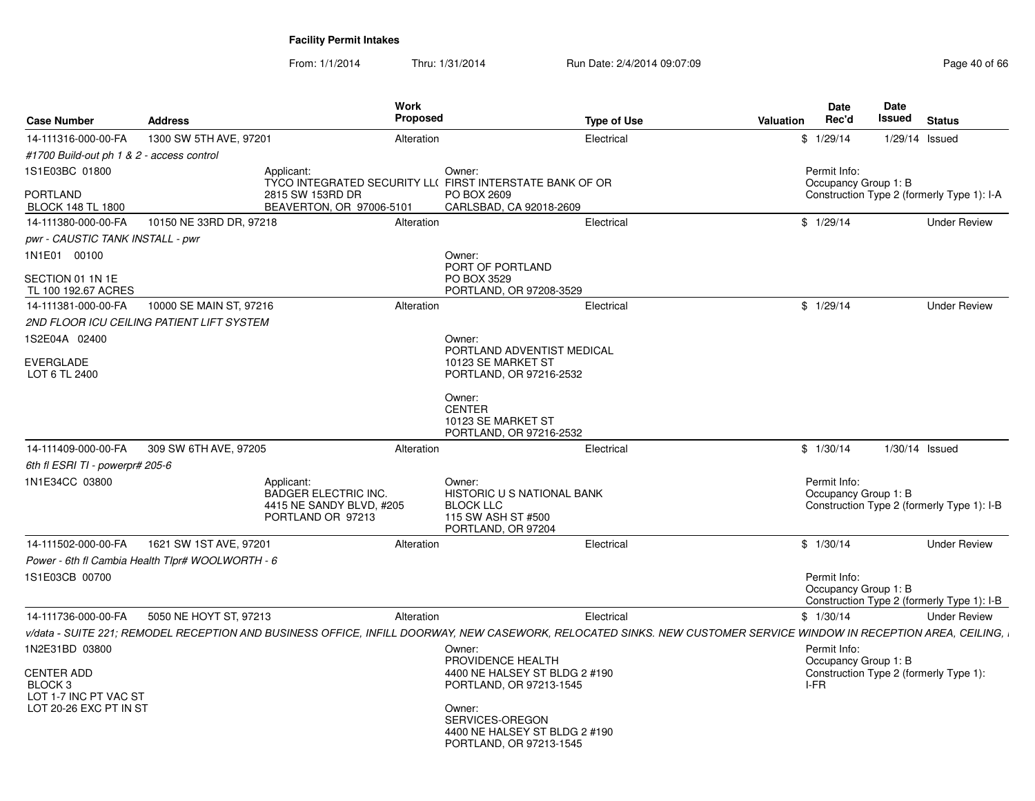**Facility Permit Intakes**

From: 1/1/2014 Thru: 1/31/2014 Run Date: 2/4/2014 09:07:09

| Case Number | Address | Work Proposed | Type of Use | Valuation | Date Rec'd | Date Issued | Status |
|---|---|---|---|---|---|---|---|
| 14-111316-000-00-FA | 1300 SW 5TH AVE, 97201 | Alteration | Electrical | $ | 1/29/14 | 1/29/14 | Issued |
| 14-111380-000-00-FA | 10150 NE 33RD DR, 97218 | Alteration | Electrical | $ | 1/29/14 | | Under Review |
| 14-111381-000-00-FA | 10000 SE MAIN ST, 97216 | Alteration | Electrical | $ | 1/29/14 | | Under Review |
| 14-111409-000-00-FA | 309 SW 6TH AVE, 97205 | Alteration | Electrical | $ | 1/30/14 | 1/30/14 | Issued |
| 14-111502-000-00-FA | 1621 SW 1ST AVE, 97201 | Alteration | Electrical | $ | 1/30/14 | | Under Review |
| 14-111736-000-00-FA | 5050 NE HOYT ST, 97213 | Alteration | Electrical | $ | 1/30/14 | | Under Review |

**14-111316-000-00-FA** — 1300 SW 5TH AVE, 97201

*#1700 Build-out ph 1 & 2 - access control*

1S1E03BC 01800
PORTLAND
BLOCK 148 TL 1800

Applicant:
TYCO INTEGRATED SECURITY LL(
2815 SW 153RD DR
BEAVERTON, OR 97006-5101

Owner:
FIRST INTERSTATE BANK OF OR
PO BOX 2609
CARLSBAD, CA 92018-2609

Permit Info:
Occupancy Group 1: B
Construction Type 2 (formerly Type 1): I-A

**14-111380-000-00-FA** — 10150 NE 33RD DR, 97218

*pwr - CAUSTIC TANK INSTALL - pwr*

1N1E01 00100
SECTION 01 1N 1E
TL 100 192.67 ACRES

Owner:
PORT OF PORTLAND
PO BOX 3529
PORTLAND, OR 97208-3529

**14-111381-000-00-FA** — 10000 SE MAIN ST, 97216

*2ND FLOOR ICU CEILING PATIENT LIFT SYSTEM*

1S2E04A 02400
EVERGLADE
LOT 6 TL 2400

Owner:
PORTLAND ADVENTIST MEDICAL
10123 SE MARKET ST
PORTLAND, OR 97216-2532

Owner:
CENTER
10123 SE MARKET ST
PORTLAND, OR 97216-2532

**14-111409-000-00-FA** — 309 SW 6TH AVE, 97205

*6th fl ESRI TI - powerpr# 205-6*

1N1E34CC 03800

Applicant:
BADGER ELECTRIC INC.
4415 NE SANDY BLVD, #205
PORTLAND OR 97213

Owner:
HISTORIC U S NATIONAL BANK
BLOCK LLC
115 SW ASH ST #500
PORTLAND, OR 97204

Permit Info:
Occupancy Group 1: B
Construction Type 2 (formerly Type 1): I-B

**14-111502-000-00-FA** — 1621 SW 1ST AVE, 97201

*Power - 6th fl Cambia Health Tlpr# WOOLWORTH - 6*

1S1E03CB 00700

Permit Info:
Occupancy Group 1: B
Construction Type 2 (formerly Type 1): I-B

**14-111736-000-00-FA** — 5050 NE HOYT ST, 97213

*v/data - SUITE 221; REMODEL RECEPTION AND BUSINESS OFFICE, INFILL DOORWAY, NEW CASEWORK, RELOCATED SINKS. NEW CUSTOMER SERVICE WINDOW IN RECEPTION AREA, CEILING,*

1N2E31BD 03800
CENTER ADD
BLOCK 3
LOT 1-7 INC PT VAC ST
LOT 20-26 EXC PT IN ST

Owner:
PROVIDENCE HEALTH
4400 NE HALSEY ST BLDG 2 #190
PORTLAND, OR 97213-1545

Owner:
SERVICES-OREGON
4400 NE HALSEY ST BLDG 2 #190
PORTLAND, OR 97213-1545

Permit Info:
Occupancy Group 1: B
Construction Type 2 (formerly Type 1): I-FR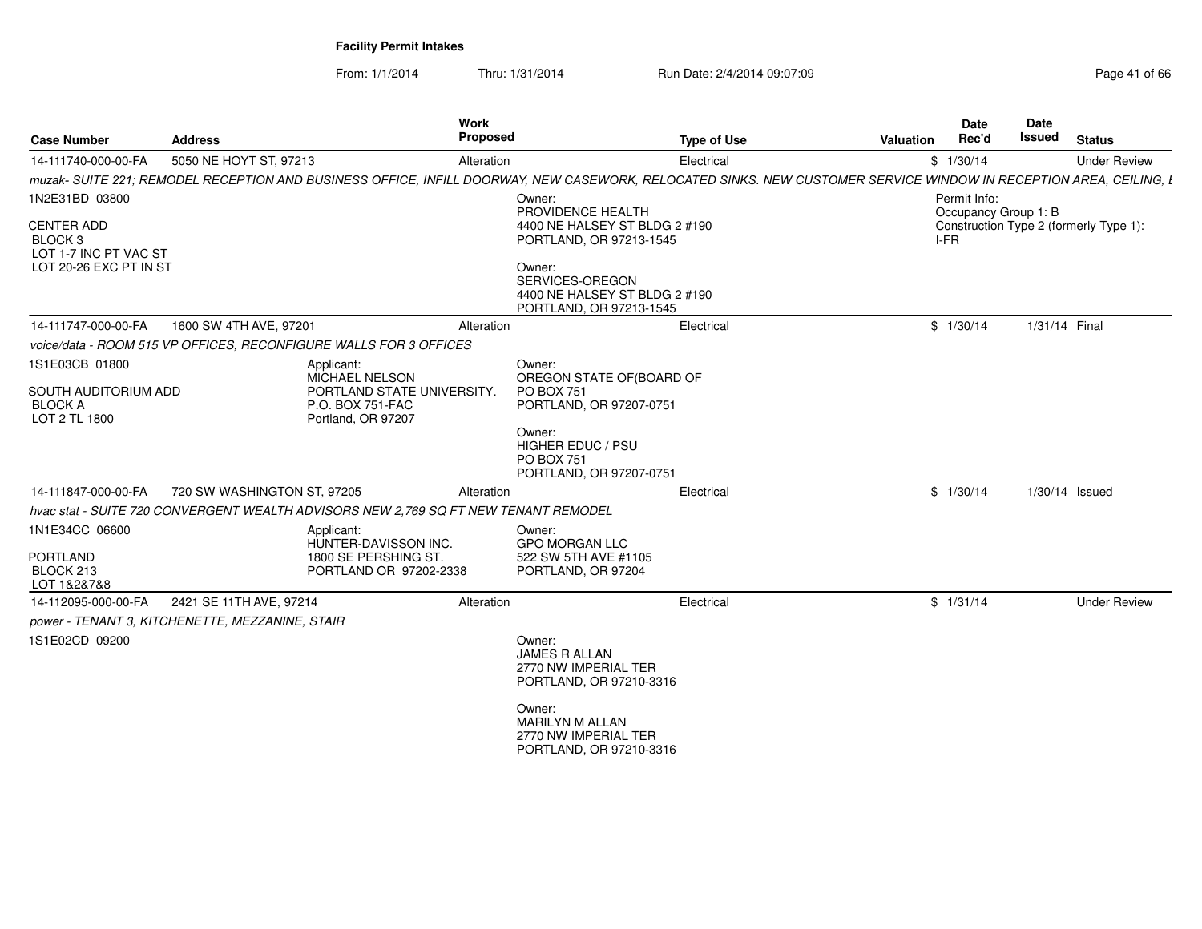**Facility Permit Intakes**

From: 1/1/2014 Thru: 1/31/2014 Run Date: 2/4/2014 09:07:09

| Case Number | Address | Work Proposed | Type of Use | Valuation | Date Rec'd | Date Issued | Status |
|---|---|---|---|---|---|---|---|
| 14-111740-000-00-FA | 5050 NE HOYT ST, 97213 | Alteration | Electrical | $ | 1/30/14 | | Under Review |

*muzak- SUITE 221; REMODEL RECEPTION AND BUSINESS OFFICE, INFILL DOORWAY, NEW CASEWORK, RELOCATED SINKS. NEW CUSTOMER SERVICE WINDOW IN RECEPTION AREA, CEILING, I*

1N2E31BD 03800

CENTER ADD
BLOCK 3
LOT 1-7 INC PT VAC ST
LOT 20-26 EXC PT IN ST

Owner:
PROVIDENCE HEALTH
4400 NE HALSEY ST BLDG 2 #190
PORTLAND, OR 97213-1545

Owner:
SERVICES-OREGON
4400 NE HALSEY ST BLDG 2 #190
PORTLAND, OR 97213-1545

Permit Info:
Occupancy Group 1: B
Construction Type 2 (formerly Type 1): I-FR

| Case Number | Address | Work Proposed | Type of Use | Valuation | Date Rec'd | Date Issued | Status |
|---|---|---|---|---|---|---|---|
| 14-111747-000-00-FA | 1600 SW 4TH AVE, 97201 | Alteration | Electrical | $ | 1/30/14 | 1/31/14 | Final |

*voice/data - ROOM 515 VP OFFICES, RECONFIGURE WALLS FOR 3 OFFICES*

1S1E03CB 01800

SOUTH AUDITORIUM ADD
BLOCK A
LOT 2 TL 1800

Applicant:
MICHAEL NELSON
PORTLAND STATE UNIVERSITY.
P.O. BOX 751-FAC
Portland, OR 97207

Owner:
OREGON STATE OF(BOARD OF
PO BOX 751
PORTLAND, OR 97207-0751

Owner:
HIGHER EDUC / PSU
PO BOX 751
PORTLAND, OR 97207-0751

| Case Number | Address | Work Proposed | Type of Use | Valuation | Date Rec'd | Date Issued | Status |
|---|---|---|---|---|---|---|---|
| 14-111847-000-00-FA | 720 SW WASHINGTON ST, 97205 | Alteration | Electrical | $ | 1/30/14 | 1/30/14 | Issued |

*hvac stat - SUITE 720 CONVERGENT WEALTH ADVISORS NEW 2,769 SQ FT NEW TENANT REMODEL*

1N1E34CC 06600

PORTLAND
BLOCK 213
LOT 1&2&7&8

Applicant:
HUNTER-DAVISSON INC.
1800 SE PERSHING ST.
PORTLAND OR 97202-2338

Owner:
GPO MORGAN LLC
522 SW 5TH AVE #1105
PORTLAND, OR 97204

| Case Number | Address | Work Proposed | Type of Use | Valuation | Date Rec'd | Date Issued | Status |
|---|---|---|---|---|---|---|---|
| 14-112095-000-00-FA | 2421 SE 11TH AVE, 97214 | Alteration | Electrical | $ | 1/31/14 | | Under Review |

*power - TENANT 3, KITCHENETTE, MEZZANINE, STAIR*

1S1E02CD 09200

Owner:
JAMES R ALLAN
2770 NW IMPERIAL TER
PORTLAND, OR 97210-3316

Owner:
MARILYN M ALLAN
2770 NW IMPERIAL TER
PORTLAND, OR 97210-3316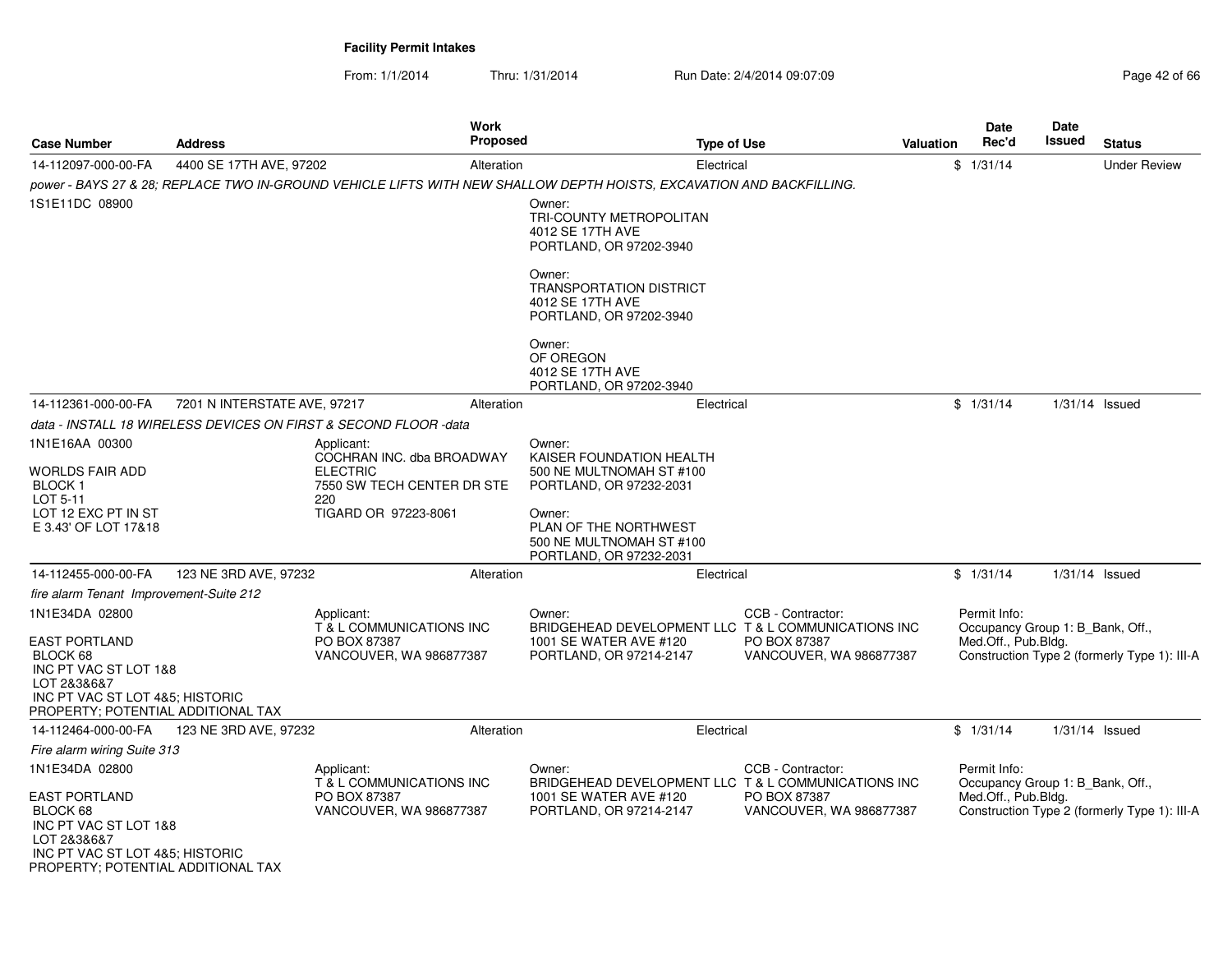**Facility Permit Intakes**

From: 1/1/2014 Thru: 1/31/2014 Run Date: 2/4/2014 09:07:09

| Case Number | Address | Work Proposed | Type of Use | Valuation | Date Rec'd | Date Issued | Status |
|---|---|---|---|---|---|---|---|
| 14-112097-000-00-FA | 4400 SE 17TH AVE, 97202 | Alteration | Electrical | $ | 1/31/14 | | Under Review |

*power - BAYS 27 & 28; REPLACE TWO IN-GROUND VEHICLE LIFTS WITH NEW SHALLOW DEPTH HOISTS, EXCAVATION AND BACKFILLING.*

1S1E11DC 08900

Owner:
TRI-COUNTY METROPOLITAN
4012 SE 17TH AVE
PORTLAND, OR 97202-3940

Owner:
TRANSPORTATION DISTRICT
4012 SE 17TH AVE
PORTLAND, OR 97202-3940

Owner:
OF OREGON
4012 SE 17TH AVE
PORTLAND, OR 97202-3940

| Case Number | Address | Work Proposed | Type of Use | Valuation | Date Rec'd | Date Issued | Status |
|---|---|---|---|---|---|---|---|
| 14-112361-000-00-FA | 7201 N INTERSTATE AVE, 97217 | Alteration | Electrical | $ | 1/31/14 | 1/31/14 | Issued |

*data - INSTALL 18 WIRELESS DEVICES ON FIRST & SECOND FLOOR -data*

1N1E16AA 00300

WORLDS FAIR ADD
BLOCK 1
LOT 5-11
LOT 12 EXC PT IN ST
E 3.43' OF LOT 17&18

Applicant:
COCHRAN INC. dba BROADWAY ELECTRIC
7550 SW TECH CENTER DR STE 220
TIGARD OR 97223-8061

Owner:
KAISER FOUNDATION HEALTH
500 NE MULTNOMAH ST #100
PORTLAND, OR 97232-2031

Owner:
PLAN OF THE NORTHWEST
500 NE MULTNOMAH ST #100
PORTLAND, OR 97232-2031

| Case Number | Address | Work Proposed | Type of Use | Valuation | Date Rec'd | Date Issued | Status |
|---|---|---|---|---|---|---|---|
| 14-112455-000-00-FA | 123 NE 3RD AVE, 97232 | Alteration | Electrical | $ | 1/31/14 | 1/31/14 | Issued |

*fire alarm Tenant Improvement-Suite 212*

1N1E34DA 02800

EAST PORTLAND
BLOCK 68
INC PT VAC ST LOT 1&8
LOT 2&3&6&7
INC PT VAC ST LOT 4&5; HISTORIC PROPERTY; POTENTIAL ADDITIONAL TAX

Applicant:
T & L COMMUNICATIONS INC
PO BOX 87387
VANCOUVER, WA 986877387

Owner:
BRIDGEHEAD DEVELOPMENT LLC
1001 SE WATER AVE #120
PORTLAND, OR 97214-2147

CCB - Contractor:
T & L COMMUNICATIONS INC
PO BOX 87387
VANCOUVER, WA 986877387

Permit Info:
Occupancy Group 1: B_Bank, Off., Med.Off., Pub.Bldg.
Construction Type 2 (formerly Type 1): III-A

| Case Number | Address | Work Proposed | Type of Use | Valuation | Date Rec'd | Date Issued | Status |
|---|---|---|---|---|---|---|---|
| 14-112464-000-00-FA | 123 NE 3RD AVE, 97232 | Alteration | Electrical | $ | 1/31/14 | 1/31/14 | Issued |

*Fire alarm wiring Suite 313*

1N1E34DA 02800

EAST PORTLAND
BLOCK 68
INC PT VAC ST LOT 1&8
LOT 2&3&6&7
INC PT VAC ST LOT 4&5; HISTORIC PROPERTY; POTENTIAL ADDITIONAL TAX

Applicant:
T & L COMMUNICATIONS INC
PO BOX 87387
VANCOUVER, WA 986877387

Owner:
BRIDGEHEAD DEVELOPMENT LLC
1001 SE WATER AVE #120
PORTLAND, OR 97214-2147

CCB - Contractor:
T & L COMMUNICATIONS INC
PO BOX 87387
VANCOUVER, WA 986877387

Permit Info:
Occupancy Group 1: B_Bank, Off., Med.Off., Pub.Bldg.
Construction Type 2 (formerly Type 1): III-A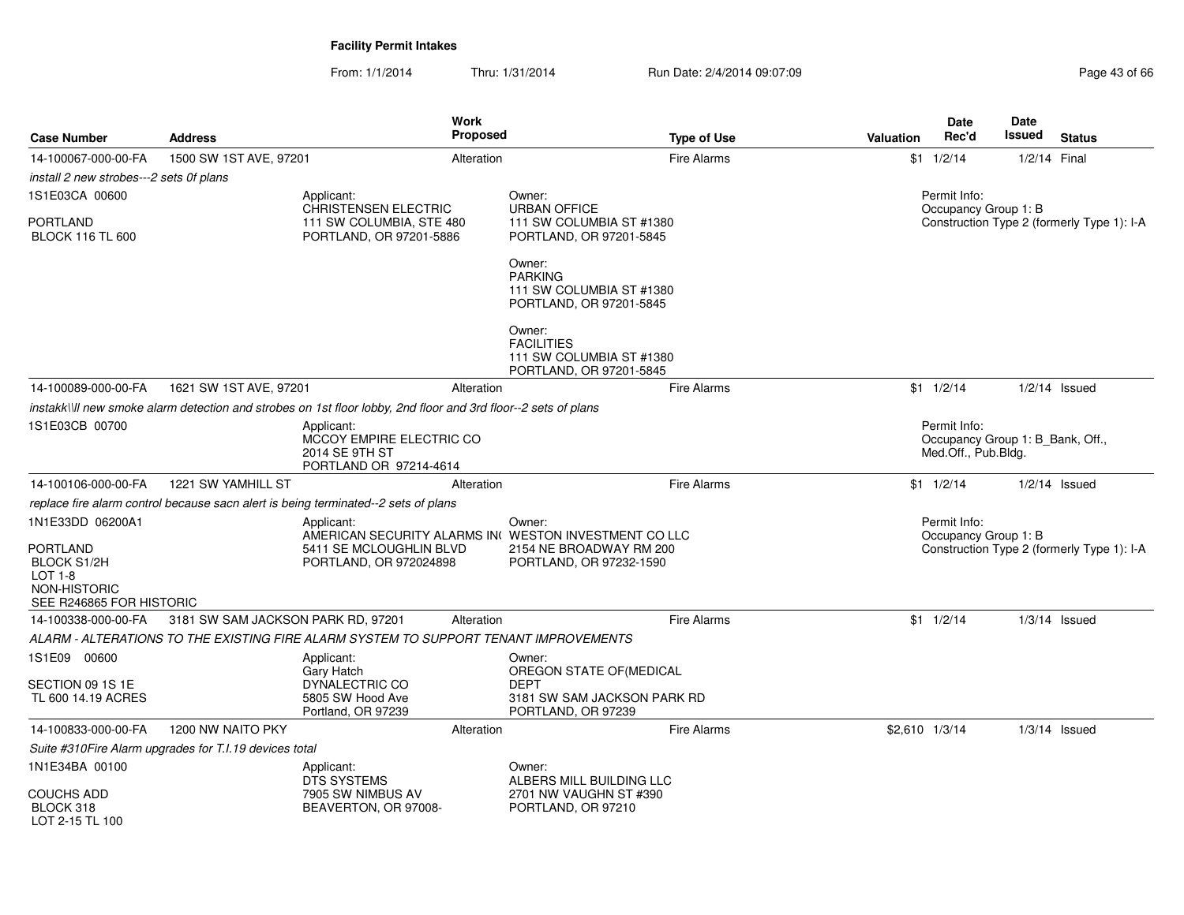**Facility Permit Intakes**

From: 1/1/2014 Thru: 1/31/2014 Run Date: 2/4/2014 09:07:09

| Case Number | Address | Work Proposed | Type of Use | Valuation | Date Rec'd | Date Issued | Status |
|---|---|---|---|---|---|---|---|
| 14-100067-000-00-FA | 1500 SW 1ST AVE, 97201 | Alteration | Fire Alarms | $1 | 1/2/14 | 1/2/14 | Final |

*install 2 new strobes---2 sets 0f plans*

1S1E03CA 00600

PORTLAND
BLOCK 116 TL 600

Applicant:
CHRISTENSEN ELECTRIC
111 SW COLUMBIA, STE 480
PORTLAND, OR 97201-5886

Owner:
URBAN OFFICE
111 SW COLUMBIA ST #1380
PORTLAND, OR 97201-5845

Owner:
PARKING
111 SW COLUMBIA ST #1380
PORTLAND, OR 97201-5845

Owner:
FACILITIES
111 SW COLUMBIA ST #1380
PORTLAND, OR 97201-5845

Permit Info:
Occupancy Group 1: B
Construction Type 2 (formerly Type 1): I-A

| Case Number | Address | Work Proposed | Type of Use | Valuation | Date Rec'd | Date Issued | Status |
|---|---|---|---|---|---|---|---|
| 14-100089-000-00-FA | 1621 SW 1ST AVE, 97201 | Alteration | Fire Alarms | $1 | 1/2/14 | 1/2/14 | Issued |

*instakk\\ll new smoke alarm detection and strobes on 1st floor lobby, 2nd floor and 3rd floor--2 sets of plans*

1S1E03CB 00700

Applicant:
MCCOY EMPIRE ELECTRIC CO
2014 SE 9TH ST
PORTLAND OR 97214-4614

Permit Info:
Occupancy Group 1: B_Bank, Off., Med.Off., Pub.Bldg.

| Case Number | Address | Work Proposed | Type of Use | Valuation | Date Rec'd | Date Issued | Status |
|---|---|---|---|---|---|---|---|
| 14-100106-000-00-FA | 1221 SW YAMHILL ST | Alteration | Fire Alarms | $1 | 1/2/14 | 1/2/14 | Issued |

*replace fire alarm control because sacn alert is being terminated--2 sets of plans*

1N1E33DD 06200A1

PORTLAND
BLOCK S1/2H
LOT 1-8
NON-HISTORIC
SEE R246865 FOR HISTORIC

Applicant:
AMERICAN SECURITY ALARMS IN(
5411 SE MCLOUGHLIN BLVD
PORTLAND, OR 972024898

Owner:
WESTON INVESTMENT CO LLC
2154 NE BROADWAY RM 200
PORTLAND, OR 97232-1590

Permit Info:
Occupancy Group 1: B
Construction Type 2 (formerly Type 1): I-A

| Case Number | Address | Work Proposed | Type of Use | Valuation | Date Rec'd | Date Issued | Status |
|---|---|---|---|---|---|---|---|
| 14-100338-000-00-FA | 3181 SW SAM JACKSON PARK RD, 97201 | Alteration | Fire Alarms | $1 | 1/2/14 | 1/3/14 | Issued |

*ALARM - ALTERATIONS TO THE EXISTING FIRE ALARM SYSTEM TO SUPPORT TENANT IMPROVEMENTS*

1S1E09 00600

SECTION 09 1S 1E
TL 600 14.19 ACRES

Applicant:
Gary Hatch
DYNALECTRIC CO
5805 SW Hood Ave
Portland, OR 97239

Owner:
OREGON STATE OF(MEDICAL DEPT
3181 SW SAM JACKSON PARK RD
PORTLAND, OR 97239

| Case Number | Address | Work Proposed | Type of Use | Valuation | Date Rec'd | Date Issued | Status |
|---|---|---|---|---|---|---|---|
| 14-100833-000-00-FA | 1200 NW NAITO PKY | Alteration | Fire Alarms | $2,610 | 1/3/14 | 1/3/14 | Issued |

*Suite #310Fire Alarm upgrades for T.I.19 devices total*

1N1E34BA 00100

COUCHS ADD
BLOCK 318
LOT 2-15 TL 100

Applicant:
DTS SYSTEMS
7905 SW NIMBUS AV
BEAVERTON, OR 97008-

Owner:
ALBERS MILL BUILDING LLC
2701 NW VAUGHN ST #390
PORTLAND, OR 97210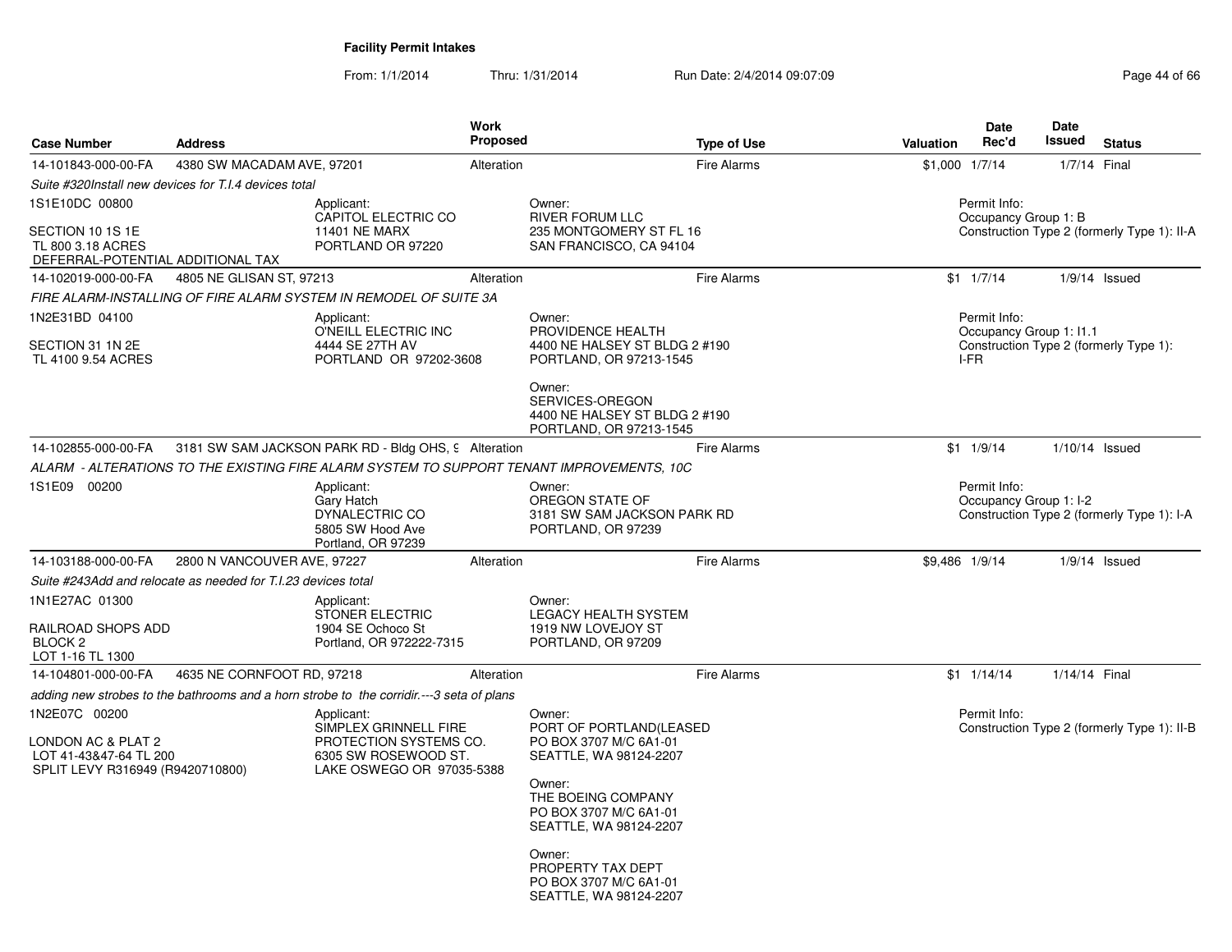# Facility Permit Intakes

From: 1/1/2014 Thru: 1/31/2014 Run Date: 2/4/2014 09:07:09

| Case Number | Address | Work Proposed | Type of Use | Valuation | Date Rec'd | Date Issued | Status |
|---|---|---|---|---|---|---|---|
| 14-101843-000-00-FA | 4380 SW MACADAM AVE, 97201 | Alteration | Fire Alarms | $1,000 | 1/7/14 | 1/7/14 | Final |

Suite #320Install new devices for T.I.4 devices total

1S1E10DC 00800

SECTION 10 1S 1E
TL 800 3.18 ACRES
DEFERRAL-POTENTIAL ADDITIONAL TAX

Applicant:
CAPITOL ELECTRIC CO
11401 NE MARX
PORTLAND OR 97220

Owner:
RIVER FORUM LLC
235 MONTGOMERY ST FL 16
SAN FRANCISCO, CA 94104

Permit Info:
Occupancy Group 1: B
Construction Type 2 (formerly Type 1): II-A

---

| Case Number | Address | Work Proposed | Type of Use | Valuation | Date Rec'd | Date Issued | Status |
|---|---|---|---|---|---|---|---|
| 14-102019-000-00-FA | 4805 NE GLISAN ST, 97213 | Alteration | Fire Alarms | $1 | 1/7/14 | 1/9/14 | Issued |

FIRE ALARM-INSTALLING OF FIRE ALARM SYSTEM IN REMODEL OF SUITE 3A

1N2E31BD 04100

SECTION 31 1N 2E
TL 4100 9.54 ACRES

Applicant:
O'NEILL ELECTRIC INC
4444 SE 27TH AV
PORTLAND OR 97202-3608

Owner:
PROVIDENCE HEALTH
4400 NE HALSEY ST BLDG 2 #190
PORTLAND, OR 97213-1545

Owner:
SERVICES-OREGON
4400 NE HALSEY ST BLDG 2 #190
PORTLAND, OR 97213-1545

Permit Info:
Occupancy Group 1: I1.1
Construction Type 2 (formerly Type 1): I-FR

---

| Case Number | Address | Work Proposed | Type of Use | Valuation | Date Rec'd | Date Issued | Status |
|---|---|---|---|---|---|---|---|
| 14-102855-000-00-FA | 3181 SW SAM JACKSON PARK RD - Bldg OHS, 9 | Alteration | Fire Alarms | $1 | 1/9/14 | 1/10/14 | Issued |

ALARM - ALTERATIONS TO THE EXISTING FIRE ALARM SYSTEM TO SUPPORT TENANT IMPROVEMENTS, 10C

1S1E09 00200

Applicant:
Gary Hatch
DYNALECTRIC CO
5805 SW Hood Ave
Portland, OR 97239

Owner:
OREGON STATE OF
3181 SW SAM JACKSON PARK RD
PORTLAND, OR 97239

Permit Info:
Occupancy Group 1: I-2
Construction Type 2 (formerly Type 1): I-A

---

| Case Number | Address | Work Proposed | Type of Use | Valuation | Date Rec'd | Date Issued | Status |
|---|---|---|---|---|---|---|---|
| 14-103188-000-00-FA | 2800 N VANCOUVER AVE, 97227 | Alteration | Fire Alarms | $9,486 | 1/9/14 | 1/9/14 | Issued |

Suite #243Add and relocate as needed for T.I.23 devices total

1N1E27AC 01300

RAILROAD SHOPS ADD
BLOCK 2
LOT 1-16 TL 1300

Applicant:
STONER ELECTRIC
1904 SE Ochoco St
Portland, OR 972222-7315

Owner:
LEGACY HEALTH SYSTEM
1919 NW LOVEJOY ST
PORTLAND, OR 97209

---

| Case Number | Address | Work Proposed | Type of Use | Valuation | Date Rec'd | Date Issued | Status |
|---|---|---|---|---|---|---|---|
| 14-104801-000-00-FA | 4635 NE CORNFOOT RD, 97218 | Alteration | Fire Alarms | $1 | 1/14/14 | 1/14/14 | Final |

adding new strobes to the bathrooms and a horn strobe to the corridir.---3 seta of plans

1N2E07C 00200

LONDON AC & PLAT 2
LOT 41-43&47-64 TL 200
SPLIT LEVY R316949 (R9420710800)

Applicant:
SIMPLEX GRINNELL FIRE
PROTECTION SYSTEMS CO.
6305 SW ROSEWOOD ST.
LAKE OSWEGO OR 97035-5388

Owner:
PORT OF PORTLAND(LEASED
PO BOX 3707 M/C 6A1-01
SEATTLE, WA 98124-2207

Owner:
THE BOEING COMPANY
PO BOX 3707 M/C 6A1-01
SEATTLE, WA 98124-2207

Owner:
PROPERTY TAX DEPT
PO BOX 3707 M/C 6A1-01
SEATTLE, WA 98124-2207

Permit Info:
Construction Type 2 (formerly Type 1): II-B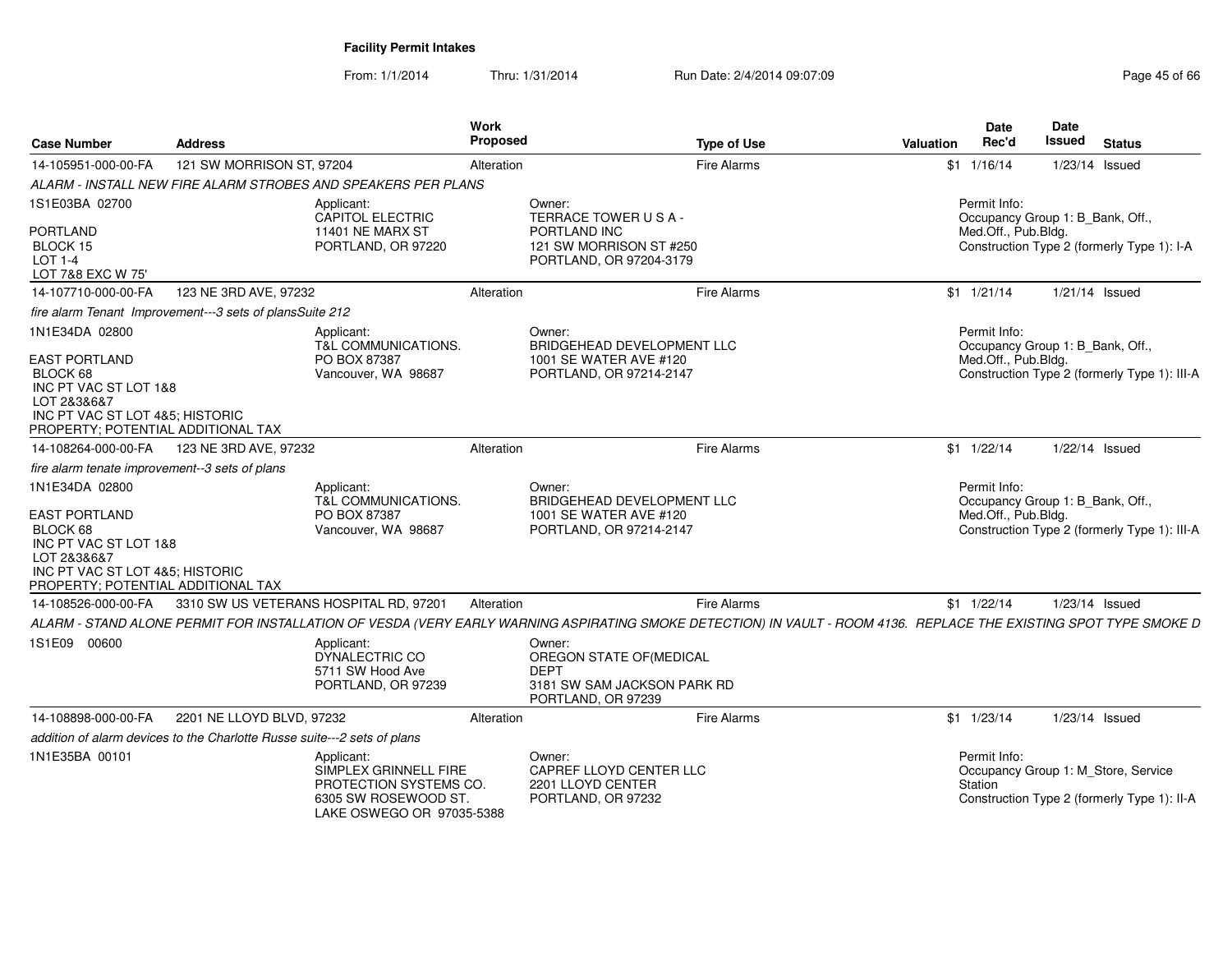**Facility Permit Intakes**

From: 1/1/2014 Thru: 1/31/2014 Run Date: 2/4/2014 09:07:09

| Case Number | Address | Work Proposed | Type of Use | Valuation | Date Rec'd | Date Issued | Status |
|---|---|---|---|---|---|---|---|
| 14-105951-000-00-FA | 121 SW MORRISON ST, 97204 | Alteration | Fire Alarms | $1 | 1/16/14 | 1/23/14 | Issued |

*ALARM - INSTALL NEW FIRE ALARM STROBES AND SPEAKERS PER PLANS*

1S1E03BA 02700

PORTLAND
BLOCK 15
LOT 1-4
LOT 7&8 EXC W 75'

Applicant:
CAPITOL ELECTRIC
11401 NE MARX ST
PORTLAND, OR 97220

Owner:
TERRACE TOWER U S A -
PORTLAND INC
121 SW MORRISON ST #250
PORTLAND, OR 97204-3179

Permit Info:
Occupancy Group 1: B_Bank, Off., Med.Off., Pub.Bldg.
Construction Type 2 (formerly Type 1): I-A

| Case Number | Address | Work Proposed | Type of Use | Valuation | Date Rec'd | Date Issued | Status |
|---|---|---|---|---|---|---|---|
| 14-107710-000-00-FA | 123 NE 3RD AVE, 97232 | Alteration | Fire Alarms | $1 | 1/21/14 | 1/21/14 | Issued |

*fire alarm Tenant Improvement---3 sets of plansSuite 212*

1N1E34DA 02800

EAST PORTLAND
BLOCK 68
INC PT VAC ST LOT 1&8
LOT 2&3&6&7
INC PT VAC ST LOT 4&5; HISTORIC PROPERTY; POTENTIAL ADDITIONAL TAX

Applicant:
T&L COMMUNICATIONS.
PO BOX 87387
Vancouver, WA 98687

Owner:
BRIDGEHEAD DEVELOPMENT LLC
1001 SE WATER AVE #120
PORTLAND, OR 97214-2147

Permit Info:
Occupancy Group 1: B_Bank, Off., Med.Off., Pub.Bldg.
Construction Type 2 (formerly Type 1): III-A

| Case Number | Address | Work Proposed | Type of Use | Valuation | Date Rec'd | Date Issued | Status |
|---|---|---|---|---|---|---|---|
| 14-108264-000-00-FA | 123 NE 3RD AVE, 97232 | Alteration | Fire Alarms | $1 | 1/22/14 | 1/22/14 | Issued |

*fire alarm tenate improvement--3 sets of plans*

1N1E34DA 02800

EAST PORTLAND
BLOCK 68
INC PT VAC ST LOT 1&8
LOT 2&3&6&7
INC PT VAC ST LOT 4&5; HISTORIC PROPERTY; POTENTIAL ADDITIONAL TAX

Applicant:
T&L COMMUNICATIONS.
PO BOX 87387
Vancouver, WA 98687

Owner:
BRIDGEHEAD DEVELOPMENT LLC
1001 SE WATER AVE #120
PORTLAND, OR 97214-2147

Permit Info:
Occupancy Group 1: B_Bank, Off., Med.Off., Pub.Bldg.
Construction Type 2 (formerly Type 1): III-A

| Case Number | Address | Work Proposed | Type of Use | Valuation | Date Rec'd | Date Issued | Status |
|---|---|---|---|---|---|---|---|
| 14-108526-000-00-FA | 3310 SW US VETERANS HOSPITAL RD, 97201 | Alteration | Fire Alarms | $1 | 1/22/14 | 1/23/14 | Issued |

*ALARM - STAND ALONE PERMIT FOR INSTALLATION OF VESDA (VERY EARLY WARNING ASPIRATING SMOKE DETECTION) IN VAULT - ROOM 4136. REPLACE THE EXISTING SPOT TYPE SMOKE D*

1S1E09 00600

Applicant:
DYNALECTRIC CO
5711 SW Hood Ave
PORTLAND, OR 97239

Owner:
OREGON STATE OF(MEDICAL DEPT
3181 SW SAM JACKSON PARK RD
PORTLAND, OR 97239

| Case Number | Address | Work Proposed | Type of Use | Valuation | Date Rec'd | Date Issued | Status |
|---|---|---|---|---|---|---|---|
| 14-108898-000-00-FA | 2201 NE LLOYD BLVD, 97232 | Alteration | Fire Alarms | $1 | 1/23/14 | 1/23/14 | Issued |

*addition of alarm devices to the Charlotte Russe suite---2 sets of plans*

1N1E35BA 00101

Applicant:
SIMPLEX GRINNELL FIRE PROTECTION SYSTEMS CO.
6305 SW ROSEWOOD ST.
LAKE OSWEGO OR 97035-5388

Owner:
CAPREF LLOYD CENTER LLC
2201 LLOYD CENTER
PORTLAND, OR 97232

Permit Info:
Occupancy Group 1: M_Store, Service Station
Construction Type 2 (formerly Type 1): II-A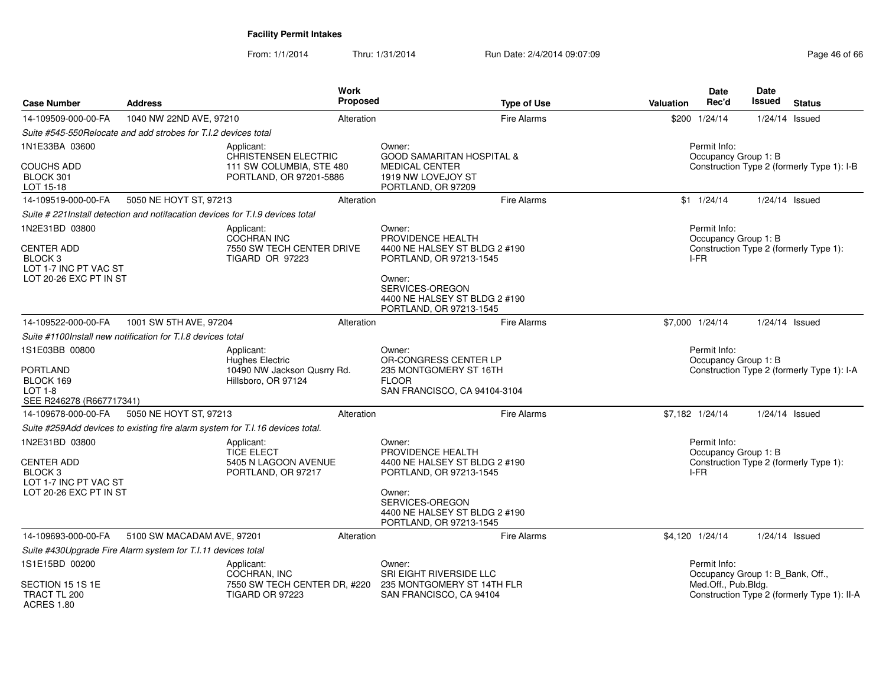**Facility Permit Intakes**

From: 1/1/2014 Thru: 1/31/2014 Run Date: 2/4/2014 09:07:09

| Case Number | Address | Work Proposed | Type of Use | Valuation | Date Rec'd | Date Issued | Status |
|---|---|---|---|---|---|---|---|
| 14-109509-000-00-FA | 1040 NW 22ND AVE, 97210 | Alteration | Fire Alarms | $200 | 1/24/14 | 1/24/14 | Issued |

*Suite #545-550Relocate and add strobes for T.I.2 devices total*

1N1E33BA 03600

COUCHS ADD
BLOCK 301
LOT 15-18

Applicant:
CHRISTENSEN ELECTRIC
111 SW COLUMBIA, STE 480
PORTLAND, OR 97201-5886

Owner:
GOOD SAMARITAN HOSPITAL &
MEDICAL CENTER
1919 NW LOVEJOY ST
PORTLAND, OR 97209

Permit Info:
Occupancy Group 1: B
Construction Type 2 (formerly Type 1): I-B

| Case Number | Address | Work Proposed | Type of Use | Valuation | Date Rec'd | Date Issued | Status |
|---|---|---|---|---|---|---|---|
| 14-109519-000-00-FA | 5050 NE HOYT ST, 97213 | Alteration | Fire Alarms | $1 | 1/24/14 | 1/24/14 | Issued |

*Suite # 221Install detection and notifacation devices for T.I.9 devices total*

1N2E31BD 03800

CENTER ADD
BLOCK 3
LOT 1-7 INC PT VAC ST
LOT 20-26 EXC PT IN ST

Applicant:
COCHRAN INC
7550 SW TECH CENTER DRIVE
TIGARD OR 97223

Owner:
PROVIDENCE HEALTH
4400 NE HALSEY ST BLDG 2 #190
PORTLAND, OR 97213-1545

Owner:
SERVICES-OREGON
4400 NE HALSEY ST BLDG 2 #190
PORTLAND, OR 97213-1545

Permit Info:
Occupancy Group 1: B
Construction Type 2 (formerly Type 1): I-FR

| Case Number | Address | Work Proposed | Type of Use | Valuation | Date Rec'd | Date Issued | Status |
|---|---|---|---|---|---|---|---|
| 14-109522-000-00-FA | 1001 SW 5TH AVE, 97204 | Alteration | Fire Alarms | $7,000 | 1/24/14 | 1/24/14 | Issued |

*Suite #1100Install new notification for T.I.8 devices total*

1S1E03BB 00800

PORTLAND
BLOCK 169
LOT 1-8
SEE R246278 (R667717341)

Applicant:
Hughes Electric
10490 NW Jackson Qusrry Rd.
Hillsboro, OR 97124

Owner:
OR-CONGRESS CENTER LP
235 MONTGOMERY ST 16TH
FLOOR
SAN FRANCISCO, CA 94104-3104

Permit Info:
Occupancy Group 1: B
Construction Type 2 (formerly Type 1): I-A

| Case Number | Address | Work Proposed | Type of Use | Valuation | Date Rec'd | Date Issued | Status |
|---|---|---|---|---|---|---|---|
| 14-109678-000-00-FA | 5050 NE HOYT ST, 97213 | Alteration | Fire Alarms | $7,182 | 1/24/14 | 1/24/14 | Issued |

*Suite #259Add devices to existing fire alarm system for T.I.16 devices total.*

1N2E31BD 03800

CENTER ADD
BLOCK 3
LOT 1-7 INC PT VAC ST
LOT 20-26 EXC PT IN ST

Applicant:
TICE ELECT
5405 N LAGOON AVENUE
PORTLAND, OR 97217

Owner:
PROVIDENCE HEALTH
4400 NE HALSEY ST BLDG 2 #190
PORTLAND, OR 97213-1545

Owner:
SERVICES-OREGON
4400 NE HALSEY ST BLDG 2 #190
PORTLAND, OR 97213-1545

Permit Info:
Occupancy Group 1: B
Construction Type 2 (formerly Type 1): I-FR

| Case Number | Address | Work Proposed | Type of Use | Valuation | Date Rec'd | Date Issued | Status |
|---|---|---|---|---|---|---|---|
| 14-109693-000-00-FA | 5100 SW MACADAM AVE, 97201 | Alteration | Fire Alarms | $4,120 | 1/24/14 | 1/24/14 | Issued |

*Suite #430Upgrade Fire Alarm system for T.I.11 devices total*

1S1E15BD 00200

SECTION 15 1S 1E
TRACT TL 200
ACRES 1.80

Applicant:
COCHRAN, INC
7550 SW TECH CENTER DR, #220
TIGARD OR 97223

Owner:
SRI EIGHT RIVERSIDE LLC
235 MONTGOMERY ST 14TH FLR
SAN FRANCISCO, CA 94104

Permit Info:
Occupancy Group 1: B_Bank, Off., Med.Off., Pub.Bldg.
Construction Type 2 (formerly Type 1): II-A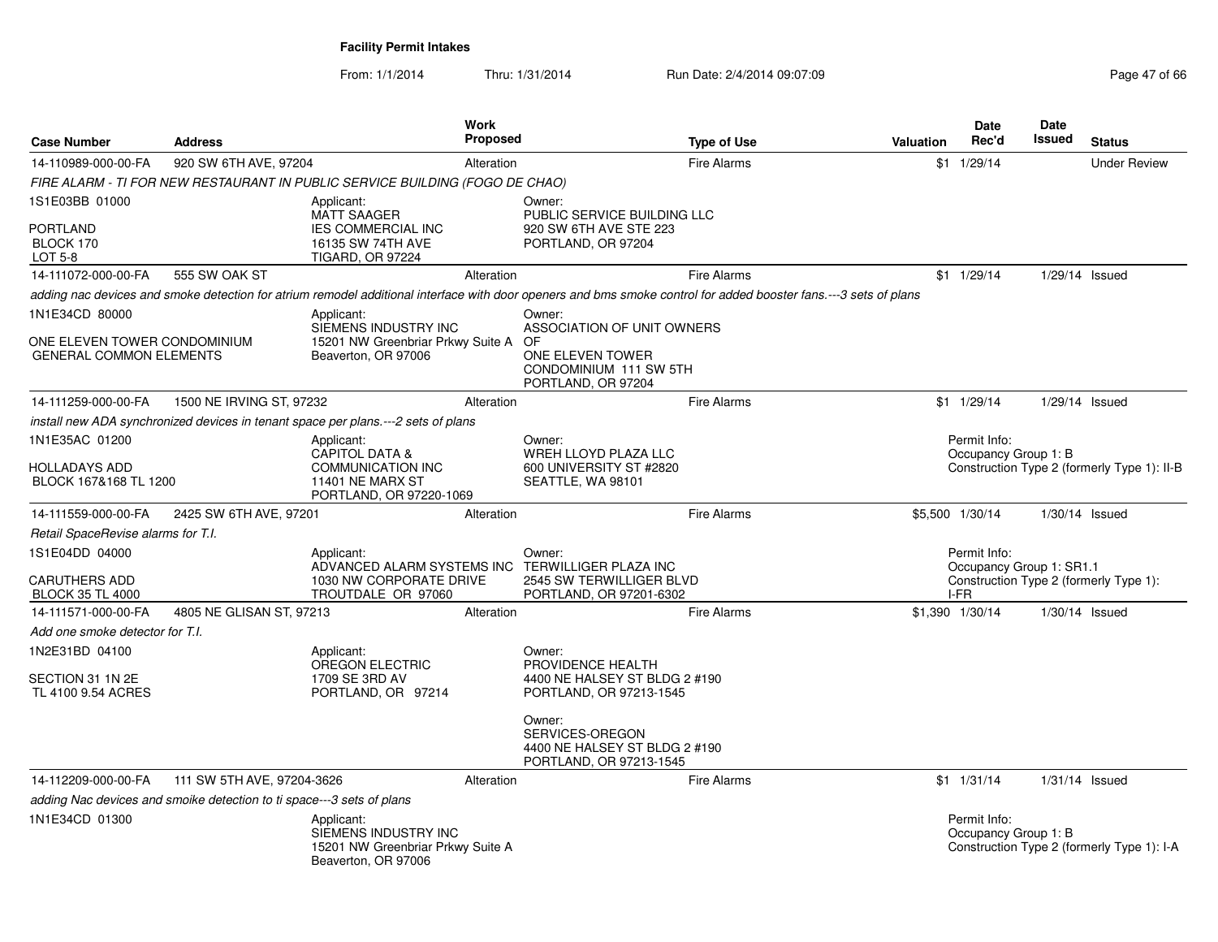# Facility Permit Intakes

From: 1/1/2014 Thru: 1/31/2014 Run Date: 2/4/2014 09:07:09

| Case Number | Address | Work Proposed | Type of Use | Valuation | Date Rec'd | Date Issued | Status |
|---|---|---|---|---|---|---|---|
| 14-110989-000-00-FA | 920 SW 6TH AVE, 97204 | Alteration | Fire Alarms | $1 | 1/29/14 | | Under Review |

*FIRE ALARM - TI FOR NEW RESTAURANT IN PUBLIC SERVICE BUILDING (FOGO DE CHAO)*

1S1E03BB 01000

PORTLAND
BLOCK 170
LOT 5-8

Applicant:
MATT SAAGER
IES COMMERCIAL INC
16135 SW 74TH AVE
TIGARD, OR 97224

Owner:
PUBLIC SERVICE BUILDING LLC
920 SW 6TH AVE STE 223
PORTLAND, OR 97204

| Case Number | Address | Work Proposed | Type of Use | Valuation | Date Rec'd | Date Issued | Status |
|---|---|---|---|---|---|---|---|
| 14-111072-000-00-FA | 555 SW OAK ST | Alteration | Fire Alarms | $1 | 1/29/14 | 1/29/14 | Issued |

*adding nac devices and smoke detection for atrium remodel additional interface with door openers and bms smoke control for added booster fans.---3 sets of plans*

1N1E34CD 80000

ONE ELEVEN TOWER CONDOMINIUM
GENERAL COMMON ELEMENTS

Applicant:
SIEMENS INDUSTRY INC
15201 NW Greenbriar Prkwy Suite A
Beaverton, OR 97006

Owner:
ASSOCIATION OF UNIT OWNERS OF
ONE ELEVEN TOWER
CONDOMINIUM 111 SW 5TH
PORTLAND, OR 97204

| Case Number | Address | Work Proposed | Type of Use | Valuation | Date Rec'd | Date Issued | Status |
|---|---|---|---|---|---|---|---|
| 14-111259-000-00-FA | 1500 NE IRVING ST, 97232 | Alteration | Fire Alarms | $1 | 1/29/14 | 1/29/14 | Issued |

*install new ADA synchronized devices in tenant space per plans.---2 sets of plans*

1N1E35AC 01200

HOLLADAYS ADD
BLOCK 167&168 TL 1200

Applicant:
CAPITOL DATA &
COMMUNICATION INC
11401 NE MARX ST
PORTLAND, OR 97220-1069

Owner:
WREH LLOYD PLAZA LLC
600 UNIVERSITY ST #2820
SEATTLE, WA 98101

Permit Info:
Occupancy Group 1: B
Construction Type 2 (formerly Type 1): II-B

| Case Number | Address | Work Proposed | Type of Use | Valuation | Date Rec'd | Date Issued | Status |
|---|---|---|---|---|---|---|---|
| 14-111559-000-00-FA | 2425 SW 6TH AVE, 97201 | Alteration | Fire Alarms | $5,500 | 1/30/14 | 1/30/14 | Issued |

*Retail SpaceRevise alarms for T.I.*

1S1E04DD 04000

CARUTHERS ADD
BLOCK 35 TL 4000

Applicant:
ADVANCED ALARM SYSTEMS INC
1030 NW CORPORATE DRIVE
TROUTDALE OR 97060

Owner:
TERWILLIGER PLAZA INC
2545 SW TERWILLIGER BLVD
PORTLAND, OR 97201-6302

Permit Info:
Occupancy Group 1: SR1.1
Construction Type 2 (formerly Type 1): I-FR

| Case Number | Address | Work Proposed | Type of Use | Valuation | Date Rec'd | Date Issued | Status |
|---|---|---|---|---|---|---|---|
| 14-111571-000-00-FA | 4805 NE GLISAN ST, 97213 | Alteration | Fire Alarms | $1,390 | 1/30/14 | 1/30/14 | Issued |

*Add one smoke detector for T.I.*

1N2E31BD 04100

SECTION 31 1N 2E
TL 4100 9.54 ACRES

Applicant:
OREGON ELECTRIC
1709 SE 3RD AV
PORTLAND, OR 97214

Owner:
PROVIDENCE HEALTH
4400 NE HALSEY ST BLDG 2 #190
PORTLAND, OR 97213-1545

Owner:
SERVICES-OREGON
4400 NE HALSEY ST BLDG 2 #190
PORTLAND, OR 97213-1545

| Case Number | Address | Work Proposed | Type of Use | Valuation | Date Rec'd | Date Issued | Status |
|---|---|---|---|---|---|---|---|
| 14-112209-000-00-FA | 111 SW 5TH AVE, 97204-3626 | Alteration | Fire Alarms | $1 | 1/31/14 | 1/31/14 | Issued |

*adding Nac devices and smoike detection to ti space---3 sets of plans*

1N1E34CD 01300

Applicant:
SIEMENS INDUSTRY INC
15201 NW Greenbriar Prkwy Suite A
Beaverton, OR 97006

Permit Info:
Occupancy Group 1: B
Construction Type 2 (formerly Type 1): I-A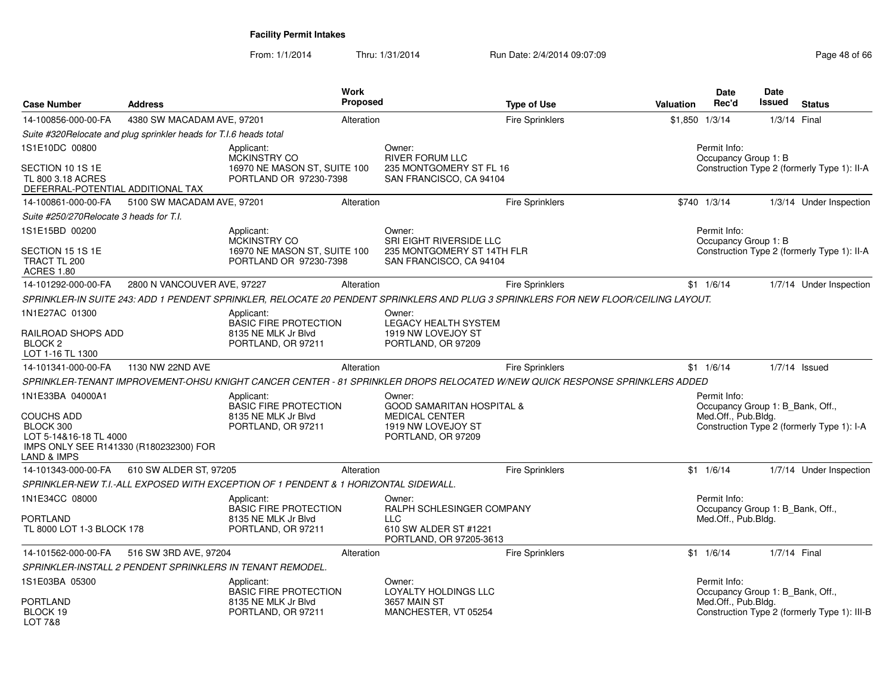**Facility Permit Intakes**

From: 1/1/2014 Thru: 1/31/2014 Run Date: 2/4/2014 09:07:09

| Case Number | Address | Work Proposed | Type of Use | Valuation | Date Rec'd | Date Issued | Status |
|---|---|---|---|---|---|---|---|
| 14-100856-000-00-FA | 4380 SW MACADAM AVE, 97201 | Alteration | Fire Sprinklers | $1,850 | 1/3/14 | 1/3/14 | Final |
| 14-100861-000-00-FA | 5100 SW MACADAM AVE, 97201 | Alteration | Fire Sprinklers | $740 | 1/3/14 | 1/3/14 | Under Inspection |
| 14-101292-000-00-FA | 2800 N VANCOUVER AVE, 97227 | Alteration | Fire Sprinklers | $1 | 1/6/14 | 1/7/14 | Under Inspection |
| 14-101341-000-00-FA | 1130 NW 22ND AVE | Alteration | Fire Sprinklers | $1 | 1/6/14 | 1/7/14 | Issued |
| 14-101343-000-00-FA | 610 SW ALDER ST, 97205 | Alteration | Fire Sprinklers | $1 | 1/6/14 | 1/7/14 | Under Inspection |
| 14-101562-000-00-FA | 516 SW 3RD AVE, 97204 | Alteration | Fire Sprinklers | $1 | 1/6/14 | 1/7/14 | Final |

**14-100856-000-00-FA**

*Suite #320Relocate and plug sprinkler heads for T.I.6 heads total*

1S1E10DC 00800
SECTION 10 1S 1E
TL 800 3.18 ACRES
DEFERRAL-POTENTIAL ADDITIONAL TAX

Applicant:
MCKINSTRY CO
16970 NE MASON ST, SUITE 100
PORTLAND OR 97230-7398

Owner:
RIVER FORUM LLC
235 MONTGOMERY ST FL 16
SAN FRANCISCO, CA 94104

Permit Info:
Occupancy Group 1: B
Construction Type 2 (formerly Type 1): II-A

**14-100861-000-00-FA**

*Suite #250/270Relocate 3 heads for T.I.*

1S1E15BD 00200
SECTION 15 1S 1E
TRACT TL 200
ACRES 1.80

Applicant:
MCKINSTRY CO
16970 NE MASON ST, SUITE 100
PORTLAND OR 97230-7398

Owner:
SRI EIGHT RIVERSIDE LLC
235 MONTGOMERY ST 14TH FLR
SAN FRANCISCO, CA 94104

Permit Info:
Occupancy Group 1: B
Construction Type 2 (formerly Type 1): II-A

**14-101292-000-00-FA**

*SPRINKLER-IN SUITE 243: ADD 1 PENDENT SPRINKLER, RELOCATE 20 PENDENT SPRINKLERS AND PLUG 3 SPRINKLERS FOR NEW FLOOR/CEILING LAYOUT.*

1N1E27AC 01300
RAILROAD SHOPS ADD
BLOCK 2
LOT 1-16 TL 1300

Applicant:
BASIC FIRE PROTECTION
8135 NE MLK Jr Blvd
PORTLAND, OR 97211

Owner:
LEGACY HEALTH SYSTEM
1919 NW LOVEJOY ST
PORTLAND, OR 97209

**14-101341-000-00-FA**

*SPRINKLER-TENANT IMPROVEMENT-OHSU KNIGHT CANCER CENTER - 81 SPRINKLER DROPS RELOCATED W/NEW QUICK RESPONSE SPRINKLERS ADDED*

1N1E33BA 04000A1
COUCHS ADD
BLOCK 300
LOT 5-14&16-18 TL 4000
IMPS ONLY SEE R141330 (R180232300) FOR LAND & IMPS

Applicant:
BASIC FIRE PROTECTION
8135 NE MLK Jr Blvd
PORTLAND, OR 97211

Owner:
GOOD SAMARITAN HOSPITAL & MEDICAL CENTER
1919 NW LOVEJOY ST
PORTLAND, OR 97209

Permit Info:
Occupancy Group 1: B_Bank, Off., Med.Off., Pub.Bldg.
Construction Type 2 (formerly Type 1): I-A

**14-101343-000-00-FA**

*SPRINKLER-NEW T.I.-ALL EXPOSED WITH EXCEPTION OF 1 PENDENT & 1 HORIZONTAL SIDEWALL.*

1N1E34CC 08000
PORTLAND
TL 8000 LOT 1-3 BLOCK 178

Applicant:
BASIC FIRE PROTECTION
8135 NE MLK Jr Blvd
PORTLAND, OR 97211

Owner:
RALPH SCHLESINGER COMPANY LLC
610 SW ALDER ST #1221
PORTLAND, OR 97205-3613

Permit Info:
Occupancy Group 1: B_Bank, Off., Med.Off., Pub.Bldg.

**14-101562-000-00-FA**

*SPRINKLER-INSTALL 2 PENDENT SPRINKLERS IN TENANT REMODEL.*

1S1E03BA 05300
PORTLAND
BLOCK 19
LOT 7&8

Applicant:
BASIC FIRE PROTECTION
8135 NE MLK Jr Blvd
PORTLAND, OR 97211

Owner:
LOYALTY HOLDINGS LLC
3657 MAIN ST
MANCHESTER, VT 05254

Permit Info:
Occupancy Group 1: B_Bank, Off., Med.Off., Pub.Bldg.
Construction Type 2 (formerly Type 1): III-B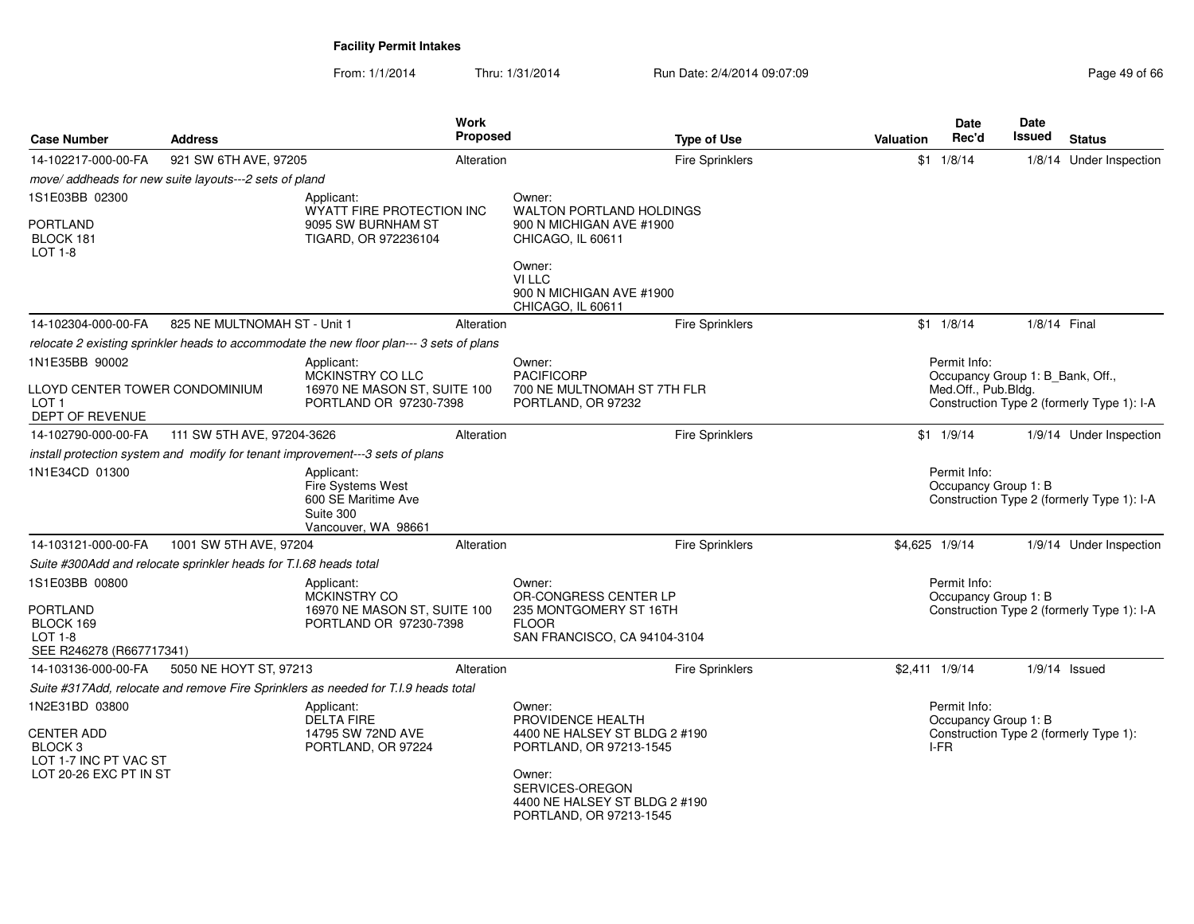**Facility Permit Intakes**

From: 1/1/2014 Thru: 1/31/2014 Run Date: 2/4/2014 09:07:09

| Case Number | Address | Work Proposed | Type of Use | Valuation | Date Rec'd | Date Issued | Status |
|---|---|---|---|---|---|---|---|
| 14-102217-000-00-FA | 921 SW 6TH AVE, 97205 | Alteration | Fire Sprinklers | $1 | 1/8/14 | 1/8/14 | Under Inspection |
| 14-102304-000-00-FA | 825 NE MULTNOMAH ST - Unit 1 | Alteration | Fire Sprinklers | $1 | 1/8/14 | 1/8/14 | Final |
| 14-102790-000-00-FA | 111 SW 5TH AVE, 97204-3626 | Alteration | Fire Sprinklers | $1 | 1/9/14 | 1/9/14 | Under Inspection |
| 14-103121-000-00-FA | 1001 SW 5TH AVE, 97204 | Alteration | Fire Sprinklers | $4,625 | 1/9/14 | 1/9/14 | Under Inspection |
| 14-103136-000-00-FA | 5050 NE HOYT ST, 97213 | Alteration | Fire Sprinklers | $2,411 | 1/9/14 | 1/9/14 | Issued |

**14-102217-000-00-FA** — 921 SW 6TH AVE, 97205

*move/ addheads for new suite layouts---2 sets of pland*

1S1E03BB 02300
PORTLAND
BLOCK 181
LOT 1-8

Applicant:
WYATT FIRE PROTECTION INC
9095 SW BURNHAM ST
TIGARD, OR 972236104

Owner:
WALTON PORTLAND HOLDINGS
900 N MICHIGAN AVE #1900
CHICAGO, IL 60611

Owner:
VI LLC
900 N MICHIGAN AVE #1900
CHICAGO, IL 60611

**14-102304-000-00-FA** — 825 NE MULTNOMAH ST - Unit 1

*relocate 2 existing sprinkler heads to accommodate the new floor plan--- 3 sets of plans*

1N1E35BB 90002
LLOYD CENTER TOWER CONDOMINIUM
LOT 1
DEPT OF REVENUE

Applicant:
MCKINSTRY CO LLC
16970 NE MASON ST, SUITE 100
PORTLAND OR 97230-7398

Owner:
PACIFICORP
700 NE MULTNOMAH ST 7TH FLR
PORTLAND, OR 97232

Permit Info:
Occupancy Group 1: B_Bank, Off., Med.Off., Pub.Bldg.
Construction Type 2 (formerly Type 1): I-A

**14-102790-000-00-FA** — 111 SW 5TH AVE, 97204-3626

*install protection system and modify for tenant improvement---3 sets of plans*

1N1E34CD 01300

Applicant:
Fire Systems West
600 SE Maritime Ave
Suite 300
Vancouver, WA 98661

Permit Info:
Occupancy Group 1: B
Construction Type 2 (formerly Type 1): I-A

**14-103121-000-00-FA** — 1001 SW 5TH AVE, 97204

*Suite #300Add and relocate sprinkler heads for T.I.68 heads total*

1S1E03BB 00800
PORTLAND
BLOCK 169
LOT 1-8
SEE R246278 (R667717341)

Applicant:
MCKINSTRY CO
16970 NE MASON ST, SUITE 100
PORTLAND OR 97230-7398

Owner:
OR-CONGRESS CENTER LP
235 MONTGOMERY ST 16TH FLOOR
SAN FRANCISCO, CA 94104-3104

Permit Info:
Occupancy Group 1: B
Construction Type 2 (formerly Type 1): I-A

**14-103136-000-00-FA** — 5050 NE HOYT ST, 97213

*Suite #317Add, relocate and remove Fire Sprinklers as needed for T.I.9 heads total*

1N2E31BD 03800
CENTER ADD
BLOCK 3
LOT 1-7 INC PT VAC ST
LOT 20-26 EXC PT IN ST

Applicant:
DELTA FIRE
14795 SW 72ND AVE
PORTLAND, OR 97224

Owner:
PROVIDENCE HEALTH
4400 NE HALSEY ST BLDG 2 #190
PORTLAND, OR 97213-1545

Owner:
SERVICES-OREGON
4400 NE HALSEY ST BLDG 2 #190
PORTLAND, OR 97213-1545

Permit Info:
Occupancy Group 1: B
Construction Type 2 (formerly Type 1): I-FR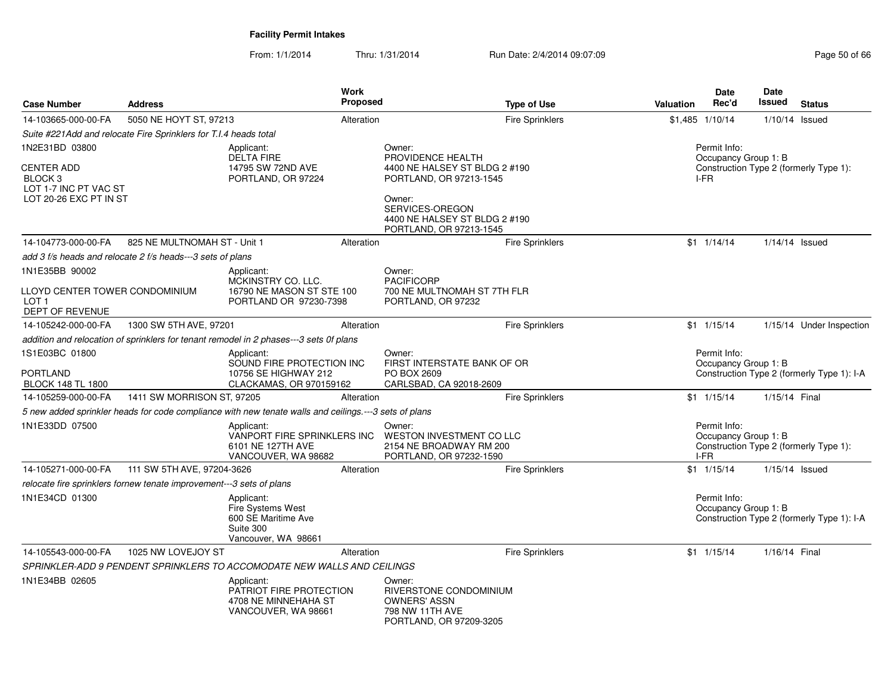**Facility Permit Intakes**

From: 1/1/2014 Thru: 1/31/2014 Run Date: 2/4/2014 09:07:09

| Case Number | Address | Work Proposed | Type of Use | Valuation | Date Rec'd | Date Issued | Status |
|---|---|---|---|---|---|---|---|
| 14-103665-000-00-FA | 5050 NE HOYT ST, 97213 | Alteration | Fire Sprinklers | $1,485 | 1/10/14 | 1/10/14 | Issued |

*Suite #221Add and relocate Fire Sprinklers for T.I.4 heads total*

1N2E31BD 03800

CENTER ADD
BLOCK 3
LOT 1-7 INC PT VAC ST
LOT 20-26 EXC PT IN ST

Applicant:
DELTA FIRE
14795 SW 72ND AVE
PORTLAND, OR 97224

Owner:
PROVIDENCE HEALTH
4400 NE HALSEY ST BLDG 2 #190
PORTLAND, OR 97213-1545

Owner:
SERVICES-OREGON
4400 NE HALSEY ST BLDG 2 #190
PORTLAND, OR 97213-1545

Permit Info:
Occupancy Group 1: B
Construction Type 2 (formerly Type 1): I-FR

| Case Number | Address | Work Proposed | Type of Use | Valuation | Date Rec'd | Date Issued | Status |
|---|---|---|---|---|---|---|---|
| 14-104773-000-00-FA | 825 NE MULTNOMAH ST - Unit 1 | Alteration | Fire Sprinklers | $1 | 1/14/14 | 1/14/14 | Issued |

*add 3 f/s heads and relocate 2 f/s heads---3 sets of plans*

1N1E35BB 90002

LLOYD CENTER TOWER CONDOMINIUM
LOT 1
DEPT OF REVENUE

Applicant:
MCKINSTRY CO. LLC.
16790 NE MASON ST STE 100
PORTLAND OR 97230-7398

Owner:
PACIFICORP
700 NE MULTNOMAH ST 7TH FLR
PORTLAND, OR 97232

| Case Number | Address | Work Proposed | Type of Use | Valuation | Date Rec'd | Date Issued | Status |
|---|---|---|---|---|---|---|---|
| 14-105242-000-00-FA | 1300 SW 5TH AVE, 97201 | Alteration | Fire Sprinklers | $1 | 1/15/14 | 1/15/14 | Under Inspection |

*addition and relocation of sprinklers for tenant remodel in 2 phases---3 sets 0f plans*

1S1E03BC 01800

PORTLAND
BLOCK 148 TL 1800

Applicant:
SOUND FIRE PROTECTION INC
10756 SE HIGHWAY 212
CLACKAMAS, OR 970159162

Owner:
FIRST INTERSTATE BANK OF OR
PO BOX 2609
CARLSBAD, CA 92018-2609

Permit Info:
Occupancy Group 1: B
Construction Type 2 (formerly Type 1): I-A

| Case Number | Address | Work Proposed | Type of Use | Valuation | Date Rec'd | Date Issued | Status |
|---|---|---|---|---|---|---|---|
| 14-105259-000-00-FA | 1411 SW MORRISON ST, 97205 | Alteration | Fire Sprinklers | $1 | 1/15/14 | 1/15/14 | Final |

*5 new added sprinkler heads for code compliance with new tenate walls and ceilings.---3 sets of plans*

1N1E33DD 07500

Applicant:
VANPORT FIRE SPRINKLERS INC
6101 NE 127TH AVE
VANCOUVER, WA 98682

Owner:
WESTON INVESTMENT CO LLC
2154 NE BROADWAY RM 200
PORTLAND, OR 97232-1590

Permit Info:
Occupancy Group 1: B
Construction Type 2 (formerly Type 1): I-FR

| Case Number | Address | Work Proposed | Type of Use | Valuation | Date Rec'd | Date Issued | Status |
|---|---|---|---|---|---|---|---|
| 14-105271-000-00-FA | 111 SW 5TH AVE, 97204-3626 | Alteration | Fire Sprinklers | $1 | 1/15/14 | 1/15/14 | Issued |

*relocate fire sprinklers fornew tenate improvement---3 sets of plans*

1N1E34CD 01300

Applicant:
Fire Systems West
600 SE Maritime Ave
Suite 300
Vancouver, WA 98661

Permit Info:
Occupancy Group 1: B
Construction Type 2 (formerly Type 1): I-A

| Case Number | Address | Work Proposed | Type of Use | Valuation | Date Rec'd | Date Issued | Status |
|---|---|---|---|---|---|---|---|
| 14-105543-000-00-FA | 1025 NW LOVEJOY ST | Alteration | Fire Sprinklers | $1 | 1/15/14 | 1/16/14 | Final |

*SPRINKLER-ADD 9 PENDENT SPRINKLERS TO ACCOMODATE NEW WALLS AND CEILINGS*

1N1E34BB 02605

Applicant:
PATRIOT FIRE PROTECTION
4708 NE MINNEHAHA ST
VANCOUVER, WA 98661

Owner:
RIVERSTONE CONDOMINIUM
OWNERS' ASSN
798 NW 11TH AVE
PORTLAND, OR 97209-3205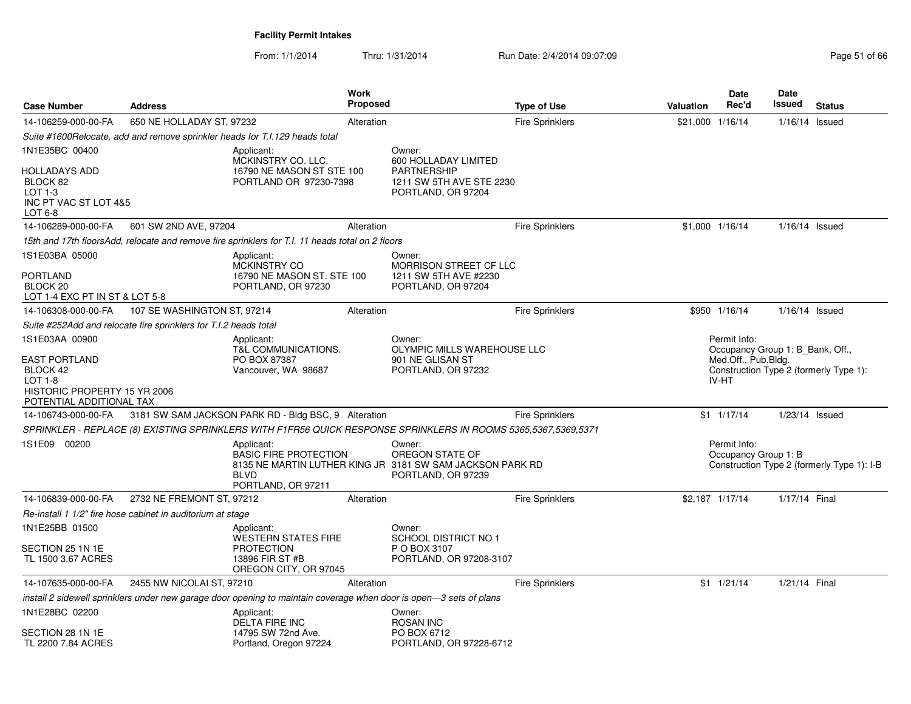**Facility Permit Intakes**

From: 1/1/2014 Thru: 1/31/2014 Run Date: 2/4/2014 09:07:09

| Case Number | Address | Work Proposed | Type of Use | Valuation | Date Rec'd | Date Issued | Status |
|---|---|---|---|---|---|---|---|
| 14-106259-000-00-FA | 650 NE HOLLADAY ST, 97232 | Alteration | Fire Sprinklers | $21,000 | 1/16/14 | 1/16/14 | Issued |

*Suite #1600Relocate, add and remove sprinkler heads for T.I.129 heads total*

1N1E35BC 00400

HOLLADAYS ADD
BLOCK 82
LOT 1-3
INC PT VAC ST LOT 4&5
LOT 6-8

Applicant:
MCKINSTRY CO. LLC.
16790 NE MASON ST STE 100
PORTLAND OR 97230-7398

Owner:
600 HOLLADAY LIMITED PARTNERSHIP
1211 SW 5TH AVE STE 2230
PORTLAND, OR 97204

| Case Number | Address | Work Proposed | Type of Use | Valuation | Date Rec'd | Date Issued | Status |
|---|---|---|---|---|---|---|---|
| 14-106289-000-00-FA | 601 SW 2ND AVE, 97204 | Alteration | Fire Sprinklers | $1,000 | 1/16/14 | 1/16/14 | Issued |

*15th and 17th floorsAdd, relocate and remove fire sprinklers for T.I. 11 heads total on 2 floors*

1S1E03BA 05000

PORTLAND
BLOCK 20
LOT 1-4 EXC PT IN ST & LOT 5-8

Applicant:
MCKINSTRY CO
16790 NE MASON ST. STE 100
PORTLAND, OR 97230

Owner:
MORRISON STREET CF LLC
1211 SW 5TH AVE #2230
PORTLAND, OR 97204

| Case Number | Address | Work Proposed | Type of Use | Valuation | Date Rec'd | Date Issued | Status |
|---|---|---|---|---|---|---|---|
| 14-106308-000-00-FA | 107 SE WASHINGTON ST, 97214 | Alteration | Fire Sprinklers | $950 | 1/16/14 | 1/16/14 | Issued |

*Suite #252Add and relocate fire sprinklers for T.I.2 heads total*

1S1E03AA 00900

EAST PORTLAND
BLOCK 42
LOT 1-8
HISTORIC PROPERTY 15 YR 2006
POTENTIAL ADDITIONAL TAX

Applicant:
T&L COMMUNICATIONS.
PO BOX 87387
Vancouver, WA 98687

Owner:
OLYMPIC MILLS WAREHOUSE LLC
901 NE GLISAN ST
PORTLAND, OR 97232

Permit Info:
Occupancy Group 1: B_Bank, Off., Med.Off., Pub.Bldg.
Construction Type 2 (formerly Type 1): IV-HT

| Case Number | Address | Work Proposed | Type of Use | Valuation | Date Rec'd | Date Issued | Status |
|---|---|---|---|---|---|---|---|
| 14-106743-000-00-FA | 3181 SW SAM JACKSON PARK RD - Bldg BSC, 9 | Alteration | Fire Sprinklers | $1 | 1/17/14 | 1/23/14 | Issued |

*SPRINKLER - REPLACE (8) EXISTING SPRINKLERS WITH F1FR56 QUICK RESPONSE SPRINKLERS IN ROOMS 5365,5367,5369,5371*

1S1E09 00200

Applicant:
BASIC FIRE PROTECTION
8135 NE MARTIN LUTHER KING JR BLVD
PORTLAND, OR 97211

Owner:
OREGON STATE OF
3181 SW SAM JACKSON PARK RD
PORTLAND, OR 97239

Permit Info:
Occupancy Group 1: B
Construction Type 2 (formerly Type 1): I-B

| Case Number | Address | Work Proposed | Type of Use | Valuation | Date Rec'd | Date Issued | Status |
|---|---|---|---|---|---|---|---|
| 14-106839-000-00-FA | 2732 NE FREMONT ST, 97212 | Alteration | Fire Sprinklers | $2,187 | 1/17/14 | 1/17/14 | Final |

*Re-install 1 1/2" fire hose cabinet in auditorium at stage*

1N1E25BB 01500

SECTION 25 1N 1E
TL 1500 3.67 ACRES

Applicant:
WESTERN STATES FIRE PROTECTION
13896 FIR ST #B
OREGON CITY, OR 97045

Owner:
SCHOOL DISTRICT NO 1
P O BOX 3107
PORTLAND, OR 97208-3107

| Case Number | Address | Work Proposed | Type of Use | Valuation | Date Rec'd | Date Issued | Status |
|---|---|---|---|---|---|---|---|
| 14-107635-000-00-FA | 2455 NW NICOLAI ST, 97210 | Alteration | Fire Sprinklers | $1 | 1/21/14 | 1/21/14 | Final |

*install 2 sidewell sprinklers under new garage door opening to maintain coverage when door is open---3 sets of plans*

1N1E28BC 02200

SECTION 28 1N 1E
TL 2200 7.84 ACRES

Applicant:
DELTA FIRE INC
14795 SW 72nd Ave.
Portland, Oregon 97224

Owner:
ROSAN INC
PO BOX 6712
PORTLAND, OR 97228-6712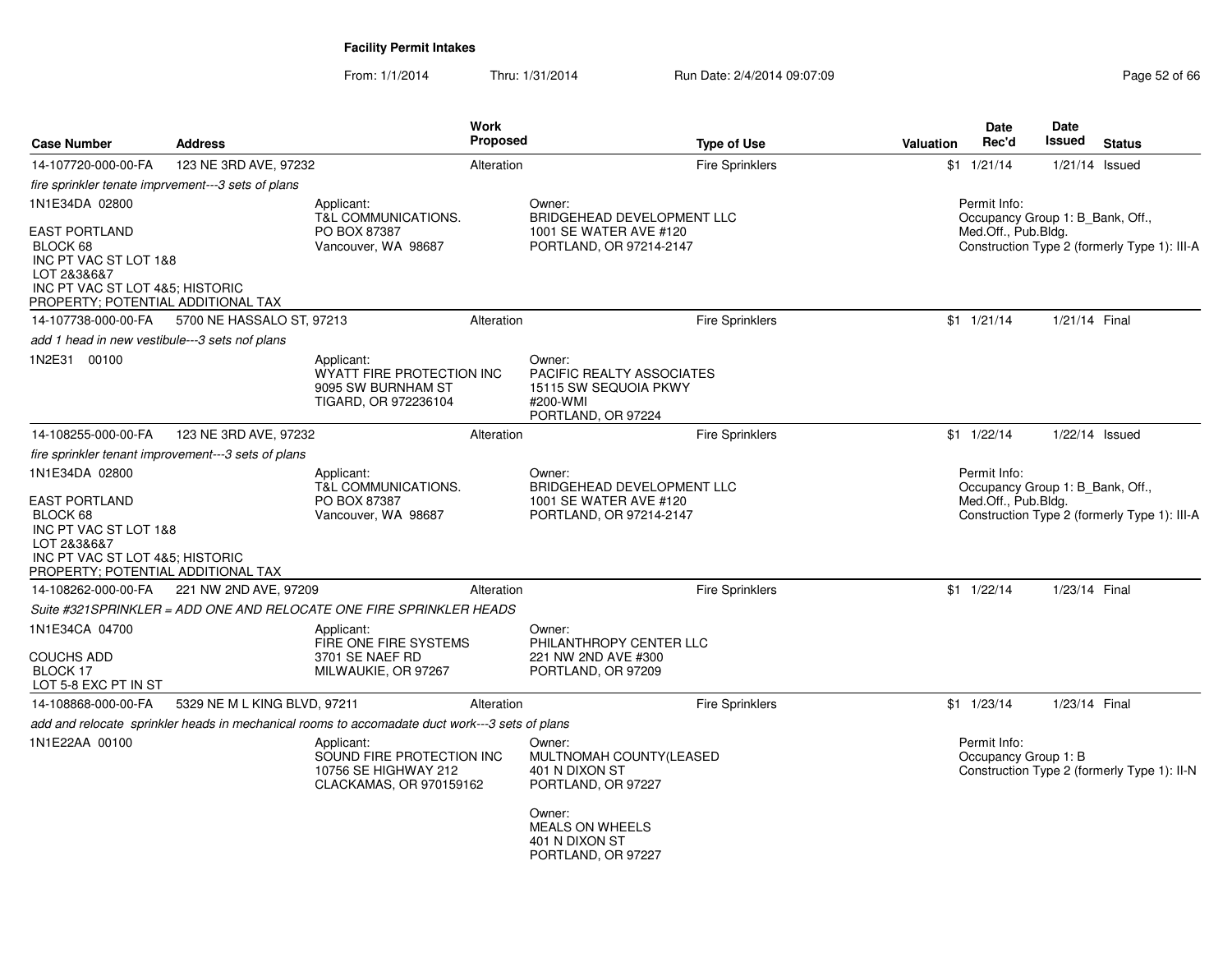**Facility Permit Intakes**

From: 1/1/2014 Thru: 1/31/2014 Run Date: 2/4/2014 09:07:09

| Case Number | Address | Work Proposed | Type of Use | Valuation | Date Rec'd | Date Issued | Status |
|---|---|---|---|---|---|---|---|
| 14-107720-000-00-FA | 123 NE 3RD AVE, 97232 | Alteration | Fire Sprinklers | $1 | 1/21/14 | 1/21/14 | Issued |

*fire sprinkler tenate imprvement---3 sets of plans*

1N1E34DA 02800

EAST PORTLAND
BLOCK 68
INC PT VAC ST LOT 1&8
LOT 2&3&6&7
INC PT VAC ST LOT 4&5; HISTORIC PROPERTY; POTENTIAL ADDITIONAL TAX

Applicant:
T&L COMMUNICATIONS.
PO BOX 87387
Vancouver, WA 98687

Owner:
BRIDGEHEAD DEVELOPMENT LLC
1001 SE WATER AVE #120
PORTLAND, OR 97214-2147

Permit Info:
Occupancy Group 1: B_Bank, Off., Med.Off., Pub.Bldg.
Construction Type 2 (formerly Type 1): III-A

| Case Number | Address | Work Proposed | Type of Use | Valuation | Date Rec'd | Date Issued | Status |
|---|---|---|---|---|---|---|---|
| 14-107738-000-00-FA | 5700 NE HASSALO ST, 97213 | Alteration | Fire Sprinklers | $1 | 1/21/14 | 1/21/14 | Final |

*add 1 head in new vestibule---3 sets nof plans*

1N2E31 00100

Applicant:
WYATT FIRE PROTECTION INC
9095 SW BURNHAM ST
TIGARD, OR 972236104

Owner:
PACIFIC REALTY ASSOCIATES
15115 SW SEQUOIA PKWY
#200-WMI
PORTLAND, OR 97224

| Case Number | Address | Work Proposed | Type of Use | Valuation | Date Rec'd | Date Issued | Status |
|---|---|---|---|---|---|---|---|
| 14-108255-000-00-FA | 123 NE 3RD AVE, 97232 | Alteration | Fire Sprinklers | $1 | 1/22/14 | 1/22/14 | Issued |

*fire sprinkler tenant improvement---3 sets of plans*

1N1E34DA 02800

EAST PORTLAND
BLOCK 68
INC PT VAC ST LOT 1&8
LOT 2&3&6&7
INC PT VAC ST LOT 4&5; HISTORIC PROPERTY; POTENTIAL ADDITIONAL TAX

Applicant:
T&L COMMUNICATIONS.
PO BOX 87387
Vancouver, WA 98687

Owner:
BRIDGEHEAD DEVELOPMENT LLC
1001 SE WATER AVE #120
PORTLAND, OR 97214-2147

Permit Info:
Occupancy Group 1: B_Bank, Off., Med.Off., Pub.Bldg.
Construction Type 2 (formerly Type 1): III-A

| Case Number | Address | Work Proposed | Type of Use | Valuation | Date Rec'd | Date Issued | Status |
|---|---|---|---|---|---|---|---|
| 14-108262-000-00-FA | 221 NW 2ND AVE, 97209 | Alteration | Fire Sprinklers | $1 | 1/22/14 | 1/23/14 | Final |

*Suite #321SPRINKLER = ADD ONE AND RELOCATE ONE FIRE SPRINKLER HEADS*

1N1E34CA 04700

COUCHS ADD
BLOCK 17
LOT 5-8 EXC PT IN ST

Applicant:
FIRE ONE FIRE SYSTEMS
3701 SE NAEF RD
MILWAUKIE, OR 97267

Owner:
PHILANTHROPY CENTER LLC
221 NW 2ND AVE #300
PORTLAND, OR 97209

| Case Number | Address | Work Proposed | Type of Use | Valuation | Date Rec'd | Date Issued | Status |
|---|---|---|---|---|---|---|---|
| 14-108868-000-00-FA | 5329 NE M L KING BLVD, 97211 | Alteration | Fire Sprinklers | $1 | 1/23/14 | 1/23/14 | Final |

*add and relocate sprinkler heads in mechanical rooms to accomadate duct work---3 sets of plans*

1N1E22AA 00100

Applicant:
SOUND FIRE PROTECTION INC
10756 SE HIGHWAY 212
CLACKAMAS, OR 970159162

Owner:
MULTNOMAH COUNTY(LEASED
401 N DIXON ST
PORTLAND, OR 97227

Owner:
MEALS ON WHEELS
401 N DIXON ST
PORTLAND, OR 97227

Permit Info:
Occupancy Group 1: B
Construction Type 2 (formerly Type 1): II-N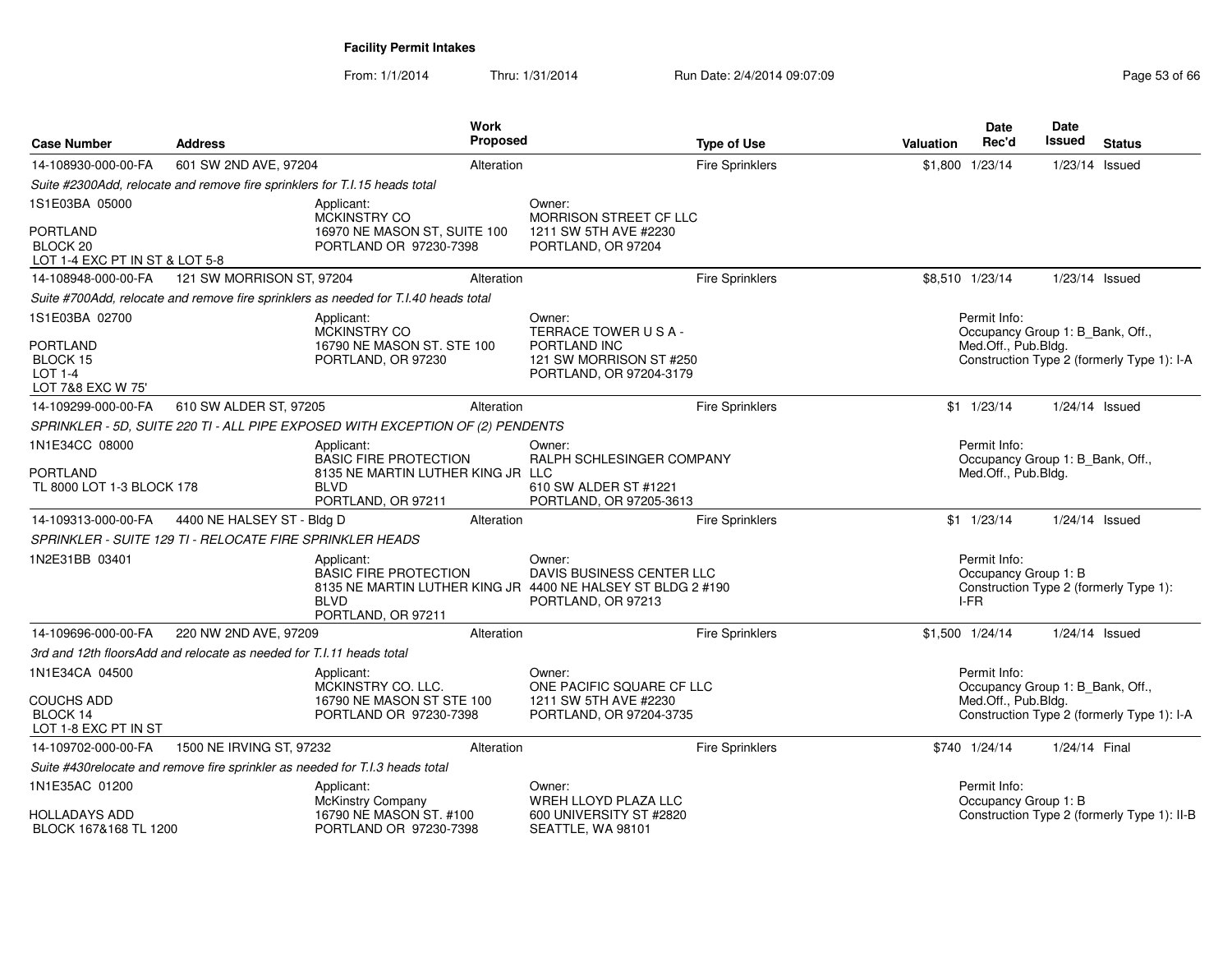**Facility Permit Intakes**

From: 1/1/2014 Thru: 1/31/2014 Run Date: 2/4/2014 09:07:09

| Case Number | Address | Work Proposed | Type of Use | Valuation | Date Rec'd | Date Issued | Status |
|---|---|---|---|---|---|---|---|
| 14-108930-000-00-FA | 601 SW 2ND AVE, 97204 | Alteration | Fire Sprinklers | $1,800 | 1/23/14 | 1/23/14 | Issued |
| | *Suite #2300Add, relocate and remove fire sprinklers for T.I.15 heads total* | | | | | | |
| 1S1E03BA 05000<br>PORTLAND<br>BLOCK 20<br>LOT 1-4 EXC PT IN ST & LOT 5-8 | Applicant:<br>MCKINSTRY CO<br>16970 NE MASON ST, SUITE 100<br>PORTLAND OR 97230-7398 | | Owner:<br>MORRISON STREET CF LLC<br>1211 SW 5TH AVE #2230<br>PORTLAND, OR 97204 | | | | |
| 14-108948-000-00-FA | 121 SW MORRISON ST, 97204 | Alteration | Fire Sprinklers | $8,510 | 1/23/14 | 1/23/14 | Issued |
| | *Suite #700Add, relocate and remove fire sprinklers as needed for T.I.40 heads total* | | | | | | |
| 1S1E03BA 02700<br>PORTLAND<br>BLOCK 15<br>LOT 1-4<br>LOT 7&8 EXC W 75' | Applicant:<br>MCKINSTRY CO<br>16790 NE MASON ST. STE 100<br>PORTLAND, OR 97230 | | Owner:<br>TERRACE TOWER U S A -<br>PORTLAND INC<br>121 SW MORRISON ST #250<br>PORTLAND, OR 97204-3179 | Permit Info:<br>Occupancy Group 1: B_Bank, Off., Med.Off., Pub.Bldg.<br>Construction Type 2 (formerly Type 1): I-A | | | |
| 14-109299-000-00-FA | 610 SW ALDER ST, 97205 | Alteration | Fire Sprinklers | $1 | 1/23/14 | 1/24/14 | Issued |
| | *SPRINKLER - 5D, SUITE 220 TI - ALL PIPE EXPOSED WITH EXCEPTION OF (2) PENDENTS* | | | | | | |
| 1N1E34CC 08000<br>PORTLAND<br>TL 8000 LOT 1-3 BLOCK 178 | Applicant:<br>BASIC FIRE PROTECTION<br>8135 NE MARTIN LUTHER KING JR BLVD<br>PORTLAND, OR 97211 | | Owner:<br>RALPH SCHLESINGER COMPANY LLC<br>610 SW ALDER ST #1221<br>PORTLAND, OR 97205-3613 | Permit Info:<br>Occupancy Group 1: B_Bank, Off., Med.Off., Pub.Bldg. | | | |
| 14-109313-000-00-FA | 4400 NE HALSEY ST - Bldg D | Alteration | Fire Sprinklers | $1 | 1/23/14 | 1/24/14 | Issued |
| | *SPRINKLER - SUITE 129 TI - RELOCATE FIRE SPRINKLER HEADS* | | | | | | |
| 1N2E31BB 03401 | Applicant:<br>BASIC FIRE PROTECTION<br>8135 NE MARTIN LUTHER KING JR BLVD<br>PORTLAND, OR 97211 | | Owner:<br>DAVIS BUSINESS CENTER LLC<br>4400 NE HALSEY ST BLDG 2 #190<br>PORTLAND, OR 97213 | Permit Info:<br>Occupancy Group 1: B<br>Construction Type 2 (formerly Type 1): I-FR | | | |
| 14-109696-000-00-FA | 220 NW 2ND AVE, 97209 | Alteration | Fire Sprinklers | $1,500 | 1/24/14 | 1/24/14 | Issued |
| | *3rd and 12th floorsAdd and relocate as needed for T.I.11 heads total* | | | | | | |
| 1N1E34CA 04500<br>COUCHS ADD<br>BLOCK 14<br>LOT 1-8 EXC PT IN ST | Applicant:<br>MCKINSTRY CO. LLC.<br>16790 NE MASON ST STE 100<br>PORTLAND OR 97230-7398 | | Owner:<br>ONE PACIFIC SQUARE CF LLC<br>1211 SW 5TH AVE #2230<br>PORTLAND, OR 97204-3735 | Permit Info:<br>Occupancy Group 1: B_Bank, Off., Med.Off., Pub.Bldg.<br>Construction Type 2 (formerly Type 1): I-A | | | |
| 14-109702-000-00-FA | 1500 NE IRVING ST, 97232 | Alteration | Fire Sprinklers | $740 | 1/24/14 | 1/24/14 | Final |
| | *Suite #430relocate and remove fire sprinkler as needed for T.I.3 heads total* | | | | | | |
| 1N1E35AC 01200<br>HOLLADAYS ADD<br>BLOCK 167&168 TL 1200 | Applicant:<br>McKinstry Company<br>16790 NE MASON ST. #100<br>PORTLAND OR 97230-7398 | | Owner:<br>WREH LLOYD PLAZA LLC<br>600 UNIVERSITY ST #2820<br>SEATTLE, WA 98101 | Permit Info:<br>Occupancy Group 1: B<br>Construction Type 2 (formerly Type 1): II-B | | | |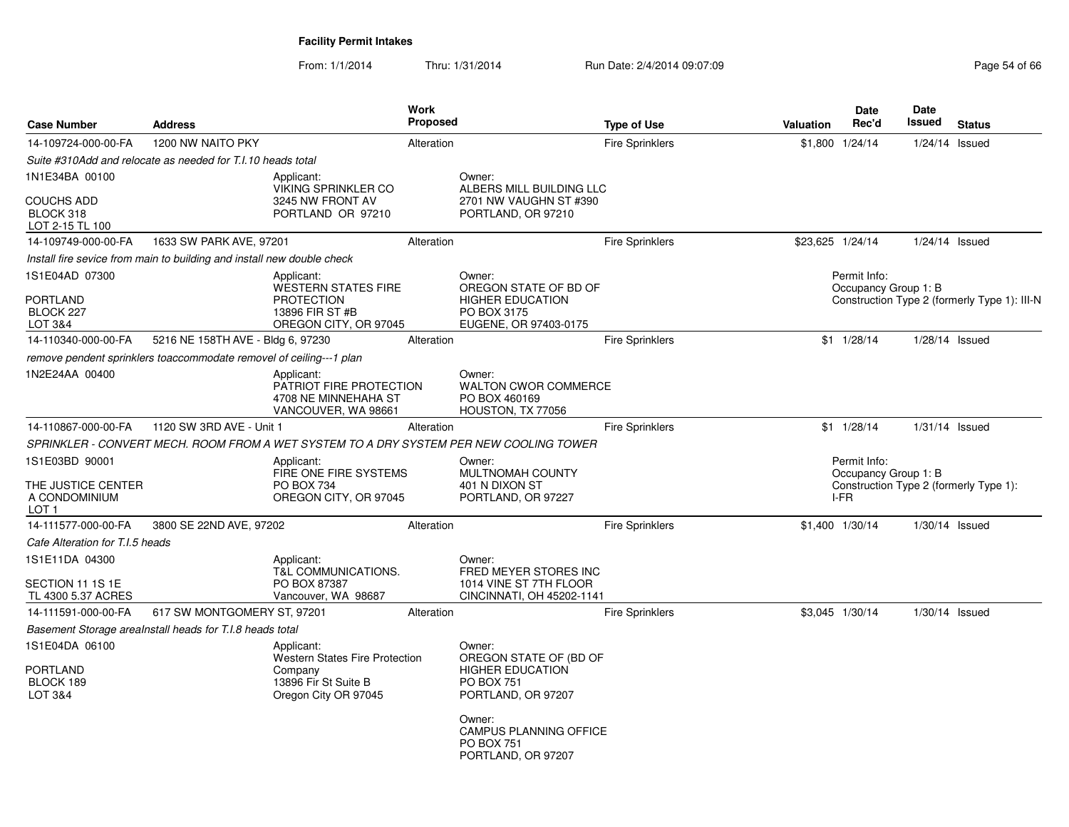**Facility Permit Intakes**

From: 1/1/2014 Thru: 1/31/2014 Run Date: 2/4/2014 09:07:09

| Case Number | Address | Work Proposed | Type of Use | Valuation | Date Rec'd | Date Issued | Status |
|---|---|---|---|---|---|---|---|
| 14-109724-000-00-FA | 1200 NW NAITO PKY | Alteration | Fire Sprinklers | $1,800 | 1/24/14 | 1/24/14 | Issued |

*Suite #310Add and relocate as needed for T.I.10 heads total*

1N1E34BA 00100

COUCHS ADD
BLOCK 318
LOT 2-15 TL 100

Applicant:
VIKING SPRINKLER CO
3245 NW FRONT AV
PORTLAND OR 97210

Owner:
ALBERS MILL BUILDING LLC
2701 NW VAUGHN ST #390
PORTLAND, OR 97210

---

| Case Number | Address | Work Proposed | Type of Use | Valuation | Date Rec'd | Date Issued | Status |
|---|---|---|---|---|---|---|---|
| 14-109749-000-00-FA | 1633 SW PARK AVE, 97201 | Alteration | Fire Sprinklers | $23,625 | 1/24/14 | 1/24/14 | Issued |

*Install fire sevice from main to building and install new double check*

1S1E04AD 07300

PORTLAND
BLOCK 227
LOT 3&4

Applicant:
WESTERN STATES FIRE PROTECTION
13896 FIR ST #B
OREGON CITY, OR 97045

Owner:
OREGON STATE OF BD OF HIGHER EDUCATION
PO BOX 3175
EUGENE, OR 97403-0175

Permit Info:
Occupancy Group 1: B
Construction Type 2 (formerly Type 1): III-N

---

| Case Number | Address | Work Proposed | Type of Use | Valuation | Date Rec'd | Date Issued | Status |
|---|---|---|---|---|---|---|---|
| 14-110340-000-00-FA | 5216 NE 158TH AVE - Bldg 6, 97230 | Alteration | Fire Sprinklers | $1 | 1/28/14 | 1/28/14 | Issued |

*remove pendent sprinklers toaccommodate removel of ceiling---1 plan*

1N2E24AA 00400

Applicant:
PATRIOT FIRE PROTECTION
4708 NE MINNEHAHA ST
VANCOUVER, WA 98661

Owner:
WALTON CWOR COMMERCE
PO BOX 460169
HOUSTON, TX 77056

---

| Case Number | Address | Work Proposed | Type of Use | Valuation | Date Rec'd | Date Issued | Status |
|---|---|---|---|---|---|---|---|
| 14-110867-000-00-FA | 1120 SW 3RD AVE - Unit 1 | Alteration | Fire Sprinklers | $1 | 1/28/14 | 1/31/14 | Issued |

*SPRINKLER - CONVERT MECH. ROOM FROM A WET SYSTEM TO A DRY SYSTEM PER NEW COOLING TOWER*

1S1E03BD 90001

THE JUSTICE CENTER
A CONDOMINIUM
LOT 1

Applicant:
FIRE ONE FIRE SYSTEMS
PO BOX 734
OREGON CITY, OR 97045

Owner:
MULTNOMAH COUNTY
401 N DIXON ST
PORTLAND, OR 97227

Permit Info:
Occupancy Group 1: B
Construction Type 2 (formerly Type 1): I-FR

---

| Case Number | Address | Work Proposed | Type of Use | Valuation | Date Rec'd | Date Issued | Status |
|---|---|---|---|---|---|---|---|
| 14-111577-000-00-FA | 3800 SE 22ND AVE, 97202 | Alteration | Fire Sprinklers | $1,400 | 1/30/14 | 1/30/14 | Issued |

*Cafe Alteration for T.I.5 heads*

1S1E11DA 04300

SECTION 11 1S 1E
TL 4300 5.37 ACRES

Applicant:
T&L COMMUNICATIONS.
PO BOX 87387
Vancouver, WA 98687

Owner:
FRED MEYER STORES INC
1014 VINE ST 7TH FLOOR
CINCINNATI, OH 45202-1141

---

| Case Number | Address | Work Proposed | Type of Use | Valuation | Date Rec'd | Date Issued | Status |
|---|---|---|---|---|---|---|---|
| 14-111591-000-00-FA | 617 SW MONTGOMERY ST, 97201 | Alteration | Fire Sprinklers | $3,045 | 1/30/14 | 1/30/14 | Issued |

*Basement Storage areaInstall heads for T.I.8 heads total*

1S1E04DA 06100

PORTLAND
BLOCK 189
LOT 3&4

Applicant:
Western States Fire Protection Company
13896 Fir St Suite B
Oregon City OR 97045

Owner:
OREGON STATE OF (BD OF HIGHER EDUCATION
PO BOX 751
PORTLAND, OR 97207

Owner:
CAMPUS PLANNING OFFICE
PO BOX 751
PORTLAND, OR 97207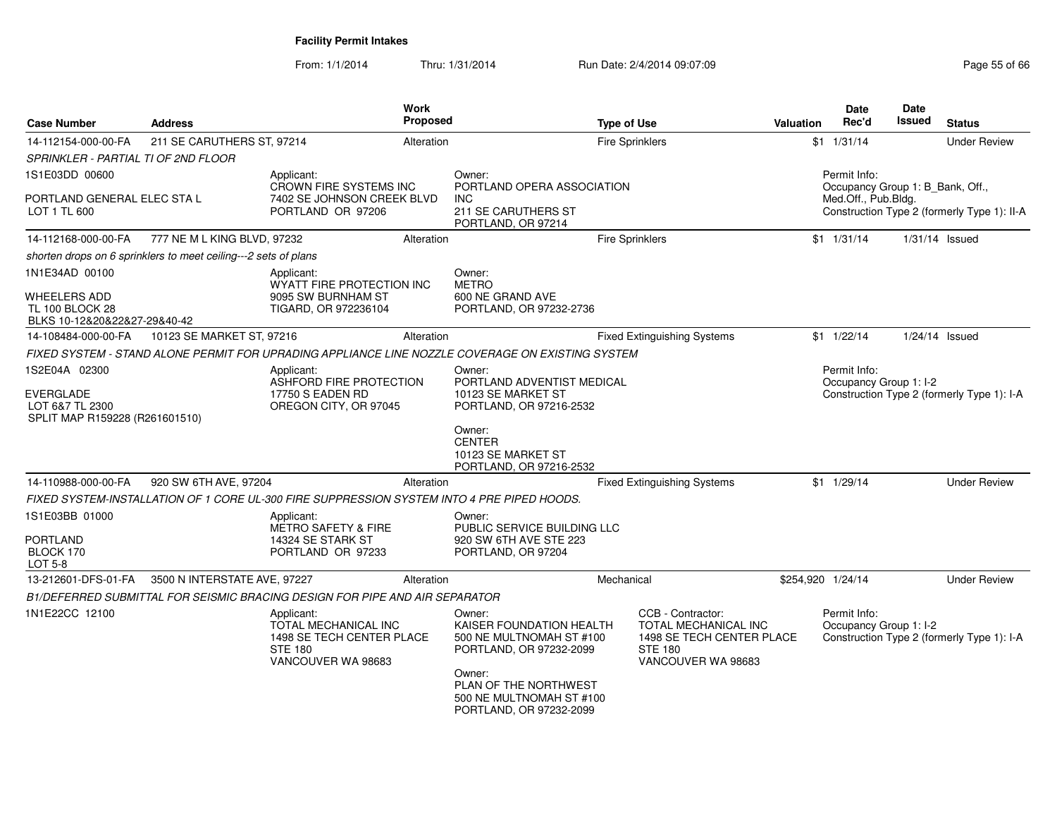## Facility Permit Intakes

From: 1/1/2014 Thru: 1/31/2014 Run Date: 2/4/2014 09:07:09

| Case Number | Address | Work Proposed | Type of Use | Valuation | Date Rec'd | Date Issued | Status |
|---|---|---|---|---|---|---|---|
| 14-112154-000-00-FA | 211 SE CARUTHERS ST, 97214 | Alteration | Fire Sprinklers | $1 | 1/31/14 | | Under Review |

*SPRINKLER - PARTIAL TI OF 2ND FLOOR*

1S1E03DD 00600

PORTLAND GENERAL ELEC STA L
LOT 1 TL 600

Applicant:
CROWN FIRE SYSTEMS INC
7402 SE JOHNSON CREEK BLVD
PORTLAND OR 97206

Owner:
PORTLAND OPERA ASSOCIATION INC
211 SE CARUTHERS ST
PORTLAND, OR 97214

Permit Info:
Occupancy Group 1: B_Bank, Off., Med.Off., Pub.Bldg.
Construction Type 2 (formerly Type 1): II-A

| Case Number | Address | Work Proposed | Type of Use | Valuation | Date Rec'd | Date Issued | Status |
|---|---|---|---|---|---|---|---|
| 14-112168-000-00-FA | 777 NE M L KING BLVD, 97232 | Alteration | Fire Sprinklers | $1 | 1/31/14 | 1/31/14 | Issued |

*shorten drops on 6 sprinklers to meet ceiling---2 sets of plans*

1N1E34AD 00100

WHEELERS ADD
TL 100 BLOCK 28
BLKS 10-12&20&22&27-29&40-42

Applicant:
WYATT FIRE PROTECTION INC
9095 SW BURNHAM ST
TIGARD, OR 972236104

Owner:
METRO
600 NE GRAND AVE
PORTLAND, OR 97232-2736

| Case Number | Address | Work Proposed | Type of Use | Valuation | Date Rec'd | Date Issued | Status |
|---|---|---|---|---|---|---|---|
| 14-108484-000-00-FA | 10123 SE MARKET ST, 97216 | Alteration | Fixed Extinguishing Systems | $1 | 1/22/14 | 1/24/14 | Issued |

*FIXED SYSTEM - STAND ALONE PERMIT FOR UPRADING APPLIANCE LINE NOZZLE COVERAGE ON EXISTING SYSTEM*

1S2E04A 02300

EVERGLADE
LOT 6&7 TL 2300
SPLIT MAP R159228 (R261601510)

Applicant:
ASHFORD FIRE PROTECTION
17750 S EADEN RD
OREGON CITY, OR 97045

Owner:
PORTLAND ADVENTIST MEDICAL
10123 SE MARKET ST
PORTLAND, OR 97216-2532

Owner:
CENTER
10123 SE MARKET ST
PORTLAND, OR 97216-2532

Permit Info:
Occupancy Group 1: I-2
Construction Type 2 (formerly Type 1): I-A

| Case Number | Address | Work Proposed | Type of Use | Valuation | Date Rec'd | Date Issued | Status |
|---|---|---|---|---|---|---|---|
| 14-110988-000-00-FA | 920 SW 6TH AVE, 97204 | Alteration | Fixed Extinguishing Systems | $1 | 1/29/14 | | Under Review |

*FIXED SYSTEM-INSTALLATION OF 1 CORE UL-300 FIRE SUPPRESSION SYSTEM INTO 4 PRE PIPED HOODS.*

1S1E03BB 01000

PORTLAND
BLOCK 170
LOT 5-8

Applicant:
METRO SAFETY & FIRE
14324 SE STARK ST
PORTLAND OR 97233

Owner:
PUBLIC SERVICE BUILDING LLC
920 SW 6TH AVE STE 223
PORTLAND, OR 97204

| Case Number | Address | Work Proposed | Type of Use | Valuation | Date Rec'd | Date Issued | Status |
|---|---|---|---|---|---|---|---|
| 13-212601-DFS-01-FA | 3500 N INTERSTATE AVE, 97227 | Alteration | Mechanical | $254,920 | 1/24/14 | | Under Review |

*B1/DEFERRED SUBMITTAL FOR SEISMIC BRACING DESIGN FOR PIPE AND AIR SEPARATOR*

1N1E22CC 12100

Applicant:
TOTAL MECHANICAL INC
1498 SE TECH CENTER PLACE
STE 180
VANCOUVER WA 98683

Owner:
KAISER FOUNDATION HEALTH
500 NE MULTNOMAH ST #100
PORTLAND, OR 97232-2099

Owner:
PLAN OF THE NORTHWEST
500 NE MULTNOMAH ST #100
PORTLAND, OR 97232-2099

CCB - Contractor:
TOTAL MECHANICAL INC
1498 SE TECH CENTER PLACE
STE 180
VANCOUVER WA 98683

Permit Info:
Occupancy Group 1: I-2
Construction Type 2 (formerly Type 1): I-A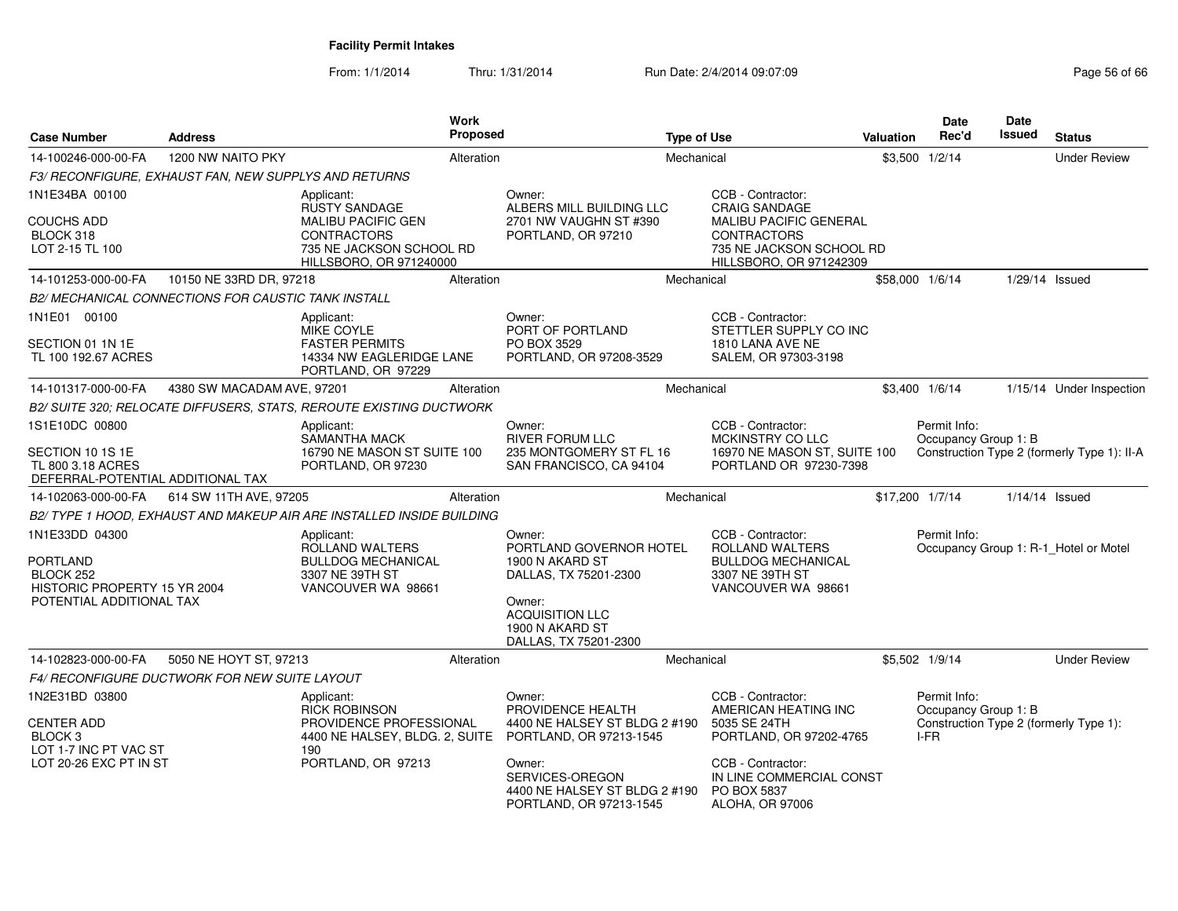**Facility Permit Intakes**

From: 1/1/2014 Thru: 1/31/2014 Run Date: 2/4/2014 09:07:09

| Case Number | Address | Work Proposed | Type of Use | Valuation | Date Rec'd | Date Issued | Status |
|---|---|---|---|---|---|---|---|
| 14-100246-000-00-FA | 1200 NW NAITO PKY | Alteration | Mechanical | $3,500 | 1/2/14 | | Under Review |
| 14-101253-000-00-FA | 10150 NE 33RD DR, 97218 | Alteration | Mechanical | $58,000 | 1/6/14 | 1/29/14 | Issued |
| 14-101317-000-00-FA | 4380 SW MACADAM AVE, 97201 | Alteration | Mechanical | $3,400 | 1/6/14 | 1/15/14 | Under Inspection |
| 14-102063-000-00-FA | 614 SW 11TH AVE, 97205 | Alteration | Mechanical | $17,200 | 1/7/14 | 1/14/14 | Issued |
| 14-102823-000-00-FA | 5050 NE HOYT ST, 97213 | Alteration | Mechanical | $5,502 | 1/9/14 | | Under Review |

**14-100246-000-00-FA** — 1200 NW NAITO PKY

*F3/ RECONFIGURE, EXHAUST FAN, NEW SUPPLYS AND RETURNS*

1N1E34BA 00100
COUCHS ADD
BLOCK 318
LOT 2-15 TL 100

Applicant:
RUSTY SANDAGE
MALIBU PACIFIC GEN CONTRACTORS
735 NE JACKSON SCHOOL RD
HILLSBORO, OR 971240000

Owner:
ALBERS MILL BUILDING LLC
2701 NW VAUGHN ST #390
PORTLAND, OR 97210

CCB - Contractor:
CRAIG SANDAGE
MALIBU PACIFIC GENERAL CONTRACTORS
735 NE JACKSON SCHOOL RD
HILLSBORO, OR 971242309

**14-101253-000-00-FA** — 10150 NE 33RD DR, 97218

*B2/ MECHANICAL CONNECTIONS FOR CAUSTIC TANK INSTALL*

1N1E01 00100
SECTION 01 1N 1E
TL 100 192.67 ACRES

Applicant:
MIKE COYLE
FASTER PERMITS
14334 NW EAGLERIDGE LANE
PORTLAND, OR 97229

Owner:
PORT OF PORTLAND
PO BOX 3529
PORTLAND, OR 97208-3529

CCB - Contractor:
STETTLER SUPPLY CO INC
1810 LANA AVE NE
SALEM, OR 97303-3198

**14-101317-000-00-FA** — 4380 SW MACADAM AVE, 97201

*B2/ SUITE 320; RELOCATE DIFFUSERS, STATS, REROUTE EXISTING DUCTWORK*

1S1E10DC 00800
SECTION 10 1S 1E
TL 800 3.18 ACRES
DEFERRAL-POTENTIAL ADDITIONAL TAX

Applicant:
SAMANTHA MACK
16790 NE MASON ST SUITE 100
PORTLAND, OR 97230

Owner:
RIVER FORUM LLC
235 MONTGOMERY ST FL 16
SAN FRANCISCO, CA 94104

CCB - Contractor:
MCKINSTRY CO LLC
16970 NE MASON ST, SUITE 100
PORTLAND OR 97230-7398

Permit Info:
Occupancy Group 1: B
Construction Type 2 (formerly Type 1): II-A

**14-102063-000-00-FA** — 614 SW 11TH AVE, 97205

*B2/ TYPE 1 HOOD, EXHAUST AND MAKEUP AIR ARE INSTALLED INSIDE BUILDING*

1N1E33DD 04300
PORTLAND
BLOCK 252
HISTORIC PROPERTY 15 YR 2004
POTENTIAL ADDITIONAL TAX

Applicant:
ROLLAND WALTERS
BULLDOG MECHANICAL
3307 NE 39TH ST
VANCOUVER WA 98661

Owner:
PORTLAND GOVERNOR HOTEL
1900 N AKARD ST
DALLAS, TX 75201-2300

Owner:
ACQUISITION LLC
1900 N AKARD ST
DALLAS, TX 75201-2300

CCB - Contractor:
ROLLAND WALTERS
BULLDOG MECHANICAL
3307 NE 39TH ST
VANCOUVER WA 98661

Permit Info:
Occupancy Group 1: R-1_Hotel or Motel

**14-102823-000-00-FA** — 5050 NE HOYT ST, 97213

*F4/ RECONFIGURE DUCTWORK FOR NEW SUITE LAYOUT*

1N2E31BD 03800
CENTER ADD
BLOCK 3
LOT 1-7 INC PT VAC ST
LOT 20-26 EXC PT IN ST

Applicant:
RICK ROBINSON
PROVIDENCE PROFESSIONAL
4400 NE HALSEY, BLDG. 2, SUITE 190
PORTLAND, OR 97213

Owner:
PROVIDENCE HEALTH
4400 NE HALSEY ST BLDG 2 #190
PORTLAND, OR 97213-1545

Owner:
SERVICES-OREGON
4400 NE HALSEY ST BLDG 2 #190
PORTLAND, OR 97213-1545

CCB - Contractor:
AMERICAN HEATING INC
5035 SE 24TH
PORTLAND, OR 97202-4765

CCB - Contractor:
IN LINE COMMERCIAL CONST
PO BOX 5837
ALOHA, OR 97006

Permit Info:
Occupancy Group 1: B
Construction Type 2 (formerly Type 1): I-FR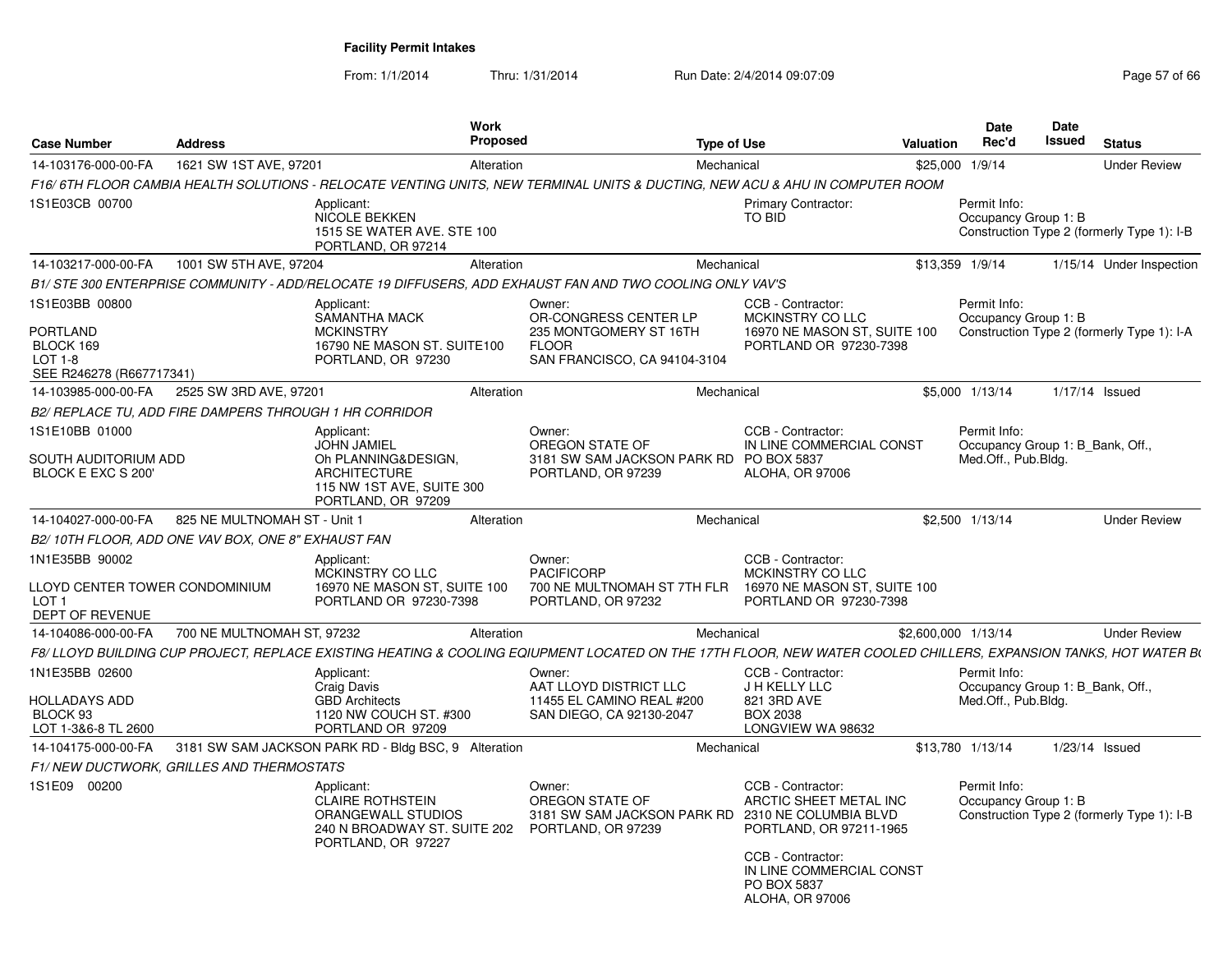**Facility Permit Intakes**

From: 1/1/2014 Thru: 1/31/2014 Run Date: 2/4/2014 09:07:09

| Case Number | Address | Work Proposed | Type of Use | Valuation | Date Rec'd | Date Issued | Status |
|---|---|---|---|---|---|---|---|
| 14-103176-000-00-FA | 1621 SW 1ST AVE, 97201 | Alteration | Mechanical | $25,000 | 1/9/14 | | Under Review |

*F16/ 6TH FLOOR CAMBIA HEALTH SOLUTIONS - RELOCATE VENTING UNITS, NEW TERMINAL UNITS & DUCTING, NEW ACU & AHU IN COMPUTER ROOM*

1S1E03CB 00700

Applicant: NICOLE BEKKEN, 1515 SE WATER AVE. STE 100, PORTLAND, OR 97214

Primary Contractor: TO BID

Permit Info: Occupancy Group 1: B; Construction Type 2 (formerly Type 1): I-B

---

| Case Number | Address | Work Proposed | Type of Use | Valuation | Date Rec'd | Date Issued | Status |
|---|---|---|---|---|---|---|---|
| 14-103217-000-00-FA | 1001 SW 5TH AVE, 97204 | Alteration | Mechanical | $13,359 | 1/9/14 | 1/15/14 | Under Inspection |

*B1/ STE 300 ENTERPRISE COMMUNITY - ADD/RELOCATE 19 DIFFUSERS, ADD EXHAUST FAN AND TWO COOLING ONLY VAV'S*

1S1E03BB 00800
PORTLAND
BLOCK 169
LOT 1-8
SEE R246278 (R667717341)

Applicant: SAMANTHA MACK, MCKINSTRY, 16790 NE MASON ST. SUITE100, PORTLAND, OR 97230

Owner: OR-CONGRESS CENTER LP, 235 MONTGOMERY ST 16TH FLOOR, SAN FRANCISCO, CA 94104-3104

CCB - Contractor: MCKINSTRY CO LLC, 16970 NE MASON ST, SUITE 100, PORTLAND OR 97230-7398

Permit Info: Occupancy Group 1: B; Construction Type 2 (formerly Type 1): I-A

---

| Case Number | Address | Work Proposed | Type of Use | Valuation | Date Rec'd | Date Issued | Status |
|---|---|---|---|---|---|---|---|
| 14-103985-000-00-FA | 2525 SW 3RD AVE, 97201 | Alteration | Mechanical | $5,000 | 1/13/14 | 1/17/14 | Issued |

*B2/ REPLACE TU, ADD FIRE DAMPERS THROUGH 1 HR CORRIDOR*

1S1E10BB 01000
SOUTH AUDITORIUM ADD
BLOCK E EXC S 200'

Applicant: JOHN JAMIEL, Oh PLANNING&DESIGN, ARCHITECTURE, 115 NW 1ST AVE, SUITE 300, PORTLAND, OR 97209

Owner: OREGON STATE OF, 3181 SW SAM JACKSON PARK RD, PORTLAND, OR 97239

CCB - Contractor: IN LINE COMMERCIAL CONST, PO BOX 5837, ALOHA, OR 97006

Permit Info: Occupancy Group 1: B_Bank, Off., Med.Off., Pub.Bldg.

---

| Case Number | Address | Work Proposed | Type of Use | Valuation | Date Rec'd | Date Issued | Status |
|---|---|---|---|---|---|---|---|
| 14-104027-000-00-FA | 825 NE MULTNOMAH ST - Unit 1 | Alteration | Mechanical | $2,500 | 1/13/14 | | Under Review |

*B2/ 10TH FLOOR, ADD ONE VAV BOX, ONE 8" EXHAUST FAN*

1N1E35BB 90002
LLOYD CENTER TOWER CONDOMINIUM
LOT 1
DEPT OF REVENUE

Applicant: MCKINSTRY CO LLC, 16970 NE MASON ST, SUITE 100, PORTLAND OR 97230-7398

Owner: PACIFICORP, 700 NE MULTNOMAH ST 7TH FLR, PORTLAND, OR 97232

CCB - Contractor: MCKINSTRY CO LLC, 16970 NE MASON ST, SUITE 100, PORTLAND OR 97230-7398

---

| Case Number | Address | Work Proposed | Type of Use | Valuation | Date Rec'd | Date Issued | Status |
|---|---|---|---|---|---|---|---|
| 14-104086-000-00-FA | 700 NE MULTNOMAH ST, 97232 | Alteration | Mechanical | $2,600,000 | 1/13/14 | | Under Review |

*F8/ LLOYD BUILDING CUP PROJECT, REPLACE EXISTING HEATING & COOLING EQIUPMENT LOCATED ON THE 17TH FLOOR, NEW WATER COOLED CHILLERS, EXPANSION TANKS, HOT WATER B*

1N1E35BB 02600
HOLLADAYS ADD
BLOCK 93
LOT 1-3&6-8 TL 2600

Applicant: Craig Davis, GBD Architects, 1120 NW COUCH ST. #300, PORTLAND OR 97209

Owner: AAT LLOYD DISTRICT LLC, 11455 EL CAMINO REAL #200, SAN DIEGO, CA 92130-2047

CCB - Contractor: J H KELLY LLC, 821 3RD AVE, BOX 2038, LONGVIEW WA 98632

Permit Info: Occupancy Group 1: B_Bank, Off., Med.Off., Pub.Bldg.

---

| Case Number | Address | Work Proposed | Type of Use | Valuation | Date Rec'd | Date Issued | Status |
|---|---|---|---|---|---|---|---|
| 14-104175-000-00-FA | 3181 SW SAM JACKSON PARK RD - Bldg BSC, 9 | Alteration | Mechanical | $13,780 | 1/13/14 | 1/23/14 | Issued |

*F1/ NEW DUCTWORK, GRILLES AND THERMOSTATS*

1S1E09 00200

Applicant: CLAIRE ROTHSTEIN, ORANGEWALL STUDIOS, 240 N BROADWAY ST. SUITE 202, PORTLAND, OR 97227

Owner: OREGON STATE OF, 3181 SW SAM JACKSON PARK RD, PORTLAND, OR 97239

CCB - Contractor: ARCTIC SHEET METAL INC, 2310 NE COLUMBIA BLVD, PORTLAND, OR 97211-1965

CCB - Contractor: IN LINE COMMERCIAL CONST, PO BOX 5837, ALOHA, OR 97006

Permit Info: Occupancy Group 1: B; Construction Type 2 (formerly Type 1): I-B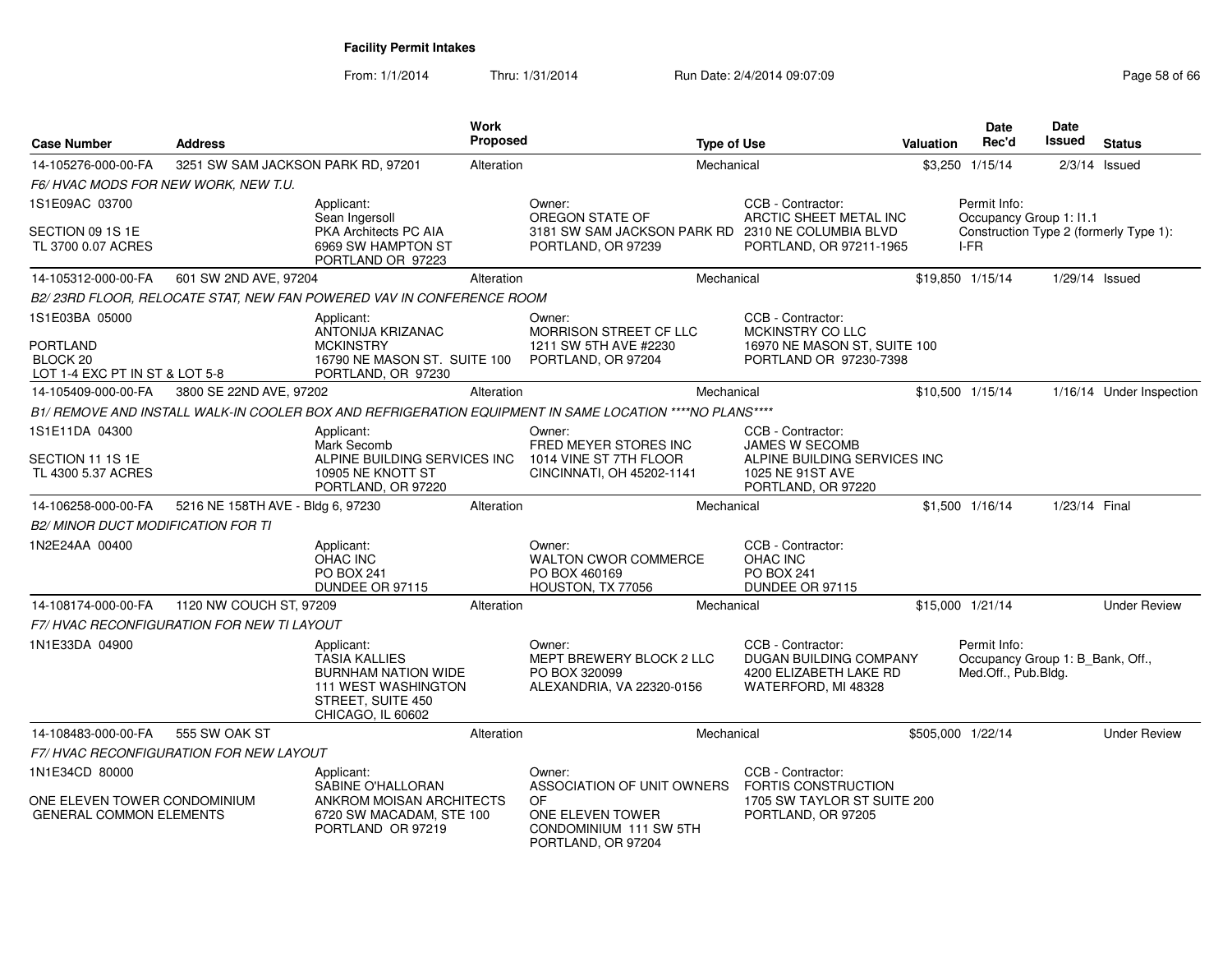# Facility Permit Intakes

From: 1/1/2014 Thru: 1/31/2014 Run Date: 2/4/2014 09:07:09

| Case Number | Address | Work Proposed | Type of Use | Valuation | Date Rec'd | Date Issued | Status |
|---|---|---|---|---|---|---|---|
| 14-105276-000-00-FA | 3251 SW SAM JACKSON PARK RD, 97201 | Alteration | Mechanical | $3,250 | 1/15/14 | 2/3/14 | Issued |

*F6/ HVAC MODS FOR NEW WORK, NEW T.U.*

1S1E09AC 03700

SECTION 09 1S 1E
TL 3700 0.07 ACRES

Applicant:
Sean Ingersoll
PKA Architects PC AIA
6969 SW HAMPTON ST
PORTLAND OR 97223

Owner:
OREGON STATE OF
3181 SW SAM JACKSON PARK RD
PORTLAND, OR 97239

CCB - Contractor:
ARCTIC SHEET METAL INC
2310 NE COLUMBIA BLVD
PORTLAND, OR 97211-1965

Permit Info:
Occupancy Group 1: I1.1
Construction Type 2 (formerly Type 1): I-FR

| Case Number | Address | Work Proposed | Type of Use | Valuation | Date Rec'd | Date Issued | Status |
|---|---|---|---|---|---|---|---|
| 14-105312-000-00-FA | 601 SW 2ND AVE, 97204 | Alteration | Mechanical | $19,850 | 1/15/14 | 1/29/14 | Issued |

*B2/ 23RD FLOOR, RELOCATE STAT, NEW FAN POWERED VAV IN CONFERENCE ROOM*

1S1E03BA 05000

PORTLAND
BLOCK 20
LOT 1-4 EXC PT IN ST & LOT 5-8

Applicant:
ANTONIJA KRIZANAC
MCKINSTRY
16790 NE MASON ST. SUITE 100
PORTLAND, OR 97230

Owner:
MORRISON STREET CF LLC
1211 SW 5TH AVE #2230
PORTLAND, OR 97204

CCB - Contractor:
MCKINSTRY CO LLC
16970 NE MASON ST, SUITE 100
PORTLAND OR 97230-7398

| Case Number | Address | Work Proposed | Type of Use | Valuation | Date Rec'd | Date Issued | Status |
|---|---|---|---|---|---|---|---|
| 14-105409-000-00-FA | 3800 SE 22ND AVE, 97202 | Alteration | Mechanical | $10,500 | 1/15/14 | 1/16/14 | Under Inspection |

*B1/ REMOVE AND INSTALL WALK-IN COOLER BOX AND REFRIGERATION EQUIPMENT IN SAME LOCATION \*\*\*\*NO PLANS\*\*\*\**

1S1E11DA 04300

SECTION 11 1S 1E
TL 4300 5.37 ACRES

Applicant:
Mark Secomb
ALPINE BUILDING SERVICES INC
10905 NE KNOTT ST
PORTLAND, OR 97220

Owner:
FRED MEYER STORES INC
1014 VINE ST 7TH FLOOR
CINCINNATI, OH 45202-1141

CCB - Contractor:
JAMES W SECOMB
ALPINE BUILDING SERVICES INC
1025 NE 91ST AVE
PORTLAND, OR 97220

| Case Number | Address | Work Proposed | Type of Use | Valuation | Date Rec'd | Date Issued | Status |
|---|---|---|---|---|---|---|---|
| 14-106258-000-00-FA | 5216 NE 158TH AVE - Bldg 6, 97230 | Alteration | Mechanical | $1,500 | 1/16/14 | 1/23/14 | Final |

*B2/ MINOR DUCT MODIFICATION FOR TI*

1N2E24AA 00400

Applicant:
OHAC INC
PO BOX 241
DUNDEE OR 97115

Owner:
WALTON CWOR COMMERCE
PO BOX 460169
HOUSTON, TX 77056

CCB - Contractor:
OHAC INC
PO BOX 241
DUNDEE OR 97115

| Case Number | Address | Work Proposed | Type of Use | Valuation | Date Rec'd | Date Issued | Status |
|---|---|---|---|---|---|---|---|
| 14-108174-000-00-FA | 1120 NW COUCH ST, 97209 | Alteration | Mechanical | $15,000 | 1/21/14 | | Under Review |

*F7/ HVAC RECONFIGURATION FOR NEW TI LAYOUT*

1N1E33DA 04900

Applicant:
TASIA KALLIES
BURNHAM NATION WIDE
111 WEST WASHINGTON
STREET, SUITE 450
CHICAGO, IL 60602

Owner:
MEPT BREWERY BLOCK 2 LLC
PO BOX 320099
ALEXANDRIA, VA 22320-0156

CCB - Contractor:
DUGAN BUILDING COMPANY
4200 ELIZABETH LAKE RD
WATERFORD, MI 48328

Permit Info:
Occupancy Group 1: B_Bank, Off., Med.Off., Pub.Bldg.

| Case Number | Address | Work Proposed | Type of Use | Valuation | Date Rec'd | Date Issued | Status |
|---|---|---|---|---|---|---|---|
| 14-108483-000-00-FA | 555 SW OAK ST | Alteration | Mechanical | $505,000 | 1/22/14 | | Under Review |

*F7/ HVAC RECONFIGURATION FOR NEW LAYOUT*

1N1E34CD 80000

ONE ELEVEN TOWER CONDOMINIUM
GENERAL COMMON ELEMENTS

Applicant:
SABINE O'HALLORAN
ANKROM MOISAN ARCHITECTS
6720 SW MACADAM, STE 100
PORTLAND OR 97219

Owner:
ASSOCIATION OF UNIT OWNERS OF
ONE ELEVEN TOWER
CONDOMINIUM 111 SW 5TH
PORTLAND, OR 97204

CCB - Contractor:
FORTIS CONSTRUCTION
1705 SW TAYLOR ST SUITE 200
PORTLAND, OR 97205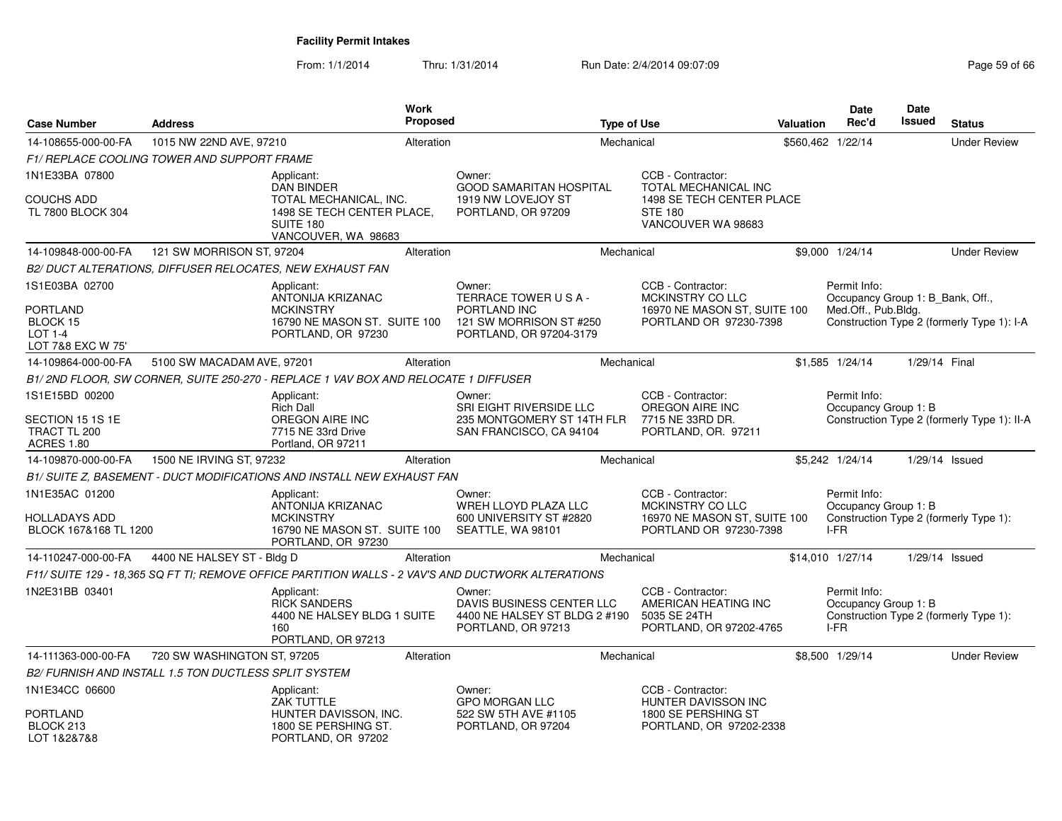**Facility Permit Intakes**

From: 1/1/2014 Thru: 1/31/2014 Run Date: 2/4/2014 09:07:09

| Case Number | Address | Work Proposed | Type of Use | Valuation | Date Rec'd | Date Issued | Status |
|---|---|---|---|---|---|---|---|
| 14-108655-000-00-FA | 1015 NW 22ND AVE, 97210 | Alteration | Mechanical | $560,462 | 1/22/14 | | Under Review |
| *F1/ REPLACE COOLING TOWER AND SUPPORT FRAME* | | | | | | | |
| 1N1E33BA 07800<br>COUCHS ADD<br>TL 7800 BLOCK 304 | Applicant:<br>DAN BINDER<br>TOTAL MECHANICAL, INC.<br>1498 SE TECH CENTER PLACE, SUITE 180<br>VANCOUVER, WA 98683 | Owner:<br>GOOD SAMARITAN HOSPITAL<br>1919 NW LOVEJOY ST<br>PORTLAND, OR 97209 | CCB - Contractor:<br>TOTAL MECHANICAL INC<br>1498 SE TECH CENTER PLACE<br>STE 180<br>VANCOUVER WA 98683 | | | | |
| 14-109848-000-00-FA | 121 SW MORRISON ST, 97204 | Alteration | Mechanical | $9,000 | 1/24/14 | | Under Review |
| *B2/ DUCT ALTERATIONS, DIFFUSER RELOCATES, NEW EXHAUST FAN* | | | | | | | |
| 1S1E03BA 02700<br>PORTLAND<br>BLOCK 15<br>LOT 1-4<br>LOT 7&8 EXC W 75' | Applicant:<br>ANTONIJA KRIZANAC<br>MCKINSTRY<br>16790 NE MASON ST. SUITE 100<br>PORTLAND, OR 97230 | Owner:<br>TERRACE TOWER U S A - PORTLAND INC<br>121 SW MORRISON ST #250<br>PORTLAND, OR 97204-3179 | CCB - Contractor:<br>MCKINSTRY CO LLC<br>16970 NE MASON ST, SUITE 100<br>PORTLAND OR 97230-7398 | Permit Info:<br>Occupancy Group 1: B_Bank, Off., Med.Off., Pub.Bldg.<br>Construction Type 2 (formerly Type 1): I-A | | | |
| 14-109864-000-00-FA | 5100 SW MACADAM AVE, 97201 | Alteration | Mechanical | $1,585 | 1/24/14 | 1/29/14 | Final |
| *B1/ 2ND FLOOR, SW CORNER, SUITE 250-270 - REPLACE 1 VAV BOX AND RELOCATE 1 DIFFUSER* | | | | | | | |
| 1S1E15BD 00200<br>SECTION 15 1S 1E<br>TRACT TL 200<br>ACRES 1.80 | Applicant:<br>Rich Dall<br>OREGON AIRE INC<br>7715 NE 33rd Drive<br>Portland, OR 97211 | Owner:<br>SRI EIGHT RIVERSIDE LLC<br>235 MONTGOMERY ST 14TH FLR<br>SAN FRANCISCO, CA 94104 | CCB - Contractor:<br>OREGON AIRE INC<br>7715 NE 33RD DR.<br>PORTLAND, OR. 97211 | Permit Info:<br>Occupancy Group 1: B<br>Construction Type 2 (formerly Type 1): II-A | | | |
| 14-109870-000-00-FA | 1500 NE IRVING ST, 97232 | Alteration | Mechanical | $5,242 | 1/24/14 | 1/29/14 | Issued |
| *B1/ SUITE Z, BASEMENT - DUCT MODIFICATIONS AND INSTALL NEW EXHAUST FAN* | | | | | | | |
| 1N1E35AC 01200<br>HOLLADAYS ADD<br>BLOCK 167&168 TL 1200 | Applicant:<br>ANTONIJA KRIZANAC<br>MCKINSTRY<br>16790 NE MASON ST. SUITE 100<br>PORTLAND, OR 97230 | Owner:<br>WREH LLOYD PLAZA LLC<br>600 UNIVERSITY ST #2820<br>SEATTLE, WA 98101 | CCB - Contractor:<br>MCKINSTRY CO LLC<br>16970 NE MASON ST, SUITE 100<br>PORTLAND OR 97230-7398 | Permit Info:<br>Occupancy Group 1: B<br>Construction Type 2 (formerly Type 1): I-FR | | | |
| 14-110247-000-00-FA | 4400 NE HALSEY ST - Bldg D | Alteration | Mechanical | $14,010 | 1/27/14 | 1/29/14 | Issued |
| *F11/ SUITE 129 - 18,365 SQ FT TI; REMOVE OFFICE PARTITION WALLS - 2 VAV'S AND DUCTWORK ALTERATIONS* | | | | | | | |
| 1N2E31BB 03401 | Applicant:<br>RICK SANDERS<br>4400 NE HALSEY BLDG 1 SUITE 160<br>PORTLAND, OR 97213 | Owner:<br>DAVIS BUSINESS CENTER LLC<br>4400 NE HALSEY ST BLDG 2 #190<br>PORTLAND, OR 97213 | CCB - Contractor:<br>AMERICAN HEATING INC<br>5035 SE 24TH<br>PORTLAND, OR 97202-4765 | Permit Info:<br>Occupancy Group 1: B<br>Construction Type 2 (formerly Type 1): I-FR | | | |
| 14-111363-000-00-FA | 720 SW WASHINGTON ST, 97205 | Alteration | Mechanical | $8,500 | 1/29/14 | | Under Review |
| *B2/ FURNISH AND INSTALL 1.5 TON DUCTLESS SPLIT SYSTEM* | | | | | | | |
| 1N1E34CC 06600<br>PORTLAND<br>BLOCK 213<br>LOT 1&2&7&8 | Applicant:<br>ZAK TUTTLE<br>HUNTER DAVISSON, INC.<br>1800 SE PERSHING ST.<br>PORTLAND, OR 97202 | Owner:<br>GPO MORGAN LLC<br>522 SW 5TH AVE #1105<br>PORTLAND, OR 97204 | CCB - Contractor:<br>HUNTER DAVISSON INC<br>1800 SE PERSHING ST<br>PORTLAND, OR 97202-2338 | | | | |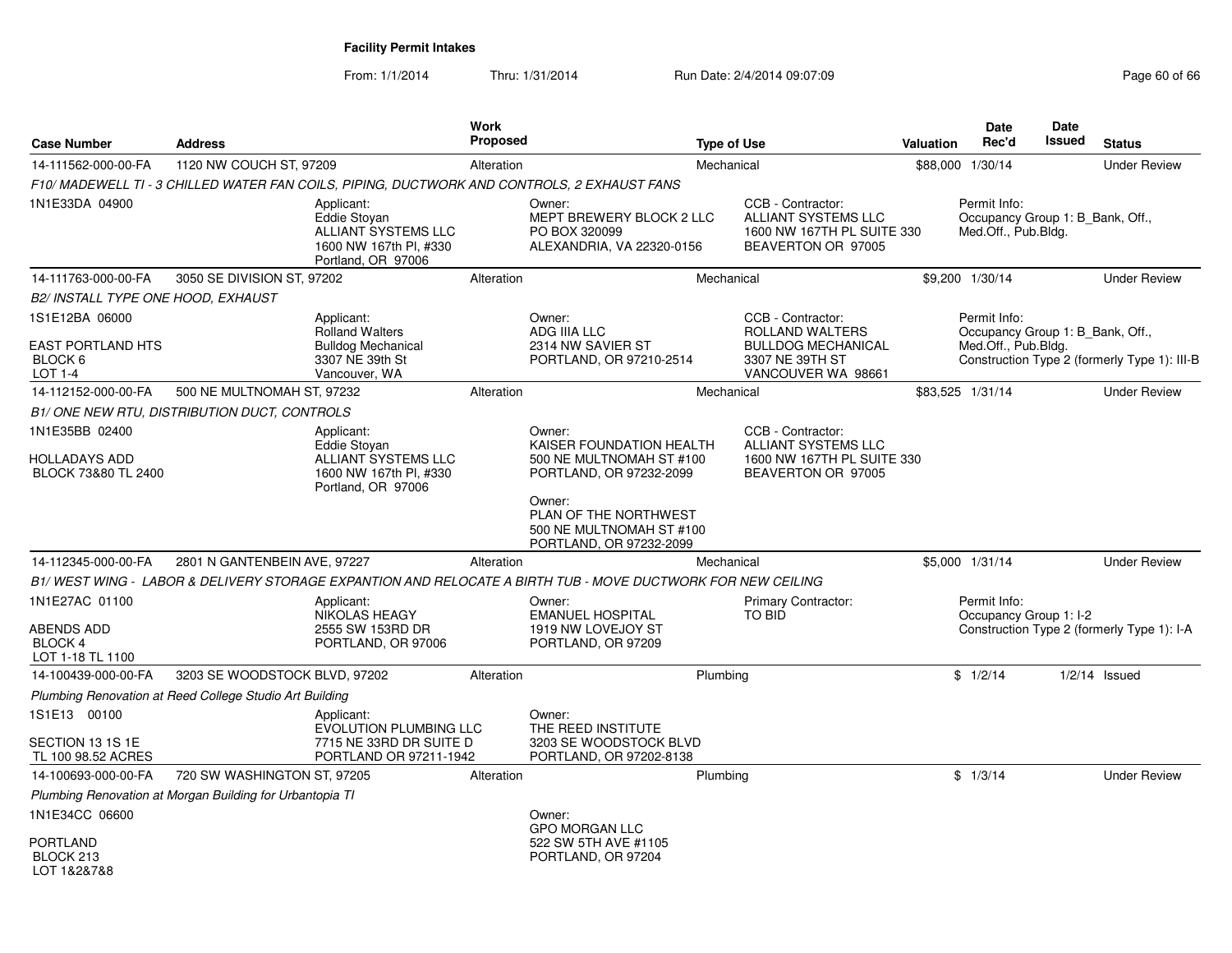# Facility Permit Intakes

From: 1/1/2014 Thru: 1/31/2014 Run Date: 2/4/2014 09:07:09

| Case Number | Address | Work Proposed | Type of Use | Valuation | Date Rec'd | Date Issued | Status |
|---|---|---|---|---|---|---|---|
| 14-111562-000-00-FA | 1120 NW COUCH ST, 97209 | Alteration | Mechanical | $88,000 | 1/30/14 | | Under Review |

*F10/ MADEWELL TI - 3 CHILLED WATER FAN COILS, PIPING, DUCTWORK AND CONTROLS, 2 EXHAUST FANS*

1N1E33DA 04900

Applicant: Eddie Stoyan, ALLIANT SYSTEMS LLC, 1600 NW 167th Pl, #330, Portland, OR 97006

Owner: MEPT BREWERY BLOCK 2 LLC, PO BOX 320099, ALEXANDRIA, VA 22320-0156

CCB - Contractor: ALLIANT SYSTEMS LLC, 1600 NW 167TH PL SUITE 330, BEAVERTON OR 97005

Permit Info: Occupancy Group 1: B_Bank, Off., Med.Off., Pub.Bldg.

| Case Number | Address | Work Proposed | Type of Use | Valuation | Date Rec'd | Date Issued | Status |
|---|---|---|---|---|---|---|---|
| 14-111763-000-00-FA | 3050 SE DIVISION ST, 97202 | Alteration | Mechanical | $9,200 | 1/30/14 | | Under Review |

*B2/ INSTALL TYPE ONE HOOD, EXHAUST*

1S1E12BA 06000

EAST PORTLAND HTS
BLOCK 6
LOT 1-4

Applicant: Rolland Walters, Bulldog Mechanical, 3307 NE 39th St, Vancouver, WA

Owner: ADG IIIA LLC, 2314 NW SAVIER ST, PORTLAND, OR 97210-2514

CCB - Contractor: ROLLAND WALTERS, BULLDOG MECHANICAL, 3307 NE 39TH ST, VANCOUVER WA 98661

Permit Info: Occupancy Group 1: B_Bank, Off., Med.Off., Pub.Bldg. Construction Type 2 (formerly Type 1): III-B

| Case Number | Address | Work Proposed | Type of Use | Valuation | Date Rec'd | Date Issued | Status |
|---|---|---|---|---|---|---|---|
| 14-112152-000-00-FA | 500 NE MULTNOMAH ST, 97232 | Alteration | Mechanical | $83,525 | 1/31/14 | | Under Review |

*B1/ ONE NEW RTU, DISTRIBUTION DUCT, CONTROLS*

1N1E35BB 02400

HOLLADAYS ADD
BLOCK 73&80 TL 2400

Applicant: Eddie Stoyan, ALLIANT SYSTEMS LLC, 1600 NW 167th Pl, #330, Portland, OR 97006

Owner: KAISER FOUNDATION HEALTH, 500 NE MULTNOMAH ST #100, PORTLAND, OR 97232-2099

Owner: PLAN OF THE NORTHWEST, 500 NE MULTNOMAH ST #100, PORTLAND, OR 97232-2099

CCB - Contractor: ALLIANT SYSTEMS LLC, 1600 NW 167TH PL SUITE 330, BEAVERTON OR 97005

| Case Number | Address | Work Proposed | Type of Use | Valuation | Date Rec'd | Date Issued | Status |
|---|---|---|---|---|---|---|---|
| 14-112345-000-00-FA | 2801 N GANTENBEIN AVE, 97227 | Alteration | Mechanical | $5,000 | 1/31/14 | | Under Review |

*B1/ WEST WING - LABOR & DELIVERY STORAGE EXPANTION AND RELOCATE A BIRTH TUB - MOVE DUCTWORK FOR NEW CEILING*

1N1E27AC 01100

ABENDS ADD
BLOCK 4
LOT 1-18 TL 1100

Applicant: NIKOLAS HEAGY, 2555 SW 153RD DR, PORTLAND, OR 97006

Owner: EMANUEL HOSPITAL, 1919 NW LOVEJOY ST, PORTLAND, OR 97209

Primary Contractor: TO BID

Permit Info: Occupancy Group 1: I-2, Construction Type 2 (formerly Type 1): I-A

| Case Number | Address | Work Proposed | Type of Use | Valuation | Date Rec'd | Date Issued | Status |
|---|---|---|---|---|---|---|---|
| 14-100439-000-00-FA | 3203 SE WOODSTOCK BLVD, 97202 | Alteration | Plumbing | $ | 1/2/14 | 1/2/14 | Issued |

*Plumbing Renovation at Reed College Studio Art Building*

1S1E13 00100

SECTION 13 1S 1E
TL 100 98.52 ACRES

Applicant: EVOLUTION PLUMBING LLC, 7715 NE 33RD DR SUITE D, PORTLAND OR 97211-1942

Owner: THE REED INSTITUTE, 3203 SE WOODSTOCK BLVD, PORTLAND, OR 97202-8138

| Case Number | Address | Work Proposed | Type of Use | Valuation | Date Rec'd | Date Issued | Status |
|---|---|---|---|---|---|---|---|
| 14-100693-000-00-FA | 720 SW WASHINGTON ST, 97205 | Alteration | Plumbing | $ | 1/3/14 | | Under Review |

*Plumbing Renovation at Morgan Building for Urbantopia TI*

1N1E34CC 06600

PORTLAND
BLOCK 213
LOT 1&2&7&8

Owner: GPO MORGAN LLC, 522 SW 5TH AVE #1105, PORTLAND, OR 97204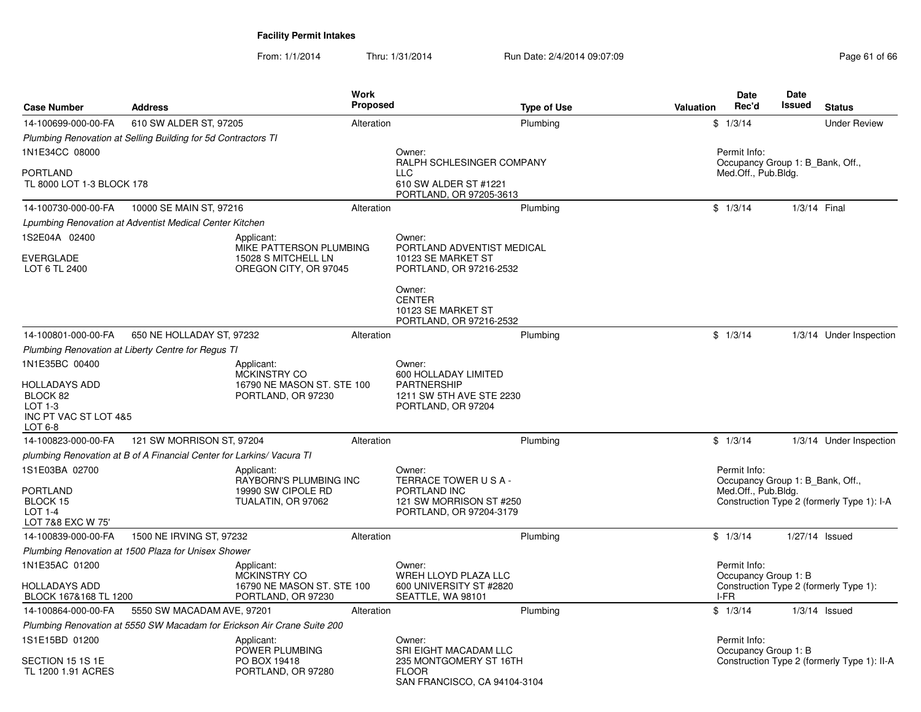**Facility Permit Intakes**

From: 1/1/2014 Thru: 1/31/2014 Run Date: 2/4/2014 09:07:09

| Case Number | Address | Work Proposed | Type of Use | Valuation | Date Rec'd | Date Issued | Status |
|---|---|---|---|---|---|---|---|
| 14-100699-000-00-FA | 610 SW ALDER ST, 97205 | Alteration | Plumbing | $ | 1/3/14 | | Under Review |

*Plumbing Renovation at Selling Building for 5d Contractors TI*

1N1E34CC 08000
PORTLAND
TL 8000 LOT 1-3 BLOCK 178

Owner: RALPH SCHLESINGER COMPANY LLC, 610 SW ALDER ST #1221, PORTLAND, OR 97205-3613

Permit Info: Occupancy Group 1: B_Bank, Off., Med.Off., Pub.Bldg.

| Case Number | Address | Work Proposed | Type of Use | Valuation | Date Rec'd | Date Issued | Status |
|---|---|---|---|---|---|---|---|
| 14-100730-000-00-FA | 10000 SE MAIN ST, 97216 | Alteration | Plumbing | $ | 1/3/14 | 1/3/14 | Final |

*Lpumbing Renovation at Adventist Medical Center Kitchen*

1S2E04A 02400
EVERGLADE
LOT 6 TL 2400

Applicant: MIKE PATTERSON PLUMBING, 15028 S MITCHELL LN, OREGON CITY, OR 97045

Owner: PORTLAND ADVENTIST MEDICAL, 10123 SE MARKET ST, PORTLAND, OR 97216-2532

Owner: CENTER, 10123 SE MARKET ST, PORTLAND, OR 97216-2532

| Case Number | Address | Work Proposed | Type of Use | Valuation | Date Rec'd | Date Issued | Status |
|---|---|---|---|---|---|---|---|
| 14-100801-000-00-FA | 650 NE HOLLADAY ST, 97232 | Alteration | Plumbing | $ | 1/3/14 | 1/3/14 | Under Inspection |

*Plumbing Renovation at Liberty Centre for Regus TI*

1N1E35BC 00400
HOLLADAYS ADD
BLOCK 82
LOT 1-3
INC PT VAC ST LOT 4&5
LOT 6-8

Applicant: MCKINSTRY CO, 16790 NE MASON ST. STE 100, PORTLAND, OR 97230

Owner: 600 HOLLADAY LIMITED PARTNERSHIP, 1211 SW 5TH AVE STE 2230, PORTLAND, OR 97204

| Case Number | Address | Work Proposed | Type of Use | Valuation | Date Rec'd | Date Issued | Status |
|---|---|---|---|---|---|---|---|
| 14-100823-000-00-FA | 121 SW MORRISON ST, 97204 | Alteration | Plumbing | $ | 1/3/14 | 1/3/14 | Under Inspection |

*plumbing Renovation at B of A Financial Center for Larkins/ Vacura TI*

1S1E03BA 02700
PORTLAND
BLOCK 15
LOT 1-4
LOT 7&8 EXC W 75'

Applicant: RAYBORN'S PLUMBING INC, 19990 SW CIPOLE RD, TUALATIN, OR 97062

Owner: TERRACE TOWER U S A - PORTLAND INC, 121 SW MORRISON ST #250, PORTLAND, OR 97204-3179

Permit Info: Occupancy Group 1: B_Bank, Off., Med.Off., Pub.Bldg. Construction Type 2 (formerly Type 1): I-A

| Case Number | Address | Work Proposed | Type of Use | Valuation | Date Rec'd | Date Issued | Status |
|---|---|---|---|---|---|---|---|
| 14-100839-000-00-FA | 1500 NE IRVING ST, 97232 | Alteration | Plumbing | $ | 1/3/14 | 1/27/14 | Issued |

*Plumbing Renovation at 1500 Plaza for Unisex Shower*

1N1E35AC 01200
HOLLADAYS ADD
BLOCK 167&168 TL 1200

Applicant: MCKINSTRY CO, 16790 NE MASON ST. STE 100, PORTLAND, OR 97230

Owner: WREH LLOYD PLAZA LLC, 600 UNIVERSITY ST #2820, SEATTLE, WA 98101

Permit Info: Occupancy Group 1: B. Construction Type 2 (formerly Type 1): I-FR

| Case Number | Address | Work Proposed | Type of Use | Valuation | Date Rec'd | Date Issued | Status |
|---|---|---|---|---|---|---|---|
| 14-100864-000-00-FA | 5550 SW MACADAM AVE, 97201 | Alteration | Plumbing | $ | 1/3/14 | 1/3/14 | Issued |

*Plumbing Renovation at 5550 SW Macadam for Erickson Air Crane Suite 200*

1S1E15BD 01200
SECTION 15 1S 1E
TL 1200 1.91 ACRES

Applicant: POWER PLUMBING, PO BOX 19418, PORTLAND, OR 97280

Owner: SRI EIGHT MACADAM LLC, 235 MONTGOMERY ST 16TH FLOOR, SAN FRANCISCO, CA 94104-3104

Permit Info: Occupancy Group 1: B. Construction Type 2 (formerly Type 1): II-A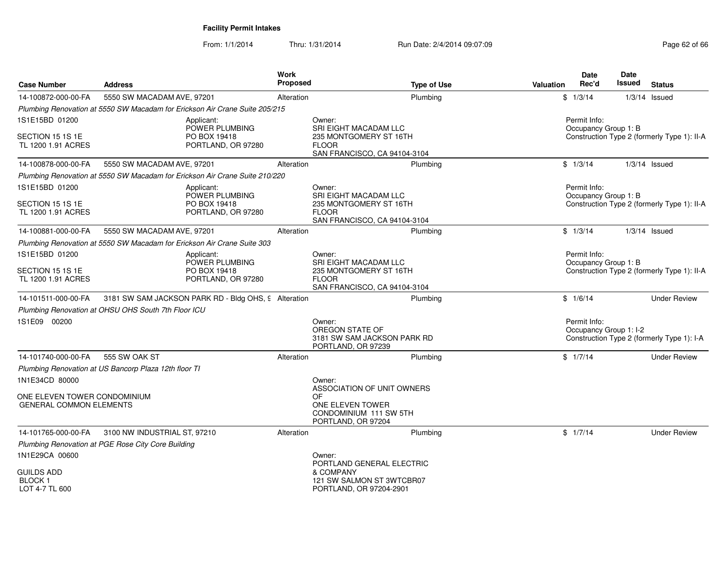**Facility Permit Intakes**

From: 1/1/2014 Thru: 1/31/2014 Run Date: 2/4/2014 09:07:09

| Case Number | Address | Work Proposed | Type of Use | Valuation | Date Rec'd | Date Issued | Status |
|---|---|---|---|---|---|---|---|
| 14-100872-000-00-FA | 5550 SW MACADAM AVE, 97201 | Alteration | Plumbing | $ | 1/3/14 | 1/3/14 | Issued |

*Plumbing Renovation at 5550 SW Macadam for Erickson Air Crane Suite 205/215*

1S1E15BD 01200

SECTION 15 1S 1E
TL 1200 1.91 ACRES

Applicant:
POWER PLUMBING
PO BOX 19418
PORTLAND, OR 97280

Owner:
SRI EIGHT MACADAM LLC
235 MONTGOMERY ST 16TH FLOOR
SAN FRANCISCO, CA 94104-3104

Permit Info:
Occupancy Group 1: B
Construction Type 2 (formerly Type 1): II-A

| Case Number | Address | Work Proposed | Type of Use | Valuation | Date Rec'd | Date Issued | Status |
|---|---|---|---|---|---|---|---|
| 14-100878-000-00-FA | 5550 SW MACADAM AVE, 97201 | Alteration | Plumbing | $ | 1/3/14 | 1/3/14 | Issued |

*Plumbing Renovation at 5550 SW Macadam for Erickson Air Crane Suite 210/220*

1S1E15BD 01200

SECTION 15 1S 1E
TL 1200 1.91 ACRES

Applicant:
POWER PLUMBING
PO BOX 19418
PORTLAND, OR 97280

Owner:
SRI EIGHT MACADAM LLC
235 MONTGOMERY ST 16TH FLOOR
SAN FRANCISCO, CA 94104-3104

Permit Info:
Occupancy Group 1: B
Construction Type 2 (formerly Type 1): II-A

| Case Number | Address | Work Proposed | Type of Use | Valuation | Date Rec'd | Date Issued | Status |
|---|---|---|---|---|---|---|---|
| 14-100881-000-00-FA | 5550 SW MACADAM AVE, 97201 | Alteration | Plumbing | $ | 1/3/14 | 1/3/14 | Issued |

*Plumbing Renovation at 5550 SW Macadam for Erickson Air Crane Suite 303*

1S1E15BD 01200

SECTION 15 1S 1E
TL 1200 1.91 ACRES

Applicant:
POWER PLUMBING
PO BOX 19418
PORTLAND, OR 97280

Owner:
SRI EIGHT MACADAM LLC
235 MONTGOMERY ST 16TH FLOOR
SAN FRANCISCO, CA 94104-3104

Permit Info:
Occupancy Group 1: B
Construction Type 2 (formerly Type 1): II-A

| Case Number | Address | Work Proposed | Type of Use | Valuation | Date Rec'd | Date Issued | Status |
|---|---|---|---|---|---|---|---|
| 14-101511-000-00-FA | 3181 SW SAM JACKSON PARK RD - Bldg OHS, 9 | Alteration | Plumbing | $ | 1/6/14 | | Under Review |

*Plumbing Renovation at OHSU OHS South 7th Floor ICU*

1S1E09 00200

Owner:
OREGON STATE OF
3181 SW SAM JACKSON PARK RD
PORTLAND, OR 97239

Permit Info:
Occupancy Group 1: I-2
Construction Type 2 (formerly Type 1): I-A

| Case Number | Address | Work Proposed | Type of Use | Valuation | Date Rec'd | Date Issued | Status |
|---|---|---|---|---|---|---|---|
| 14-101740-000-00-FA | 555 SW OAK ST | Alteration | Plumbing | $ | 1/7/14 | | Under Review |

*Plumbing Renovation at US Bancorp Plaza 12th floor TI*

1N1E34CD 80000

ONE ELEVEN TOWER CONDOMINIUM
GENERAL COMMON ELEMENTS

Owner:
ASSOCIATION OF UNIT OWNERS OF
ONE ELEVEN TOWER
CONDOMINIUM 111 SW 5TH
PORTLAND, OR 97204

| Case Number | Address | Work Proposed | Type of Use | Valuation | Date Rec'd | Date Issued | Status |
|---|---|---|---|---|---|---|---|
| 14-101765-000-00-FA | 3100 NW INDUSTRIAL ST, 97210 | Alteration | Plumbing | $ | 1/7/14 | | Under Review |

*Plumbing Renovation at PGE Rose City Core Building*

1N1E29CA 00600

GUILDS ADD
BLOCK 1
LOT 4-7 TL 600

Owner:
PORTLAND GENERAL ELECTRIC & COMPANY
121 SW SALMON ST 3WTCBR07
PORTLAND, OR 97204-2901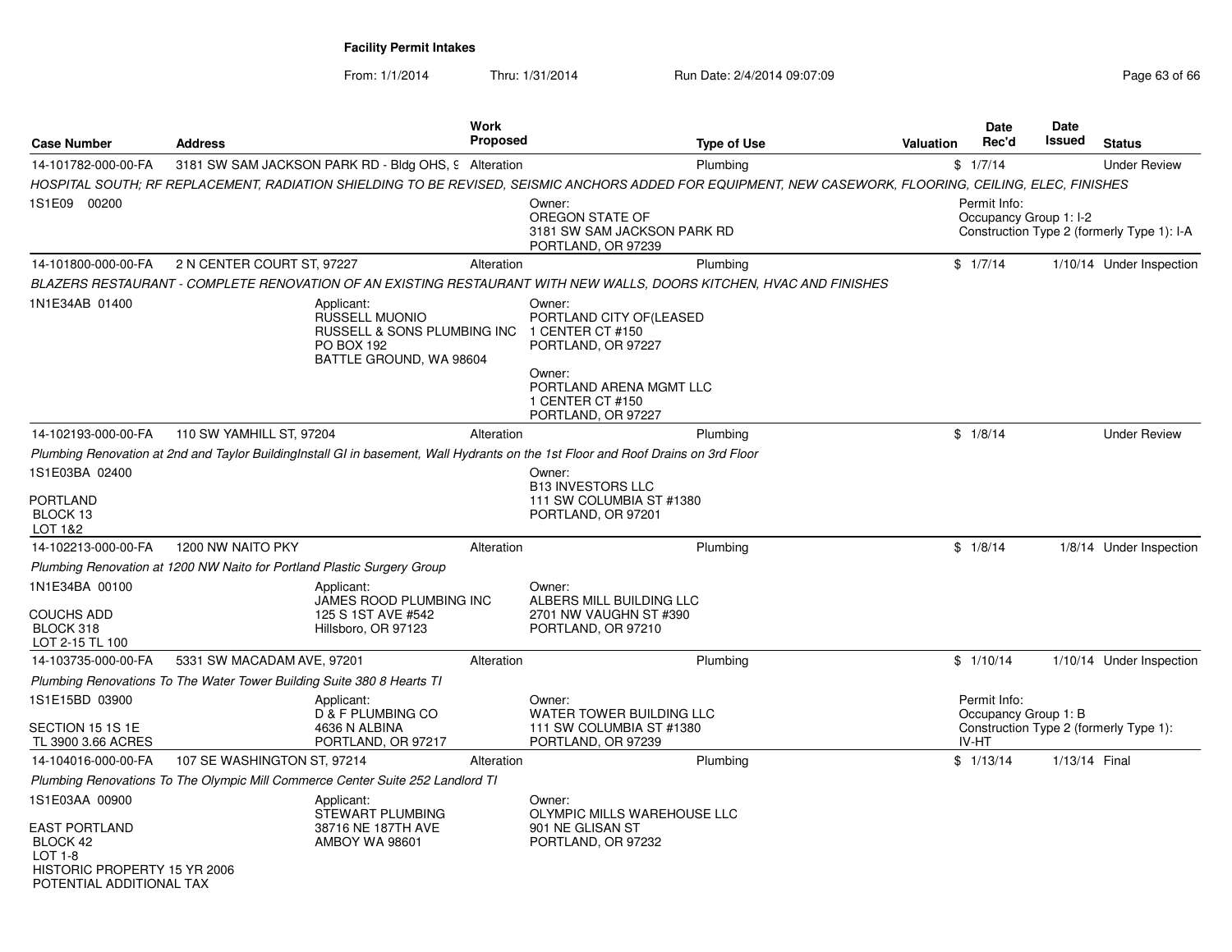**Facility Permit Intakes**

From: 1/1/2014 Thru: 1/31/2014 Run Date: 2/4/2014 09:07:09

| Case Number | Address | Work Proposed | Type of Use | Valuation | Date Rec'd | Date Issued | Status |
|---|---|---|---|---|---|---|---|
| 14-101782-000-00-FA | 3181 SW SAM JACKSON PARK RD - Bldg OHS, 9 | Alteration | Plumbing | $ | 1/7/14 | | Under Review |

HOSPITAL SOUTH; RF REPLACEMENT, RADIATION SHIELDING TO BE REVISED, SEISMIC ANCHORS ADDED FOR EQUIPMENT, NEW CASEWORK, FLOORING, CEILING, ELEC, FINISHES

1S1E09 00200

Owner:
OREGON STATE OF
3181 SW SAM JACKSON PARK RD
PORTLAND, OR 97239

Permit Info:
Occupancy Group 1: I-2
Construction Type 2 (formerly Type 1): I-A

| Case Number | Address | Work Proposed | Type of Use | Valuation | Date Rec'd | Date Issued | Status |
|---|---|---|---|---|---|---|---|
| 14-101800-000-00-FA | 2 N CENTER COURT ST, 97227 | Alteration | Plumbing | $ | 1/7/14 | 1/10/14 | Under Inspection |

BLAZERS RESTAURANT - COMPLETE RENOVATION OF AN EXISTING RESTAURANT WITH NEW WALLS, DOORS KITCHEN, HVAC AND FINISHES

1N1E34AB 01400

Applicant:
RUSSELL MUONIO
RUSSELL & SONS PLUMBING INC
PO BOX 192
BATTLE GROUND, WA 98604

Owner:
PORTLAND CITY OF(LEASED
1 CENTER CT #150
PORTLAND, OR 97227

Owner:
PORTLAND ARENA MGMT LLC
1 CENTER CT #150
PORTLAND, OR 97227

| Case Number | Address | Work Proposed | Type of Use | Valuation | Date Rec'd | Date Issued | Status |
|---|---|---|---|---|---|---|---|
| 14-102193-000-00-FA | 110 SW YAMHILL ST, 97204 | Alteration | Plumbing | $ | 1/8/14 | | Under Review |

Plumbing Renovation at 2nd and Taylor BuildingInstall GI in basement, Wall Hydrants on the 1st Floor and Roof Drains on 3rd Floor

1S1E03BA 02400

PORTLAND
BLOCK 13
LOT 1&2

Owner:
B13 INVESTORS LLC
111 SW COLUMBIA ST #1380
PORTLAND, OR 97201

| Case Number | Address | Work Proposed | Type of Use | Valuation | Date Rec'd | Date Issued | Status |
|---|---|---|---|---|---|---|---|
| 14-102213-000-00-FA | 1200 NW NAITO PKY | Alteration | Plumbing | $ | 1/8/14 | 1/8/14 | Under Inspection |

Plumbing Renovation at 1200 NW Naito for Portland Plastic Surgery Group

1N1E34BA 00100

COUCHS ADD
BLOCK 318
LOT 2-15 TL 100

Applicant:
JAMES ROOD PLUMBING INC
125 S 1ST AVE #542
Hillsboro, OR 97123

Owner:
ALBERS MILL BUILDING LLC
2701 NW VAUGHN ST #390
PORTLAND, OR 97210

| Case Number | Address | Work Proposed | Type of Use | Valuation | Date Rec'd | Date Issued | Status |
|---|---|---|---|---|---|---|---|
| 14-103735-000-00-FA | 5331 SW MACADAM AVE, 97201 | Alteration | Plumbing | $ | 1/10/14 | 1/10/14 | Under Inspection |

Plumbing Renovations To The Water Tower Building Suite 380 8 Hearts TI

1S1E15BD 03900

SECTION 15 1S 1E
TL 3900 3.66 ACRES

Applicant:
D & F PLUMBING CO
4636 N ALBINA
PORTLAND, OR 97217

Owner:
WATER TOWER BUILDING LLC
111 SW COLUMBIA ST #1380
PORTLAND, OR 97239

Permit Info:
Occupancy Group 1: B
Construction Type 2 (formerly Type 1): IV-HT

| Case Number | Address | Work Proposed | Type of Use | Valuation | Date Rec'd | Date Issued | Status |
|---|---|---|---|---|---|---|---|
| 14-104016-000-00-FA | 107 SE WASHINGTON ST, 97214 | Alteration | Plumbing | $ | 1/13/14 | 1/13/14 | Final |

Plumbing Renovations To The Olympic Mill Commerce Center Suite 252 Landlord TI

1S1E03AA 00900

EAST PORTLAND
BLOCK 42
LOT 1-8
HISTORIC PROPERTY 15 YR 2006
POTENTIAL ADDITIONAL TAX

Applicant:
STEWART PLUMBING
38716 NE 187TH AVE
AMBOY WA 98601

Owner:
OLYMPIC MILLS WAREHOUSE LLC
901 NE GLISAN ST
PORTLAND, OR 97232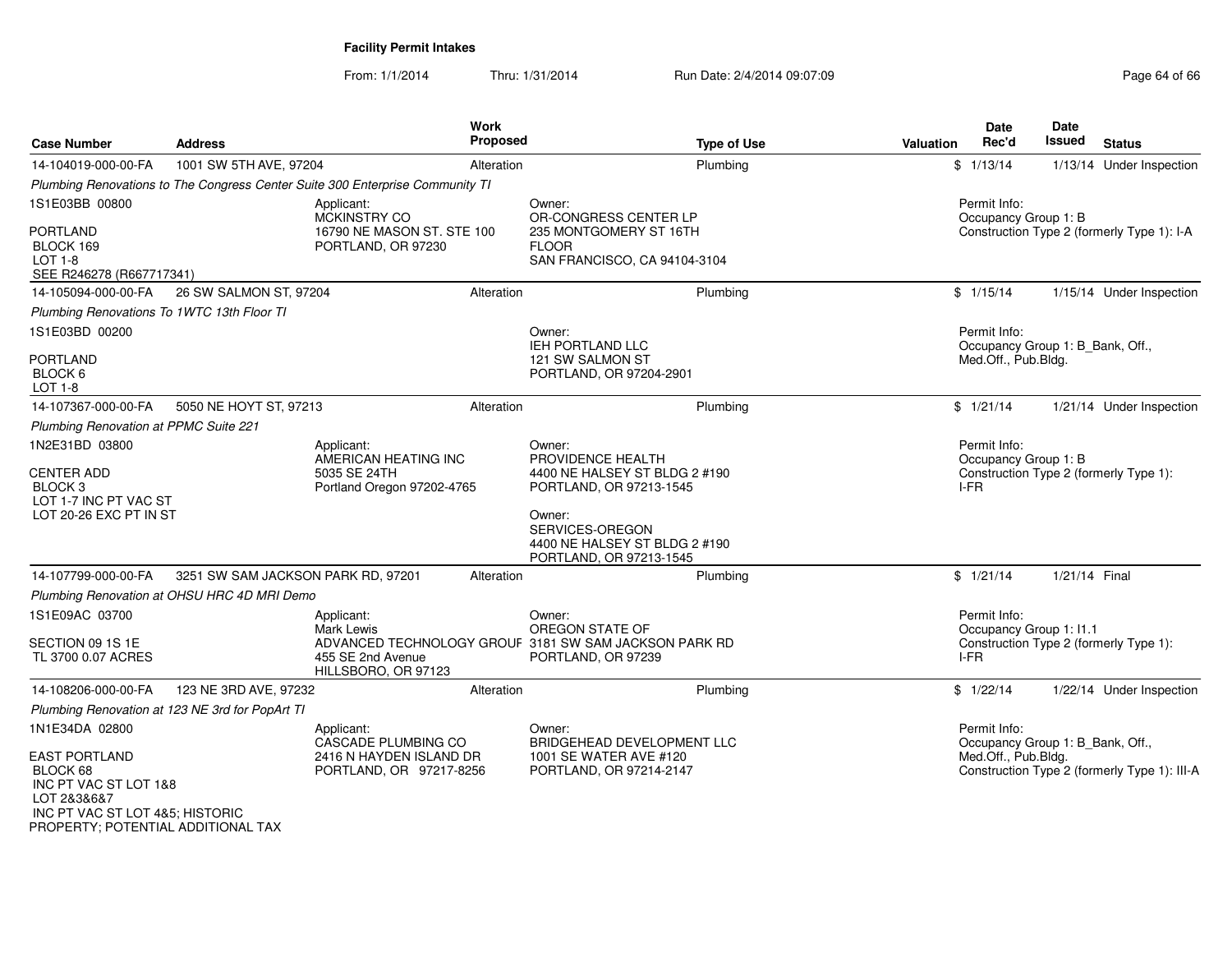**Facility Permit Intakes**

From: 1/1/2014 Thru: 1/31/2014 Run Date: 2/4/2014 09:07:09

| Case Number | Address | Work Proposed | Type of Use | Valuation | Date Rec'd | Date Issued | Status |
|---|---|---|---|---|---|---|---|
| 14-104019-000-00-FA | 1001 SW 5TH AVE, 97204 | Alteration | Plumbing | $ | 1/13/14 | 1/13/14 | Under Inspection |

*Plumbing Renovations to The Congress Center Suite 300 Enterprise Community TI*

1S1E03BB 00800

PORTLAND
BLOCK 169
LOT 1-8
SEE R246278 (R667717341)

Applicant:
MCKINSTRY CO
16790 NE MASON ST. STE 100
PORTLAND, OR 97230

Owner:
OR-CONGRESS CENTER LP
235 MONTGOMERY ST 16TH FLOOR
SAN FRANCISCO, CA 94104-3104

Permit Info:
Occupancy Group 1: B
Construction Type 2 (formerly Type 1): I-A

| Case Number | Address | Work Proposed | Type of Use | Valuation | Date Rec'd | Date Issued | Status |
|---|---|---|---|---|---|---|---|
| 14-105094-000-00-FA | 26 SW SALMON ST, 97204 | Alteration | Plumbing | $ | 1/15/14 | 1/15/14 | Under Inspection |

*Plumbing Renovations To 1WTC 13th Floor TI*

1S1E03BD 00200

PORTLAND
BLOCK 6
LOT 1-8

Owner:
IEH PORTLAND LLC
121 SW SALMON ST
PORTLAND, OR 97204-2901

Permit Info:
Occupancy Group 1: B_Bank, Off., Med.Off., Pub.Bldg.

| Case Number | Address | Work Proposed | Type of Use | Valuation | Date Rec'd | Date Issued | Status |
|---|---|---|---|---|---|---|---|
| 14-107367-000-00-FA | 5050 NE HOYT ST, 97213 | Alteration | Plumbing | $ | 1/21/14 | 1/21/14 | Under Inspection |

*Plumbing Renovation at PPMC Suite 221*

1N2E31BD 03800

CENTER ADD
BLOCK 3
LOT 1-7 INC PT VAC ST
LOT 20-26 EXC PT IN ST

Applicant:
AMERICAN HEATING INC
5035 SE 24TH
Portland Oregon 97202-4765

Owner:
PROVIDENCE HEALTH
4400 NE HALSEY ST BLDG 2 #190
PORTLAND, OR 97213-1545

Owner:
SERVICES-OREGON
4400 NE HALSEY ST BLDG 2 #190
PORTLAND, OR 97213-1545

Permit Info:
Occupancy Group 1: B
Construction Type 2 (formerly Type 1): I-FR

| Case Number | Address | Work Proposed | Type of Use | Valuation | Date Rec'd | Date Issued | Status |
|---|---|---|---|---|---|---|---|
| 14-107799-000-00-FA | 3251 SW SAM JACKSON PARK RD, 97201 | Alteration | Plumbing | $ | 1/21/14 | 1/21/14 | Final |

*Plumbing Renovation at OHSU HRC 4D MRI Demo*

1S1E09AC 03700

SECTION 09 1S 1E
TL 3700 0.07 ACRES

Applicant:
Mark Lewis
ADVANCED TECHNOLOGY GROUP
455 SE 2nd Avenue
HILLSBORO, OR 97123

Owner:
OREGON STATE OF
3181 SW SAM JACKSON PARK RD
PORTLAND, OR 97239

Permit Info:
Occupancy Group 1: I1.1
Construction Type 2 (formerly Type 1): I-FR

| Case Number | Address | Work Proposed | Type of Use | Valuation | Date Rec'd | Date Issued | Status |
|---|---|---|---|---|---|---|---|
| 14-108206-000-00-FA | 123 NE 3RD AVE, 97232 | Alteration | Plumbing | $ | 1/22/14 | 1/22/14 | Under Inspection |

*Plumbing Renovation at 123 NE 3rd for PopArt TI*

1N1E34DA 02800

EAST PORTLAND
BLOCK 68
INC PT VAC ST LOT 1&8
LOT 2&3&6&7
INC PT VAC ST LOT 4&5; HISTORIC PROPERTY; POTENTIAL ADDITIONAL TAX

Applicant:
CASCADE PLUMBING CO
2416 N HAYDEN ISLAND DR
PORTLAND, OR 97217-8256

Owner:
BRIDGEHEAD DEVELOPMENT LLC
1001 SE WATER AVE #120
PORTLAND, OR 97214-2147

Permit Info:
Occupancy Group 1: B_Bank, Off., Med.Off., Pub.Bldg.
Construction Type 2 (formerly Type 1): III-A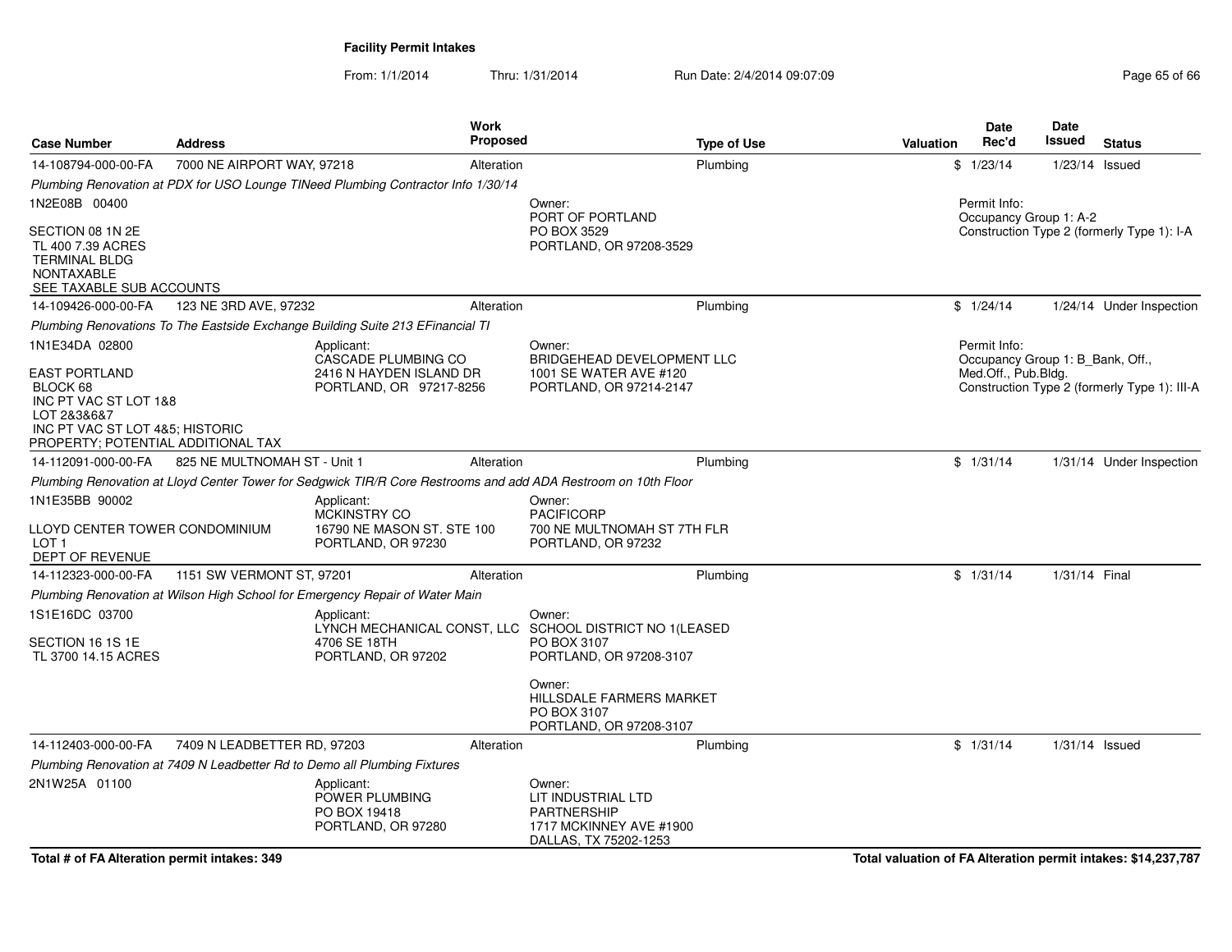**Facility Permit Intakes**

From: 1/1/2014 Thru: 1/31/2014 Run Date: 2/4/2014 09:07:09

| Case Number | Address | Work Proposed | Type of Use | Valuation | Date Rec'd | Date Issued | Status |
|---|---|---|---|---|---|---|---|
| 14-108794-000-00-FA | 7000 NE AIRPORT WAY, 97218 | Alteration | Plumbing | $ | 1/23/14 | 1/23/14 | Issued |

*Plumbing Renovation at PDX for USO Lounge TINeed Plumbing Contractor Info 1/30/14*

1N2E08B 00400

SECTION 08 1N 2E
TL 400 7.39 ACRES
TERMINAL BLDG
NONTAXABLE
SEE TAXABLE SUB ACCOUNTS

Owner:
PORT OF PORTLAND
PO BOX 3529
PORTLAND, OR 97208-3529

Permit Info:
Occupancy Group 1: A-2
Construction Type 2 (formerly Type 1): I-A

| Case Number | Address | Work Proposed | Type of Use | Valuation | Date Rec'd | Date Issued | Status |
|---|---|---|---|---|---|---|---|
| 14-109426-000-00-FA | 123 NE 3RD AVE, 97232 | Alteration | Plumbing | $ | 1/24/14 | 1/24/14 | Under Inspection |

*Plumbing Renovations To The Eastside Exchange Building Suite 213 EFinancial TI*

1N1E34DA 02800

EAST PORTLAND
BLOCK 68
INC PT VAC ST LOT 1&8
LOT 2&3&6&7
INC PT VAC ST LOT 4&5; HISTORIC
PROPERTY; POTENTIAL ADDITIONAL TAX

Applicant:
CASCADE PLUMBING CO
2416 N HAYDEN ISLAND DR
PORTLAND, OR 97217-8256

Owner:
BRIDGEHEAD DEVELOPMENT LLC
1001 SE WATER AVE #120
PORTLAND, OR 97214-2147

Permit Info:
Occupancy Group 1: B_Bank, Off., Med.Off., Pub.Bldg.
Construction Type 2 (formerly Type 1): III-A

| Case Number | Address | Work Proposed | Type of Use | Valuation | Date Rec'd | Date Issued | Status |
|---|---|---|---|---|---|---|---|
| 14-112091-000-00-FA | 825 NE MULTNOMAH ST - Unit 1 | Alteration | Plumbing | $ | 1/31/14 | 1/31/14 | Under Inspection |

*Plumbing Renovation at Lloyd Center Tower for Sedgwick TIR/R Core Restrooms and add ADA Restroom on 10th Floor*

1N1E35BB 90002

LLOYD CENTER TOWER CONDOMINIUM
LOT 1
DEPT OF REVENUE

Applicant:
MCKINSTRY CO
16790 NE MASON ST. STE 100
PORTLAND, OR 97230

Owner:
PACIFICORP
700 NE MULTNOMAH ST 7TH FLR
PORTLAND, OR 97232

| Case Number | Address | Work Proposed | Type of Use | Valuation | Date Rec'd | Date Issued | Status |
|---|---|---|---|---|---|---|---|
| 14-112323-000-00-FA | 1151 SW VERMONT ST, 97201 | Alteration | Plumbing | $ | 1/31/14 | 1/31/14 | Final |

*Plumbing Renovation at Wilson High School for Emergency Repair of Water Main*

1S1E16DC 03700

SECTION 16 1S 1E
TL 3700 14.15 ACRES

Applicant:
LYNCH MECHANICAL CONST, LLC
4706 SE 18TH
PORTLAND, OR 97202

Owner:
SCHOOL DISTRICT NO 1(LEASED
PO BOX 3107
PORTLAND, OR 97208-3107

Owner:
HILLSDALE FARMERS MARKET
PO BOX 3107
PORTLAND, OR 97208-3107

| Case Number | Address | Work Proposed | Type of Use | Valuation | Date Rec'd | Date Issued | Status |
|---|---|---|---|---|---|---|---|
| 14-112403-000-00-FA | 7409 N LEADBETTER RD, 97203 | Alteration | Plumbing | $ | 1/31/14 | 1/31/14 | Issued |

*Plumbing Renovation at 7409 N Leadbetter Rd to Demo all Plumbing Fixtures*

2N1W25A 01100

Applicant:
POWER PLUMBING
PO BOX 19418
PORTLAND, OR 97280

Owner:
LIT INDUSTRIAL LTD
PARTNERSHIP
1717 MCKINNEY AVE #1900
DALLAS, TX 75202-1253

**Total # of FA Alteration permit intakes: 349**

**Total valuation of FA Alteration permit intakes: $14,237,787**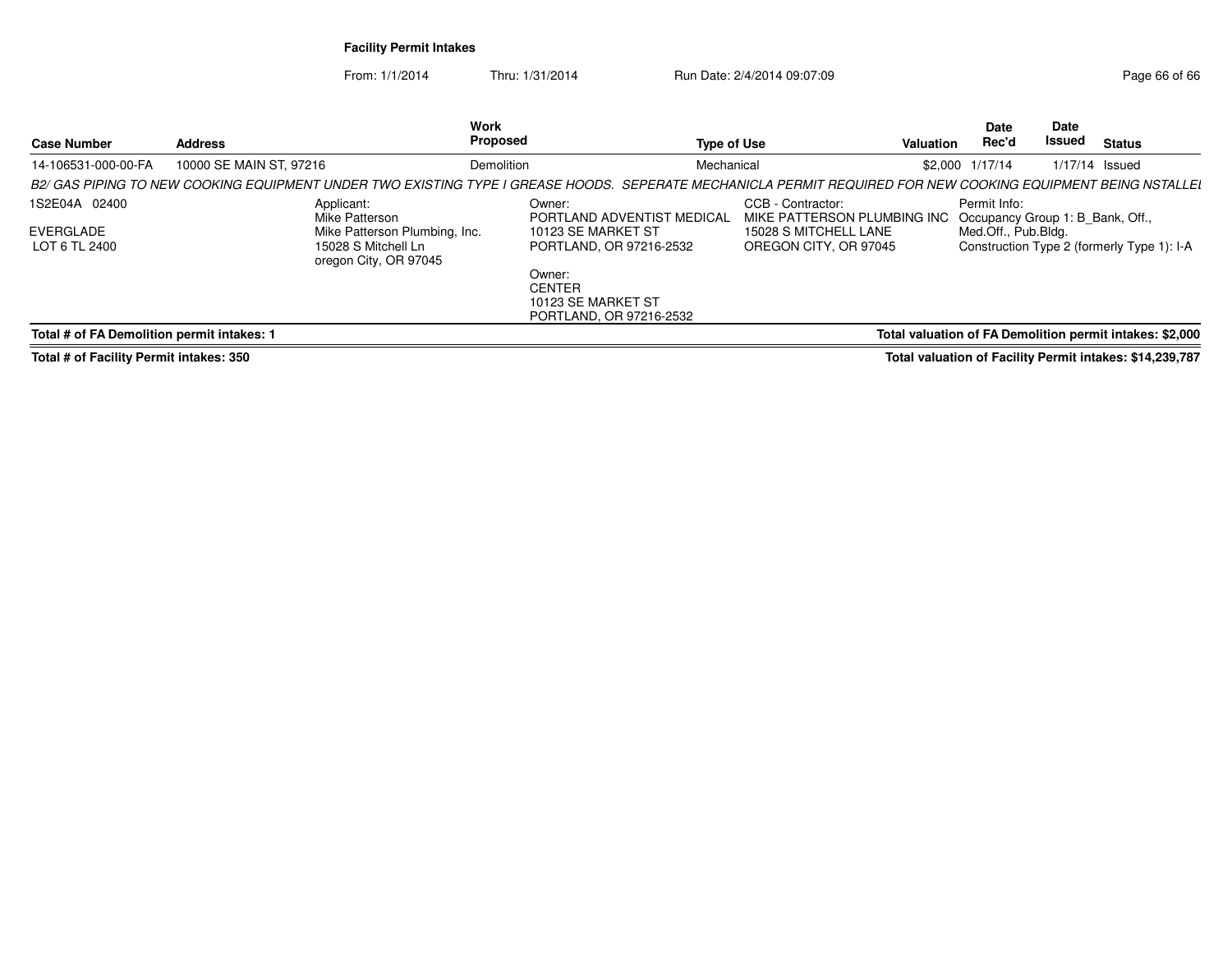**Facility Permit Intakes**

From: 1/1/2014 Thru: 1/31/2014 Run Date: 2/4/2014 09:07:09

| Case Number | Address | Work Proposed | Type of Use | Valuation | Date Rec'd | Date Issued | Status |
|---|---|---|---|---|---|---|---|
| 14-106531-000-00-FA | 10000 SE MAIN ST, 97216 | Demolition | Mechanical | $2,000 | 1/17/14 | 1/17/14 | Issued |

*B2/ GAS PIPING TO NEW COOKING EQUIPMENT UNDER TWO EXISTING TYPE I GREASE HOODS. SEPERATE MECHANICLA PERMIT REQUIRED FOR NEW COOKING EQUIPMENT BEING NSTALLEI*

1S2E04A 02400

EVERGLADE
LOT 6 TL 2400

Applicant:
Mike Patterson
Mike Patterson Plumbing, Inc.
15028 S Mitchell Ln
oregon City, OR 97045

Owner:
PORTLAND ADVENTIST MEDICAL
10123 SE MARKET ST
PORTLAND, OR 97216-2532

Owner:
CENTER
10123 SE MARKET ST
PORTLAND, OR 97216-2532

CCB - Contractor:
MIKE PATTERSON PLUMBING INC
15028 S MITCHELL LANE
OREGON CITY, OR 97045

Permit Info:
Occupancy Group 1: B_Bank, Off., Med.Off., Pub.Bldg.
Construction Type 2 (formerly Type 1): I-A

**Total # of FA Demolition permit intakes: 1** — **Total valuation of FA Demolition permit intakes: $2,000**

**Total # of Facility Permit intakes: 350** — **Total valuation of Facility Permit intakes: $14,239,787**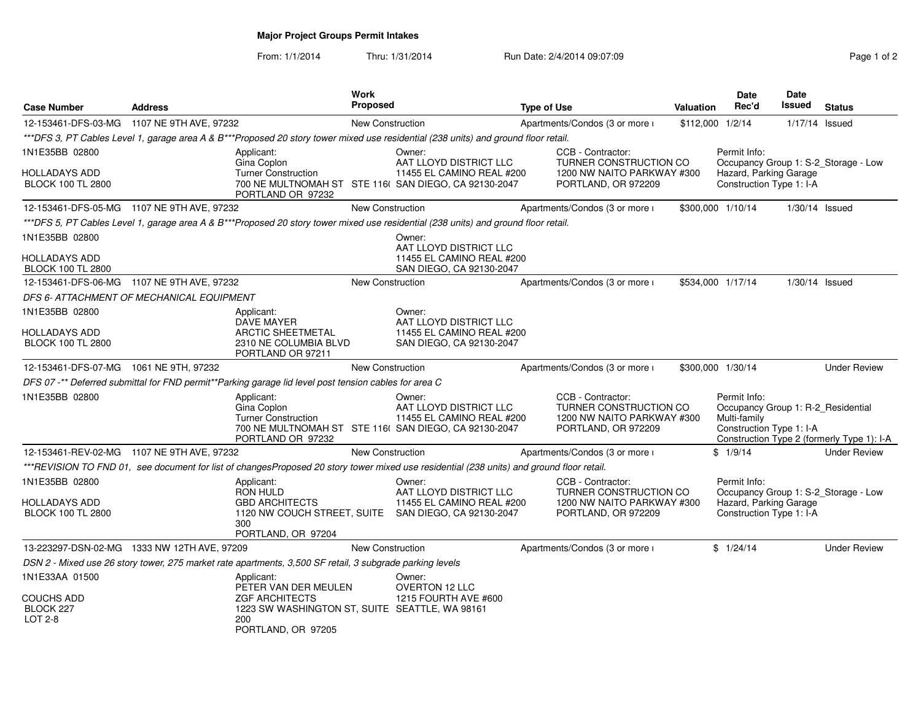## Major Project Groups Permit Intakes

From: 1/1/2014 Thru: 1/31/2014 Run Date: 2/4/2014 09:07:09

| Case Number | Address | Work Proposed | Type of Use | Valuation | Date Rec'd | Date Issued | Status |
|---|---|---|---|---|---|---|---|
| 12-153461-DFS-03-MG | 1107 NE 9TH AVE, 97232 | New Construction | Apartments/Condos (3 or more ι | $112,000 | 1/2/14 | 1/17/14 | Issued |

*\*\*\*DFS 3, PT Cables Level 1, garage area A & B\*\*\*Proposed 20 story tower mixed use residential (238 units) and ground floor retail.*

1N1E35BB 02800
HOLLADAYS ADD
BLOCK 100 TL 2800

Applicant: Gina Coplon, Turner Construction, 700 NE MULTNOMAH ST STE 116( PORTLAND OR 97232

Owner: AAT LLOYD DISTRICT LLC, 11455 EL CAMINO REAL #200, SAN DIEGO, CA 92130-2047

CCB - Contractor: TURNER CONSTRUCTION CO, 1200 NW NAITO PARKWAY #300, PORTLAND, OR 972209

Permit Info: Occupancy Group 1: S-2_Storage - Low Hazard, Parking Garage; Construction Type 1: I-A

| Case Number | Address | Work Proposed | Type of Use | Valuation | Date Rec'd | Date Issued | Status |
|---|---|---|---|---|---|---|---|
| 12-153461-DFS-05-MG | 1107 NE 9TH AVE, 97232 | New Construction | Apartments/Condos (3 or more ι | $300,000 | 1/10/14 | 1/30/14 | Issued |

*\*\*\*DFS 5, PT Cables Level 1, garage area A & B\*\*\*Proposed 20 story tower mixed use residential (238 units) and ground floor retail.*

1N1E35BB 02800
HOLLADAYS ADD
BLOCK 100 TL 2800

Owner: AAT LLOYD DISTRICT LLC, 11455 EL CAMINO REAL #200, SAN DIEGO, CA 92130-2047

| Case Number | Address | Work Proposed | Type of Use | Valuation | Date Rec'd | Date Issued | Status |
|---|---|---|---|---|---|---|---|
| 12-153461-DFS-06-MG | 1107 NE 9TH AVE, 97232 | New Construction | Apartments/Condos (3 or more ι | $534,000 | 1/17/14 | 1/30/14 | Issued |

*DFS 6- ATTACHMENT OF MECHANICAL EQUIPMENT*

1N1E35BB 02800
HOLLADAYS ADD
BLOCK 100 TL 2800

Applicant: DAVE MAYER, ARCTIC SHEETMETAL, 2310 NE COLUMBIA BLVD, PORTLAND OR 97211

Owner: AAT LLOYD DISTRICT LLC, 11455 EL CAMINO REAL #200, SAN DIEGO, CA 92130-2047

| Case Number | Address | Work Proposed | Type of Use | Valuation | Date Rec'd | Date Issued | Status |
|---|---|---|---|---|---|---|---|
| 12-153461-DFS-07-MG | 1061 NE 9TH, 97232 | New Construction | Apartments/Condos (3 or more ι | $300,000 | 1/30/14 | | Under Review |

*DFS 07 -\*\* Deferred submittal for FND permit\*\*Parking garage lid level post tension cables for area C*

1N1E35BB 02800

Applicant: Gina Coplon, Turner Construction, 700 NE MULTNOMAH ST STE 116( PORTLAND OR 97232

Owner: AAT LLOYD DISTRICT LLC, 11455 EL CAMINO REAL #200, SAN DIEGO, CA 92130-2047

CCB - Contractor: TURNER CONSTRUCTION CO, 1200 NW NAITO PARKWAY #300, PORTLAND, OR 972209

Permit Info: Occupancy Group 1: R-2_Residential Multi-family; Construction Type 1: I-A; Construction Type 2 (formerly Type 1): I-A

| Case Number | Address | Work Proposed | Type of Use | Valuation | Date Rec'd | Date Issued | Status |
|---|---|---|---|---|---|---|---|
| 12-153461-REV-02-MG | 1107 NE 9TH AVE, 97232 | New Construction | Apartments/Condos (3 or more ι | $ | 1/9/14 | | Under Review |

*\*\*\*REVISION TO FND 01, see document for list of changesProposed 20 story tower mixed use residential (238 units) and ground floor retail.*

1N1E35BB 02800
HOLLADAYS ADD
BLOCK 100 TL 2800

Applicant: RON HULD, GBD ARCHITECTS, 1120 NW COUCH STREET, SUITE 300, PORTLAND, OR 97204

Owner: AAT LLOYD DISTRICT LLC, 11455 EL CAMINO REAL #200, SAN DIEGO, CA 92130-2047

CCB - Contractor: TURNER CONSTRUCTION CO, 1200 NW NAITO PARKWAY #300, PORTLAND, OR 972209

Permit Info: Occupancy Group 1: S-2_Storage - Low Hazard, Parking Garage; Construction Type 1: I-A

| Case Number | Address | Work Proposed | Type of Use | Valuation | Date Rec'd | Date Issued | Status |
|---|---|---|---|---|---|---|---|
| 13-223297-DSN-02-MG | 1333 NW 12TH AVE, 97209 | New Construction | Apartments/Condos (3 or more ι | $ | 1/24/14 | | Under Review |

*DSN 2 - Mixed use 26 story tower, 275 market rate apartments, 3,500 SF retail, 3 subgrade parking levels*

1N1E33AA 01500
COUCHS ADD
BLOCK 227
LOT 2-8

Applicant: PETER VAN DER MEULEN, ZGF ARCHITECTS, 1223 SW WASHINGTON ST, SUITE 200, PORTLAND, OR 97205

Owner: OVERTON 12 LLC, 1215 FOURTH AVE #600, SEATTLE, WA 98161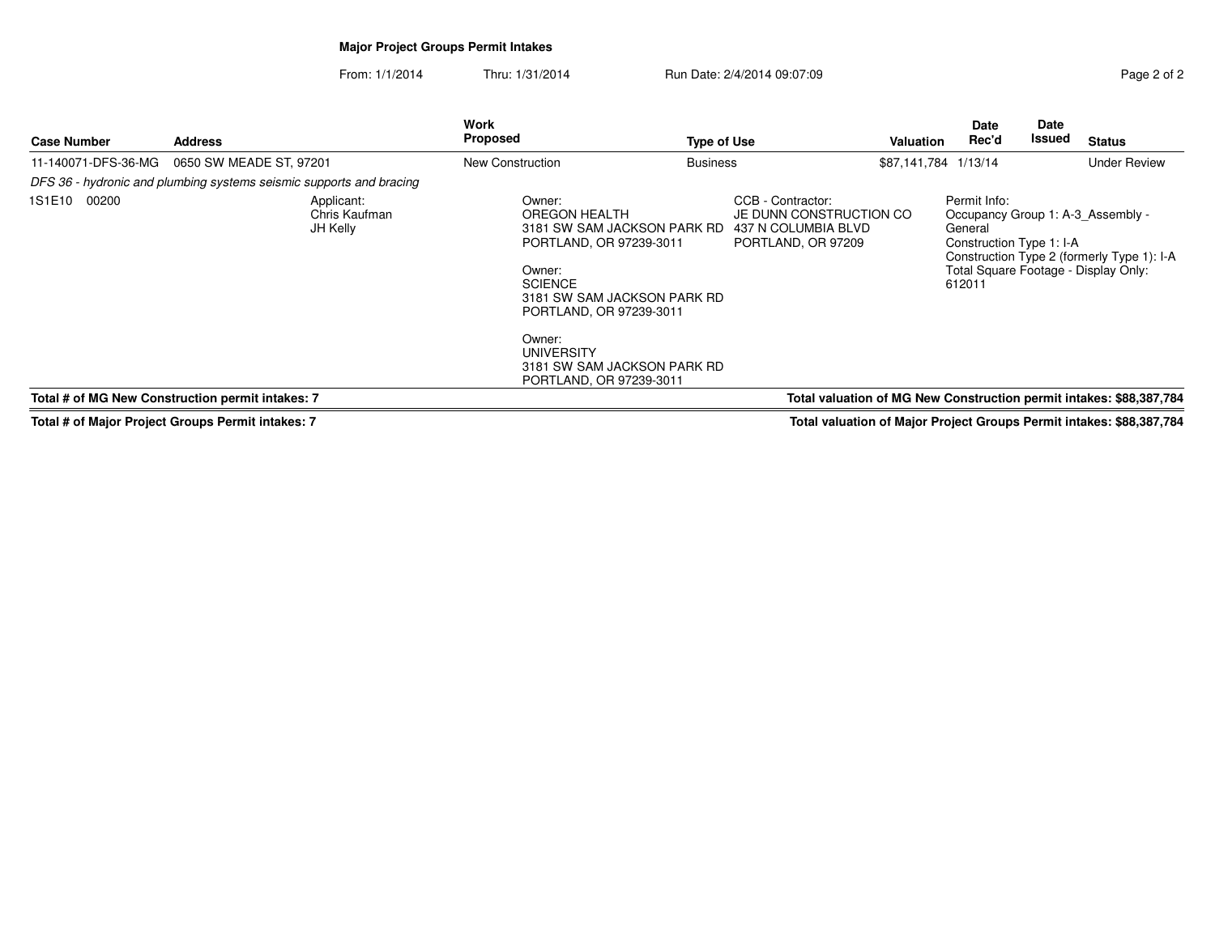**Major Project Groups Permit Intakes**

From: 1/1/2014 Thru: 1/31/2014 Run Date: 2/4/2014 09:07:09

| Case Number | Address | Work Proposed | Type of Use | Valuation | Date Rec'd | Date Issued | Status |
|---|---|---|---|---|---|---|---|
| 11-140071-DFS-36-MG | 0650 SW MEADE ST, 97201 | New Construction | Business | $87,141,784 | 1/13/14 | | Under Review |

*DFS 36 - hydronic and plumbing systems seismic supports and bracing*

1S1E10 00200

Applicant:
Chris Kaufman
JH Kelly

Owner:
OREGON HEALTH
3181 SW SAM JACKSON PARK RD
PORTLAND, OR 97239-3011

Owner:
SCIENCE
3181 SW SAM JACKSON PARK RD
PORTLAND, OR 97239-3011

Owner:
UNIVERSITY
3181 SW SAM JACKSON PARK RD
PORTLAND, OR 97239-3011

CCB - Contractor:
JE DUNN CONSTRUCTION CO
437 N COLUMBIA BLVD
PORTLAND, OR 97209

Permit Info:
Occupancy Group 1: A-3_Assembly - General
Construction Type 1: I-A
Construction Type 2 (formerly Type 1): I-A
Total Square Footage - Display Only: 612011

**Total # of MG New Construction permit intakes: 7** | **Total valuation of MG New Construction permit intakes: $88,387,784**

**Total # of Major Project Groups Permit intakes: 7** | **Total valuation of Major Project Groups Permit intakes: $88,387,784**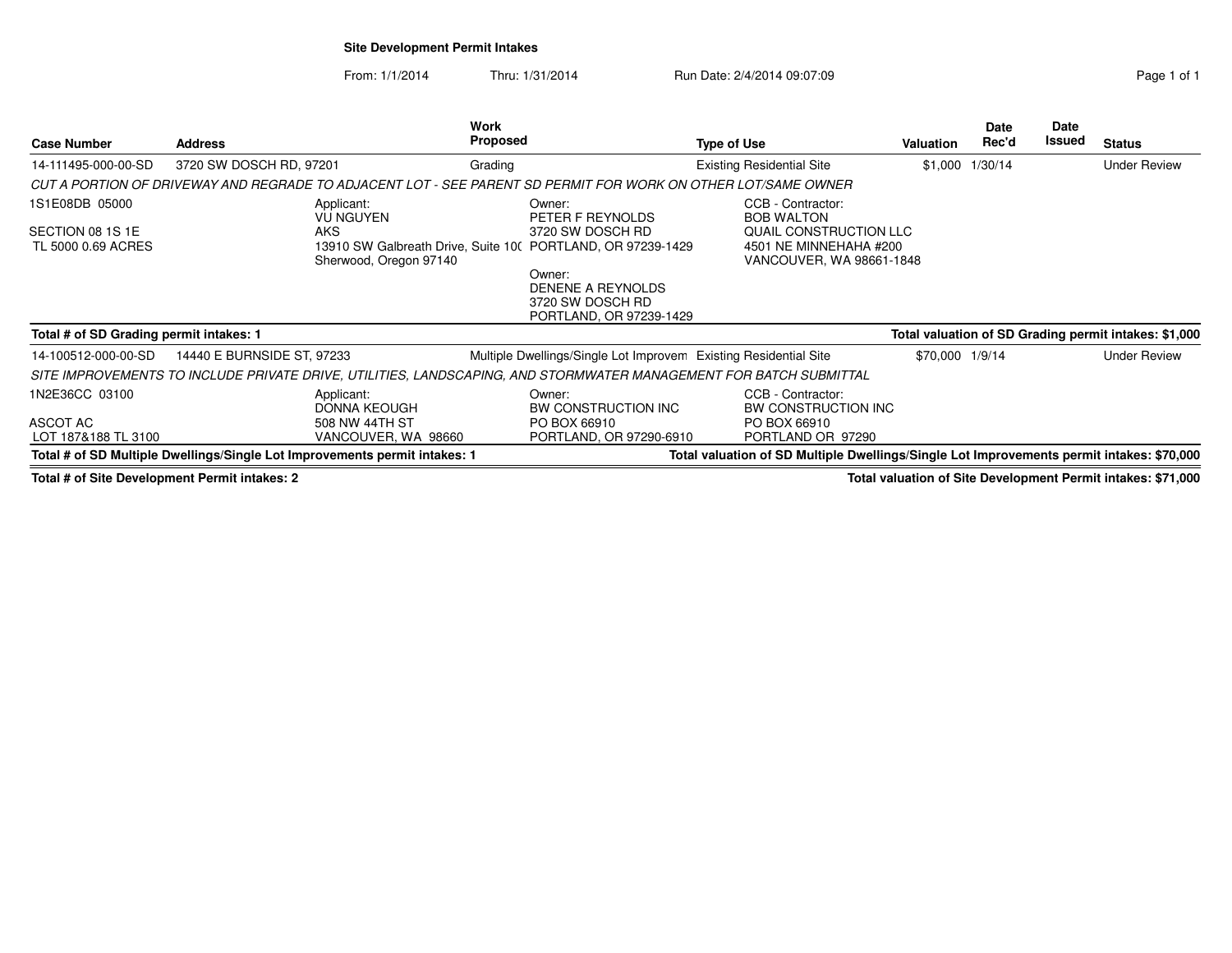**Site Development Permit Intakes**

From: 1/1/2014 Thru: 1/31/2014 Run Date: 2/4/2014 09:07:09

| Case Number | Address | Work Proposed | Type of Use | Valuation | Date Rec'd | Date Issued | Status |
|---|---|---|---|---|---|---|---|
| 14-111495-000-00-SD | 3720 SW DOSCH RD, 97201 | Grading | Existing Residential Site | $1,000 | 1/30/14 | | Under Review |

*CUT A PORTION OF DRIVEWAY AND REGRADE TO ADJACENT LOT - SEE PARENT SD PERMIT FOR WORK ON OTHER LOT/SAME OWNER*

1S1E08DB 05000

SECTION 08 1S 1E
TL 5000 0.69 ACRES

Applicant:
VU NGUYEN
AKS
13910 SW Galbreath Drive, Suite 10(
Sherwood, Oregon 97140

Owner:
PETER F REYNOLDS
3720 SW DOSCH RD
PORTLAND, OR 97239-1429

Owner:
DENENE A REYNOLDS
3720 SW DOSCH RD
PORTLAND, OR 97239-1429

CCB - Contractor:
BOB WALTON
QUAIL CONSTRUCTION LLC
4501 NE MINNEHAHA #200
VANCOUVER, WA 98661-1848

**Total # of SD Grading permit intakes: 1** **Total valuation of SD Grading permit intakes: $1,000**

| Case Number | Address | Work Proposed | Type of Use | Valuation | Date Rec'd | Date Issued | Status |
|---|---|---|---|---|---|---|---|
| 14-100512-000-00-SD | 14440 E BURNSIDE ST, 97233 | Multiple Dwellings/Single Lot Improvem | Existing Residential Site | $70,000 | 1/9/14 | | Under Review |

*SITE IMPROVEMENTS TO INCLUDE PRIVATE DRIVE, UTILITIES, LANDSCAPING, AND STORMWATER MANAGEMENT FOR BATCH SUBMITTAL*

1N2E36CC 03100

ASCOT AC
LOT 187&188 TL 3100

Applicant:
DONNA KEOUGH
508 NW 44TH ST
VANCOUVER, WA 98660

Owner:
BW CONSTRUCTION INC
PO BOX 66910
PORTLAND, OR 97290-6910

CCB - Contractor:
BW CONSTRUCTION INC
PO BOX 66910
PORTLAND OR 97290

**Total # of SD Multiple Dwellings/Single Lot Improvements permit intakes: 1** **Total valuation of SD Multiple Dwellings/Single Lot Improvements permit intakes: $70,000**

**Total # of Site Development Permit intakes: 2** **Total valuation of Site Development Permit intakes: $71,000**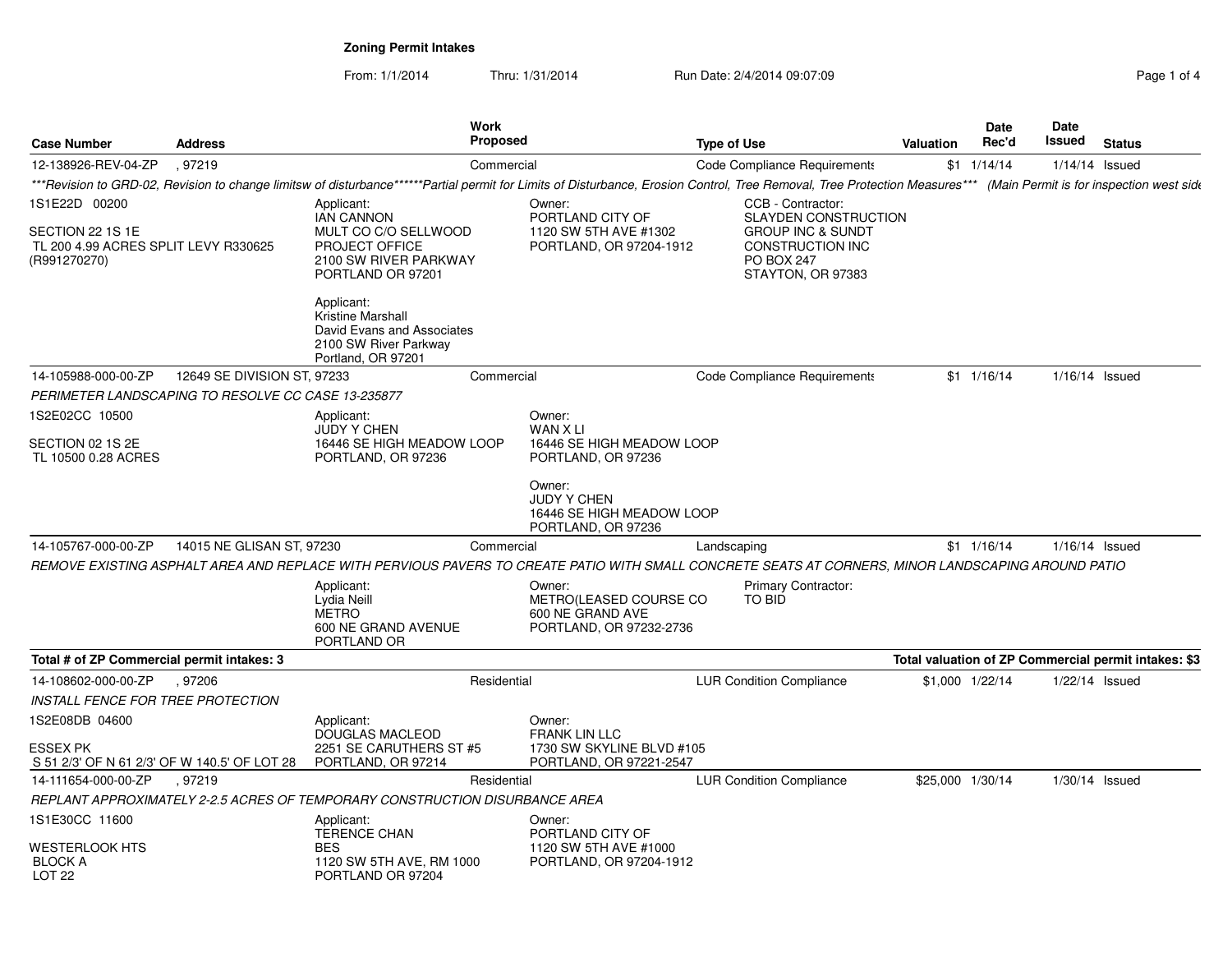# Zoning Permit Intakes

From: 1/1/2014 Thru: 1/31/2014 Run Date: 2/4/2014 09:07:09

| Case Number | Address | Work Proposed | Type of Use | Valuation | Date Rec'd | Date Issued | Status |
|---|---|---|---|---|---|---|---|
| 12-138926-REV-04-ZP | , 97219 | Commercial | Code Compliance Requirements | $1 | 1/14/14 | 1/14/14 | Issued |

***Revision to GRD-02, Revision to change limitsw of disturbance******Partial permit for Limits of Disturbance, Erosion Control, Tree Removal, Tree Protection Measures*** (Main Permit is for inspection west side

1S1E22D 00200

SECTION 22 1S 1E
TL 200 4.99 ACRES SPLIT LEVY R330625 (R991270270)

Applicant:
IAN CANNON
MULT CO C/O SELLWOOD PROJECT OFFICE
2100 SW RIVER PARKWAY
PORTLAND OR 97201

Applicant:
Kristine Marshall
David Evans and Associates
2100 SW River Parkway
Portland, OR 97201

Owner:
PORTLAND CITY OF
1120 SW 5TH AVE #1302
PORTLAND, OR 97204-1912

CCB - Contractor:
SLAYDEN CONSTRUCTION GROUP INC & SUNDT CONSTRUCTION INC
PO BOX 247
STAYTON, OR 97383

| Case Number | Address | Work Proposed | Type of Use | Valuation | Date Rec'd | Date Issued | Status |
|---|---|---|---|---|---|---|---|
| 14-105988-000-00-ZP | 12649 SE DIVISION ST, 97233 | Commercial | Code Compliance Requirements | $1 | 1/16/14 | 1/16/14 | Issued |

*PERIMETER LANDSCAPING TO RESOLVE CC CASE 13-235877*

1S2E02CC 10500

SECTION 02 1S 2E
TL 10500 0.28 ACRES

Applicant:
JUDY Y CHEN
16446 SE HIGH MEADOW LOOP
PORTLAND, OR 97236

Owner:
WAN X LI
16446 SE HIGH MEADOW LOOP
PORTLAND, OR 97236

Owner:
JUDY Y CHEN
16446 SE HIGH MEADOW LOOP
PORTLAND, OR 97236

| Case Number | Address | Work Proposed | Type of Use | Valuation | Date Rec'd | Date Issued | Status |
|---|---|---|---|---|---|---|---|
| 14-105767-000-00-ZP | 14015 NE GLISAN ST, 97230 | Commercial | Landscaping | $1 | 1/16/14 | 1/16/14 | Issued |

*REMOVE EXISTING ASPHALT AREA AND REPLACE WITH PERVIOUS PAVERS TO CREATE PATIO WITH SMALL CONCRETE SEATS AT CORNERS, MINOR LANDSCAPING AROUND PATIO*

Applicant:
Lydia Neill
METRO
600 NE GRAND AVENUE
PORTLAND OR

Owner:
METRO(LEASED COURSE CO
600 NE GRAND AVE
PORTLAND, OR 97232-2736

Primary Contractor:
TO BID

**Total # of ZP Commercial permit intakes: 3** | **Total valuation of ZP Commercial permit intakes: $3**

| Case Number | Address | Work Proposed | Type of Use | Valuation | Date Rec'd | Date Issued | Status |
|---|---|---|---|---|---|---|---|
| 14-108602-000-00-ZP | , 97206 | Residential | LUR Condition Compliance | $1,000 | 1/22/14 | 1/22/14 | Issued |

*INSTALL FENCE FOR TREE PROTECTION*

1S2E08DB 04600

ESSEX PK
S 51 2/3' OF N 61 2/3' OF W 140.5' OF LOT 28

Applicant:
DOUGLAS MACLEOD
2251 SE CARUTHERS ST #5
PORTLAND, OR 97214

Owner:
FRANK LIN LLC
1730 SW SKYLINE BLVD #105
PORTLAND, OR 97221-2547

| Case Number | Address | Work Proposed | Type of Use | Valuation | Date Rec'd | Date Issued | Status |
|---|---|---|---|---|---|---|---|
| 14-111654-000-00-ZP | , 97219 | Residential | LUR Condition Compliance | $25,000 | 1/30/14 | 1/30/14 | Issued |

*REPLANT APPROXIMATELY 2-2.5 ACRES OF TEMPORARY CONSTRUCTION DISURBANCE AREA*

1S1E30CC 11600

WESTERLOOK HTS
BLOCK A
LOT 22

Applicant:
TERENCE CHAN
BES
1120 SW 5TH AVE, RM 1000
PORTLAND OR 97204

Owner:
PORTLAND CITY OF
1120 SW 5TH AVE #1000
PORTLAND, OR 97204-1912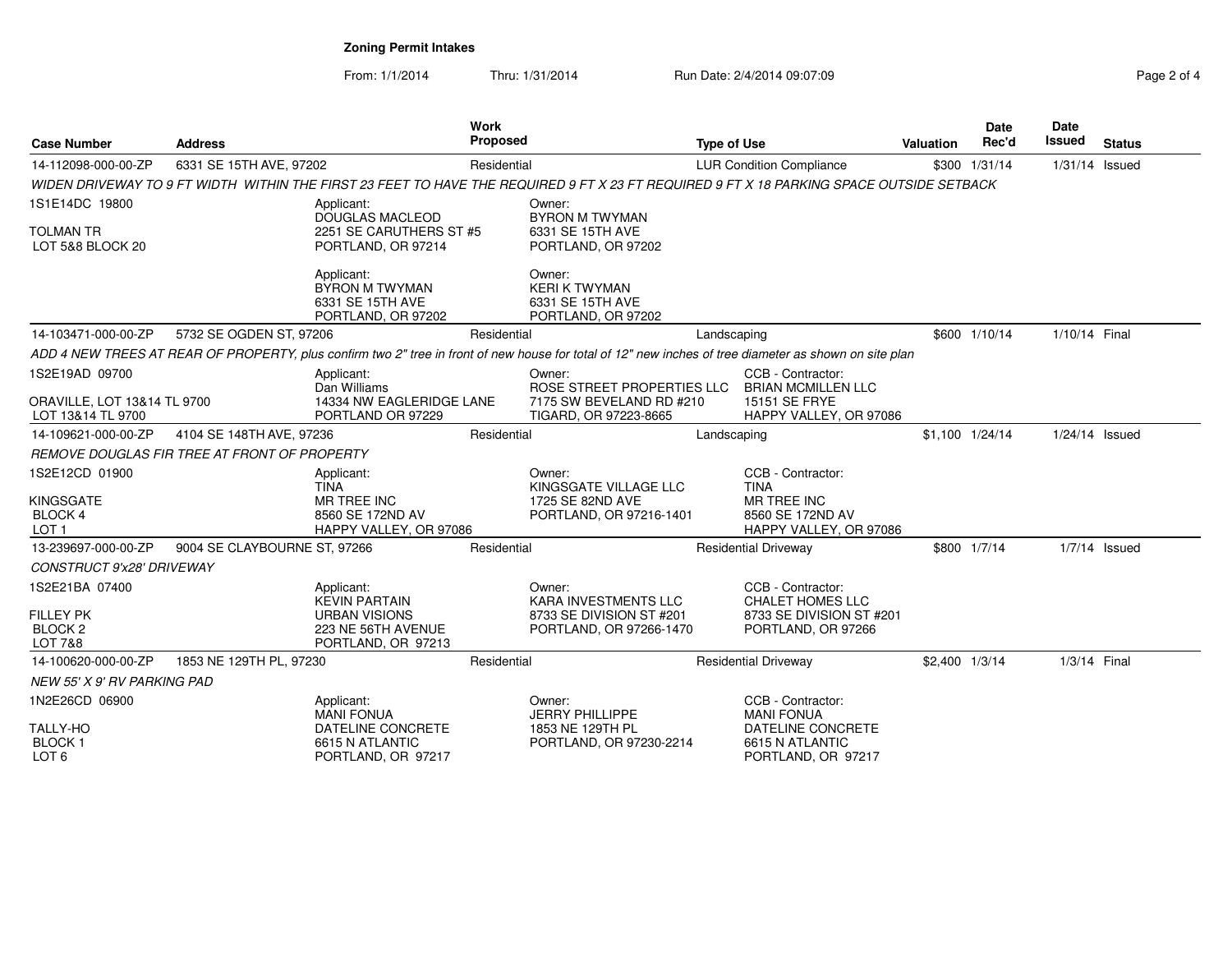**Zoning Permit Intakes**

From: 1/1/2014 Thru: 1/31/2014 Run Date: 2/4/2014 09:07:09

| Case Number | Address | Work Proposed | Type of Use | Valuation | Date Rec'd | Date Issued | Status |
|---|---|---|---|---|---|---|---|
| 14-112098-000-00-ZP | 6331 SE 15TH AVE, 97202 | Residential | LUR Condition Compliance | $300 | 1/31/14 | 1/31/14 | Issued |

*WIDEN DRIVEWAY TO 9 FT WIDTH WITHIN THE FIRST 23 FEET TO HAVE THE REQUIRED 9 FT X 23 FT REQUIRED 9 FT X 18 PARKING SPACE OUTSIDE SETBACK*

1S1E14DC 19800
TOLMAN TR
LOT 5&8 BLOCK 20

Applicant: DOUGLAS MACLEOD, 2251 SE CARUTHERS ST #5, PORTLAND, OR 97214
Owner: BYRON M TWYMAN, 6331 SE 15TH AVE, PORTLAND, OR 97202
Applicant: BYRON M TWYMAN, 6331 SE 15TH AVE, PORTLAND, OR 97202
Owner: KERI K TWYMAN, 6331 SE 15TH AVE, PORTLAND, OR 97202

| Case Number | Address | Work Proposed | Type of Use | Valuation | Date Rec'd | Date Issued | Status |
|---|---|---|---|---|---|---|---|
| 14-103471-000-00-ZP | 5732 SE OGDEN ST, 97206 | Residential | Landscaping | $600 | 1/10/14 | 1/10/14 | Final |

*ADD 4 NEW TREES AT REAR OF PROPERTY, plus confirm two 2" tree in front of new house for total of 12" new inches of tree diameter as shown on site plan*

1S2E19AD 09700
ORAVILLE, LOT 13&14 TL 9700
LOT 13&14 TL 9700

Applicant: Dan Williams, 14334 NW EAGLERIDGE LANE, PORTLAND OR 97229
Owner: ROSE STREET PROPERTIES LLC, 7175 SW BEVELAND RD #210, TIGARD, OR 97223-8665
CCB - Contractor: BRIAN MCMILLEN LLC, 15151 SE FRYE, HAPPY VALLEY, OR 97086

| Case Number | Address | Work Proposed | Type of Use | Valuation | Date Rec'd | Date Issued | Status |
|---|---|---|---|---|---|---|---|
| 14-109621-000-00-ZP | 4104 SE 148TH AVE, 97236 | Residential | Landscaping | $1,100 | 1/24/14 | 1/24/14 | Issued |

*REMOVE DOUGLAS FIR TREE AT FRONT OF PROPERTY*

1S2E12CD 01900
KINGSGATE
BLOCK 4
LOT 1

Applicant: TINA, MR TREE INC, 8560 SE 172ND AV, HAPPY VALLEY, OR 97086
Owner: KINGSGATE VILLAGE LLC, 1725 SE 82ND AVE, PORTLAND, OR 97216-1401
CCB - Contractor: TINA, MR TREE INC, 8560 SE 172ND AV, HAPPY VALLEY, OR 97086

| Case Number | Address | Work Proposed | Type of Use | Valuation | Date Rec'd | Date Issued | Status |
|---|---|---|---|---|---|---|---|
| 13-239697-000-00-ZP | 9004 SE CLAYBOURNE ST, 97266 | Residential | Residential Driveway | $800 | 1/7/14 | 1/7/14 | Issued |

*CONSTRUCT 9'x28' DRIVEWAY*

1S2E21BA 07400
FILLEY PK
BLOCK 2
LOT 7&8

Applicant: KEVIN PARTAIN, URBAN VISIONS, 223 NE 56TH AVENUE, PORTLAND, OR 97213
Owner: KARA INVESTMENTS LLC, 8733 SE DIVISION ST #201, PORTLAND, OR 97266-1470
CCB - Contractor: CHALET HOMES LLC, 8733 SE DIVISION ST #201, PORTLAND, OR 97266

| Case Number | Address | Work Proposed | Type of Use | Valuation | Date Rec'd | Date Issued | Status |
|---|---|---|---|---|---|---|---|
| 14-100620-000-00-ZP | 1853 NE 129TH PL, 97230 | Residential | Residential Driveway | $2,400 | 1/3/14 | 1/3/14 | Final |

*NEW 55' X 9' RV PARKING PAD*

1N2E26CD 06900
TALLY-HO
BLOCK 1
LOT 6

Applicant: MANI FONUA, DATELINE CONCRETE, 6615 N ATLANTIC, PORTLAND, OR 97217
Owner: JERRY PHILLIPPE, 1853 NE 129TH PL, PORTLAND, OR 97230-2214
CCB - Contractor: MANI FONUA, DATELINE CONCRETE, 6615 N ATLANTIC, PORTLAND, OR 97217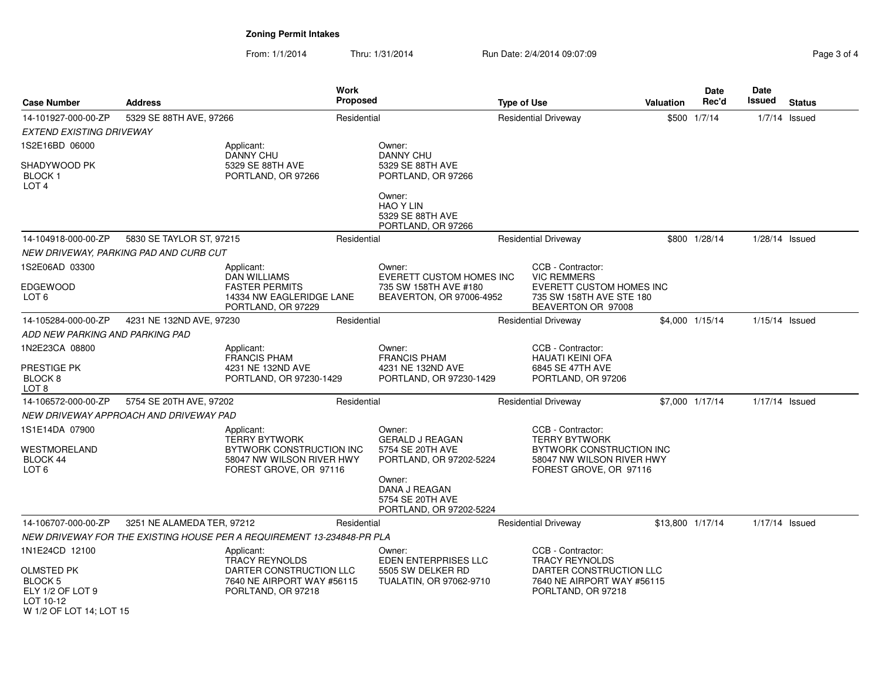## Zoning Permit Intakes

From: 1/1/2014 Thru: 1/31/2014 Run Date: 2/4/2014 09:07:09

| Case Number | Address | Work Proposed | Type of Use | Valuation | Date Rec'd | Date Issued | Status |
|---|---|---|---|---|---|---|---|
| 14-101927-000-00-ZP | 5329 SE 88TH AVE, 97266 | Residential | Residential Driveway | $500 | 1/7/14 | 1/7/14 | Issued |
| 14-104918-000-00-ZP | 5830 SE TAYLOR ST, 97215 | Residential | Residential Driveway | $800 | 1/28/14 | 1/28/14 | Issued |
| 14-105284-000-00-ZP | 4231 NE 132ND AVE, 97230 | Residential | Residential Driveway | $4,000 | 1/15/14 | 1/15/14 | Issued |
| 14-106572-000-00-ZP | 5754 SE 20TH AVE, 97202 | Residential | Residential Driveway | $7,000 | 1/17/14 | 1/17/14 | Issued |
| 14-106707-000-00-ZP | 3251 NE ALAMEDA TER, 97212 | Residential | Residential Driveway | $13,800 | 1/17/14 | 1/17/14 | Issued |

### 14-101927-000-00-ZP — 5329 SE 88TH AVE, 97266

*EXTEND EXISTING DRIVEWAY*

1S2E16BD 06000
SHADYWOOD PK
BLOCK 1
LOT 4

Applicant:
DANNY CHU
5329 SE 88TH AVE
PORTLAND, OR 97266

Owner:
DANNY CHU
5329 SE 88TH AVE
PORTLAND, OR 97266

Owner:
HAO Y LIN
5329 SE 88TH AVE
PORTLAND, OR 97266

### 14-104918-000-00-ZP — 5830 SE TAYLOR ST, 97215

*NEW DRIVEWAY, PARKING PAD AND CURB CUT*

1S2E06AD 03300
EDGEWOOD
LOT 6

Applicant:
DAN WILLIAMS
FASTER PERMITS
14334 NW EAGLERIDGE LANE
PORTLAND, OR 97229

Owner:
EVERETT CUSTOM HOMES INC
735 SW 158TH AVE #180
BEAVERTON, OR 97006-4952

CCB - Contractor:
VIC REMMERS
EVERETT CUSTOM HOMES INC
735 SW 158TH AVE STE 180
BEAVERTON OR 97008

### 14-105284-000-00-ZP — 4231 NE 132ND AVE, 97230

*ADD NEW PARKING AND PARKING PAD*

1N2E23CA 08800
PRESTIGE PK
BLOCK 8
LOT 8

Applicant:
FRANCIS PHAM
4231 NE 132ND AVE
PORTLAND, OR 97230-1429

Owner:
FRANCIS PHAM
4231 NE 132ND AVE
PORTLAND, OR 97230-1429

CCB - Contractor:
HAUATI KEINI OFA
6845 SE 47TH AVE
PORTLAND, OR 97206

### 14-106572-000-00-ZP — 5754 SE 20TH AVE, 97202

*NEW DRIVEWAY APPROACH AND DRIVEWAY PAD*

1S1E14DA 07900
WESTMORELAND
BLOCK 44
LOT 6

Applicant:
TERRY BYTWORK
BYTWORK CONSTRUCTION INC
58047 NW WILSON RIVER HWY
FOREST GROVE, OR 97116

Owner:
GERALD J REAGAN
5754 SE 20TH AVE
PORTLAND, OR 97202-5224

Owner:
DANA J REAGAN
5754 SE 20TH AVE
PORTLAND, OR 97202-5224

CCB - Contractor:
TERRY BYTWORK
BYTWORK CONSTRUCTION INC
58047 NW WILSON RIVER HWY
FOREST GROVE, OR 97116

### 14-106707-000-00-ZP — 3251 NE ALAMEDA TER, 97212

*NEW DRIVEWAY FOR THE EXISTING HOUSE PER A REQUIREMENT 13-234848-PR PLA*

1N1E24CD 12100
OLMSTED PK
BLOCK 5
ELY 1/2 OF LOT 9
LOT 10-12
W 1/2 OF LOT 14; LOT 15

Applicant:
TRACY REYNOLDS
DARTER CONSTRUCTION LLC
7640 NE AIRPORT WAY #56115
PORLTAND, OR 97218

Owner:
EDEN ENTERPRISES LLC
5505 SW DELKER RD
TUALATIN, OR 97062-9710

CCB - Contractor:
TRACY REYNOLDS
DARTER CONSTRUCTION LLC
7640 NE AIRPORT WAY #56115
PORLTAND, OR 97218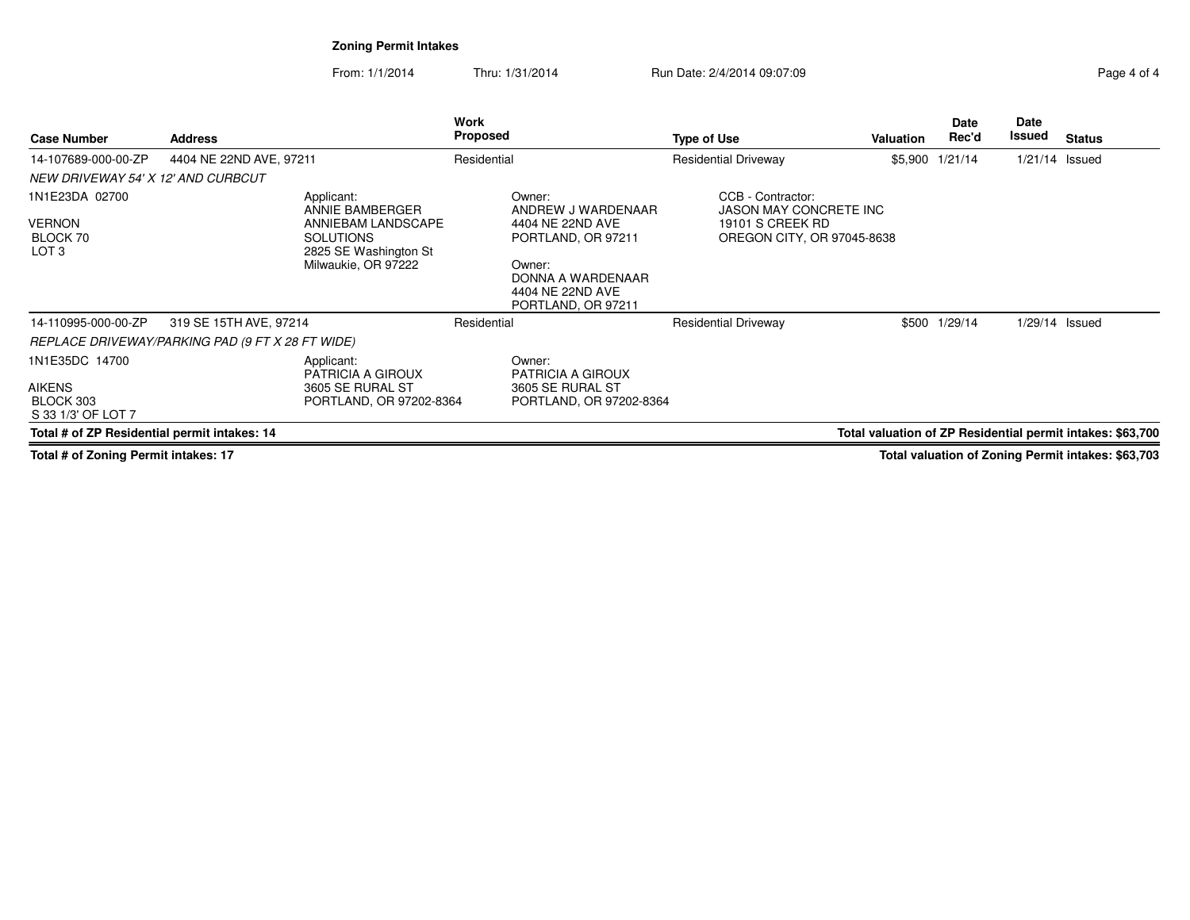**Zoning Permit Intakes**

From: 1/1/2014 Thru: 1/31/2014 Run Date: 2/4/2014 09:07:09

| Case Number | Address | Work Proposed | Type of Use | Valuation | Date Rec'd | Date Issued | Status |
|---|---|---|---|---|---|---|---|
| 14-107689-000-00-ZP | 4404 NE 22ND AVE, 97211 | Residential | Residential Driveway | $5,900 | 1/21/14 | 1/21/14 | Issued |

*NEW DRIVEWAY 54' X 12' AND CURBCUT*

1N1E23DA 02700

VERNON
BLOCK 70
LOT 3

Applicant:
ANNIE BAMBERGER
ANNIEBAM LANDSCAPE SOLUTIONS
2825 SE Washington St
Milwaukie, OR 97222

Owner:
ANDREW J WARDENAAR
4404 NE 22ND AVE
PORTLAND, OR 97211

Owner:
DONNA A WARDENAAR
4404 NE 22ND AVE
PORTLAND, OR 97211

CCB - Contractor:
JASON MAY CONCRETE INC
19101 S CREEK RD
OREGON CITY, OR 97045-8638

| Case Number | Address | Work Proposed | Type of Use | Valuation | Date Rec'd | Date Issued | Status |
|---|---|---|---|---|---|---|---|
| 14-110995-000-00-ZP | 319 SE 15TH AVE, 97214 | Residential | Residential Driveway | $500 | 1/29/14 | 1/29/14 | Issued |

*REPLACE DRIVEWAY/PARKING PAD (9 FT X 28 FT WIDE)*

1N1E35DC 14700

AIKENS
BLOCK 303
S 33 1/3' OF LOT 7

Applicant:
PATRICIA A GIROUX
3605 SE RURAL ST
PORTLAND, OR 97202-8364

Owner:
PATRICIA A GIROUX
3605 SE RURAL ST
PORTLAND, OR 97202-8364

**Total # of ZP Residential permit intakes: 14** | **Total valuation of ZP Residential permit intakes: $63,700**

**Total # of Zoning Permit intakes: 17** | **Total valuation of Zoning Permit intakes: $63,703**